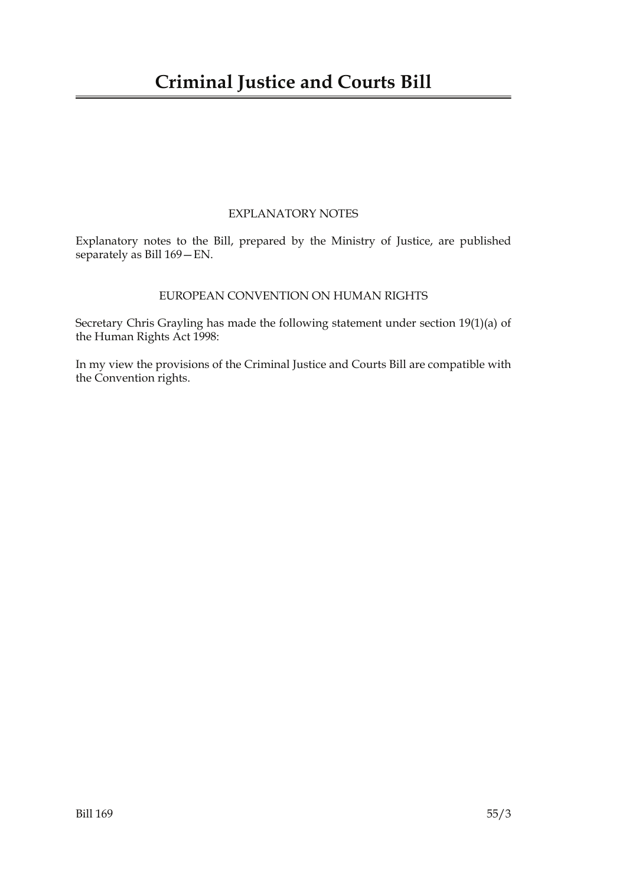# Criminal Justice and Courts Bill

EXPLANATORY NOTES

Explanatory notes to the Bill, prepared by the Ministry of Justice, are published separately as Bill 169—EN.

EUROPEAN CONVENTION ON HUMAN RIGHTS

Secretary Chris Grayling has made the following statement under section 19(1)(a) of the Human Rights Act 1998:

In my view the provisions of the Criminal Justice and Courts Bill are compatible with the Convention rights.

Bill 169 55/3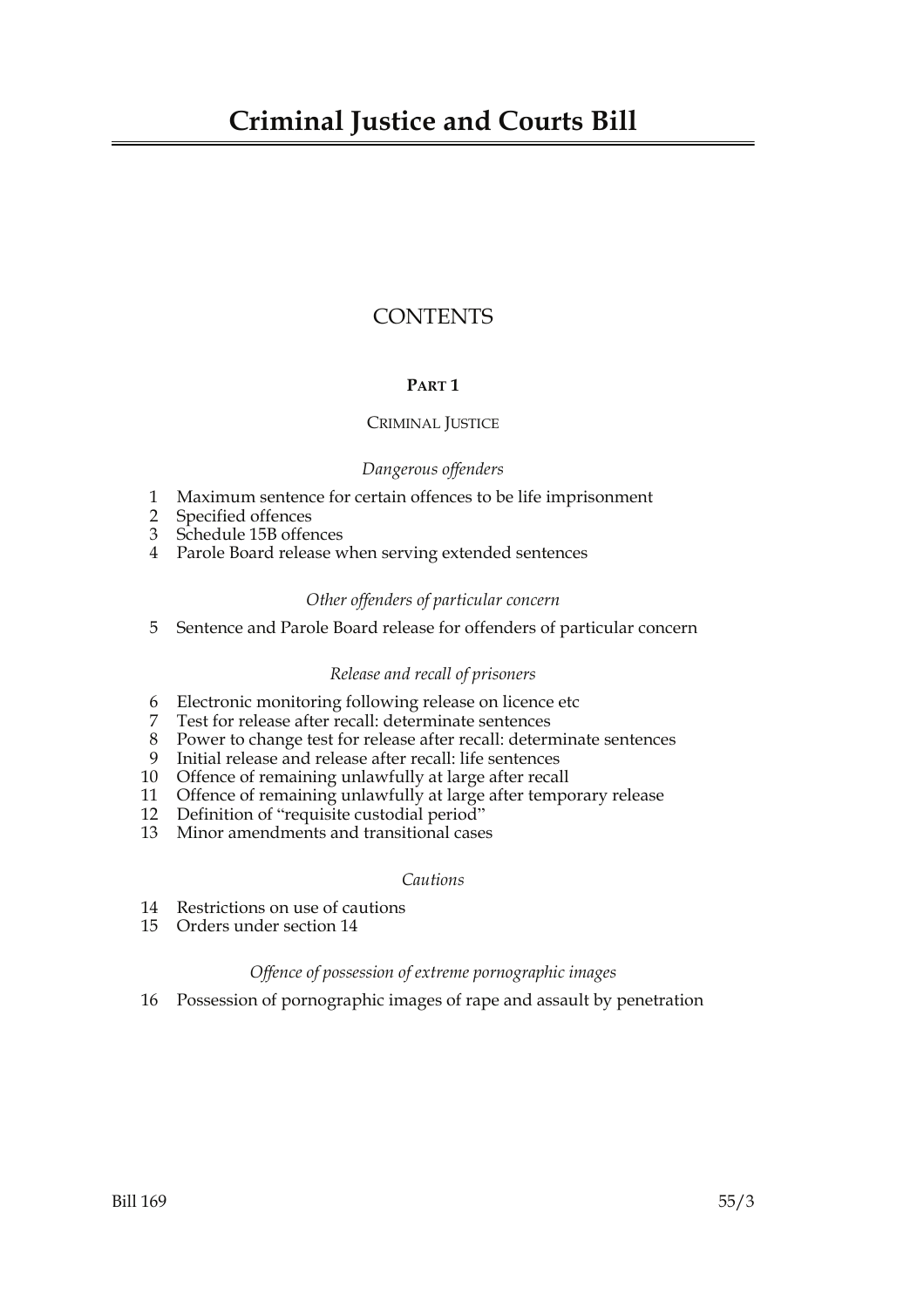# Criminal Justice and Courts Bill

## CONTENTS

### PART 1

#### CRIMINAL JUSTICE

*Dangerous offenders*

1 Maximum sentence for certain offences to be life imprisonment
2 Specified offences
3 Schedule 15B offences
4 Parole Board release when serving extended sentences

*Other offenders of particular concern*

5 Sentence and Parole Board release for offenders of particular concern

*Release and recall of prisoners*

6 Electronic monitoring following release on licence etc
7 Test for release after recall: determinate sentences
8 Power to change test for release after recall: determinate sentences
9 Initial release and release after recall: life sentences
10 Offence of remaining unlawfully at large after recall
11 Offence of remaining unlawfully at large after temporary release
12 Definition of "requisite custodial period"
13 Minor amendments and transitional cases

*Cautions*

14 Restrictions on use of cautions
15 Orders under section 14

*Offence of possession of extreme pornographic images*

16 Possession of pornographic images of rape and assault by penetration

Bill 169 55/3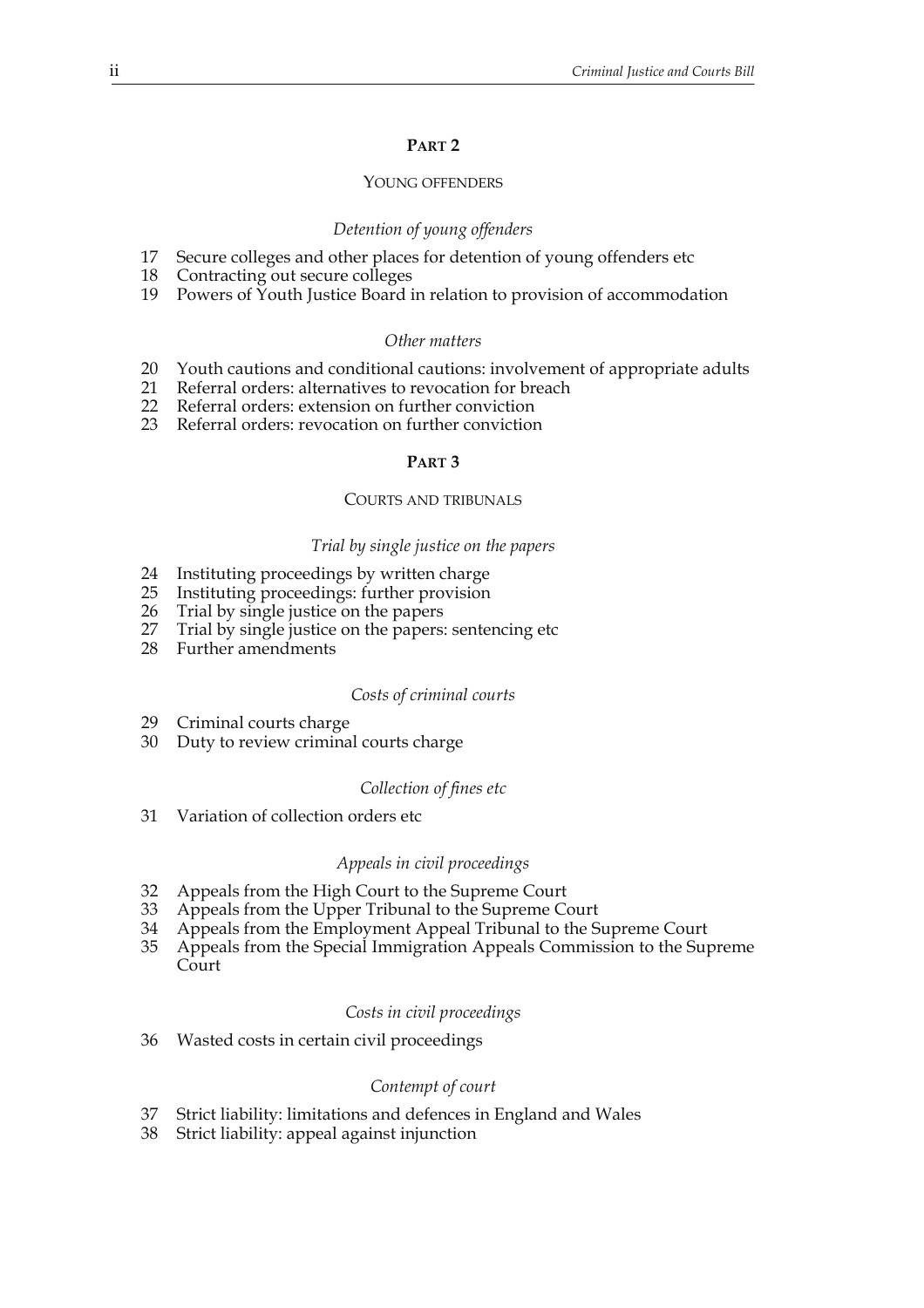## PART 2

### YOUNG OFFENDERS

*Detention of young offenders*

17 Secure colleges and other places for detention of young offenders etc
18 Contracting out secure colleges
19 Powers of Youth Justice Board in relation to provision of accommodation

*Other matters*

20 Youth cautions and conditional cautions: involvement of appropriate adults
21 Referral orders: alternatives to revocation for breach
22 Referral orders: extension on further conviction
23 Referral orders: revocation on further conviction

## PART 3

### COURTS AND TRIBUNALS

*Trial by single justice on the papers*

24 Instituting proceedings by written charge
25 Instituting proceedings: further provision
26 Trial by single justice on the papers
27 Trial by single justice on the papers: sentencing etc
28 Further amendments

*Costs of criminal courts*

29 Criminal courts charge
30 Duty to review criminal courts charge

*Collection of fines etc*

31 Variation of collection orders etc

*Appeals in civil proceedings*

32 Appeals from the High Court to the Supreme Court
33 Appeals from the Upper Tribunal to the Supreme Court
34 Appeals from the Employment Appeal Tribunal to the Supreme Court
35 Appeals from the Special Immigration Appeals Commission to the Supreme Court

*Costs in civil proceedings*

36 Wasted costs in certain civil proceedings

*Contempt of court*

37 Strict liability: limitations and defences in England and Wales
38 Strict liability: appeal against injunction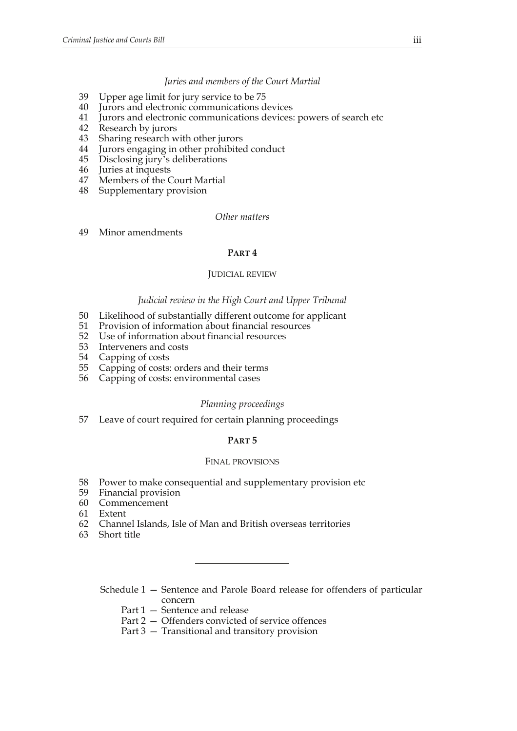*Juries and members of the Court Martial*

39 Upper age limit for jury service to be 75
40 Jurors and electronic communications devices
41 Jurors and electronic communications devices: powers of search etc
42 Research by jurors
43 Sharing research with other jurors
44 Jurors engaging in other prohibited conduct
45 Disclosing jury's deliberations
46 Juries at inquests
47 Members of the Court Martial
48 Supplementary provision

*Other matters*

49 Minor amendments

## PART 4

### JUDICIAL REVIEW

*Judicial review in the High Court and Upper Tribunal*

50 Likelihood of substantially different outcome for applicant
51 Provision of information about financial resources
52 Use of information about financial resources
53 Interveners and costs
54 Capping of costs
55 Capping of costs: orders and their terms
56 Capping of costs: environmental cases

*Planning proceedings*

57 Leave of court required for certain planning proceedings

## PART 5

### FINAL PROVISIONS

58 Power to make consequential and supplementary provision etc
59 Financial provision
60 Commencement
61 Extent
62 Channel Islands, Isle of Man and British overseas territories
63 Short title

---

Schedule 1 — Sentence and Parole Board release for offenders of particular concern
- Part 1 — Sentence and release
- Part 2 — Offenders convicted of service offences
- Part 3 — Transitional and transitory provision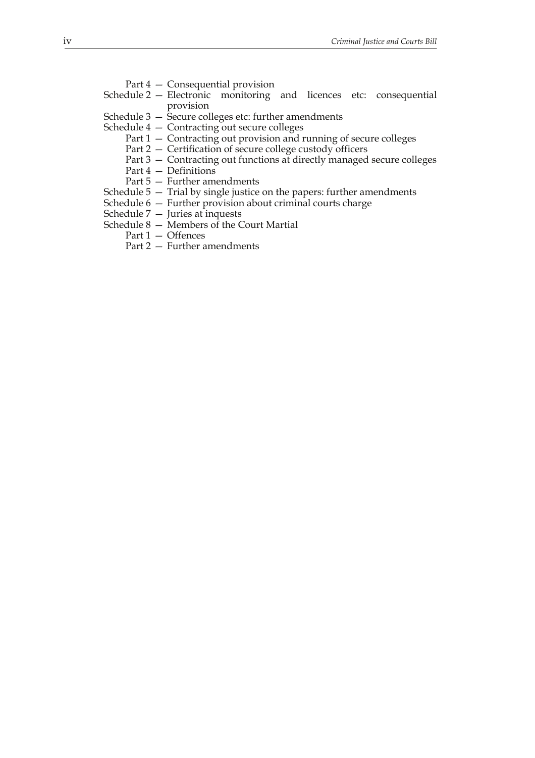Part 4 — Consequential provision

Schedule 2 — Electronic monitoring and licences etc: consequential provision

Schedule 3 — Secure colleges etc: further amendments

Schedule 4 — Contracting out secure colleges

Part 1 — Contracting out provision and running of secure colleges

Part 2 — Certification of secure college custody officers

Part 3 — Contracting out functions at directly managed secure colleges

Part 4 — Definitions

Part 5 — Further amendments

Schedule 5 — Trial by single justice on the papers: further amendments

Schedule 6 — Further provision about criminal courts charge

Schedule 7 — Juries at inquests

Schedule 8 — Members of the Court Martial

Part 1 — Offences

Part 2 — Further amendments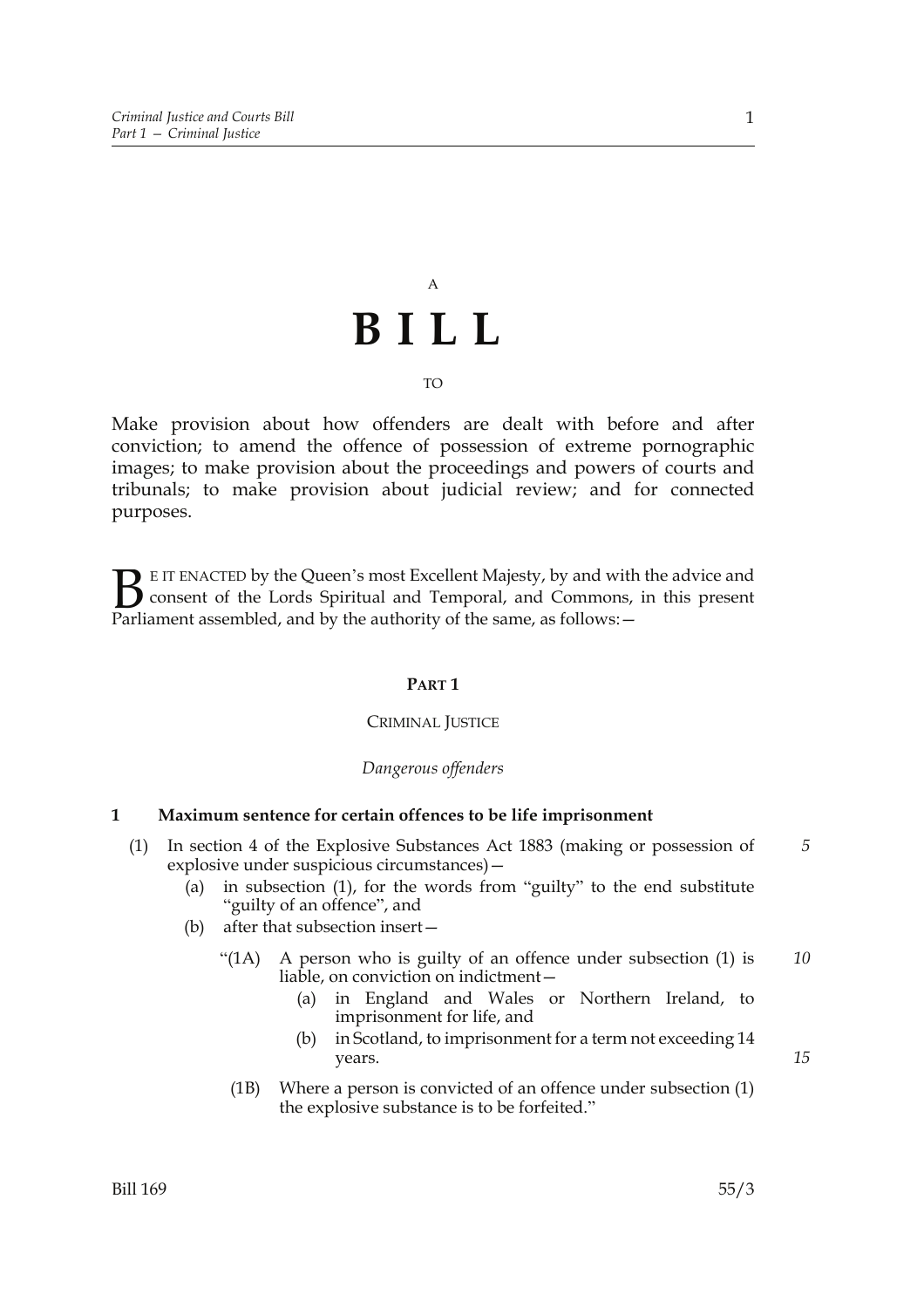A

# BILL

TO

Make provision about how offenders are dealt with before and after conviction; to amend the offence of possession of extreme pornographic images; to make provision about the proceedings and powers of courts and tribunals; to make provision about judicial review; and for connected purposes.

BE IT ENACTED by the Queen's most Excellent Majesty, by and with the advice and consent of the Lords Spiritual and Temporal, and Commons, in this present Parliament assembled, and by the authority of the same, as follows:—

## PART 1

### CRIMINAL JUSTICE

*Dangerous offenders*

**1 Maximum sentence for certain offences to be life imprisonment**

(1) In section 4 of the Explosive Substances Act 1883 (making or possession of explosive under suspicious circumstances)—

(a) in subsection (1), for the words from "guilty" to the end substitute "guilty of an offence", and

(b) after that subsection insert—

"(1A) A person who is guilty of an offence under subsection (1) is liable, on conviction on indictment—

(a) in England and Wales or Northern Ireland, to imprisonment for life, and

(b) in Scotland, to imprisonment for a term not exceeding 14 years.

(1B) Where a person is convicted of an offence under subsection (1) the explosive substance is to be forfeited."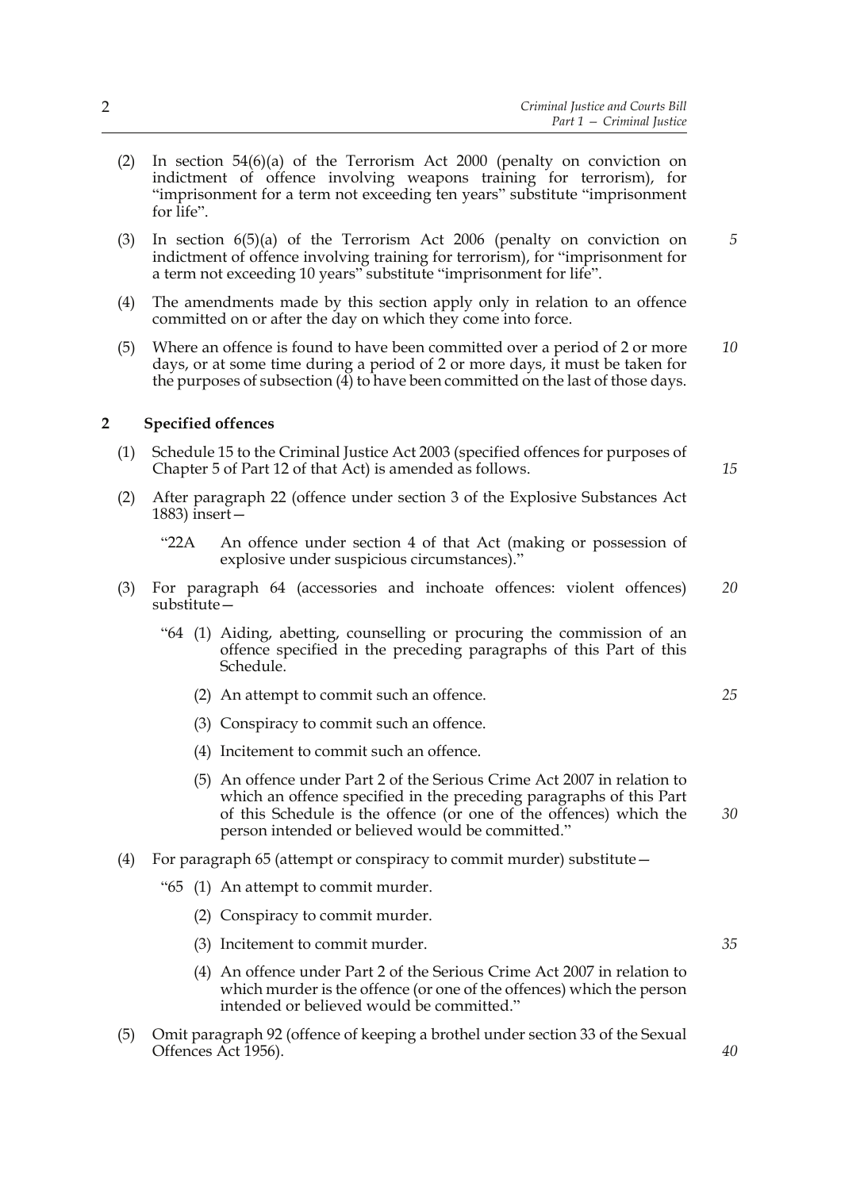(2) In section 54(6)(a) of the Terrorism Act 2000 (penalty on conviction on indictment of offence involving weapons training for terrorism), for "imprisonment for a term not exceeding ten years" substitute "imprisonment for life".

(3) In section 6(5)(a) of the Terrorism Act 2006 (penalty on conviction on indictment of offence involving training for terrorism), for "imprisonment for a term not exceeding 10 years" substitute "imprisonment for life".

(4) The amendments made by this section apply only in relation to an offence committed on or after the day on which they come into force.

(5) Where an offence is found to have been committed over a period of 2 or more days, or at some time during a period of 2 or more days, it must be taken for the purposes of subsection (4) to have been committed on the last of those days.

## 2 Specified offences

(1) Schedule 15 to the Criminal Justice Act 2003 (specified offences for purposes of Chapter 5 of Part 12 of that Act) is amended as follows.

(2) After paragraph 22 (offence under section 3 of the Explosive Substances Act 1883) insert—

> "22A An offence under section 4 of that Act (making or possession of explosive under suspicious circumstances)."

(3) For paragraph 64 (accessories and inchoate offences: violent offences) substitute—

> "64 (1) Aiding, abetting, counselling or procuring the commission of an offence specified in the preceding paragraphs of this Part of this Schedule.
>
> (2) An attempt to commit such an offence.
>
> (3) Conspiracy to commit such an offence.
>
> (4) Incitement to commit such an offence.
>
> (5) An offence under Part 2 of the Serious Crime Act 2007 in relation to which an offence specified in the preceding paragraphs of this Part of this Schedule is the offence (or one of the offences) which the person intended or believed would be committed."

(4) For paragraph 65 (attempt or conspiracy to commit murder) substitute—

> "65 (1) An attempt to commit murder.
>
> (2) Conspiracy to commit murder.
>
> (3) Incitement to commit murder.
>
> (4) An offence under Part 2 of the Serious Crime Act 2007 in relation to which murder is the offence (or one of the offences) which the person intended or believed would be committed."

(5) Omit paragraph 92 (offence of keeping a brothel under section 33 of the Sexual Offences Act 1956).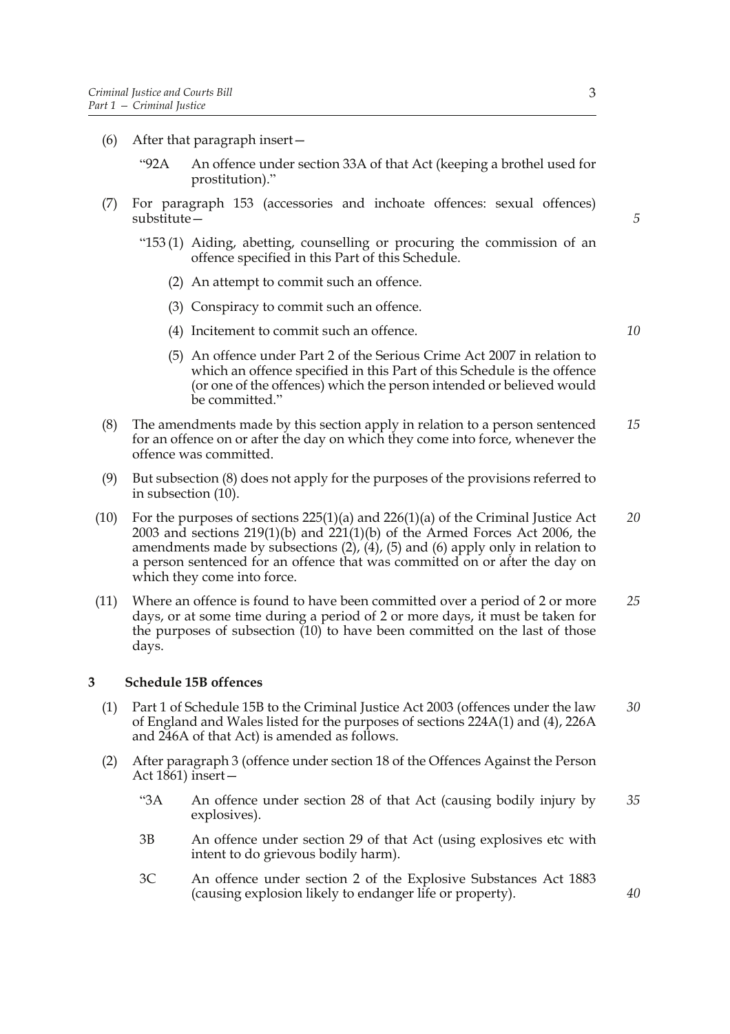(6) After that paragraph insert—

"92A An offence under section 33A of that Act (keeping a brothel used for prostitution)."

(7) For paragraph 153 (accessories and inchoate offences: sexual offences) substitute—

"153 (1) Aiding, abetting, counselling or procuring the commission of an offence specified in this Part of this Schedule.

(2) An attempt to commit such an offence.

(3) Conspiracy to commit such an offence.

(4) Incitement to commit such an offence.

(5) An offence under Part 2 of the Serious Crime Act 2007 in relation to which an offence specified in this Part of this Schedule is the offence (or one of the offences) which the person intended or believed would be committed."

(8) The amendments made by this section apply in relation to a person sentenced for an offence on or after the day on which they come into force, whenever the offence was committed.

(9) But subsection (8) does not apply for the purposes of the provisions referred to in subsection (10).

(10) For the purposes of sections 225(1)(a) and 226(1)(a) of the Criminal Justice Act 2003 and sections 219(1)(b) and 221(1)(b) of the Armed Forces Act 2006, the amendments made by subsections (2), (4), (5) and (6) apply only in relation to a person sentenced for an offence that was committed on or after the day on which they come into force.

(11) Where an offence is found to have been committed over a period of 2 or more days, or at some time during a period of 2 or more days, it must be taken for the purposes of subsection (10) to have been committed on the last of those days.

### 3 Schedule 15B offences

(1) Part 1 of Schedule 15B to the Criminal Justice Act 2003 (offences under the law of England and Wales listed for the purposes of sections 224A(1) and (4), 226A and 246A of that Act) is amended as follows.

(2) After paragraph 3 (offence under section 18 of the Offences Against the Person Act 1861) insert—

"3A An offence under section 28 of that Act (causing bodily injury by explosives).

3B An offence under section 29 of that Act (using explosives etc with intent to do grievous bodily harm).

3C An offence under section 2 of the Explosive Substances Act 1883 (causing explosion likely to endanger life or property).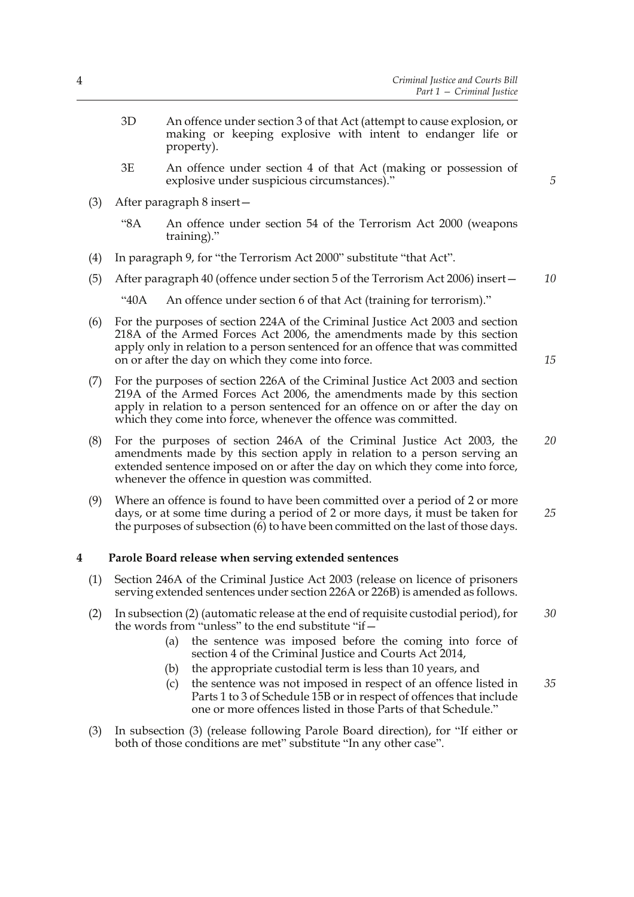3D An offence under section 3 of that Act (attempt to cause explosion, or making or keeping explosive with intent to endanger life or property).

3E An offence under section 4 of that Act (making or possession of explosive under suspicious circumstances)."

(3) After paragraph 8 insert—

"8A An offence under section 54 of the Terrorism Act 2000 (weapons training)."

(4) In paragraph 9, for "the Terrorism Act 2000" substitute "that Act".

(5) After paragraph 40 (offence under section 5 of the Terrorism Act 2006) insert—

"40A An offence under section 6 of that Act (training for terrorism)."

(6) For the purposes of section 224A of the Criminal Justice Act 2003 and section 218A of the Armed Forces Act 2006, the amendments made by this section apply only in relation to a person sentenced for an offence that was committed on or after the day on which they come into force.

(7) For the purposes of section 226A of the Criminal Justice Act 2003 and section 219A of the Armed Forces Act 2006, the amendments made by this section apply in relation to a person sentenced for an offence on or after the day on which they come into force, whenever the offence was committed.

(8) For the purposes of section 246A of the Criminal Justice Act 2003, the amendments made by this section apply in relation to a person serving an extended sentence imposed on or after the day on which they come into force, whenever the offence in question was committed.

(9) Where an offence is found to have been committed over a period of 2 or more days, or at some time during a period of 2 or more days, it must be taken for the purposes of subsection (6) to have been committed on the last of those days.

## 4 Parole Board release when serving extended sentences

(1) Section 246A of the Criminal Justice Act 2003 (release on licence of prisoners serving extended sentences under section 226A or 226B) is amended as follows.

(2) In subsection (2) (automatic release at the end of requisite custodial period), for the words from "unless" to the end substitute "if—

(a) the sentence was imposed before the coming into force of section 4 of the Criminal Justice and Courts Act 2014,

(b) the appropriate custodial term is less than 10 years, and

(c) the sentence was not imposed in respect of an offence listed in Parts 1 to 3 of Schedule 15B or in respect of offences that include one or more offences listed in those Parts of that Schedule."

(3) In subsection (3) (release following Parole Board direction), for "If either or both of those conditions are met" substitute "In any other case".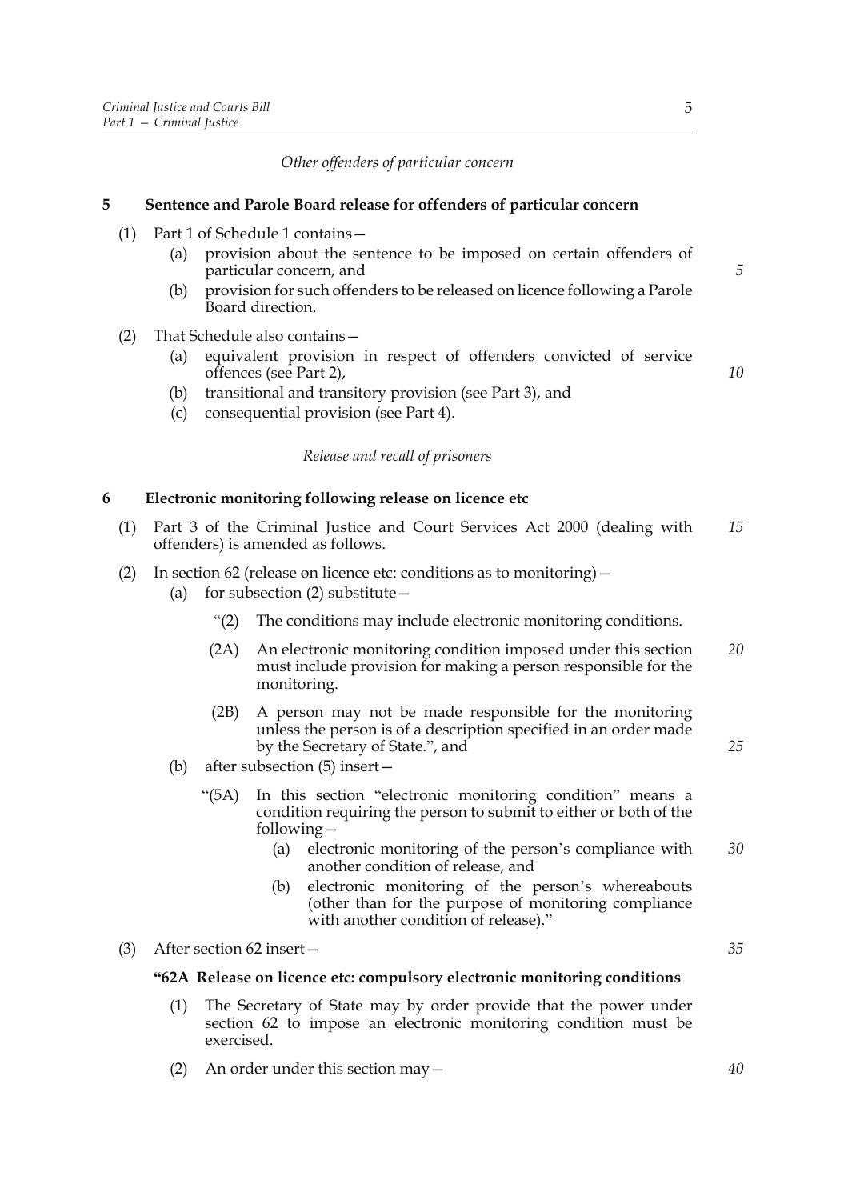*Other offenders of particular concern*

**5 Sentence and Parole Board release for offenders of particular concern**

(1) Part 1 of Schedule 1 contains—

(a) provision about the sentence to be imposed on certain offenders of particular concern, and

(b) provision for such offenders to be released on licence following a Parole Board direction.

(2) That Schedule also contains—

(a) equivalent provision in respect of offenders convicted of service offences (see Part 2),

(b) transitional and transitory provision (see Part 3), and

(c) consequential provision (see Part 4).

*Release and recall of prisoners*

**6 Electronic monitoring following release on licence etc**

(1) Part 3 of the Criminal Justice and Court Services Act 2000 (dealing with offenders) is amended as follows.

(2) In section 62 (release on licence etc: conditions as to monitoring)—

(a) for subsection (2) substitute—

"(2) The conditions may include electronic monitoring conditions.

(2A) An electronic monitoring condition imposed under this section must include provision for making a person responsible for the monitoring.

(2B) A person may not be made responsible for the monitoring unless the person is of a description specified in an order made by the Secretary of State.", and

(b) after subsection (5) insert—

"(5A) In this section "electronic monitoring condition" means a condition requiring the person to submit to either or both of the following—

(a) electronic monitoring of the person's compliance with another condition of release, and

(b) electronic monitoring of the person's whereabouts (other than for the purpose of monitoring compliance with another condition of release)."

(3) After section 62 insert—

**"62A Release on licence etc: compulsory electronic monitoring conditions**

(1) The Secretary of State may by order provide that the power under section 62 to impose an electronic monitoring condition must be exercised.

(2) An order under this section may—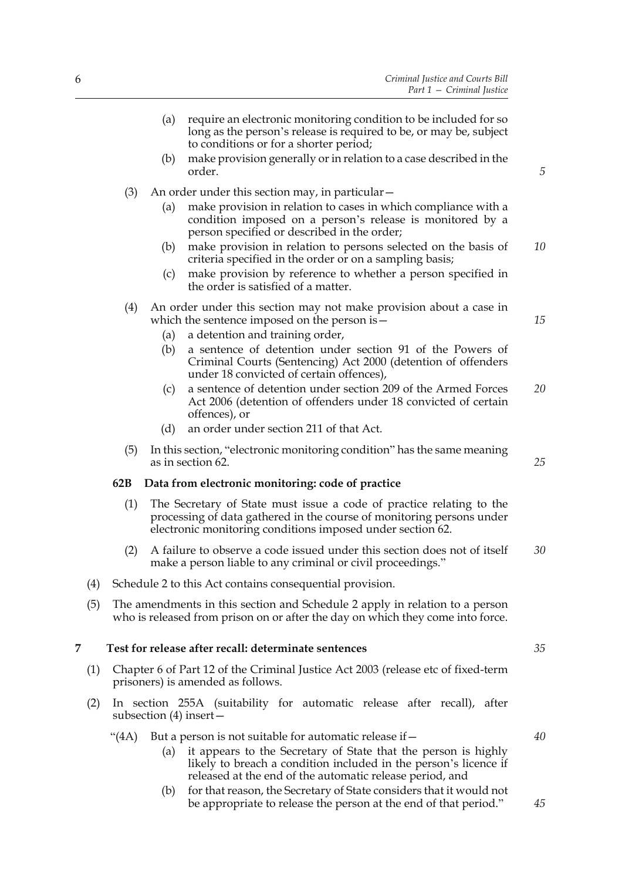(a) require an electronic monitoring condition to be included for so long as the person's release is required to be, or may be, subject to conditions or for a shorter period;

(b) make provision generally or in relation to a case described in the order.

(3) An order under this section may, in particular—

(a) make provision in relation to cases in which compliance with a condition imposed on a person's release is monitored by a person specified or described in the order;

(b) make provision in relation to persons selected on the basis of criteria specified in the order or on a sampling basis;

(c) make provision by reference to whether a person specified in the order is satisfied of a matter.

(4) An order under this section may not make provision about a case in which the sentence imposed on the person is—

(a) a detention and training order,

(b) a sentence of detention under section 91 of the Powers of Criminal Courts (Sentencing) Act 2000 (detention of offenders under 18 convicted of certain offences),

(c) a sentence of detention under section 209 of the Armed Forces Act 2006 (detention of offenders under 18 convicted of certain offences), or

(d) an order under section 211 of that Act.

(5) In this section, "electronic monitoring condition" has the same meaning as in section 62.

**62B Data from electronic monitoring: code of practice**

(1) The Secretary of State must issue a code of practice relating to the processing of data gathered in the course of monitoring persons under electronic monitoring conditions imposed under section 62.

(2) A failure to observe a code issued under this section does not of itself make a person liable to any criminal or civil proceedings."

(4) Schedule 2 to this Act contains consequential provision.

(5) The amendments in this section and Schedule 2 apply in relation to a person who is released from prison on or after the day on which they come into force.

## 7 Test for release after recall: determinate sentences

(1) Chapter 6 of Part 12 of the Criminal Justice Act 2003 (release etc of fixed-term prisoners) is amended as follows.

(2) In section 255A (suitability for automatic release after recall), after subsection (4) insert—

"(4A) But a person is not suitable for automatic release if—

(a) it appears to the Secretary of State that the person is highly likely to breach a condition included in the person's licence if released at the end of the automatic release period, and

(b) for that reason, the Secretary of State considers that it would not be appropriate to release the person at the end of that period."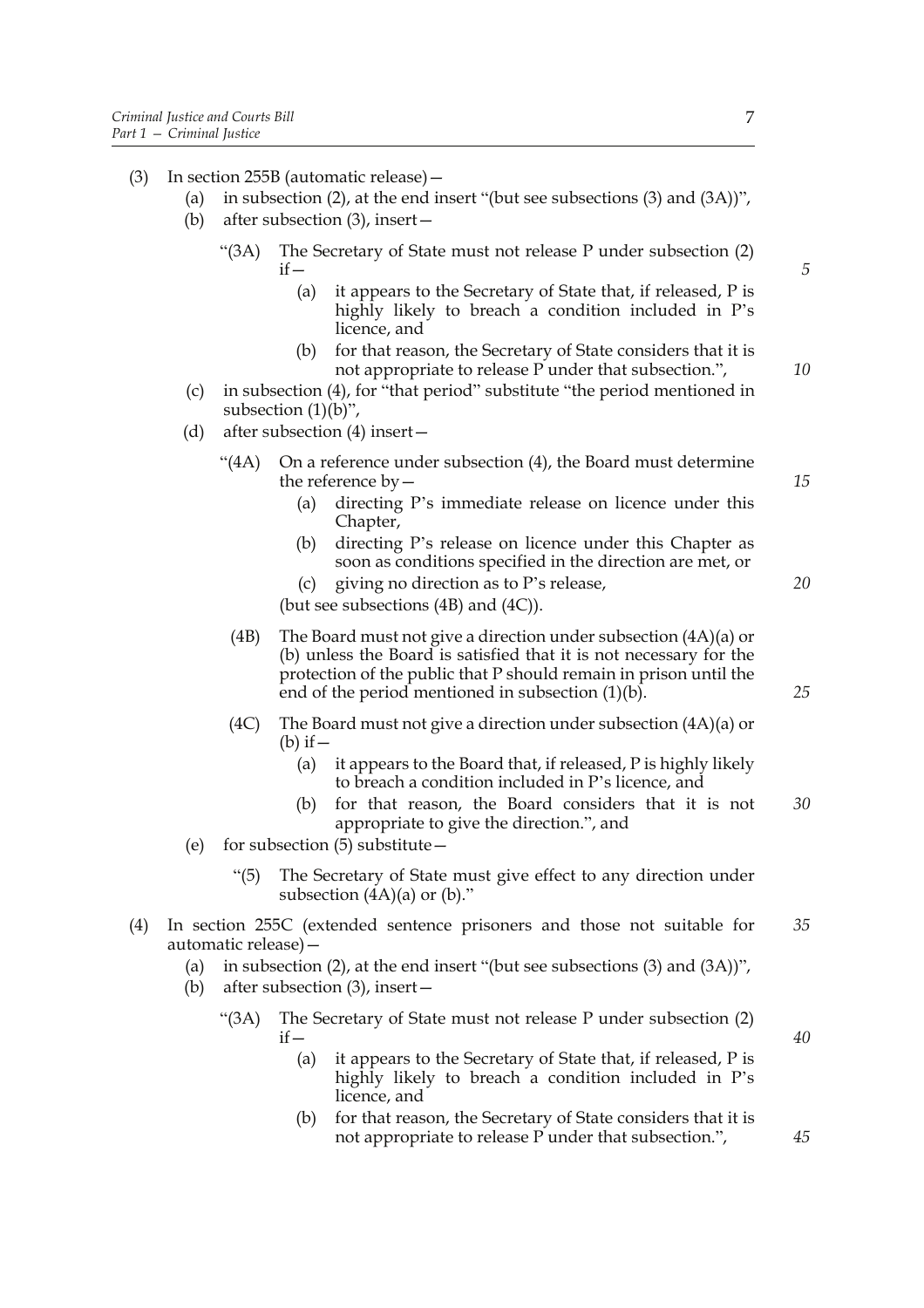(3) In section 255B (automatic release)—

(a) in subsection (2), at the end insert "(but see subsections (3) and (3A))",

(b) after subsection (3), insert—

"(3A) The Secretary of State must not release P under subsection (2) if—

(a) it appears to the Secretary of State that, if released, P is highly likely to breach a condition included in P's licence, and

(b) for that reason, the Secretary of State considers that it is not appropriate to release P under that subsection.",

(c) in subsection (4), for "that period" substitute "the period mentioned in subsection (1)(b)",

(d) after subsection (4) insert—

"(4A) On a reference under subsection (4), the Board must determine the reference by—

(a) directing P's immediate release on licence under this Chapter,

(b) directing P's release on licence under this Chapter as soon as conditions specified in the direction are met, or

(c) giving no direction as to P's release,

(but see subsections (4B) and (4C)).

(4B) The Board must not give a direction under subsection (4A)(a) or (b) unless the Board is satisfied that it is not necessary for the protection of the public that P should remain in prison until the end of the period mentioned in subsection (1)(b).

(4C) The Board must not give a direction under subsection (4A)(a) or (b) if—

(a) it appears to the Board that, if released, P is highly likely to breach a condition included in P's licence, and

(b) for that reason, the Board considers that it is not appropriate to give the direction.", and

(e) for subsection (5) substitute—

"(5) The Secretary of State must give effect to any direction under subsection (4A)(a) or (b)."

(4) In section 255C (extended sentence prisoners and those not suitable for automatic release)—

(a) in subsection (2), at the end insert "(but see subsections (3) and (3A))",

(b) after subsection (3), insert—

"(3A) The Secretary of State must not release P under subsection (2) if—

(a) it appears to the Secretary of State that, if released, P is highly likely to breach a condition included in P's licence, and

(b) for that reason, the Secretary of State considers that it is not appropriate to release P under that subsection.",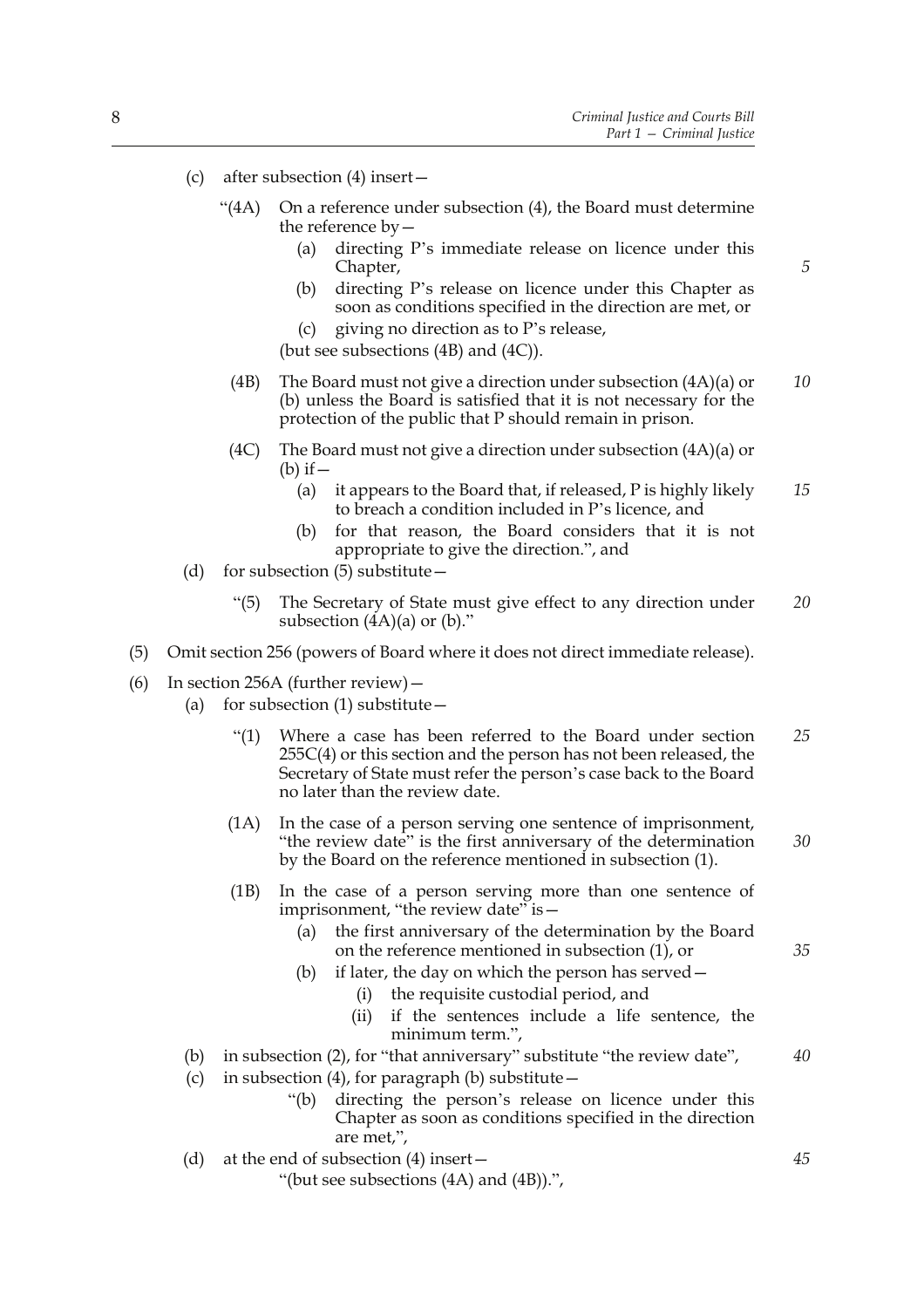(c) after subsection (4) insert—

"(4A) On a reference under subsection (4), the Board must determine the reference by—

(a) directing P's immediate release on licence under this Chapter,

(b) directing P's release on licence under this Chapter as soon as conditions specified in the direction are met, or

(c) giving no direction as to P's release,

(but see subsections (4B) and (4C)).

(4B) The Board must not give a direction under subsection (4A)(a) or (b) unless the Board is satisfied that it is not necessary for the protection of the public that P should remain in prison.

(4C) The Board must not give a direction under subsection (4A)(a) or (b) if—

(a) it appears to the Board that, if released, P is highly likely to breach a condition included in P's licence, and

(b) for that reason, the Board considers that it is not appropriate to give the direction.", and

(d) for subsection (5) substitute—

"(5) The Secretary of State must give effect to any direction under subsection (4A)(a) or (b)."

(5) Omit section 256 (powers of Board where it does not direct immediate release).

(6) In section 256A (further review)—

(a) for subsection (1) substitute—

"(1) Where a case has been referred to the Board under section 255C(4) or this section and the person has not been released, the Secretary of State must refer the person's case back to the Board no later than the review date.

(1A) In the case of a person serving one sentence of imprisonment, "the review date" is the first anniversary of the determination by the Board on the reference mentioned in subsection (1).

(1B) In the case of a person serving more than one sentence of imprisonment, "the review date" is—

(a) the first anniversary of the determination by the Board on the reference mentioned in subsection (1), or

(b) if later, the day on which the person has served—

(i) the requisite custodial period, and

(ii) if the sentences include a life sentence, the minimum term.",

(b) in subsection (2), for "that anniversary" substitute "the review date",

(c) in subsection (4), for paragraph (b) substitute—

"(b) directing the person's release on licence under this Chapter as soon as conditions specified in the direction are met,",

(d) at the end of subsection (4) insert—

"(but see subsections (4A) and (4B)).",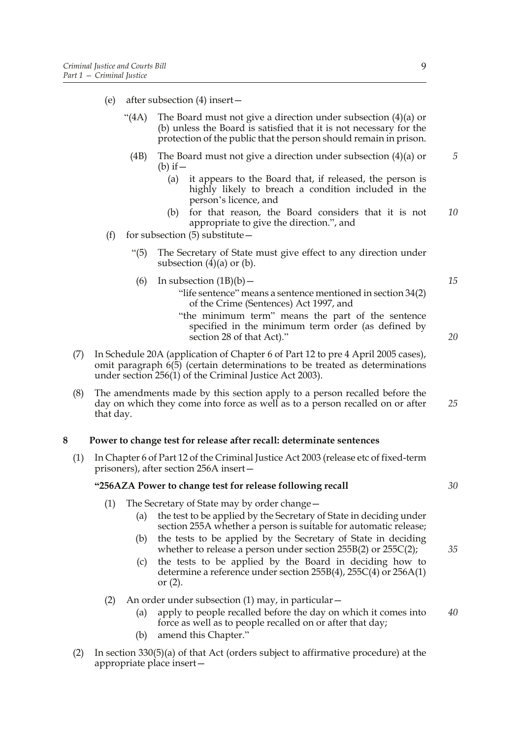(e) after subsection (4) insert—

"(4A) The Board must not give a direction under subsection (4)(a) or (b) unless the Board is satisfied that it is not necessary for the protection of the public that the person should remain in prison.

(4B) The Board must not give a direction under subsection (4)(a) or (b) if—

(a) it appears to the Board that, if released, the person is highly likely to breach a condition included in the person's licence, and

(b) for that reason, the Board considers that it is not appropriate to give the direction.", and

(f) for subsection (5) substitute—

"(5) The Secretary of State must give effect to any direction under subsection (4)(a) or (b).

(6) In subsection (1B)(b)—

"life sentence" means a sentence mentioned in section 34(2) of the Crime (Sentences) Act 1997, and

"the minimum term" means the part of the sentence specified in the minimum term order (as defined by section 28 of that Act)."

(7) In Schedule 20A (application of Chapter 6 of Part 12 to pre 4 April 2005 cases), omit paragraph 6(5) (certain determinations to be treated as determinations under section 256(1) of the Criminal Justice Act 2003).

(8) The amendments made by this section apply to a person recalled before the day on which they come into force as well as to a person recalled on or after that day.

**8 Power to change test for release after recall: determinate sentences**

(1) In Chapter 6 of Part 12 of the Criminal Justice Act 2003 (release etc of fixed-term prisoners), after section 256A insert—

**"256AZA Power to change test for release following recall**

(1) The Secretary of State may by order change—

(a) the test to be applied by the Secretary of State in deciding under section 255A whether a person is suitable for automatic release;

(b) the tests to be applied by the Secretary of State in deciding whether to release a person under section 255B(2) or 255C(2);

(c) the tests to be applied by the Board in deciding how to determine a reference under section 255B(4), 255C(4) or 256A(1) or (2).

(2) An order under subsection (1) may, in particular—

(a) apply to people recalled before the day on which it comes into force as well as to people recalled on or after that day;

(b) amend this Chapter."

(2) In section 330(5)(a) of that Act (orders subject to affirmative procedure) at the appropriate place insert—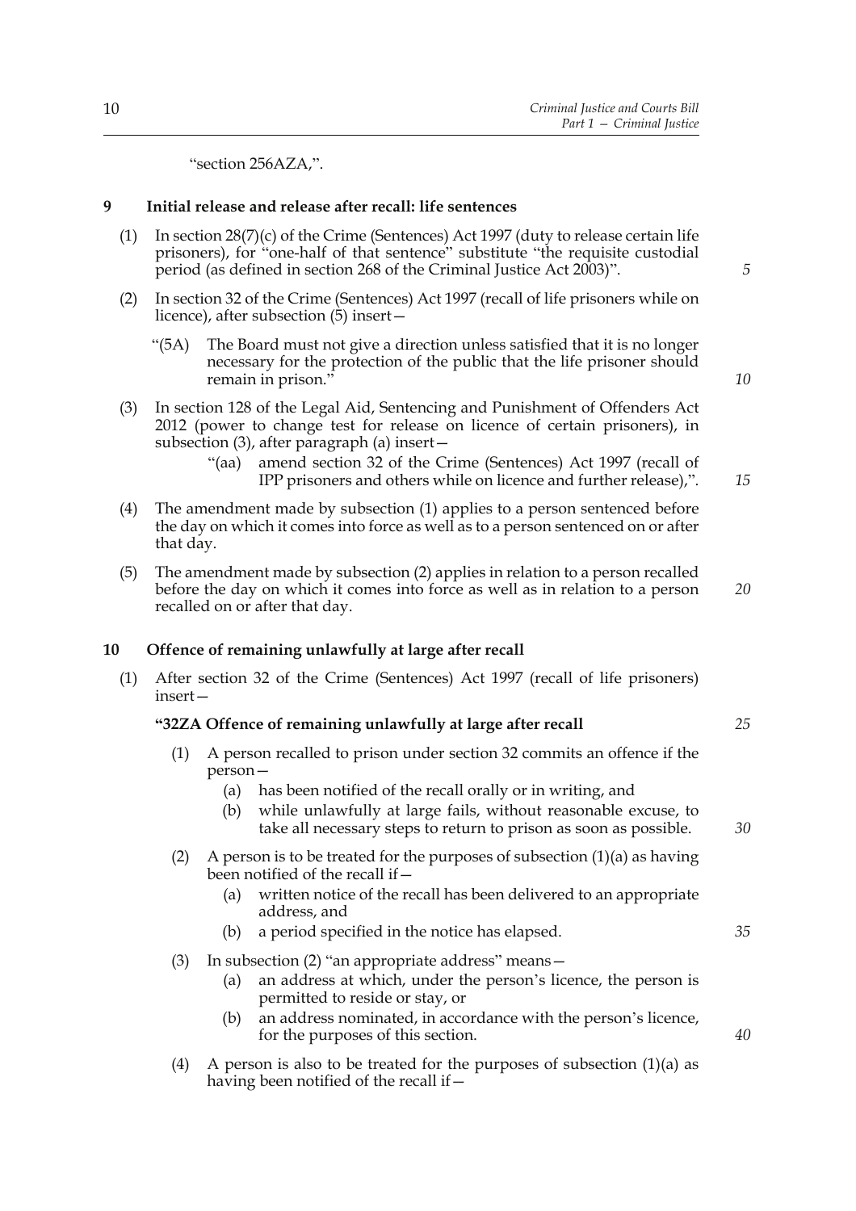"section 256AZA,".

**9 Initial release and release after recall: life sentences**

(1) In section 28(7)(c) of the Crime (Sentences) Act 1997 (duty to release certain life prisoners), for "one-half of that sentence" substitute "the requisite custodial period (as defined in section 268 of the Criminal Justice Act 2003)".

(2) In section 32 of the Crime (Sentences) Act 1997 (recall of life prisoners while on licence), after subsection (5) insert—

"(5A) The Board must not give a direction unless satisfied that it is no longer necessary for the protection of the public that the life prisoner should remain in prison."

(3) In section 128 of the Legal Aid, Sentencing and Punishment of Offenders Act 2012 (power to change test for release on licence of certain prisoners), in subsection (3), after paragraph (a) insert—

"(aa) amend section 32 of the Crime (Sentences) Act 1997 (recall of IPP prisoners and others while on licence and further release),".

(4) The amendment made by subsection (1) applies to a person sentenced before the day on which it comes into force as well as to a person sentenced on or after that day.

(5) The amendment made by subsection (2) applies in relation to a person recalled before the day on which it comes into force as well as in relation to a person recalled on or after that day.

**10 Offence of remaining unlawfully at large after recall**

(1) After section 32 of the Crime (Sentences) Act 1997 (recall of life prisoners) insert—

**"32ZA Offence of remaining unlawfully at large after recall**

(1) A person recalled to prison under section 32 commits an offence if the person—

(a) has been notified of the recall orally or in writing, and

(b) while unlawfully at large fails, without reasonable excuse, to take all necessary steps to return to prison as soon as possible.

(2) A person is to be treated for the purposes of subsection (1)(a) as having been notified of the recall if—

(a) written notice of the recall has been delivered to an appropriate address, and

(b) a period specified in the notice has elapsed.

(3) In subsection (2) "an appropriate address" means—

(a) an address at which, under the person's licence, the person is permitted to reside or stay, or

(b) an address nominated, in accordance with the person's licence, for the purposes of this section.

(4) A person is also to be treated for the purposes of subsection (1)(a) as having been notified of the recall if—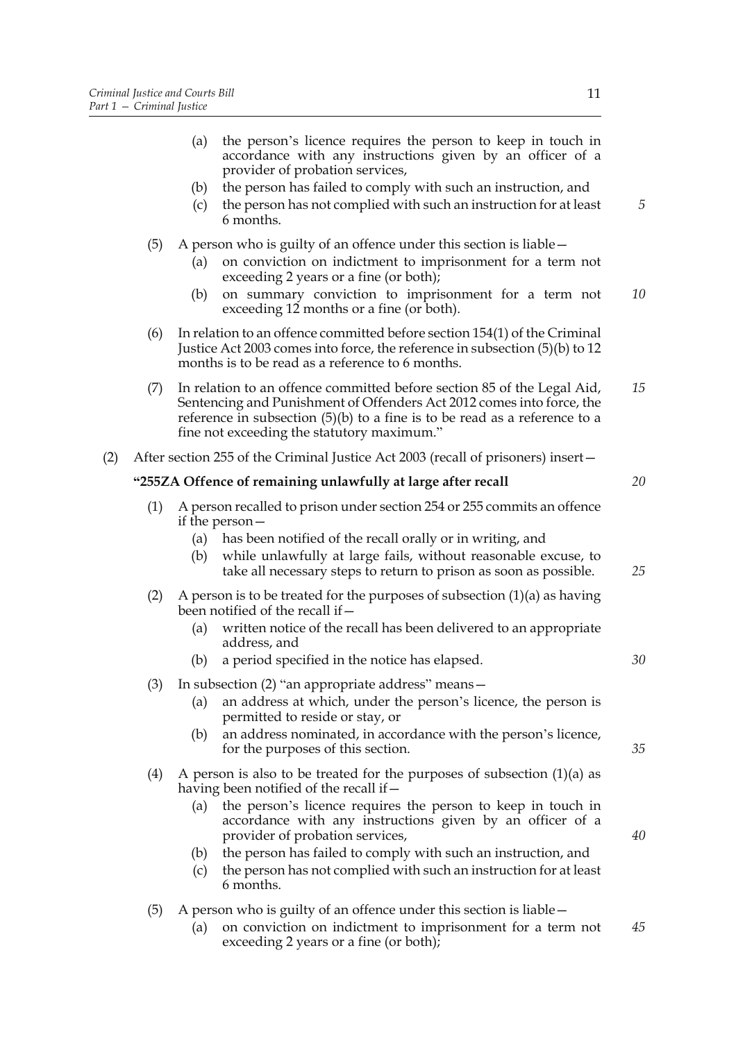(a) the person's licence requires the person to keep in touch in accordance with any instructions given by an officer of a provider of probation services,

(b) the person has failed to comply with such an instruction, and

(c) the person has not complied with such an instruction for at least 6 months.

(5) A person who is guilty of an offence under this section is liable—

(a) on conviction on indictment to imprisonment for a term not exceeding 2 years or a fine (or both);

(b) on summary conviction to imprisonment for a term not exceeding 12 months or a fine (or both).

(6) In relation to an offence committed before section 154(1) of the Criminal Justice Act 2003 comes into force, the reference in subsection (5)(b) to 12 months is to be read as a reference to 6 months.

(7) In relation to an offence committed before section 85 of the Legal Aid, Sentencing and Punishment of Offenders Act 2012 comes into force, the reference in subsection (5)(b) to a fine is to be read as a reference to a fine not exceeding the statutory maximum."

(2) After section 255 of the Criminal Justice Act 2003 (recall of prisoners) insert—

**"255ZA Offence of remaining unlawfully at large after recall**

(1) A person recalled to prison under section 254 or 255 commits an offence if the person—

(a) has been notified of the recall orally or in writing, and

(b) while unlawfully at large fails, without reasonable excuse, to take all necessary steps to return to prison as soon as possible.

(2) A person is to be treated for the purposes of subsection (1)(a) as having been notified of the recall if—

(a) written notice of the recall has been delivered to an appropriate address, and

(b) a period specified in the notice has elapsed.

(3) In subsection (2) "an appropriate address" means—

(a) an address at which, under the person's licence, the person is permitted to reside or stay, or

(b) an address nominated, in accordance with the person's licence, for the purposes of this section.

(4) A person is also to be treated for the purposes of subsection (1)(a) as having been notified of the recall if—

(a) the person's licence requires the person to keep in touch in accordance with any instructions given by an officer of a provider of probation services,

(b) the person has failed to comply with such an instruction, and

(c) the person has not complied with such an instruction for at least 6 months.

(5) A person who is guilty of an offence under this section is liable—

(a) on conviction on indictment to imprisonment for a term not exceeding 2 years or a fine (or both);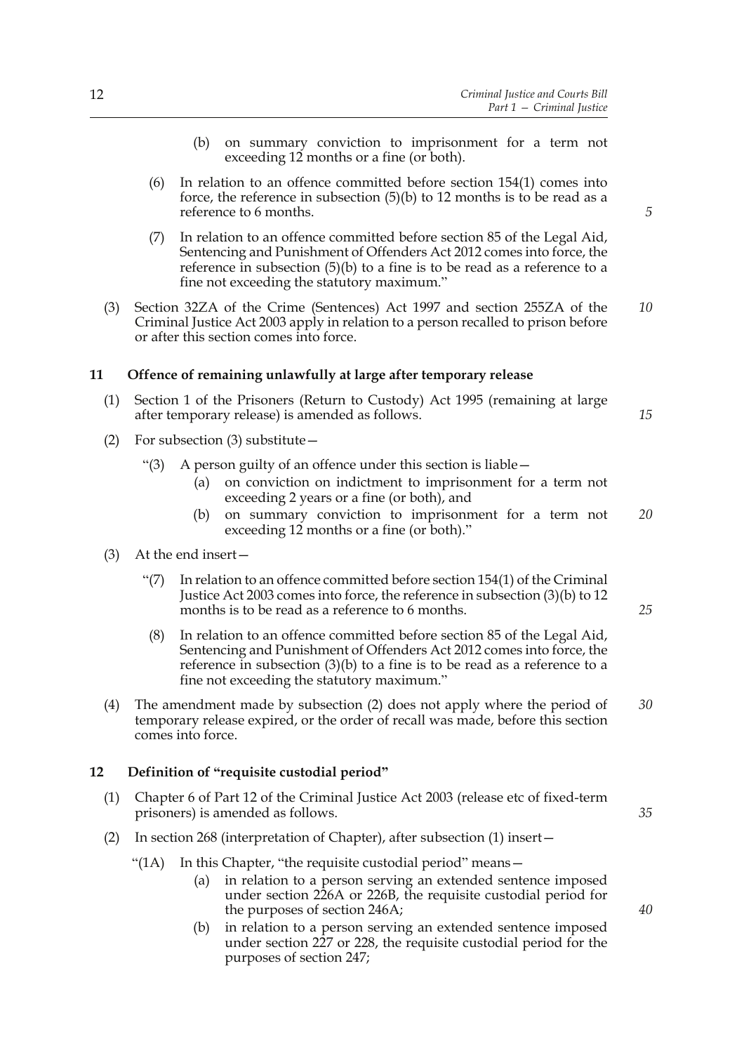(b) on summary conviction to imprisonment for a term not exceeding 12 months or a fine (or both).

(6) In relation to an offence committed before section 154(1) comes into force, the reference in subsection (5)(b) to 12 months is to be read as a reference to 6 months.

(7) In relation to an offence committed before section 85 of the Legal Aid, Sentencing and Punishment of Offenders Act 2012 comes into force, the reference in subsection (5)(b) to a fine is to be read as a reference to a fine not exceeding the statutory maximum."

(3) Section 32ZA of the Crime (Sentences) Act 1997 and section 255ZA of the Criminal Justice Act 2003 apply in relation to a person recalled to prison before or after this section comes into force.

## 11 Offence of remaining unlawfully at large after temporary release

(1) Section 1 of the Prisoners (Return to Custody) Act 1995 (remaining at large after temporary release) is amended as follows.

(2) For subsection (3) substitute—

"(3) A person guilty of an offence under this section is liable—

(a) on conviction on indictment to imprisonment for a term not exceeding 2 years or a fine (or both), and

(b) on summary conviction to imprisonment for a term not exceeding 12 months or a fine (or both)."

(3) At the end insert—

"(7) In relation to an offence committed before section 154(1) of the Criminal Justice Act 2003 comes into force, the reference in subsection (3)(b) to 12 months is to be read as a reference to 6 months.

(8) In relation to an offence committed before section 85 of the Legal Aid, Sentencing and Punishment of Offenders Act 2012 comes into force, the reference in subsection (3)(b) to a fine is to be read as a reference to a fine not exceeding the statutory maximum."

(4) The amendment made by subsection (2) does not apply where the period of temporary release expired, or the order of recall was made, before this section comes into force.

## 12 Definition of "requisite custodial period"

(1) Chapter 6 of Part 12 of the Criminal Justice Act 2003 (release etc of fixed-term prisoners) is amended as follows.

(2) In section 268 (interpretation of Chapter), after subsection (1) insert—

"(1A) In this Chapter, "the requisite custodial period" means—

(a) in relation to a person serving an extended sentence imposed under section 226A or 226B, the requisite custodial period for the purposes of section 246A;

(b) in relation to a person serving an extended sentence imposed under section 227 or 228, the requisite custodial period for the purposes of section 247;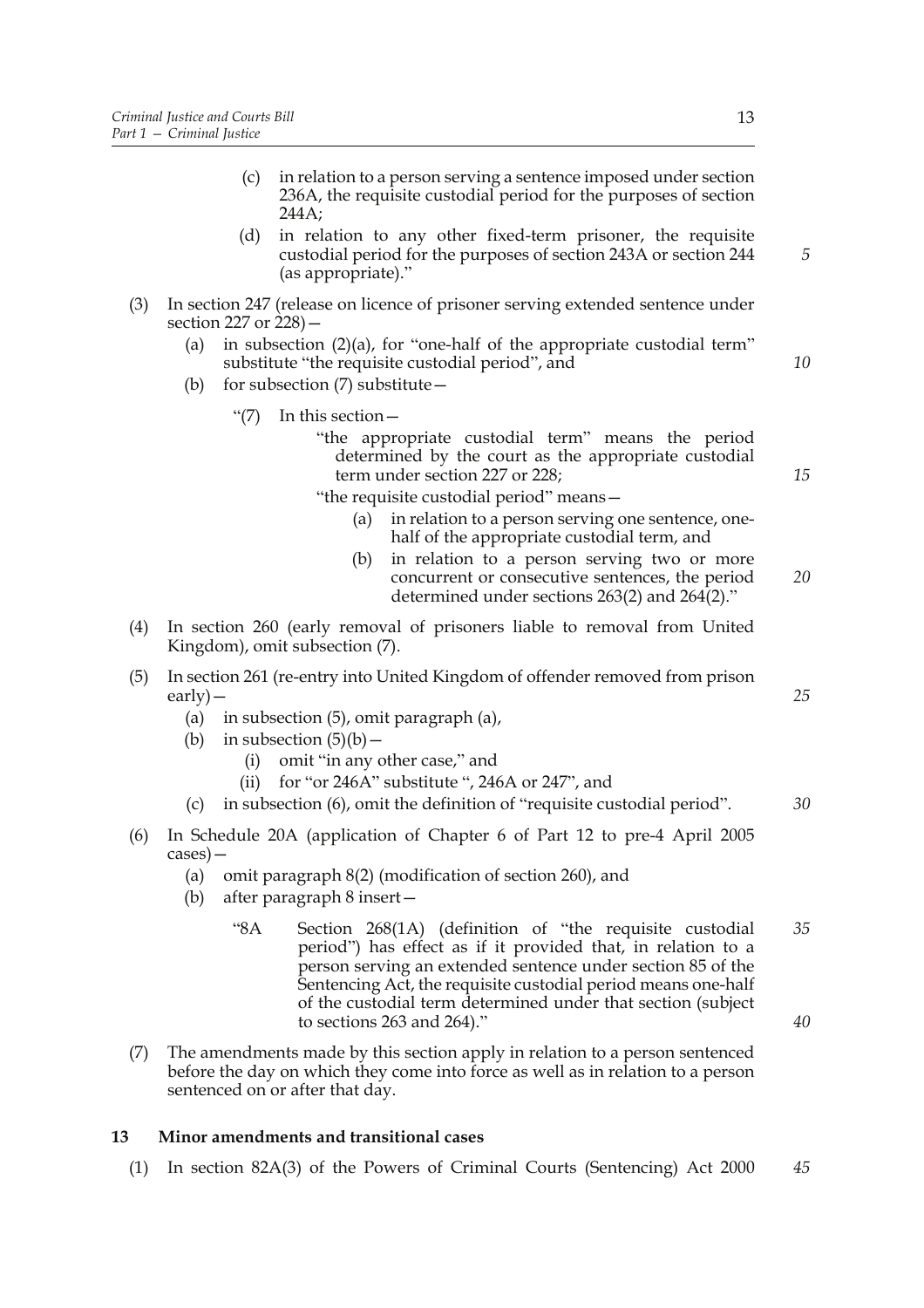(c) in relation to a person serving a sentence imposed under section 236A, the requisite custodial period for the purposes of section 244A;

(d) in relation to any other fixed-term prisoner, the requisite custodial period for the purposes of section 243A or section 244 (as appropriate)."

(3) In section 247 (release on licence of prisoner serving extended sentence under section 227 or 228)—

(a) in subsection (2)(a), for "one-half of the appropriate custodial term" substitute "the requisite custodial period", and

(b) for subsection (7) substitute—

"(7) In this section—

"the appropriate custodial term" means the period determined by the court as the appropriate custodial term under section 227 or 228;

"the requisite custodial period" means—

(a) in relation to a person serving one sentence, one-half of the appropriate custodial term, and

(b) in relation to a person serving two or more concurrent or consecutive sentences, the period determined under sections 263(2) and 264(2)."

(4) In section 260 (early removal of prisoners liable to removal from United Kingdom), omit subsection (7).

(5) In section 261 (re-entry into United Kingdom of offender removed from prison early)—

(a) in subsection (5), omit paragraph (a),

(b) in subsection (5)(b)—

(i) omit "in any other case," and

(ii) for "or 246A" substitute ", 246A or 247", and

(c) in subsection (6), omit the definition of "requisite custodial period".

(6) In Schedule 20A (application of Chapter 6 of Part 12 to pre-4 April 2005 cases)—

(a) omit paragraph 8(2) (modification of section 260), and

(b) after paragraph 8 insert—

"8A Section 268(1A) (definition of "the requisite custodial period") has effect as if it provided that, in relation to a person serving an extended sentence under section 85 of the Sentencing Act, the requisite custodial period means one-half of the custodial term determined under that section (subject to sections 263 and 264)."

(7) The amendments made by this section apply in relation to a person sentenced before the day on which they come into force as well as in relation to a person sentenced on or after that day.

## 13 Minor amendments and transitional cases

(1) In section 82A(3) of the Powers of Criminal Courts (Sentencing) Act 2000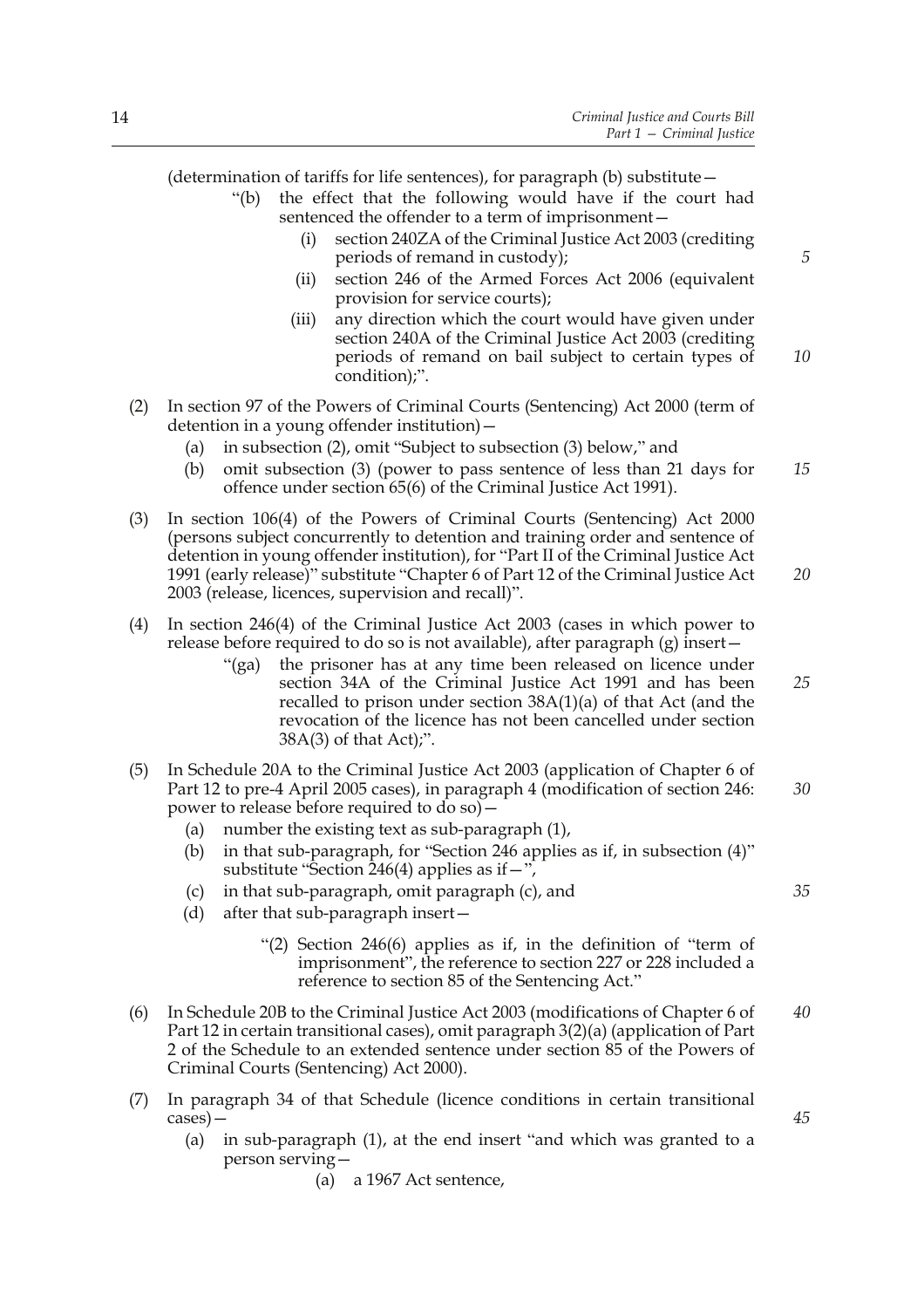(determination of tariffs for life sentences), for paragraph (b) substitute—

> "(b) the effect that the following would have if the court had sentenced the offender to a term of imprisonment—
>
> (i) section 240ZA of the Criminal Justice Act 2003 (crediting periods of remand in custody);
>
> (ii) section 246 of the Armed Forces Act 2006 (equivalent provision for service courts);
>
> (iii) any direction which the court would have given under section 240A of the Criminal Justice Act 2003 (crediting periods of remand on bail subject to certain types of condition);".

(2) In section 97 of the Powers of Criminal Courts (Sentencing) Act 2000 (term of detention in a young offender institution)—

(a) in subsection (2), omit "Subject to subsection (3) below," and

(b) omit subsection (3) (power to pass sentence of less than 21 days for offence under section 65(6) of the Criminal Justice Act 1991).

(3) In section 106(4) of the Powers of Criminal Courts (Sentencing) Act 2000 (persons subject concurrently to detention and training order and sentence of detention in young offender institution), for "Part II of the Criminal Justice Act 1991 (early release)" substitute "Chapter 6 of Part 12 of the Criminal Justice Act 2003 (release, licences, supervision and recall)".

(4) In section 246(4) of the Criminal Justice Act 2003 (cases in which power to release before required to do so is not available), after paragraph (g) insert—

> "(ga) the prisoner has at any time been released on licence under section 34A of the Criminal Justice Act 1991 and has been recalled to prison under section 38A(1)(a) of that Act (and the revocation of the licence has not been cancelled under section 38A(3) of that Act);".

(5) In Schedule 20A to the Criminal Justice Act 2003 (application of Chapter 6 of Part 12 to pre-4 April 2005 cases), in paragraph 4 (modification of section 246: power to release before required to do so)—

(a) number the existing text as sub-paragraph (1),

(b) in that sub-paragraph, for "Section 246 applies as if, in subsection (4)" substitute "Section 246(4) applies as if—",

(c) in that sub-paragraph, omit paragraph (c), and

(d) after that sub-paragraph insert—

> "(2) Section 246(6) applies as if, in the definition of "term of imprisonment", the reference to section 227 or 228 included a reference to section 85 of the Sentencing Act."

(6) In Schedule 20B to the Criminal Justice Act 2003 (modifications of Chapter 6 of Part 12 in certain transitional cases), omit paragraph 3(2)(a) (application of Part 2 of the Schedule to an extended sentence under section 85 of the Powers of Criminal Courts (Sentencing) Act 2000).

(7) In paragraph 34 of that Schedule (licence conditions in certain transitional cases)—

(a) in sub-paragraph (1), at the end insert "and which was granted to a person serving—

> (a) a 1967 Act sentence,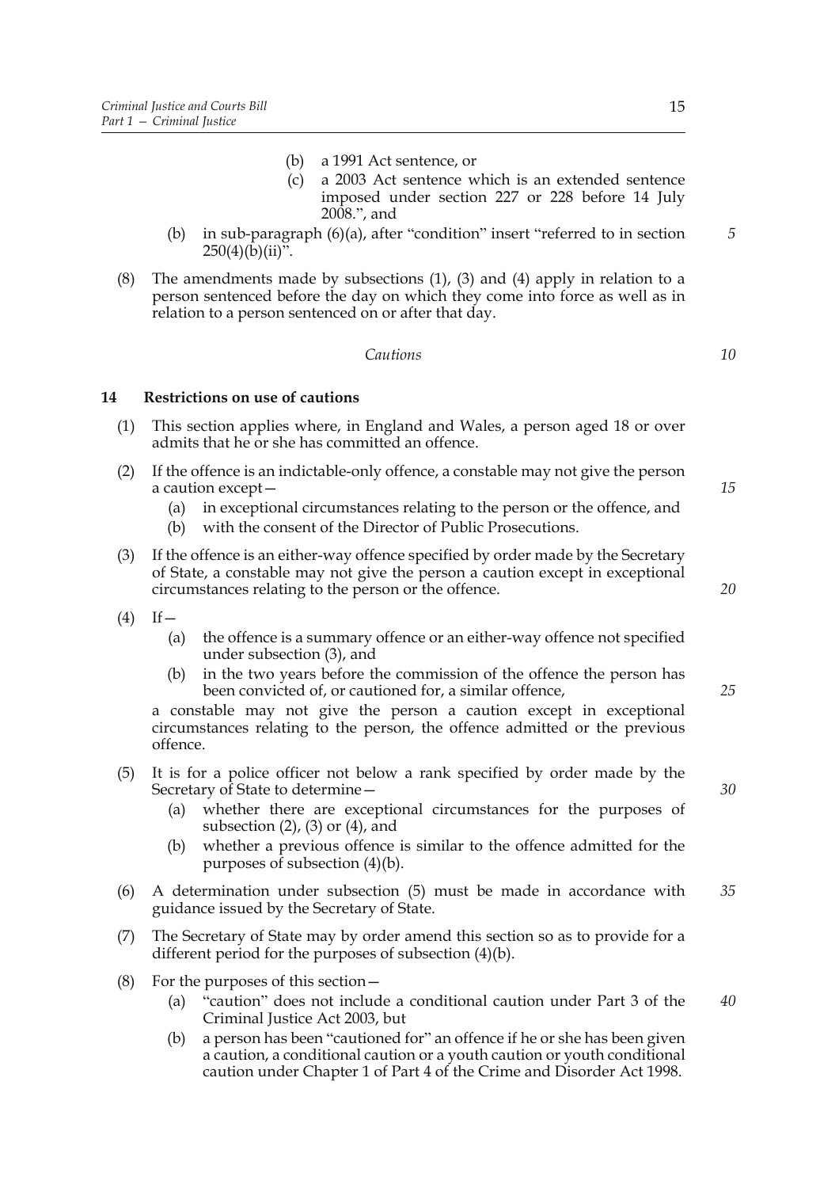(b) a 1991 Act sentence, or

(c) a 2003 Act sentence which is an extended sentence imposed under section 227 or 228 before 14 July 2008.", and

(b) in sub-paragraph (6)(a), after "condition" insert "referred to in section 250(4)(b)(ii)".

(8) The amendments made by subsections (1), (3) and (4) apply in relation to a person sentenced before the day on which they come into force as well as in relation to a person sentenced on or after that day.

*Cautions*

### 14 Restrictions on use of cautions

(1) This section applies where, in England and Wales, a person aged 18 or over admits that he or she has committed an offence.

(2) If the offence is an indictable-only offence, a constable may not give the person a caution except—

(a) in exceptional circumstances relating to the person or the offence, and

(b) with the consent of the Director of Public Prosecutions.

(3) If the offence is an either-way offence specified by order made by the Secretary of State, a constable may not give the person a caution except in exceptional circumstances relating to the person or the offence.

(4) If—

(a) the offence is a summary offence or an either-way offence not specified under subsection (3), and

(b) in the two years before the commission of the offence the person has been convicted of, or cautioned for, a similar offence,

a constable may not give the person a caution except in exceptional circumstances relating to the person, the offence admitted or the previous offence.

(5) It is for a police officer not below a rank specified by order made by the Secretary of State to determine—

(a) whether there are exceptional circumstances for the purposes of subsection (2), (3) or (4), and

(b) whether a previous offence is similar to the offence admitted for the purposes of subsection (4)(b).

(6) A determination under subsection (5) must be made in accordance with guidance issued by the Secretary of State.

(7) The Secretary of State may by order amend this section so as to provide for a different period for the purposes of subsection (4)(b).

(8) For the purposes of this section—

(a) "caution" does not include a conditional caution under Part 3 of the Criminal Justice Act 2003, but

(b) a person has been "cautioned for" an offence if he or she has been given a caution, a conditional caution or a youth caution or youth conditional caution under Chapter 1 of Part 4 of the Crime and Disorder Act 1998.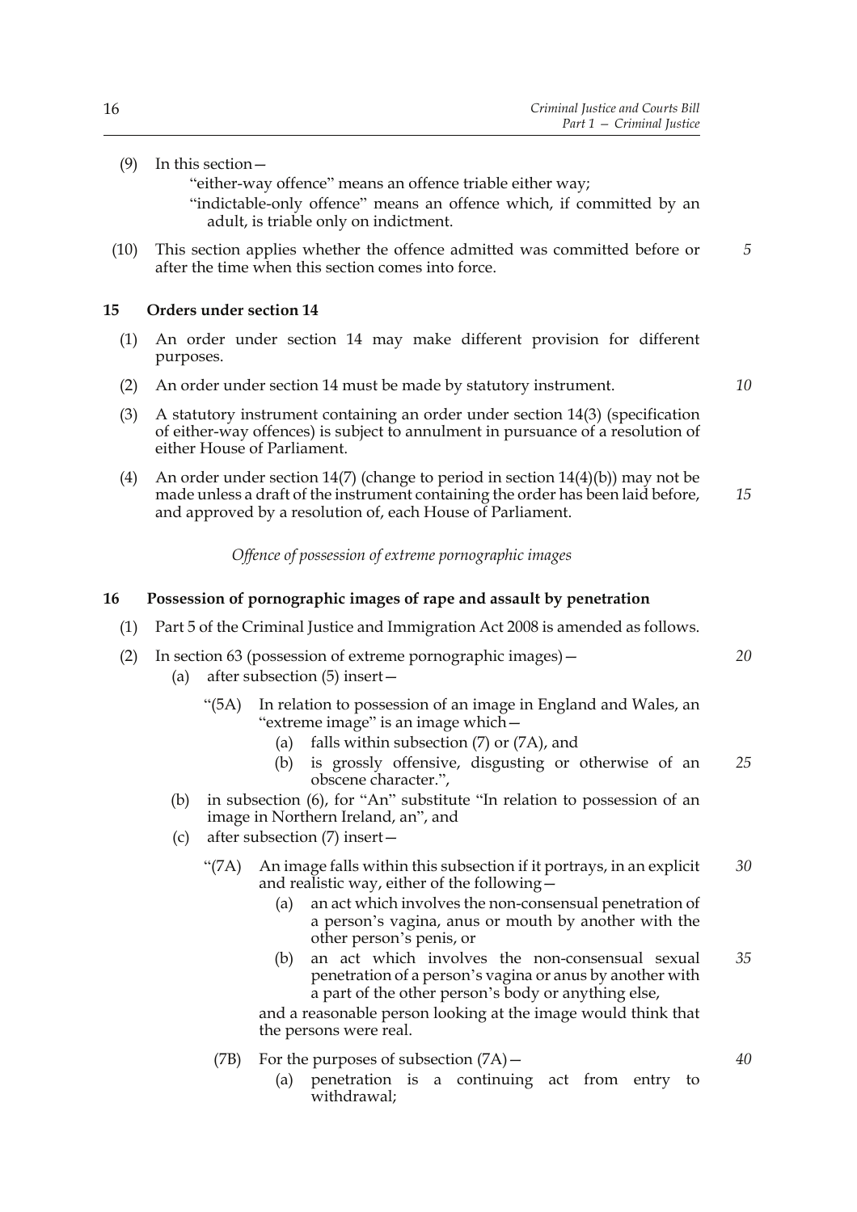(9) In this section—

"either-way offence" means an offence triable either way;

"indictable-only offence" means an offence which, if committed by an adult, is triable only on indictment.

(10) This section applies whether the offence admitted was committed before or after the time when this section comes into force.

## 15 Orders under section 14

(1) An order under section 14 may make different provision for different purposes.

(2) An order under section 14 must be made by statutory instrument.

(3) A statutory instrument containing an order under section 14(3) (specification of either-way offences) is subject to annulment in pursuance of a resolution of either House of Parliament.

(4) An order under section 14(7) (change to period in section 14(4)(b)) may not be made unless a draft of the instrument containing the order has been laid before, and approved by a resolution of, each House of Parliament.

*Offence of possession of extreme pornographic images*

## 16 Possession of pornographic images of rape and assault by penetration

(1) Part 5 of the Criminal Justice and Immigration Act 2008 is amended as follows.

(2) In section 63 (possession of extreme pornographic images)—

(a) after subsection (5) insert—

"(5A) In relation to possession of an image in England and Wales, an "extreme image" is an image which—

(a) falls within subsection (7) or (7A), and

(b) is grossly offensive, disgusting or otherwise of an obscene character.",

(b) in subsection (6), for "An" substitute "In relation to possession of an image in Northern Ireland, an", and

(c) after subsection (7) insert—

"(7A) An image falls within this subsection if it portrays, in an explicit and realistic way, either of the following—

(a) an act which involves the non-consensual penetration of a person's vagina, anus or mouth by another with the other person's penis, or

(b) an act which involves the non-consensual sexual penetration of a person's vagina or anus by another with a part of the other person's body or anything else,

and a reasonable person looking at the image would think that the persons were real.

(7B) For the purposes of subsection (7A)—

(a) penetration is a continuing act from entry to withdrawal;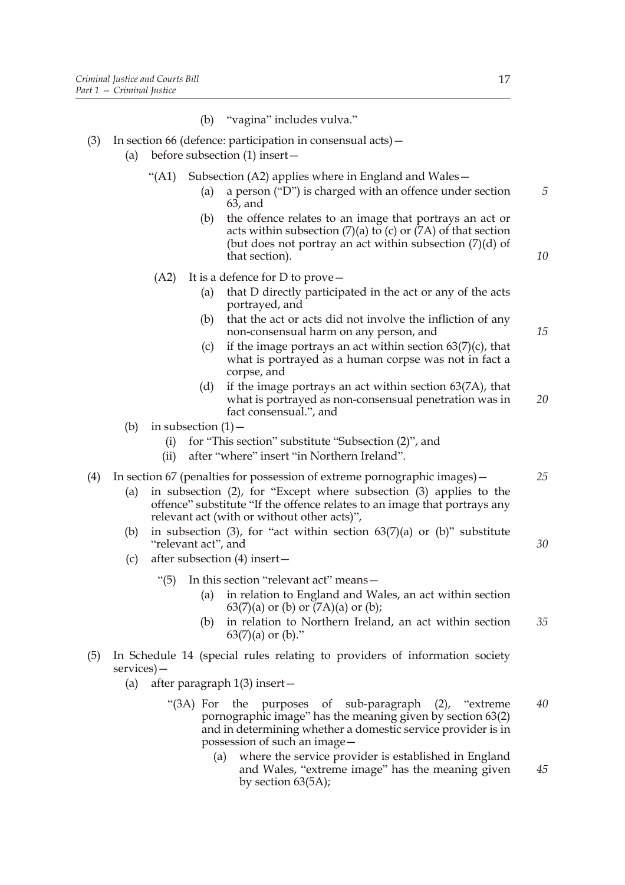(b) "vagina" includes vulva."

(3) In section 66 (defence: participation in consensual acts)—

(a) before subsection (1) insert—

"(A1) Subsection (A2) applies where in England and Wales—

(a) a person ("D") is charged with an offence under section 63, and

(b) the offence relates to an image that portrays an act or acts within subsection (7)(a) to (c) or (7A) of that section (but does not portray an act within subsection (7)(d) of that section).

(A2) It is a defence for D to prove—

(a) that D directly participated in the act or any of the acts portrayed, and

(b) that the act or acts did not involve the infliction of any non-consensual harm on any person, and

(c) if the image portrays an act within section 63(7)(c), that what is portrayed as a human corpse was not in fact a corpse, and

(d) if the image portrays an act within section 63(7A), that what is portrayed as non-consensual penetration was in fact consensual.", and

(b) in subsection (1)—

(i) for "This section" substitute "Subsection (2)", and

(ii) after "where" insert "in Northern Ireland".

(4) In section 67 (penalties for possession of extreme pornographic images)—

(a) in subsection (2), for "Except where subsection (3) applies to the offence" substitute "If the offence relates to an image that portrays any relevant act (with or without other acts)",

(b) in subsection (3), for "act within section 63(7)(a) or (b)" substitute "relevant act", and

(c) after subsection (4) insert—

"(5) In this section "relevant act" means—

(a) in relation to England and Wales, an act within section 63(7)(a) or (b) or (7A)(a) or (b);

(b) in relation to Northern Ireland, an act within section 63(7)(a) or (b)."

(5) In Schedule 14 (special rules relating to providers of information society services)—

(a) after paragraph 1(3) insert—

"(3A) For the purposes of sub-paragraph (2), "extreme pornographic image" has the meaning given by section 63(2) and in determining whether a domestic service provider is in possession of such an image—

(a) where the service provider is established in England and Wales, "extreme image" has the meaning given by section 63(5A);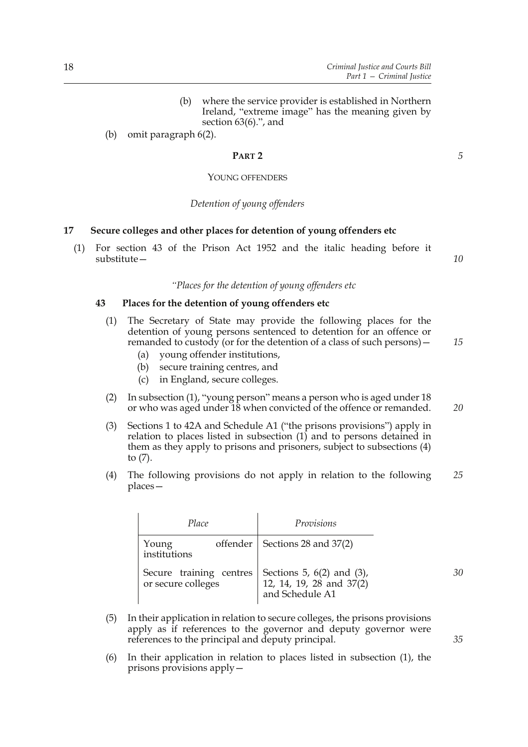(b) where the service provider is established in Northern Ireland, "extreme image" has the meaning given by section 63(6).", and

(b) omit paragraph 6(2).

## PART 2

### YOUNG OFFENDERS

*Detention of young offenders*

**17 Secure colleges and other places for detention of young offenders etc**

(1) For section 43 of the Prison Act 1952 and the italic heading before it substitute—

*"Places for the detention of young offenders etc*

**43 Places for the detention of young offenders etc**

(1) The Secretary of State may provide the following places for the detention of young persons sentenced to detention for an offence or remanded to custody (or for the detention of a class of such persons)—

(a) young offender institutions,

(b) secure training centres, and

(c) in England, secure colleges.

(2) In subsection (1), "young person" means a person who is aged under 18 or who was aged under 18 when convicted of the offence or remanded.

(3) Sections 1 to 42A and Schedule A1 ("the prisons provisions") apply in relation to places listed in subsection (1) and to persons detained in them as they apply to prisons and prisoners, subject to subsections (4) to (7).

(4) The following provisions do not apply in relation to the following places—

| *Place* | *Provisions* |
|---|---|
| Young offender institutions | Sections 28 and 37(2) |
| Secure training centres or secure colleges | Sections 5, 6(2) and (3), 12, 14, 19, 28 and 37(2) and Schedule A1 |

(5) In their application in relation to secure colleges, the prisons provisions apply as if references to the governor and deputy governor were references to the principal and deputy principal.

(6) In their application in relation to places listed in subsection (1), the prisons provisions apply—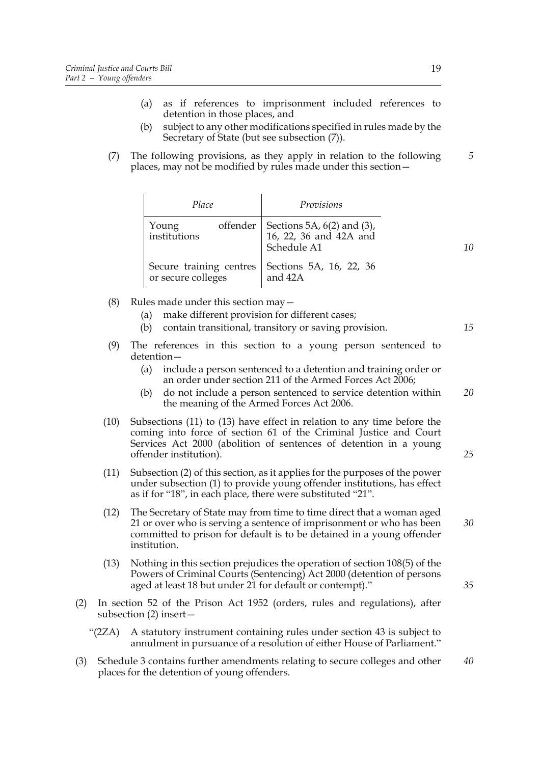(a) as if references to imprisonment included references to detention in those places, and

(b) subject to any other modifications specified in rules made by the Secretary of State (but see subsection (7)).

(7) The following provisions, as they apply in relation to the following places, may not be modified by rules made under this section—

| Place | Provisions |
| --- | --- |
| Young offender institutions | Sections 5A, 6(2) and (3), 16, 22, 36 and 42A and Schedule A1 |
| Secure training centres or secure colleges | Sections 5A, 16, 22, 36 and 42A |

(8) Rules made under this section may—

(a) make different provision for different cases;

(b) contain transitional, transitory or saving provision.

(9) The references in this section to a young person sentenced to detention—

(a) include a person sentenced to a detention and training order or an order under section 211 of the Armed Forces Act 2006;

(b) do not include a person sentenced to service detention within the meaning of the Armed Forces Act 2006.

(10) Subsections (11) to (13) have effect in relation to any time before the coming into force of section 61 of the Criminal Justice and Court Services Act 2000 (abolition of sentences of detention in a young offender institution).

(11) Subsection (2) of this section, as it applies for the purposes of the power under subsection (1) to provide young offender institutions, has effect as if for "18", in each place, there were substituted "21".

(12) The Secretary of State may from time to time direct that a woman aged 21 or over who is serving a sentence of imprisonment or who has been committed to prison for default is to be detained in a young offender institution.

(13) Nothing in this section prejudices the operation of section 108(5) of the Powers of Criminal Courts (Sentencing) Act 2000 (detention of persons aged at least 18 but under 21 for default or contempt)."

(2) In section 52 of the Prison Act 1952 (orders, rules and regulations), after subsection (2) insert—

"(2ZA) A statutory instrument containing rules under section 43 is subject to annulment in pursuance of a resolution of either House of Parliament."

(3) Schedule 3 contains further amendments relating to secure colleges and other places for the detention of young offenders.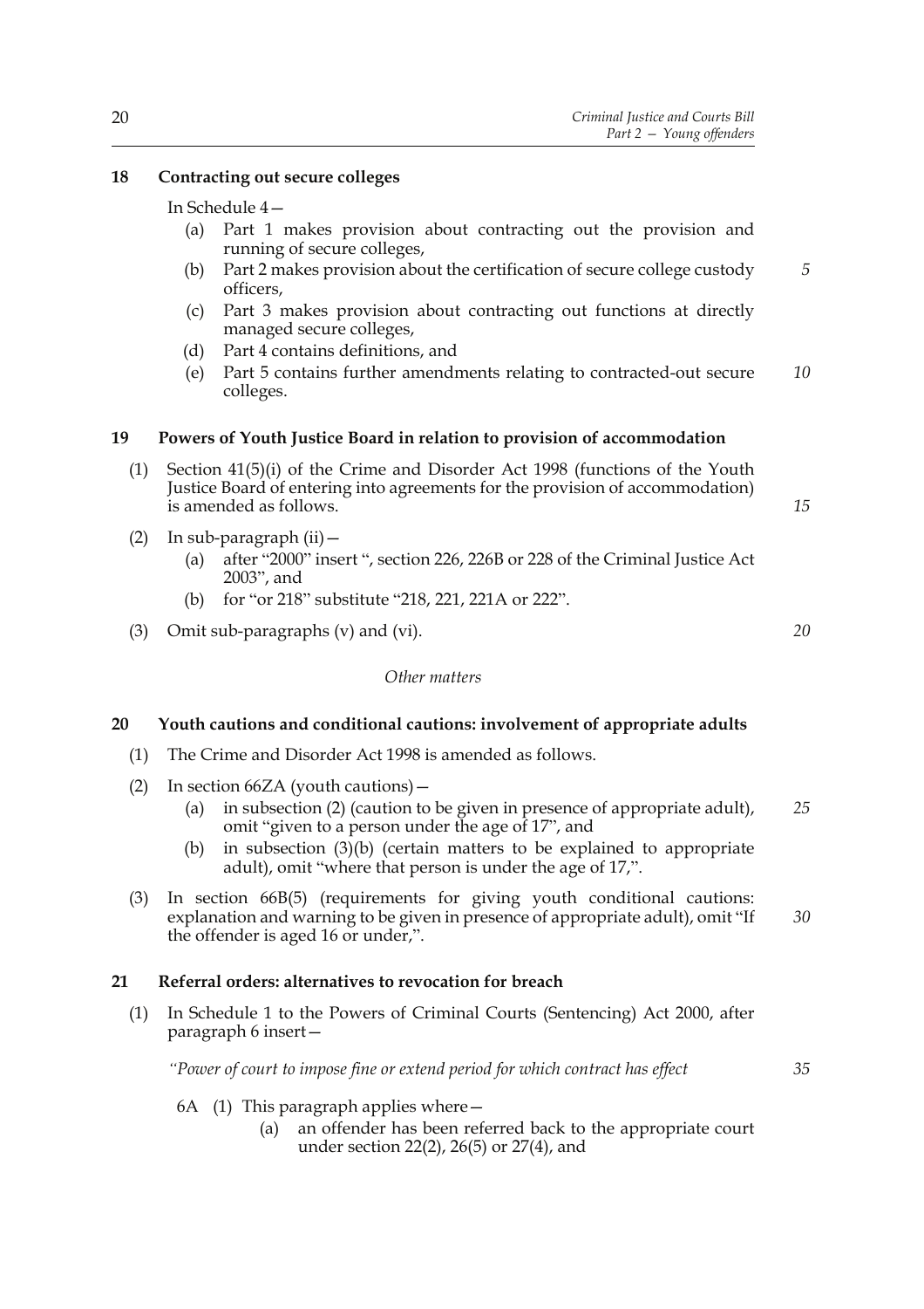## 18 Contracting out secure colleges

In Schedule 4—

- (a) Part 1 makes provision about contracting out the provision and running of secure colleges,
- (b) Part 2 makes provision about the certification of secure college custody officers,
- (c) Part 3 makes provision about contracting out functions at directly managed secure colleges,
- (d) Part 4 contains definitions, and
- (e) Part 5 contains further amendments relating to contracted-out secure colleges.

## 19 Powers of Youth Justice Board in relation to provision of accommodation

(1) Section 41(5)(i) of the Crime and Disorder Act 1998 (functions of the Youth Justice Board of entering into agreements for the provision of accommodation) is amended as follows.

(2) In sub-paragraph (ii)—

- (a) after "2000" insert ", section 226, 226B or 228 of the Criminal Justice Act 2003", and
- (b) for "or 218" substitute "218, 221, 221A or 222".

(3) Omit sub-paragraphs (v) and (vi).

*Other matters*

## 20 Youth cautions and conditional cautions: involvement of appropriate adults

(1) The Crime and Disorder Act 1998 is amended as follows.

(2) In section 66ZA (youth cautions)—

- (a) in subsection (2) (caution to be given in presence of appropriate adult), omit "given to a person under the age of 17", and
- (b) in subsection (3)(b) (certain matters to be explained to appropriate adult), omit "where that person is under the age of 17,".

(3) In section 66B(5) (requirements for giving youth conditional cautions: explanation and warning to be given in presence of appropriate adult), omit "If the offender is aged 16 or under,".

## 21 Referral orders: alternatives to revocation for breach

(1) In Schedule 1 to the Powers of Criminal Courts (Sentencing) Act 2000, after paragraph 6 insert—

*"Power of court to impose fine or extend period for which contract has effect*

6A (1) This paragraph applies where—

- (a) an offender has been referred back to the appropriate court under section 22(2), 26(5) or 27(4), and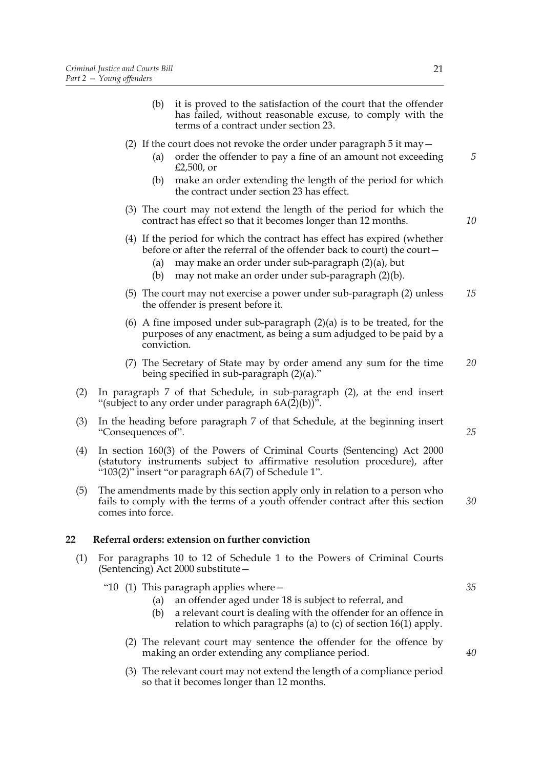(b) it is proved to the satisfaction of the court that the offender has failed, without reasonable excuse, to comply with the terms of a contract under section 23.

(2) If the court does not revoke the order under paragraph 5 it may—

(a) order the offender to pay a fine of an amount not exceeding £2,500, or

(b) make an order extending the length of the period for which the contract under section 23 has effect.

(3) The court may not extend the length of the period for which the contract has effect so that it becomes longer than 12 months.

(4) If the period for which the contract has effect has expired (whether before or after the referral of the offender back to court) the court—

(a) may make an order under sub-paragraph (2)(a), but

(b) may not make an order under sub-paragraph (2)(b).

(5) The court may not exercise a power under sub-paragraph (2) unless the offender is present before it.

(6) A fine imposed under sub-paragraph (2)(a) is to be treated, for the purposes of any enactment, as being a sum adjudged to be paid by a conviction.

(7) The Secretary of State may by order amend any sum for the time being specified in sub-paragraph (2)(a)."

(2) In paragraph 7 of that Schedule, in sub-paragraph (2), at the end insert "(subject to any order under paragraph 6A(2)(b))".

(3) In the heading before paragraph 7 of that Schedule, at the beginning insert "Consequences of".

(4) In section 160(3) of the Powers of Criminal Courts (Sentencing) Act 2000 (statutory instruments subject to affirmative resolution procedure), after "103(2)" insert "or paragraph 6A(7) of Schedule 1".

(5) The amendments made by this section apply only in relation to a person who fails to comply with the terms of a youth offender contract after this section comes into force.

**22 Referral orders: extension on further conviction**

(1) For paragraphs 10 to 12 of Schedule 1 to the Powers of Criminal Courts (Sentencing) Act 2000 substitute—

"10 (1) This paragraph applies where—

(a) an offender aged under 18 is subject to referral, and

(b) a relevant court is dealing with the offender for an offence in relation to which paragraphs (a) to (c) of section 16(1) apply.

(2) The relevant court may sentence the offender for the offence by making an order extending any compliance period.

(3) The relevant court may not extend the length of a compliance period so that it becomes longer than 12 months.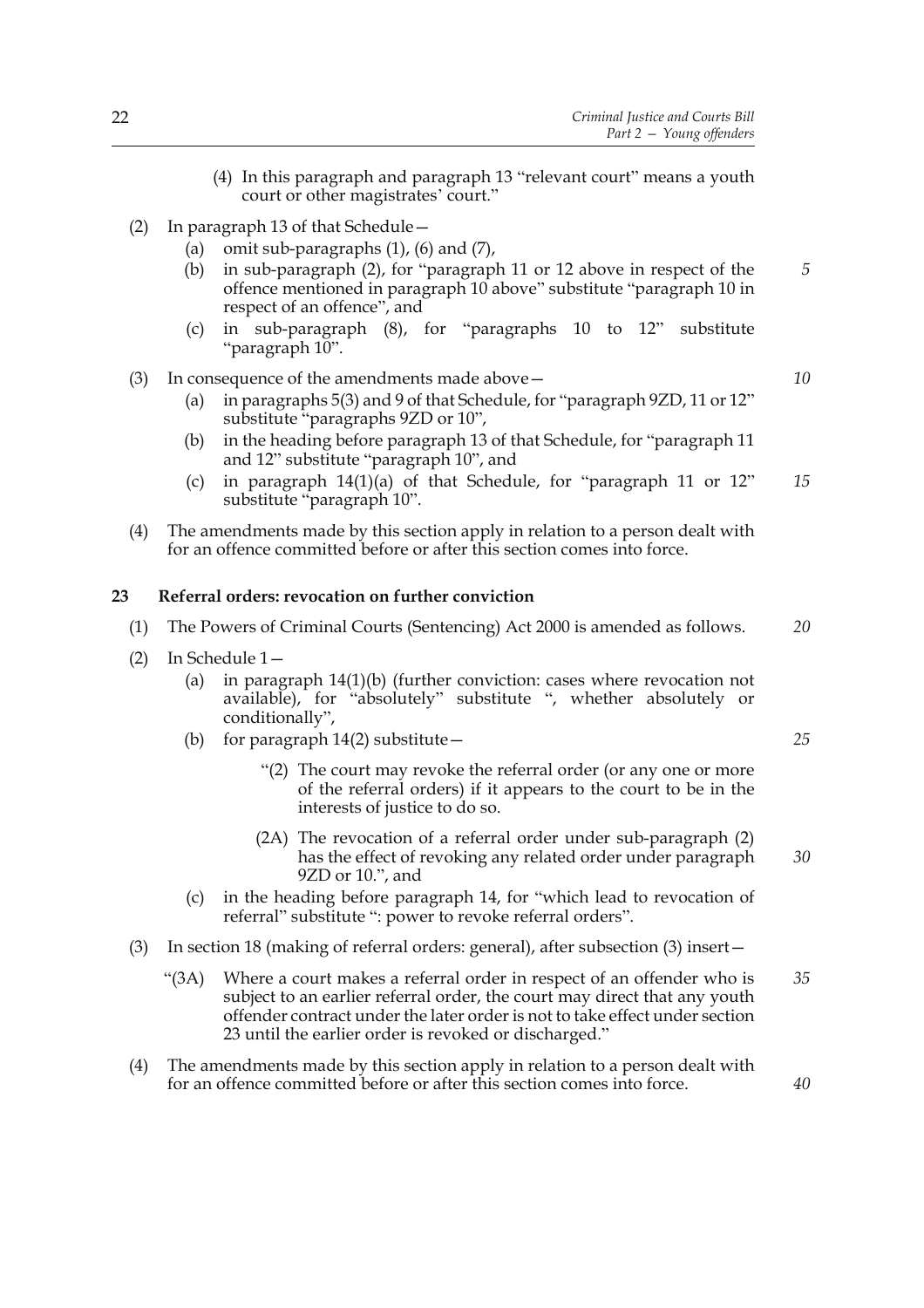(4) In this paragraph and paragraph 13 "relevant court" means a youth court or other magistrates' court."

(2) In paragraph 13 of that Schedule—

(a) omit sub-paragraphs (1), (6) and (7),

(b) in sub-paragraph (2), for "paragraph 11 or 12 above in respect of the offence mentioned in paragraph 10 above" substitute "paragraph 10 in respect of an offence", and

(c) in sub-paragraph (8), for "paragraphs 10 to 12" substitute "paragraph 10".

(3) In consequence of the amendments made above—

(a) in paragraphs 5(3) and 9 of that Schedule, for "paragraph 9ZD, 11 or 12" substitute "paragraphs 9ZD or 10",

(b) in the heading before paragraph 13 of that Schedule, for "paragraph 11 and 12" substitute "paragraph 10", and

(c) in paragraph 14(1)(a) of that Schedule, for "paragraph 11 or 12" substitute "paragraph 10".

(4) The amendments made by this section apply in relation to a person dealt with for an offence committed before or after this section comes into force.

## 23 Referral orders: revocation on further conviction

(1) The Powers of Criminal Courts (Sentencing) Act 2000 is amended as follows.

(2) In Schedule 1—

(a) in paragraph 14(1)(b) (further conviction: cases where revocation not available), for "absolutely" substitute ", whether absolutely or conditionally",

(b) for paragraph 14(2) substitute—

"(2) The court may revoke the referral order (or any one or more of the referral orders) if it appears to the court to be in the interests of justice to do so.

(2A) The revocation of a referral order under sub-paragraph (2) has the effect of revoking any related order under paragraph 9ZD or 10.", and

(c) in the heading before paragraph 14, for "which lead to revocation of referral" substitute ": power to revoke referral orders".

(3) In section 18 (making of referral orders: general), after subsection (3) insert—

"(3A) Where a court makes a referral order in respect of an offender who is subject to an earlier referral order, the court may direct that any youth offender contract under the later order is not to take effect under section 23 until the earlier order is revoked or discharged."

(4) The amendments made by this section apply in relation to a person dealt with for an offence committed before or after this section comes into force.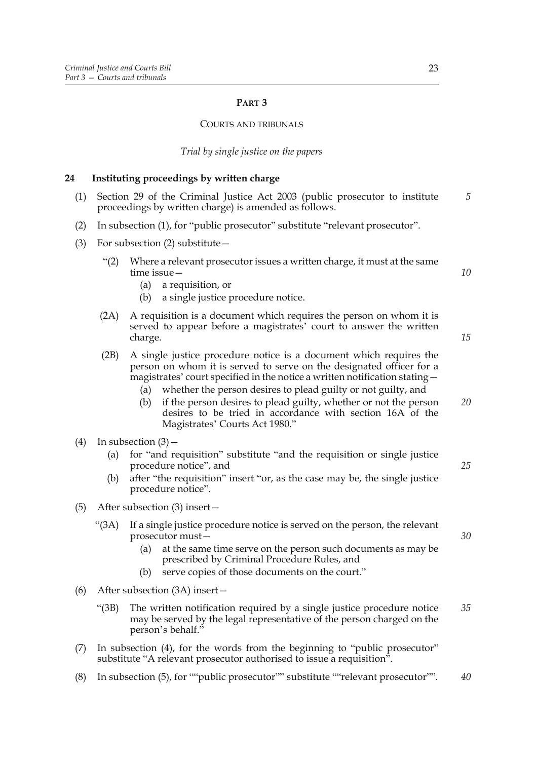## PART 3

### COURTS AND TRIBUNALS

*Trial by single justice on the papers*

**24 Instituting proceedings by written charge**

(1) Section 29 of the Criminal Justice Act 2003 (public prosecutor to institute proceedings by written charge) is amended as follows.

(2) In subsection (1), for "public prosecutor" substitute "relevant prosecutor".

(3) For subsection (2) substitute—

"(2) Where a relevant prosecutor issues a written charge, it must at the same time issue—
   (a) a requisition, or
   (b) a single justice procedure notice.

(2A) A requisition is a document which requires the person on whom it is served to appear before a magistrates' court to answer the written charge.

(2B) A single justice procedure notice is a document which requires the person on whom it is served to serve on the designated officer for a magistrates' court specified in the notice a written notification stating—
   (a) whether the person desires to plead guilty or not guilty, and
   (b) if the person desires to plead guilty, whether or not the person desires to be tried in accordance with section 16A of the Magistrates' Courts Act 1980."

(4) In subsection (3)—
   (a) for "and requisition" substitute "and the requisition or single justice procedure notice", and
   (b) after "the requisition" insert "or, as the case may be, the single justice procedure notice".

(5) After subsection (3) insert—

"(3A) If a single justice procedure notice is served on the person, the relevant prosecutor must—
   (a) at the same time serve on the person such documents as may be prescribed by Criminal Procedure Rules, and
   (b) serve copies of those documents on the court."

(6) After subsection (3A) insert—

"(3B) The written notification required by a single justice procedure notice may be served by the legal representative of the person charged on the person's behalf."

(7) In subsection (4), for the words from the beginning to "public prosecutor" substitute "A relevant prosecutor authorised to issue a requisition".

(8) In subsection (5), for ""public prosecutor"" substitute ""relevant prosecutor"".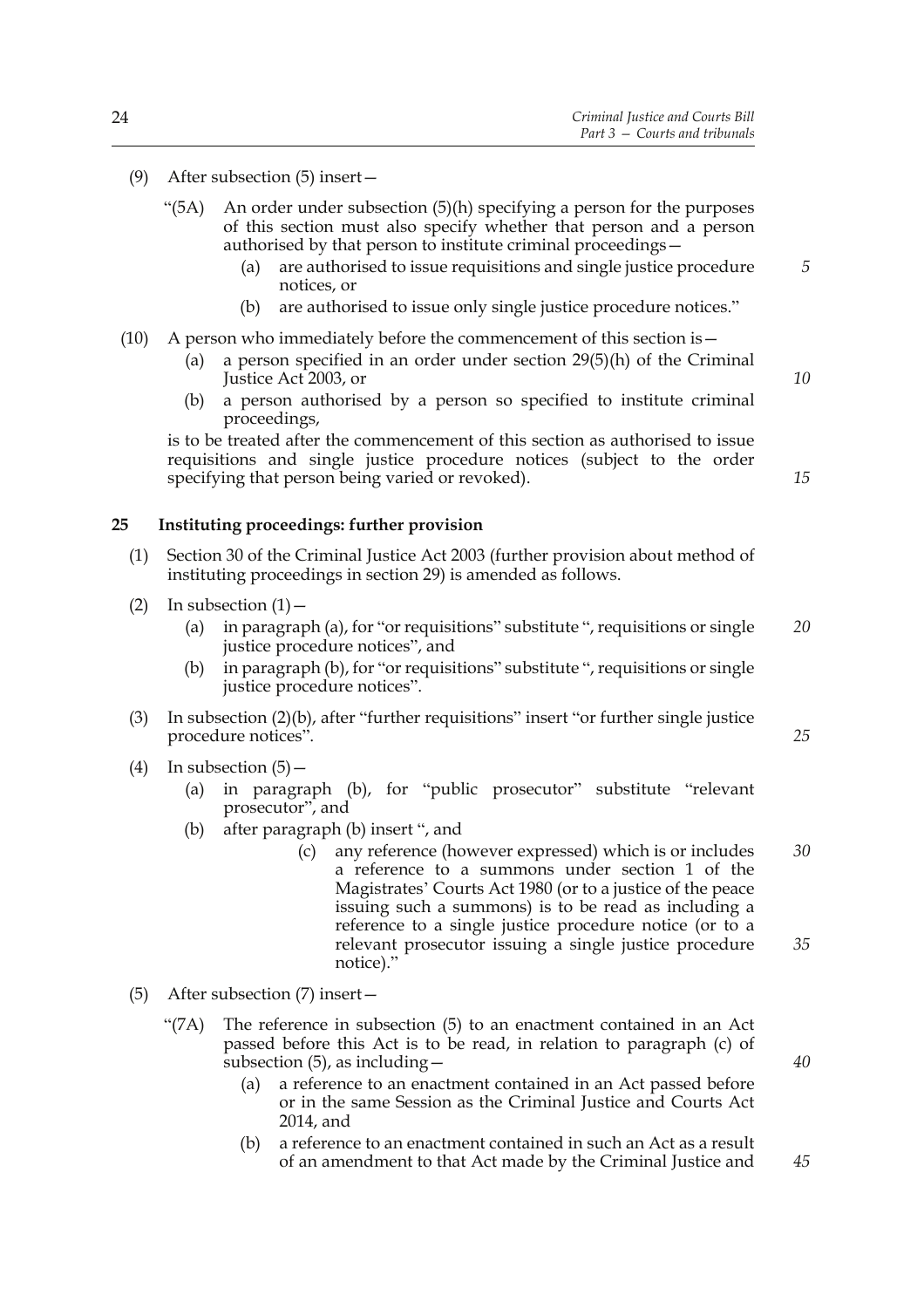(9) After subsection (5) insert—

“(5A) An order under subsection (5)(h) specifying a person for the purposes of this section must also specify whether that person and a person authorised by that person to institute criminal proceedings—

(a) are authorised to issue requisitions and single justice procedure notices, or

(b) are authorised to issue only single justice procedure notices.”

(10) A person who immediately before the commencement of this section is—

(a) a person specified in an order under section 29(5)(h) of the Criminal Justice Act 2003, or

(b) a person authorised by a person so specified to institute criminal proceedings,

is to be treated after the commencement of this section as authorised to issue requisitions and single justice procedure notices (subject to the order specifying that person being varied or revoked).

**25 Instituting proceedings: further provision**

(1) Section 30 of the Criminal Justice Act 2003 (further provision about method of instituting proceedings in section 29) is amended as follows.

(2) In subsection (1)—

(a) in paragraph (a), for “or requisitions” substitute “, requisitions or single justice procedure notices”, and

(b) in paragraph (b), for “or requisitions” substitute “, requisitions or single justice procedure notices”.

(3) In subsection (2)(b), after “further requisitions” insert “or further single justice procedure notices”.

(4) In subsection (5)—

(a) in paragraph (b), for “public prosecutor” substitute “relevant prosecutor”, and

(b) after paragraph (b) insert “, and

(c) any reference (however expressed) which is or includes a reference to a summons under section 1 of the Magistrates’ Courts Act 1980 (or to a justice of the peace issuing such a summons) is to be read as including a reference to a single justice procedure notice (or to a relevant prosecutor issuing a single justice procedure notice).”

(5) After subsection (7) insert—

“(7A) The reference in subsection (5) to an enactment contained in an Act passed before this Act is to be read, in relation to paragraph (c) of subsection (5), as including—

(a) a reference to an enactment contained in an Act passed before or in the same Session as the Criminal Justice and Courts Act 2014, and

(b) a reference to an enactment contained in such an Act as a result of an amendment to that Act made by the Criminal Justice and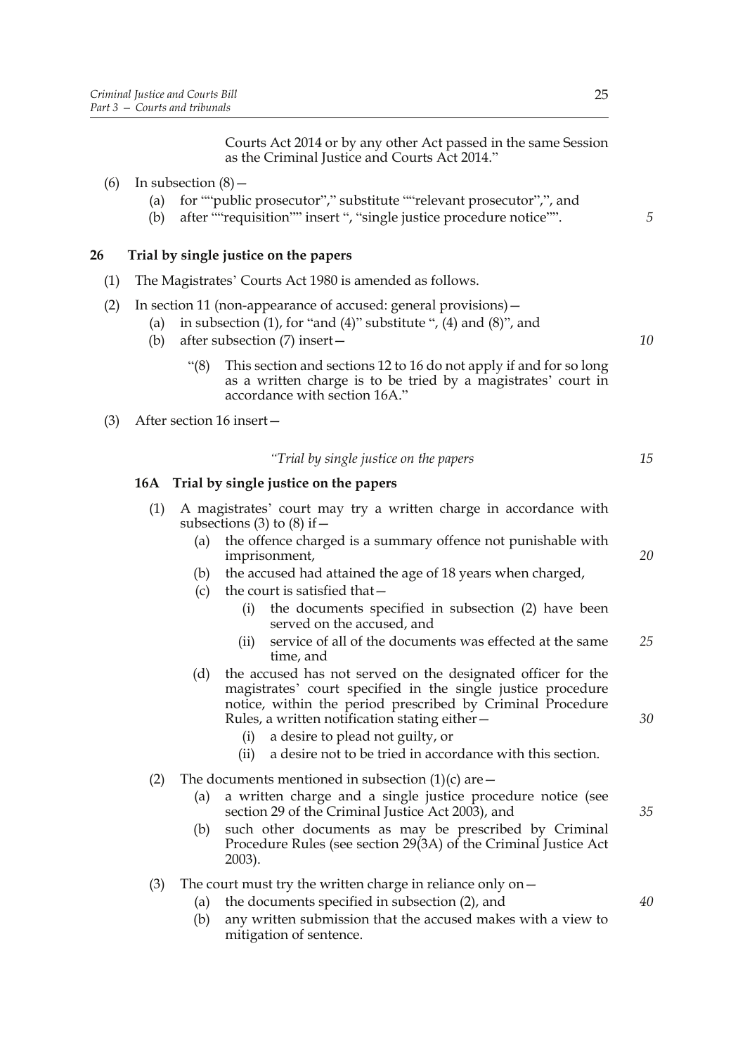Courts Act 2014 or by any other Act passed in the same Session as the Criminal Justice and Courts Act 2014."

(6) In subsection (8)—

(a) for ""public prosecutor"," substitute ""relevant prosecutor",", and

(b) after ""requisition"" insert ", "single justice procedure notice"".

## 26 Trial by single justice on the papers

(1) The Magistrates' Courts Act 1980 is amended as follows.

(2) In section 11 (non-appearance of accused: general provisions)—

(a) in subsection (1), for "and (4)" substitute ", (4) and (8)", and

(b) after subsection (7) insert—

"(8) This section and sections 12 to 16 do not apply if and for so long as a written charge is to be tried by a magistrates' court in accordance with section 16A."

(3) After section 16 insert—

*"Trial by single justice on the papers*

### 16A Trial by single justice on the papers

(1) A magistrates' court may try a written charge in accordance with subsections (3) to (8) if—

(a) the offence charged is a summary offence not punishable with imprisonment,

(b) the accused had attained the age of 18 years when charged,

(c) the court is satisfied that—

(i) the documents specified in subsection (2) have been served on the accused, and

(ii) service of all of the documents was effected at the same time, and

(d) the accused has not served on the designated officer for the magistrates' court specified in the single justice procedure notice, within the period prescribed by Criminal Procedure Rules, a written notification stating either—

(i) a desire to plead not guilty, or

(ii) a desire not to be tried in accordance with this section.

(2) The documents mentioned in subsection (1)(c) are—

(a) a written charge and a single justice procedure notice (see section 29 of the Criminal Justice Act 2003), and

(b) such other documents as may be prescribed by Criminal Procedure Rules (see section 29(3A) of the Criminal Justice Act 2003).

(3) The court must try the written charge in reliance only on—

(a) the documents specified in subsection (2), and

(b) any written submission that the accused makes with a view to mitigation of sentence.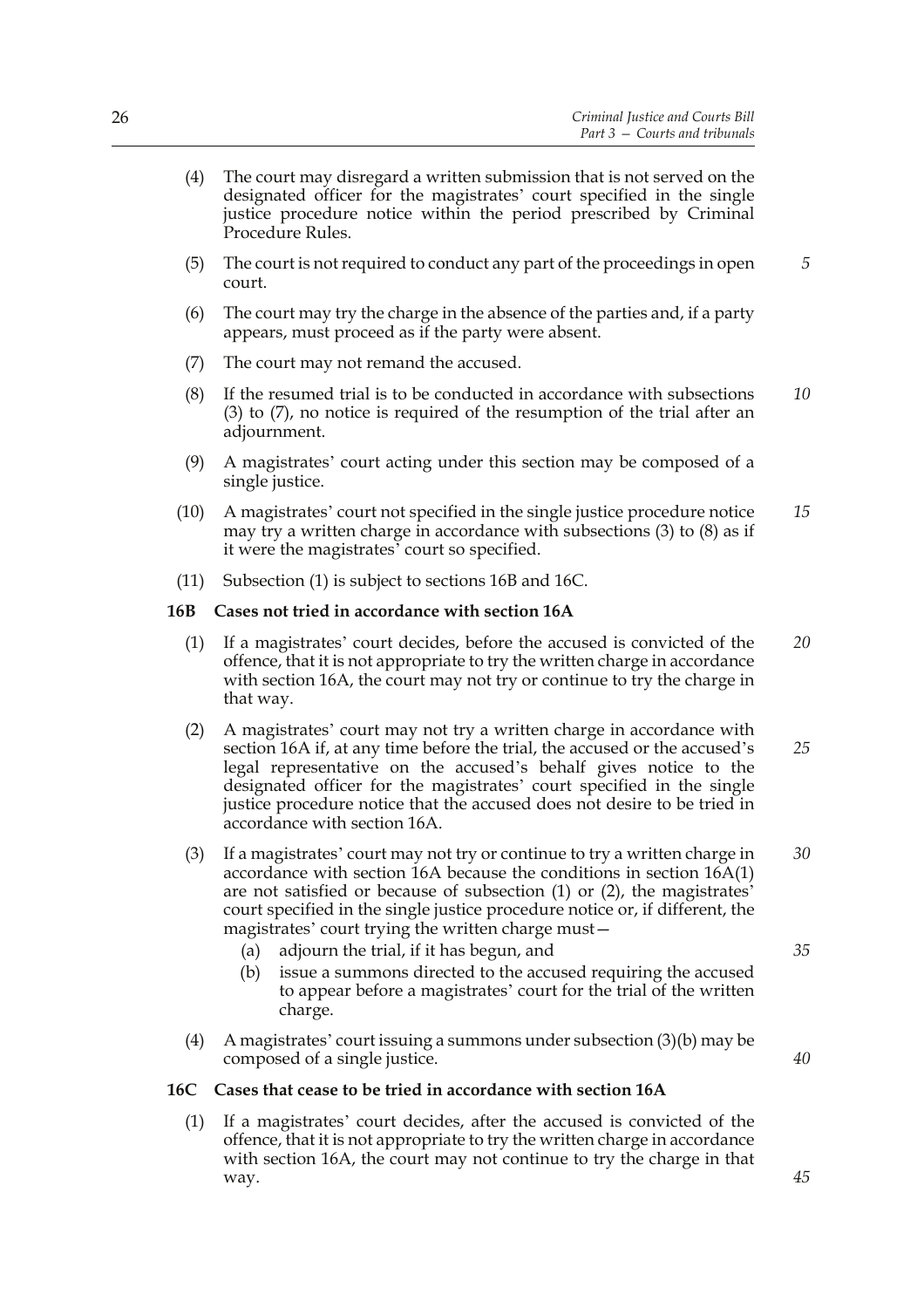(4) The court may disregard a written submission that is not served on the designated officer for the magistrates' court specified in the single justice procedure notice within the period prescribed by Criminal Procedure Rules.

(5) The court is not required to conduct any part of the proceedings in open court.

(6) The court may try the charge in the absence of the parties and, if a party appears, must proceed as if the party were absent.

(7) The court may not remand the accused.

(8) If the resumed trial is to be conducted in accordance with subsections (3) to (7), no notice is required of the resumption of the trial after an adjournment.

(9) A magistrates' court acting under this section may be composed of a single justice.

(10) A magistrates' court not specified in the single justice procedure notice may try a written charge in accordance with subsections (3) to (8) as if it were the magistrates' court so specified.

(11) Subsection (1) is subject to sections 16B and 16C.

**16B Cases not tried in accordance with section 16A**

(1) If a magistrates' court decides, before the accused is convicted of the offence, that it is not appropriate to try the written charge in accordance with section 16A, the court may not try or continue to try the charge in that way.

(2) A magistrates' court may not try a written charge in accordance with section 16A if, at any time before the trial, the accused or the accused's legal representative on the accused's behalf gives notice to the designated officer for the magistrates' court specified in the single justice procedure notice that the accused does not desire to be tried in accordance with section 16A.

(3) If a magistrates' court may not try or continue to try a written charge in accordance with section 16A because the conditions in section 16A(1) are not satisfied or because of subsection (1) or (2), the magistrates' court specified in the single justice procedure notice or, if different, the magistrates' court trying the written charge must—

(a) adjourn the trial, if it has begun, and

(b) issue a summons directed to the accused requiring the accused to appear before a magistrates' court for the trial of the written charge.

(4) A magistrates' court issuing a summons under subsection (3)(b) may be composed of a single justice.

**16C Cases that cease to be tried in accordance with section 16A**

(1) If a magistrates' court decides, after the accused is convicted of the offence, that it is not appropriate to try the written charge in accordance with section 16A, the court may not continue to try the charge in that way.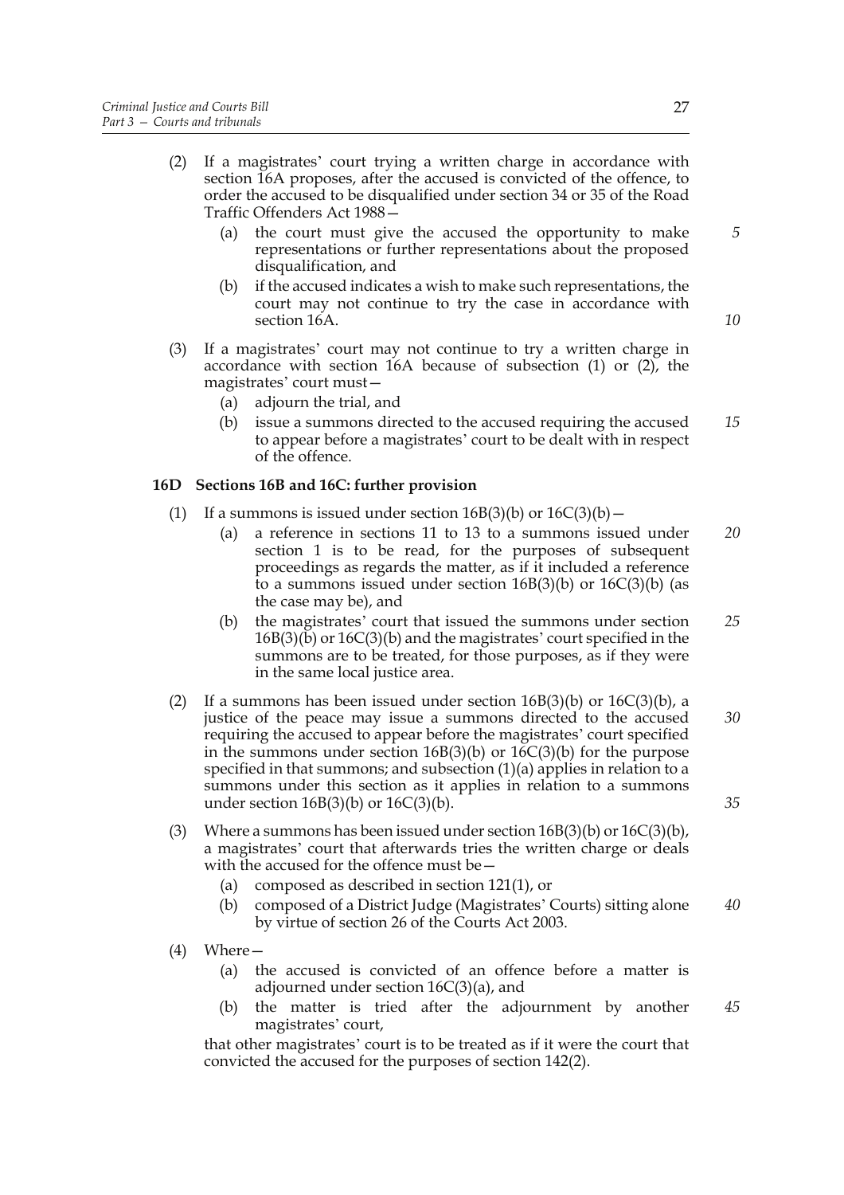(2) If a magistrates' court trying a written charge in accordance with section 16A proposes, after the accused is convicted of the offence, to order the accused to be disqualified under section 34 or 35 of the Road Traffic Offenders Act 1988—

   (a) the court must give the accused the opportunity to make representations or further representations about the proposed disqualification, and

   (b) if the accused indicates a wish to make such representations, the court may not continue to try the case in accordance with section 16A.

(3) If a magistrates' court may not continue to try a written charge in accordance with section 16A because of subsection (1) or (2), the magistrates' court must—

   (a) adjourn the trial, and

   (b) issue a summons directed to the accused requiring the accused to appear before a magistrates' court to be dealt with in respect of the offence.

### 16D Sections 16B and 16C: further provision

(1) If a summons is issued under section 16B(3)(b) or 16C(3)(b)—

   (a) a reference in sections 11 to 13 to a summons issued under section 1 is to be read, for the purposes of subsequent proceedings as regards the matter, as if it included a reference to a summons issued under section 16B(3)(b) or 16C(3)(b) (as the case may be), and

   (b) the magistrates' court that issued the summons under section 16B(3)(b) or 16C(3)(b) and the magistrates' court specified in the summons are to be treated, for those purposes, as if they were in the same local justice area.

(2) If a summons has been issued under section 16B(3)(b) or 16C(3)(b), a justice of the peace may issue a summons directed to the accused requiring the accused to appear before the magistrates' court specified in the summons under section 16B(3)(b) or 16C(3)(b) for the purpose specified in that summons; and subsection (1)(a) applies in relation to a summons under this section as it applies in relation to a summons under section 16B(3)(b) or 16C(3)(b).

(3) Where a summons has been issued under section 16B(3)(b) or 16C(3)(b), a magistrates' court that afterwards tries the written charge or deals with the accused for the offence must be—

   (a) composed as described in section 121(1), or

   (b) composed of a District Judge (Magistrates' Courts) sitting alone by virtue of section 26 of the Courts Act 2003.

(4) Where—

   (a) the accused is convicted of an offence before a matter is adjourned under section 16C(3)(a), and

   (b) the matter is tried after the adjournment by another magistrates' court,

that other magistrates' court is to be treated as if it were the court that convicted the accused for the purposes of section 142(2).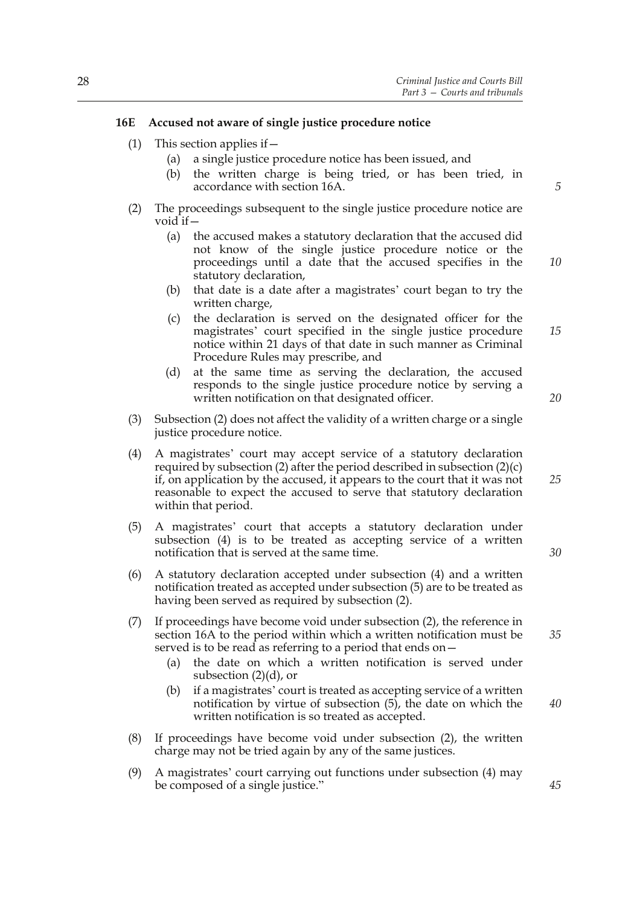### 16E Accused not aware of single justice procedure notice

(1) This section applies if—

- (a) a single justice procedure notice has been issued, and
- (b) the written charge is being tried, or has been tried, in accordance with section 16A.

(2) The proceedings subsequent to the single justice procedure notice are void if—

- (a) the accused makes a statutory declaration that the accused did not know of the single justice procedure notice or the proceedings until a date that the accused specifies in the statutory declaration,
- (b) that date is a date after a magistrates' court began to try the written charge,
- (c) the declaration is served on the designated officer for the magistrates' court specified in the single justice procedure notice within 21 days of that date in such manner as Criminal Procedure Rules may prescribe, and
- (d) at the same time as serving the declaration, the accused responds to the single justice procedure notice by serving a written notification on that designated officer.

(3) Subsection (2) does not affect the validity of a written charge or a single justice procedure notice.

(4) A magistrates' court may accept service of a statutory declaration required by subsection (2) after the period described in subsection (2)(c) if, on application by the accused, it appears to the court that it was not reasonable to expect the accused to serve that statutory declaration within that period.

(5) A magistrates' court that accepts a statutory declaration under subsection (4) is to be treated as accepting service of a written notification that is served at the same time.

(6) A statutory declaration accepted under subsection (4) and a written notification treated as accepted under subsection (5) are to be treated as having been served as required by subsection (2).

(7) If proceedings have become void under subsection (2), the reference in section 16A to the period within which a written notification must be served is to be read as referring to a period that ends on—

- (a) the date on which a written notification is served under subsection (2)(d), or
- (b) if a magistrates' court is treated as accepting service of a written notification by virtue of subsection (5), the date on which the written notification is so treated as accepted.

(8) If proceedings have become void under subsection (2), the written charge may not be tried again by any of the same justices.

(9) A magistrates' court carrying out functions under subsection (4) may be composed of a single justice."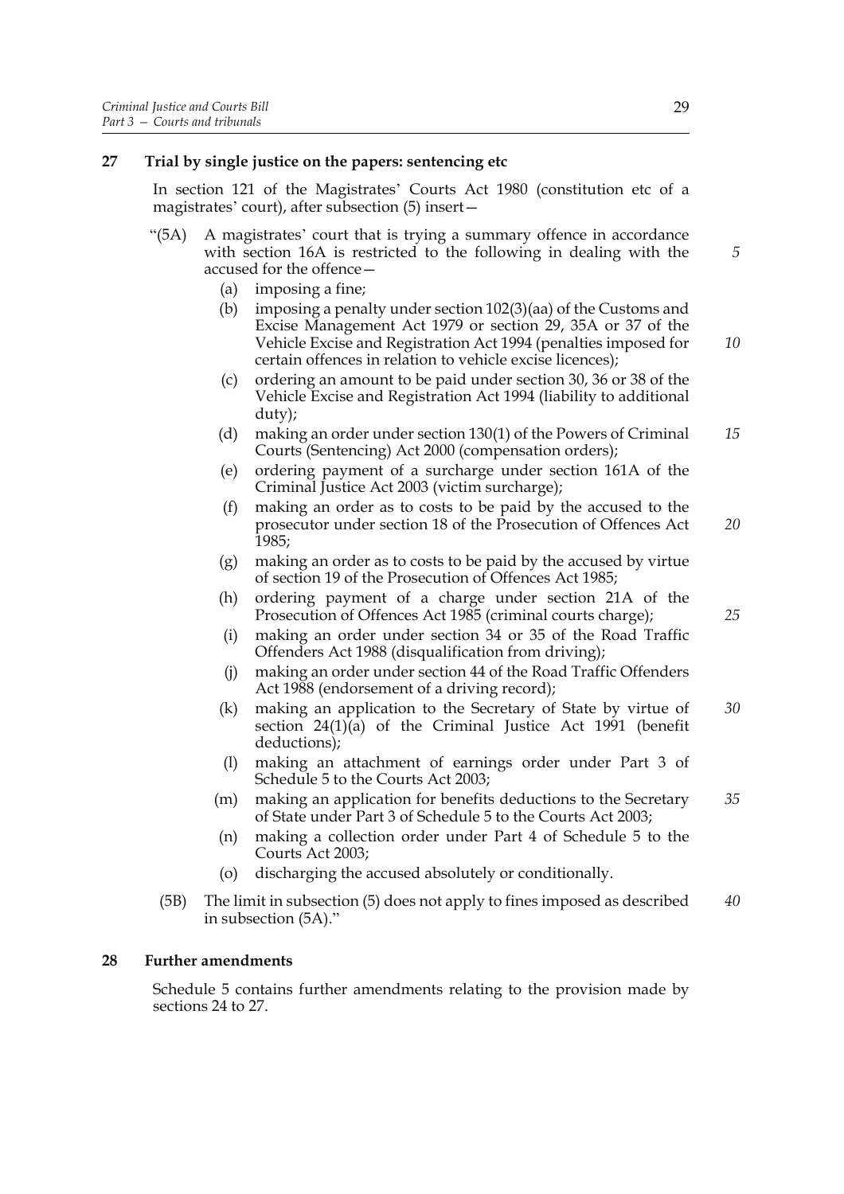## 27 Trial by single justice on the papers: sentencing etc

In section 121 of the Magistrates' Courts Act 1980 (constitution etc of a magistrates' court), after subsection (5) insert—

"(5A) A magistrates' court that is trying a summary offence in accordance with section 16A is restricted to the following in dealing with the accused for the offence—

(a) imposing a fine;

(b) imposing a penalty under section 102(3)(aa) of the Customs and Excise Management Act 1979 or section 29, 35A or 37 of the Vehicle Excise and Registration Act 1994 (penalties imposed for certain offences in relation to vehicle excise licences);

(c) ordering an amount to be paid under section 30, 36 or 38 of the Vehicle Excise and Registration Act 1994 (liability to additional duty);

(d) making an order under section 130(1) of the Powers of Criminal Courts (Sentencing) Act 2000 (compensation orders);

(e) ordering payment of a surcharge under section 161A of the Criminal Justice Act 2003 (victim surcharge);

(f) making an order as to costs to be paid by the accused to the prosecutor under section 18 of the Prosecution of Offences Act 1985;

(g) making an order as to costs to be paid by the accused by virtue of section 19 of the Prosecution of Offences Act 1985;

(h) ordering payment of a charge under section 21A of the Prosecution of Offences Act 1985 (criminal courts charge);

(i) making an order under section 34 or 35 of the Road Traffic Offenders Act 1988 (disqualification from driving);

(j) making an order under section 44 of the Road Traffic Offenders Act 1988 (endorsement of a driving record);

(k) making an application to the Secretary of State by virtue of section 24(1)(a) of the Criminal Justice Act 1991 (benefit deductions);

(l) making an attachment of earnings order under Part 3 of Schedule 5 to the Courts Act 2003;

(m) making an application for benefits deductions to the Secretary of State under Part 3 of Schedule 5 to the Courts Act 2003;

(n) making a collection order under Part 4 of Schedule 5 to the Courts Act 2003;

(o) discharging the accused absolutely or conditionally.

(5B) The limit in subsection (5) does not apply to fines imposed as described in subsection (5A)."

## 28 Further amendments

Schedule 5 contains further amendments relating to the provision made by sections 24 to 27.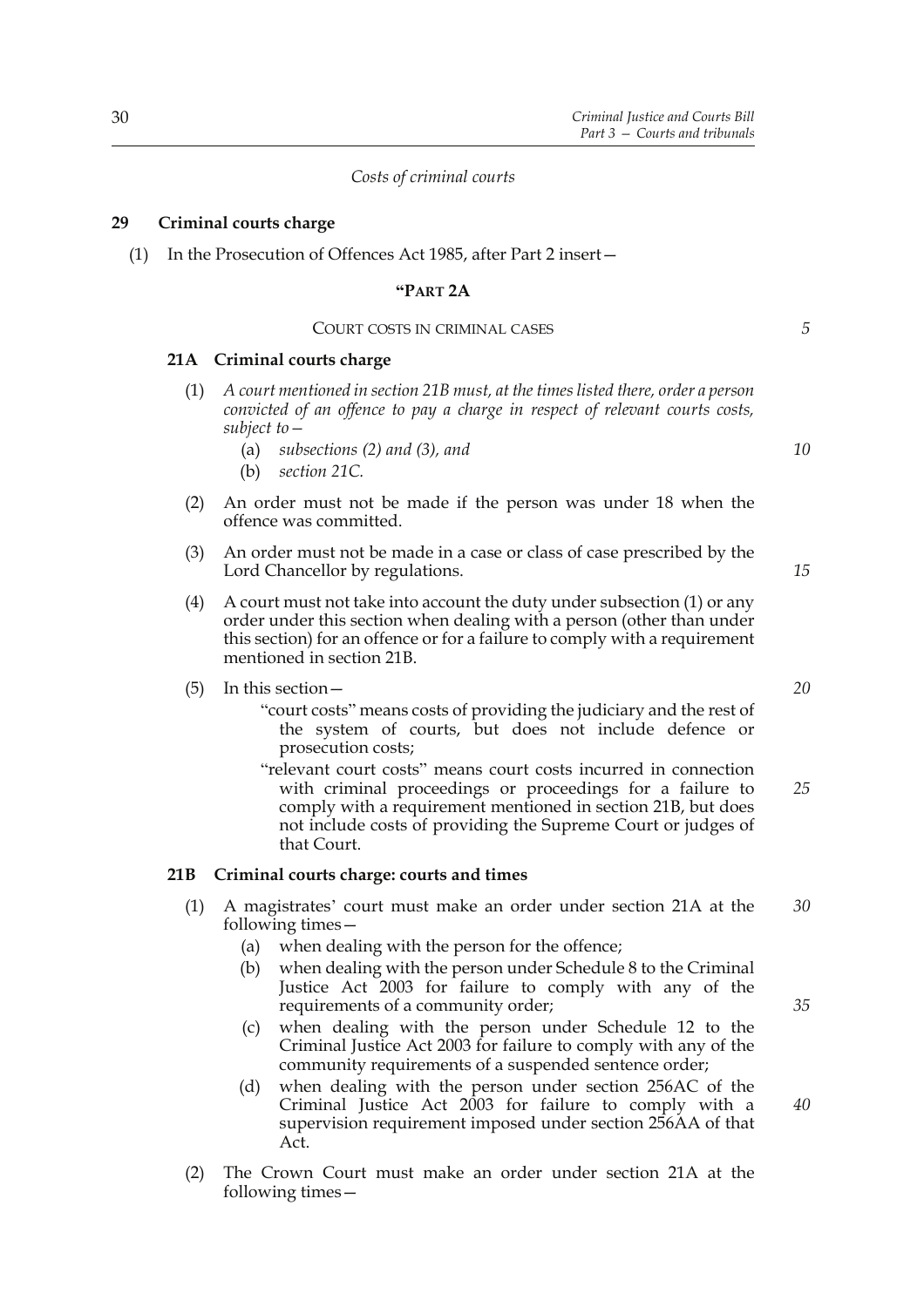*Costs of criminal courts*

**29 Criminal courts charge**

(1) In the Prosecution of Offences Act 1985, after Part 2 insert—

**"PART 2A**

COURT COSTS IN CRIMINAL CASES

**21A Criminal courts charge**

(1) *A court mentioned in section 21B must, at the times listed there, order a person convicted of an offence to pay a charge in respect of relevant courts costs, subject to—*

(a) *subsections (2) and (3), and*

(b) *section 21C.*

(2) An order must not be made if the person was under 18 when the offence was committed.

(3) An order must not be made in a case or class of case prescribed by the Lord Chancellor by regulations.

(4) A court must not take into account the duty under subsection (1) or any order under this section when dealing with a person (other than under this section) for an offence or for a failure to comply with a requirement mentioned in section 21B.

(5) In this section—

"court costs" means costs of providing the judiciary and the rest of the system of courts, but does not include defence or prosecution costs;

"relevant court costs" means court costs incurred in connection with criminal proceedings or proceedings for a failure to comply with a requirement mentioned in section 21B, but does not include costs of providing the Supreme Court or judges of that Court.

**21B Criminal courts charge: courts and times**

(1) A magistrates' court must make an order under section 21A at the following times—

(a) when dealing with the person for the offence;

(b) when dealing with the person under Schedule 8 to the Criminal Justice Act 2003 for failure to comply with any of the requirements of a community order;

(c) when dealing with the person under Schedule 12 to the Criminal Justice Act 2003 for failure to comply with any of the community requirements of a suspended sentence order;

(d) when dealing with the person under section 256AC of the Criminal Justice Act 2003 for failure to comply with a supervision requirement imposed under section 256AA of that Act.

(2) The Crown Court must make an order under section 21A at the following times—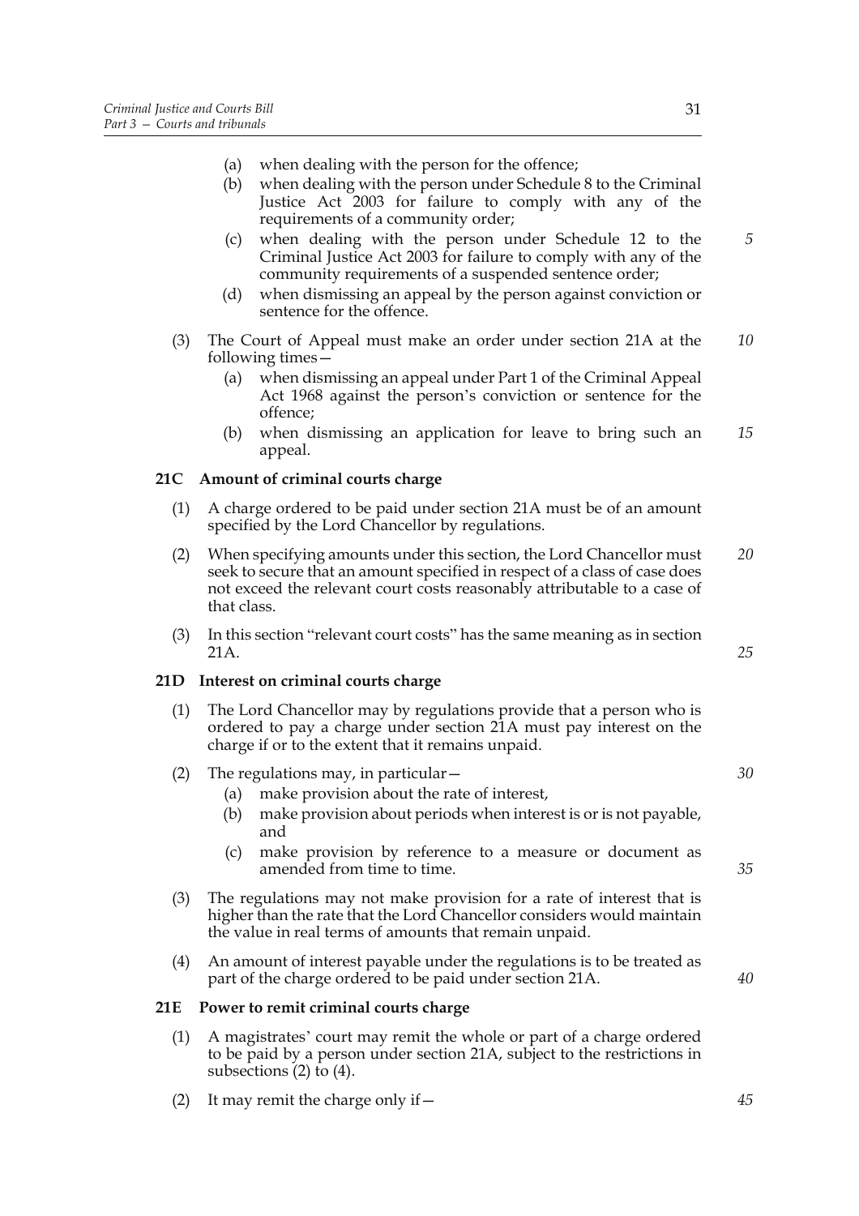(a) when dealing with the person for the offence;

(b) when dealing with the person under Schedule 8 to the Criminal Justice Act 2003 for failure to comply with any of the requirements of a community order;

(c) when dealing with the person under Schedule 12 to the Criminal Justice Act 2003 for failure to comply with any of the community requirements of a suspended sentence order;

(d) when dismissing an appeal by the person against conviction or sentence for the offence.

(3) The Court of Appeal must make an order under section 21A at the following times—

(a) when dismissing an appeal under Part 1 of the Criminal Appeal Act 1968 against the person's conviction or sentence for the offence;

(b) when dismissing an application for leave to bring such an appeal.

### 21C Amount of criminal courts charge

(1) A charge ordered to be paid under section 21A must be of an amount specified by the Lord Chancellor by regulations.

(2) When specifying amounts under this section, the Lord Chancellor must seek to secure that an amount specified in respect of a class of case does not exceed the relevant court costs reasonably attributable to a case of that class.

(3) In this section "relevant court costs" has the same meaning as in section 21A.

### 21D Interest on criminal courts charge

(1) The Lord Chancellor may by regulations provide that a person who is ordered to pay a charge under section 21A must pay interest on the charge if or to the extent that it remains unpaid.

(2) The regulations may, in particular—

(a) make provision about the rate of interest,

(b) make provision about periods when interest is or is not payable, and

(c) make provision by reference to a measure or document as amended from time to time.

(3) The regulations may not make provision for a rate of interest that is higher than the rate that the Lord Chancellor considers would maintain the value in real terms of amounts that remain unpaid.

(4) An amount of interest payable under the regulations is to be treated as part of the charge ordered to be paid under section 21A.

### 21E Power to remit criminal courts charge

(1) A magistrates' court may remit the whole or part of a charge ordered to be paid by a person under section 21A, subject to the restrictions in subsections (2) to (4).

(2) It may remit the charge only if—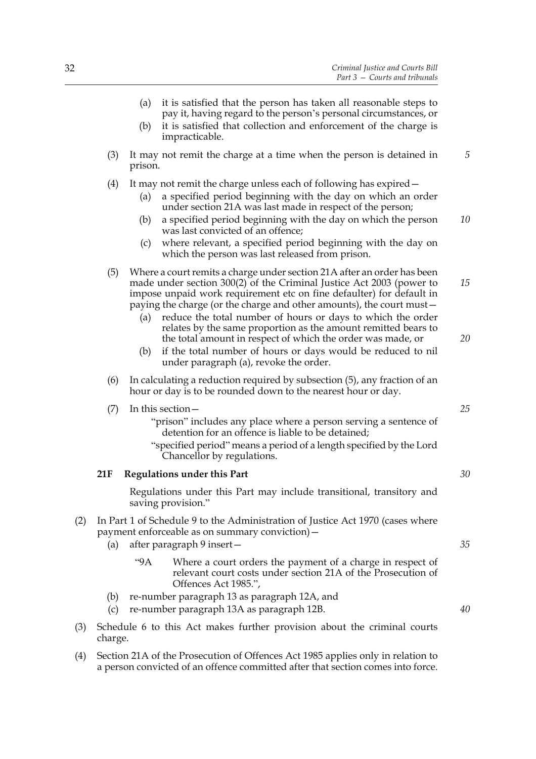(a) it is satisfied that the person has taken all reasonable steps to pay it, having regard to the person's personal circumstances, or

(b) it is satisfied that collection and enforcement of the charge is impracticable.

(3) It may not remit the charge at a time when the person is detained in prison.

(4) It may not remit the charge unless each of following has expired—

(a) a specified period beginning with the day on which an order under section 21A was last made in respect of the person;

(b) a specified period beginning with the day on which the person was last convicted of an offence;

(c) where relevant, a specified period beginning with the day on which the person was last released from prison.

(5) Where a court remits a charge under section 21A after an order has been made under section 300(2) of the Criminal Justice Act 2003 (power to impose unpaid work requirement etc on fine defaulter) for default in paying the charge (or the charge and other amounts), the court must—

(a) reduce the total number of hours or days to which the order relates by the same proportion as the amount remitted bears to the total amount in respect of which the order was made, or

(b) if the total number of hours or days would be reduced to nil under paragraph (a), revoke the order.

(6) In calculating a reduction required by subsection (5), any fraction of an hour or day is to be rounded down to the nearest hour or day.

(7) In this section—

"prison" includes any place where a person serving a sentence of detention for an offence is liable to be detained;

"specified period" means a period of a length specified by the Lord Chancellor by regulations.

**21F Regulations under this Part**

Regulations under this Part may include transitional, transitory and saving provision."

(2) In Part 1 of Schedule 9 to the Administration of Justice Act 1970 (cases where payment enforceable as on summary conviction)—

(a) after paragraph 9 insert—

"9A Where a court orders the payment of a charge in respect of relevant court costs under section 21A of the Prosecution of Offences Act 1985.",

(b) re-number paragraph 13 as paragraph 12A, and

(c) re-number paragraph 13A as paragraph 12B.

(3) Schedule 6 to this Act makes further provision about the criminal courts charge.

(4) Section 21A of the Prosecution of Offences Act 1985 applies only in relation to a person convicted of an offence committed after that section comes into force.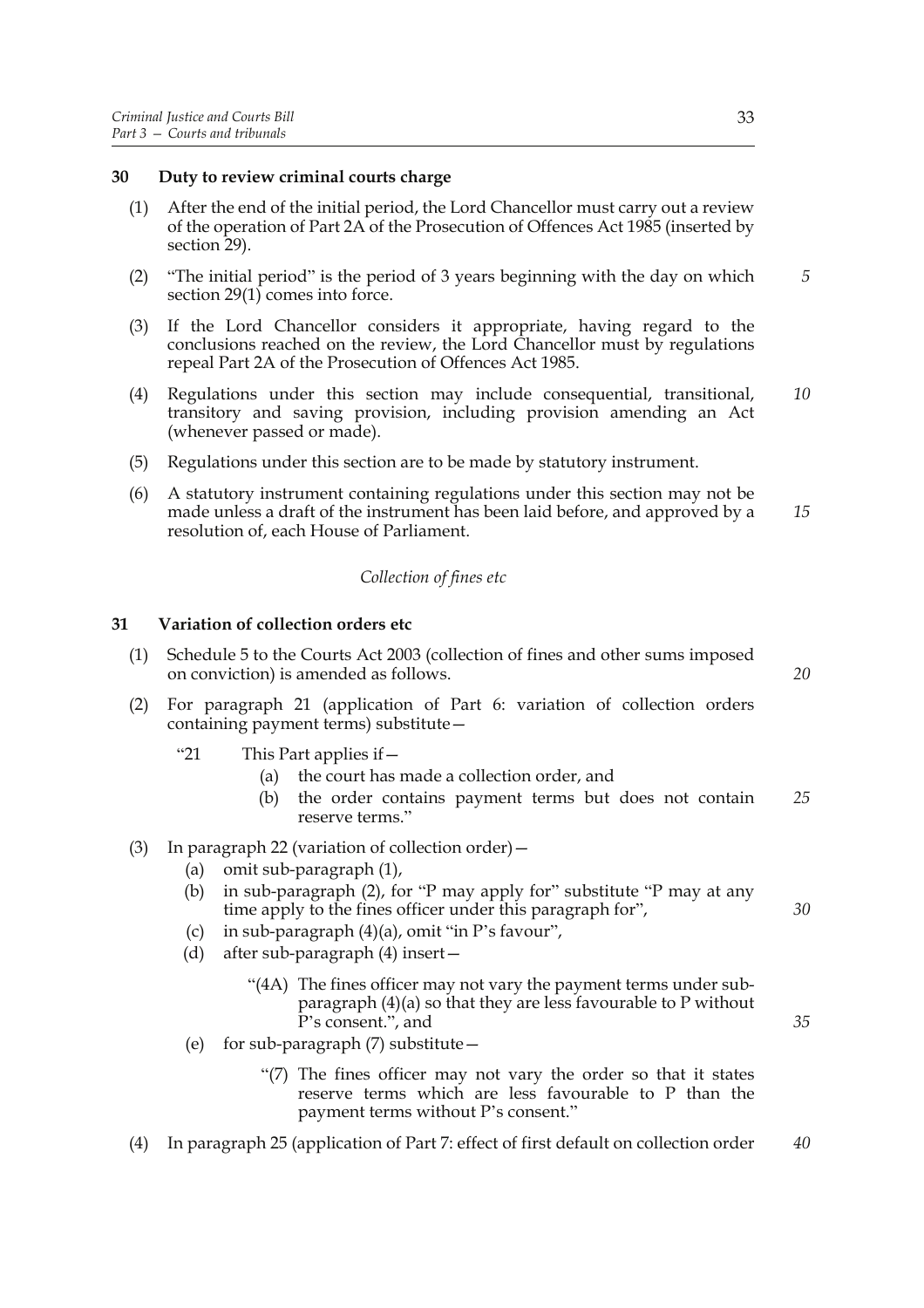## 30 Duty to review criminal courts charge

(1) After the end of the initial period, the Lord Chancellor must carry out a review of the operation of Part 2A of the Prosecution of Offences Act 1985 (inserted by section 29).

(2) "The initial period" is the period of 3 years beginning with the day on which section 29(1) comes into force.

(3) If the Lord Chancellor considers it appropriate, having regard to the conclusions reached on the review, the Lord Chancellor must by regulations repeal Part 2A of the Prosecution of Offences Act 1985.

(4) Regulations under this section may include consequential, transitional, transitory and saving provision, including provision amending an Act (whenever passed or made).

(5) Regulations under this section are to be made by statutory instrument.

(6) A statutory instrument containing regulations under this section may not be made unless a draft of the instrument has been laid before, and approved by a resolution of, each House of Parliament.

*Collection of fines etc*

## 31 Variation of collection orders etc

(1) Schedule 5 to the Courts Act 2003 (collection of fines and other sums imposed on conviction) is amended as follows.

(2) For paragraph 21 (application of Part 6: variation of collection orders containing payment terms) substitute—

> "21 This Part applies if—
> (a) the court has made a collection order, and
> (b) the order contains payment terms but does not contain reserve terms."

(3) In paragraph 22 (variation of collection order)—

(a) omit sub-paragraph (1),

(b) in sub-paragraph (2), for "P may apply for" substitute "P may at any time apply to the fines officer under this paragraph for",

(c) in sub-paragraph (4)(a), omit "in P's favour",

(d) after sub-paragraph (4) insert—

> "(4A) The fines officer may not vary the payment terms under sub-paragraph (4)(a) so that they are less favourable to P without P's consent.", and

(e) for sub-paragraph (7) substitute—

> "(7) The fines officer may not vary the order so that it states reserve terms which are less favourable to P than the payment terms without P's consent."

(4) In paragraph 25 (application of Part 7: effect of first default on collection order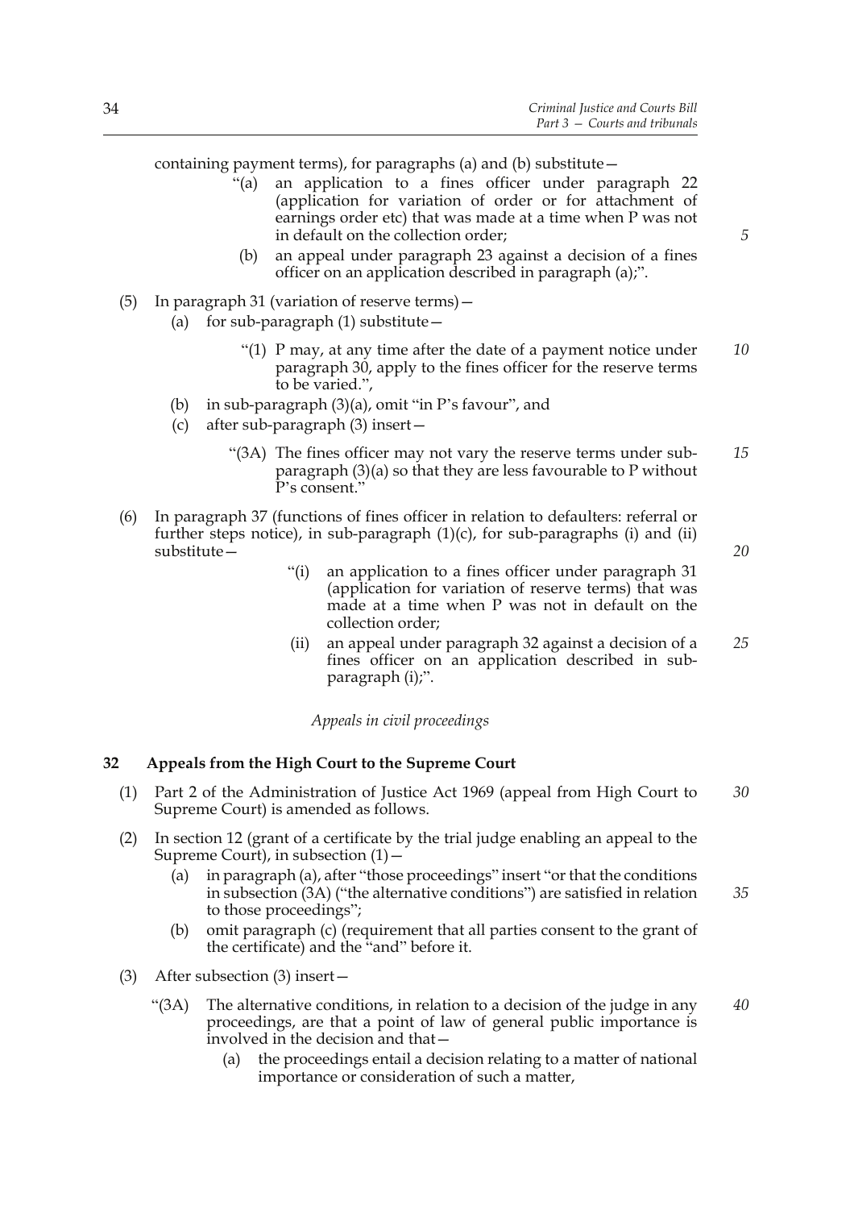containing payment terms), for paragraphs (a) and (b) substitute—

"(a) an application to a fines officer under paragraph 22 (application for variation of order or for attachment of earnings order etc) that was made at a time when P was not in default on the collection order;

(b) an appeal under paragraph 23 against a decision of a fines officer on an application described in paragraph (a);".

(5) In paragraph 31 (variation of reserve terms)—

(a) for sub-paragraph (1) substitute—

"(1) P may, at any time after the date of a payment notice under paragraph 30, apply to the fines officer for the reserve terms to be varied.",

(b) in sub-paragraph (3)(a), omit "in P's favour", and

(c) after sub-paragraph (3) insert—

"(3A) The fines officer may not vary the reserve terms under sub-paragraph (3)(a) so that they are less favourable to P without P's consent."

(6) In paragraph 37 (functions of fines officer in relation to defaulters: referral or further steps notice), in sub-paragraph (1)(c), for sub-paragraphs (i) and (ii) substitute—

"(i) an application to a fines officer under paragraph 31 (application for variation of reserve terms) that was made at a time when P was not in default on the collection order;

(ii) an appeal under paragraph 32 against a decision of a fines officer on an application described in sub-paragraph (i);".

*Appeals in civil proceedings*

### 32 Appeals from the High Court to the Supreme Court

(1) Part 2 of the Administration of Justice Act 1969 (appeal from High Court to Supreme Court) is amended as follows.

(2) In section 12 (grant of a certificate by the trial judge enabling an appeal to the Supreme Court), in subsection (1)—

(a) in paragraph (a), after "those proceedings" insert "or that the conditions in subsection (3A) ("the alternative conditions") are satisfied in relation to those proceedings";

(b) omit paragraph (c) (requirement that all parties consent to the grant of the certificate) and the "and" before it.

(3) After subsection (3) insert—

"(3A) The alternative conditions, in relation to a decision of the judge in any proceedings, are that a point of law of general public importance is involved in the decision and that—

(a) the proceedings entail a decision relating to a matter of national importance or consideration of such a matter,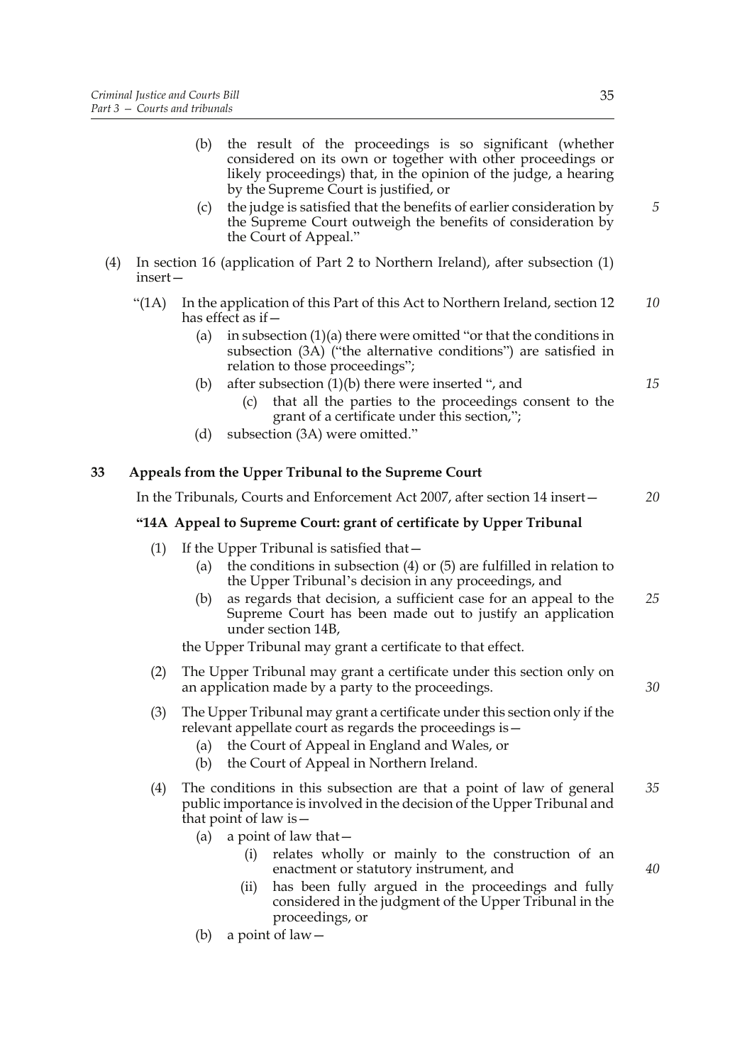(b) the result of the proceedings is so significant (whether considered on its own or together with other proceedings or likely proceedings) that, in the opinion of the judge, a hearing by the Supreme Court is justified, or

(c) the judge is satisfied that the benefits of earlier consideration by the Supreme Court outweigh the benefits of consideration by the Court of Appeal."

(4) In section 16 (application of Part 2 to Northern Ireland), after subsection (1) insert—

"(1A) In the application of this Part of this Act to Northern Ireland, section 12 has effect as if—

(a) in subsection (1)(a) there were omitted "or that the conditions in subsection (3A) ("the alternative conditions") are satisfied in relation to those proceedings";

(b) after subsection (1)(b) there were inserted ", and

(c) that all the parties to the proceedings consent to the grant of a certificate under this section,";

(d) subsection (3A) were omitted."

## 33 Appeals from the Upper Tribunal to the Supreme Court

In the Tribunals, Courts and Enforcement Act 2007, after section 14 insert—

**"14A Appeal to Supreme Court: grant of certificate by Upper Tribunal**

(1) If the Upper Tribunal is satisfied that—

(a) the conditions in subsection (4) or (5) are fulfilled in relation to the Upper Tribunal's decision in any proceedings, and

(b) as regards that decision, a sufficient case for an appeal to the Supreme Court has been made out to justify an application under section 14B,

the Upper Tribunal may grant a certificate to that effect.

(2) The Upper Tribunal may grant a certificate under this section only on an application made by a party to the proceedings.

(3) The Upper Tribunal may grant a certificate under this section only if the relevant appellate court as regards the proceedings is—

(a) the Court of Appeal in England and Wales, or

(b) the Court of Appeal in Northern Ireland.

(4) The conditions in this subsection are that a point of law of general public importance is involved in the decision of the Upper Tribunal and that point of law is—

(a) a point of law that—

(i) relates wholly or mainly to the construction of an enactment or statutory instrument, and

(ii) has been fully argued in the proceedings and fully considered in the judgment of the Upper Tribunal in the proceedings, or

(b) a point of law—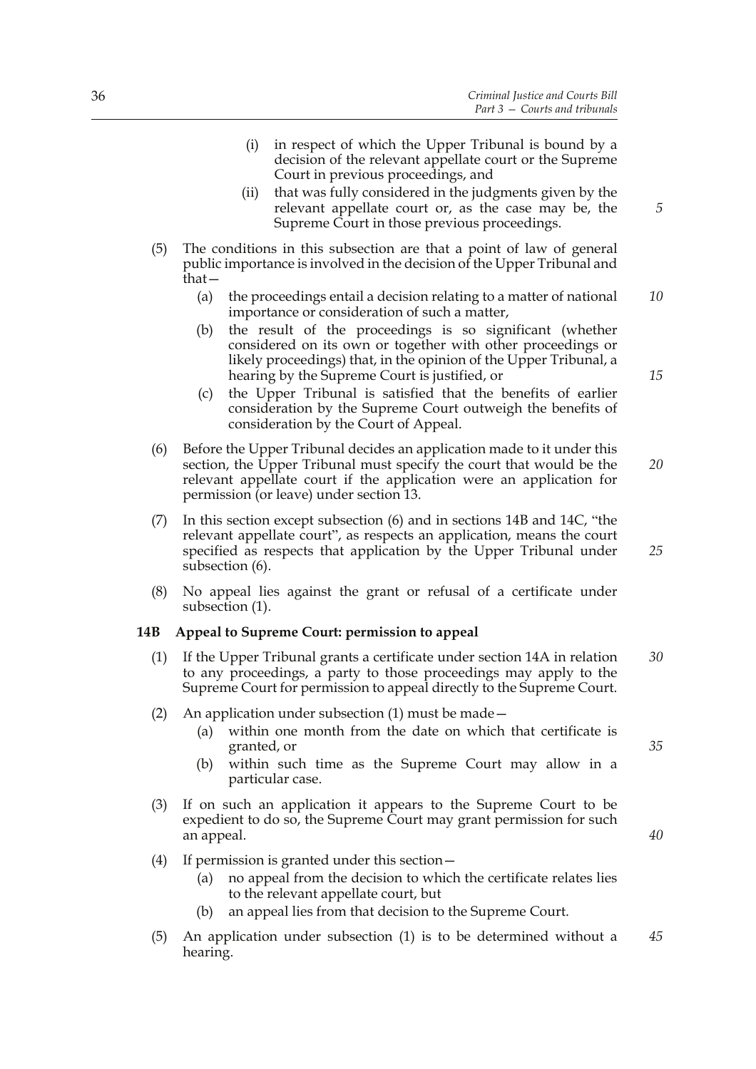(i) in respect of which the Upper Tribunal is bound by a decision of the relevant appellate court or the Supreme Court in previous proceedings, and

(ii) that was fully considered in the judgments given by the relevant appellate court or, as the case may be, the Supreme Court in those previous proceedings.

(5) The conditions in this subsection are that a point of law of general public importance is involved in the decision of the Upper Tribunal and that—

(a) the proceedings entail a decision relating to a matter of national importance or consideration of such a matter,

(b) the result of the proceedings is so significant (whether considered on its own or together with other proceedings or likely proceedings) that, in the opinion of the Upper Tribunal, a hearing by the Supreme Court is justified, or

(c) the Upper Tribunal is satisfied that the benefits of earlier consideration by the Supreme Court outweigh the benefits of consideration by the Court of Appeal.

(6) Before the Upper Tribunal decides an application made to it under this section, the Upper Tribunal must specify the court that would be the relevant appellate court if the application were an application for permission (or leave) under section 13.

(7) In this section except subsection (6) and in sections 14B and 14C, "the relevant appellate court", as respects an application, means the court specified as respects that application by the Upper Tribunal under subsection (6).

(8) No appeal lies against the grant or refusal of a certificate under subsection (1).

**14B Appeal to Supreme Court: permission to appeal**

(1) If the Upper Tribunal grants a certificate under section 14A in relation to any proceedings, a party to those proceedings may apply to the Supreme Court for permission to appeal directly to the Supreme Court.

(2) An application under subsection (1) must be made—

(a) within one month from the date on which that certificate is granted, or

(b) within such time as the Supreme Court may allow in a particular case.

(3) If on such an application it appears to the Supreme Court to be expedient to do so, the Supreme Court may grant permission for such an appeal.

(4) If permission is granted under this section—

(a) no appeal from the decision to which the certificate relates lies to the relevant appellate court, but

(b) an appeal lies from that decision to the Supreme Court.

(5) An application under subsection (1) is to be determined without a hearing.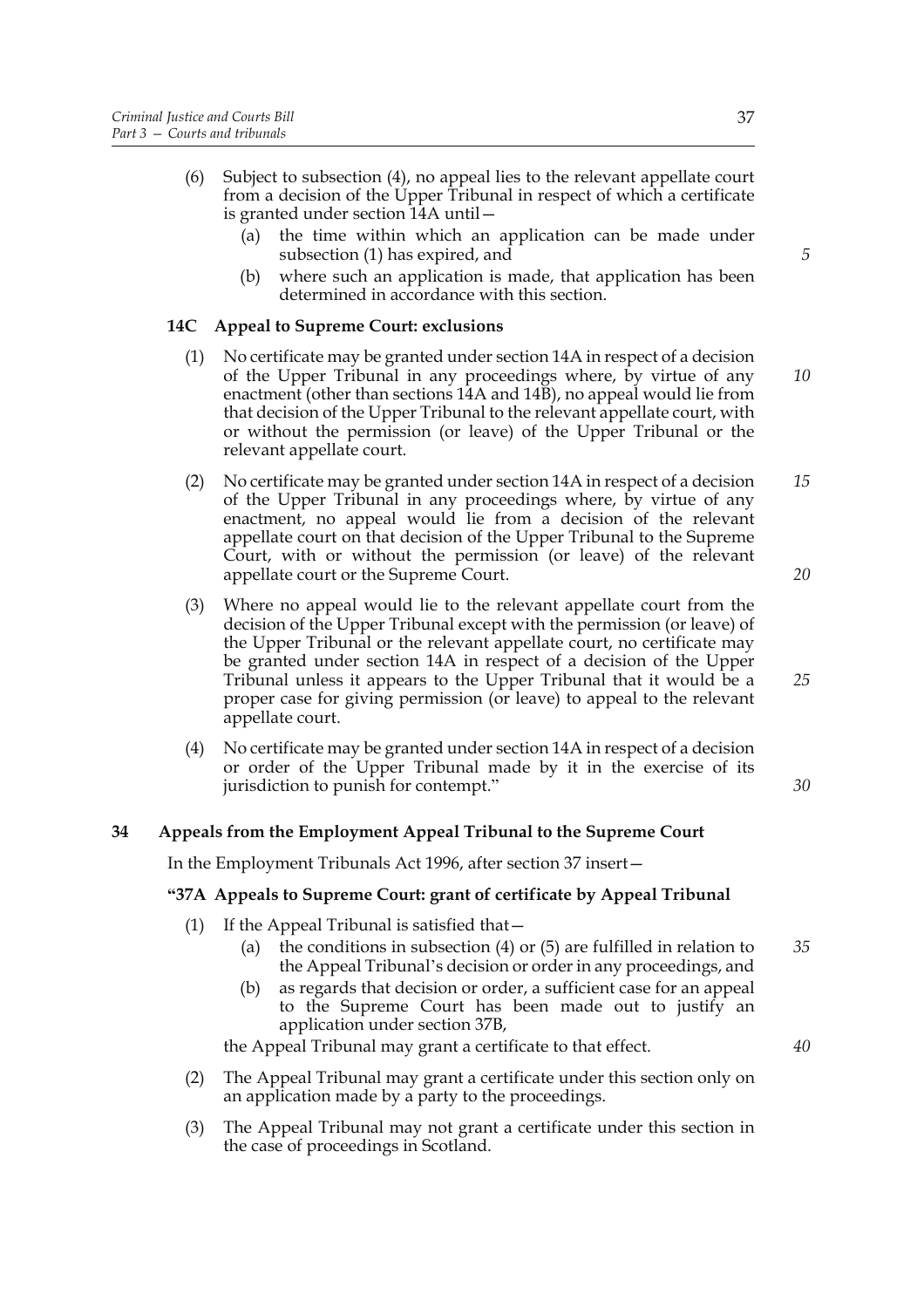(6) Subject to subsection (4), no appeal lies to the relevant appellate court from a decision of the Upper Tribunal in respect of which a certificate is granted under section 14A until—

   (a) the time within which an application can be made under subsection (1) has expired, and

   (b) where such an application is made, that application has been determined in accordance with this section.

### 14C Appeal to Supreme Court: exclusions

(1) No certificate may be granted under section 14A in respect of a decision of the Upper Tribunal in any proceedings where, by virtue of any enactment (other than sections 14A and 14B), no appeal would lie from that decision of the Upper Tribunal to the relevant appellate court, with or without the permission (or leave) of the Upper Tribunal or the relevant appellate court.

(2) No certificate may be granted under section 14A in respect of a decision of the Upper Tribunal in any proceedings where, by virtue of any enactment, no appeal would lie from a decision of the relevant appellate court on that decision of the Upper Tribunal to the Supreme Court, with or without the permission (or leave) of the relevant appellate court or the Supreme Court.

(3) Where no appeal would lie to the relevant appellate court from the decision of the Upper Tribunal except with the permission (or leave) of the Upper Tribunal or the relevant appellate court, no certificate may be granted under section 14A in respect of a decision of the Upper Tribunal unless it appears to the Upper Tribunal that it would be a proper case for giving permission (or leave) to appeal to the relevant appellate court.

(4) No certificate may be granted under section 14A in respect of a decision or order of the Upper Tribunal made by it in the exercise of its jurisdiction to punish for contempt."

## 34 Appeals from the Employment Appeal Tribunal to the Supreme Court

In the Employment Tribunals Act 1996, after section 37 insert—

### "37A Appeals to Supreme Court: grant of certificate by Appeal Tribunal

(1) If the Appeal Tribunal is satisfied that—

   (a) the conditions in subsection (4) or (5) are fulfilled in relation to the Appeal Tribunal's decision or order in any proceedings, and

   (b) as regards that decision or order, a sufficient case for an appeal to the Supreme Court has been made out to justify an application under section 37B,

the Appeal Tribunal may grant a certificate to that effect.

(2) The Appeal Tribunal may grant a certificate under this section only on an application made by a party to the proceedings.

(3) The Appeal Tribunal may not grant a certificate under this section in the case of proceedings in Scotland.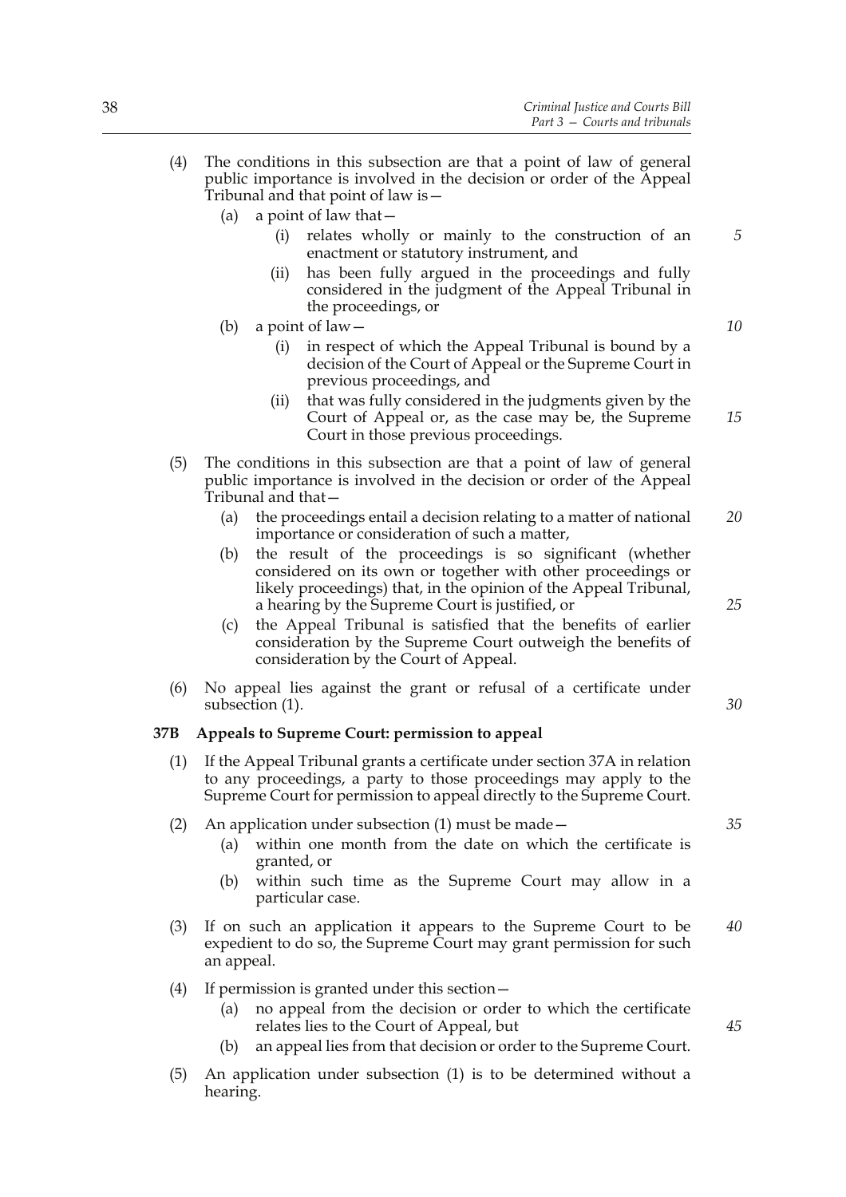(4) The conditions in this subsection are that a point of law of general public importance is involved in the decision or order of the Appeal Tribunal and that point of law is—

(a) a point of law that—

(i) relates wholly or mainly to the construction of an enactment or statutory instrument, and

(ii) has been fully argued in the proceedings and fully considered in the judgment of the Appeal Tribunal in the proceedings, or

(b) a point of law—

(i) in respect of which the Appeal Tribunal is bound by a decision of the Court of Appeal or the Supreme Court in previous proceedings, and

(ii) that was fully considered in the judgments given by the Court of Appeal or, as the case may be, the Supreme Court in those previous proceedings.

(5) The conditions in this subsection are that a point of law of general public importance is involved in the decision or order of the Appeal Tribunal and that—

(a) the proceedings entail a decision relating to a matter of national importance or consideration of such a matter,

(b) the result of the proceedings is so significant (whether considered on its own or together with other proceedings or likely proceedings) that, in the opinion of the Appeal Tribunal, a hearing by the Supreme Court is justified, or

(c) the Appeal Tribunal is satisfied that the benefits of earlier consideration by the Supreme Court outweigh the benefits of consideration by the Court of Appeal.

(6) No appeal lies against the grant or refusal of a certificate under subsection (1).

**37B Appeals to Supreme Court: permission to appeal**

(1) If the Appeal Tribunal grants a certificate under section 37A in relation to any proceedings, a party to those proceedings may apply to the Supreme Court for permission to appeal directly to the Supreme Court.

(2) An application under subsection (1) must be made—

(a) within one month from the date on which the certificate is granted, or

(b) within such time as the Supreme Court may allow in a particular case.

(3) If on such an application it appears to the Supreme Court to be expedient to do so, the Supreme Court may grant permission for such an appeal.

(4) If permission is granted under this section—

(a) no appeal from the decision or order to which the certificate relates lies to the Court of Appeal, but

(b) an appeal lies from that decision or order to the Supreme Court.

(5) An application under subsection (1) is to be determined without a hearing.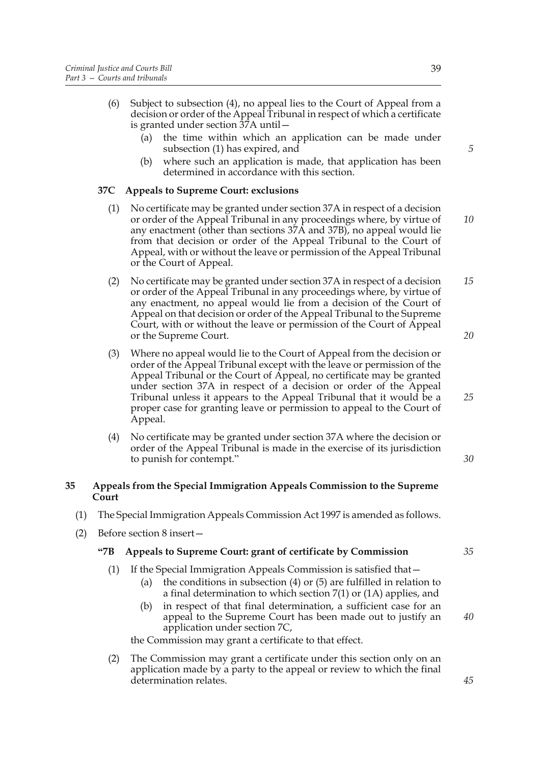(6) Subject to subsection (4), no appeal lies to the Court of Appeal from a decision or order of the Appeal Tribunal in respect of which a certificate is granted under section 37A until—

   (a) the time within which an application can be made under subsection (1) has expired, and

   (b) where such an application is made, that application has been determined in accordance with this section.

### 37C Appeals to Supreme Court: exclusions

(1) No certificate may be granted under section 37A in respect of a decision or order of the Appeal Tribunal in any proceedings where, by virtue of any enactment (other than sections 37A and 37B), no appeal would lie from that decision or order of the Appeal Tribunal to the Court of Appeal, with or without the leave or permission of the Appeal Tribunal or the Court of Appeal.

(2) No certificate may be granted under section 37A in respect of a decision or order of the Appeal Tribunal in any proceedings where, by virtue of any enactment, no appeal would lie from a decision of the Court of Appeal on that decision or order of the Appeal Tribunal to the Supreme Court, with or without the leave or permission of the Court of Appeal or the Supreme Court.

(3) Where no appeal would lie to the Court of Appeal from the decision or order of the Appeal Tribunal except with the leave or permission of the Appeal Tribunal or the Court of Appeal, no certificate may be granted under section 37A in respect of a decision or order of the Appeal Tribunal unless it appears to the Appeal Tribunal that it would be a proper case for granting leave or permission to appeal to the Court of Appeal.

(4) No certificate may be granted under section 37A where the decision or order of the Appeal Tribunal is made in the exercise of its jurisdiction to punish for contempt."

## 35 Appeals from the Special Immigration Appeals Commission to the Supreme Court

(1) The Special Immigration Appeals Commission Act 1997 is amended as follows.

(2) Before section 8 insert—

### "7B Appeals to Supreme Court: grant of certificate by Commission

(1) If the Special Immigration Appeals Commission is satisfied that—

   (a) the conditions in subsection (4) or (5) are fulfilled in relation to a final determination to which section 7(1) or (1A) applies, and

   (b) in respect of that final determination, a sufficient case for an appeal to the Supreme Court has been made out to justify an application under section 7C,

the Commission may grant a certificate to that effect.

(2) The Commission may grant a certificate under this section only on an application made by a party to the appeal or review to which the final determination relates.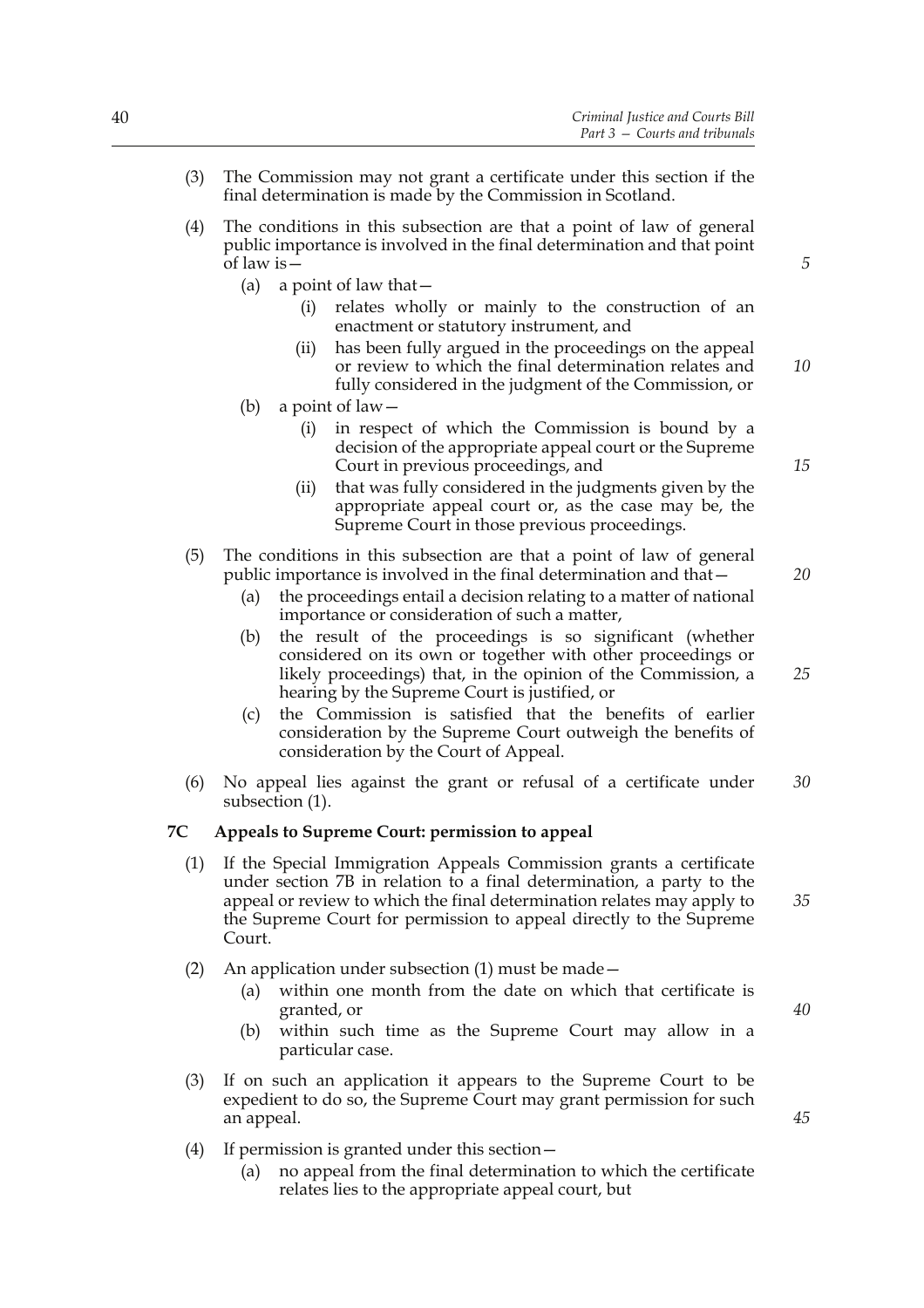(3) The Commission may not grant a certificate under this section if the final determination is made by the Commission in Scotland.

(4) The conditions in this subsection are that a point of law of general public importance is involved in the final determination and that point of law is—

   (a) a point of law that—

      (i) relates wholly or mainly to the construction of an enactment or statutory instrument, and

      (ii) has been fully argued in the proceedings on the appeal or review to which the final determination relates and fully considered in the judgment of the Commission, or

   (b) a point of law—

      (i) in respect of which the Commission is bound by a decision of the appropriate appeal court or the Supreme Court in previous proceedings, and

      (ii) that was fully considered in the judgments given by the appropriate appeal court or, as the case may be, the Supreme Court in those previous proceedings.

(5) The conditions in this subsection are that a point of law of general public importance is involved in the final determination and that—

   (a) the proceedings entail a decision relating to a matter of national importance or consideration of such a matter,

   (b) the result of the proceedings is so significant (whether considered on its own or together with other proceedings or likely proceedings) that, in the opinion of the Commission, a hearing by the Supreme Court is justified, or

   (c) the Commission is satisfied that the benefits of earlier consideration by the Supreme Court outweigh the benefits of consideration by the Court of Appeal.

(6) No appeal lies against the grant or refusal of a certificate under subsection (1).

**7C Appeals to Supreme Court: permission to appeal**

(1) If the Special Immigration Appeals Commission grants a certificate under section 7B in relation to a final determination, a party to the appeal or review to which the final determination relates may apply to the Supreme Court for permission to appeal directly to the Supreme Court.

(2) An application under subsection (1) must be made—

   (a) within one month from the date on which that certificate is granted, or

   (b) within such time as the Supreme Court may allow in a particular case.

(3) If on such an application it appears to the Supreme Court to be expedient to do so, the Supreme Court may grant permission for such an appeal.

(4) If permission is granted under this section—

   (a) no appeal from the final determination to which the certificate relates lies to the appropriate appeal court, but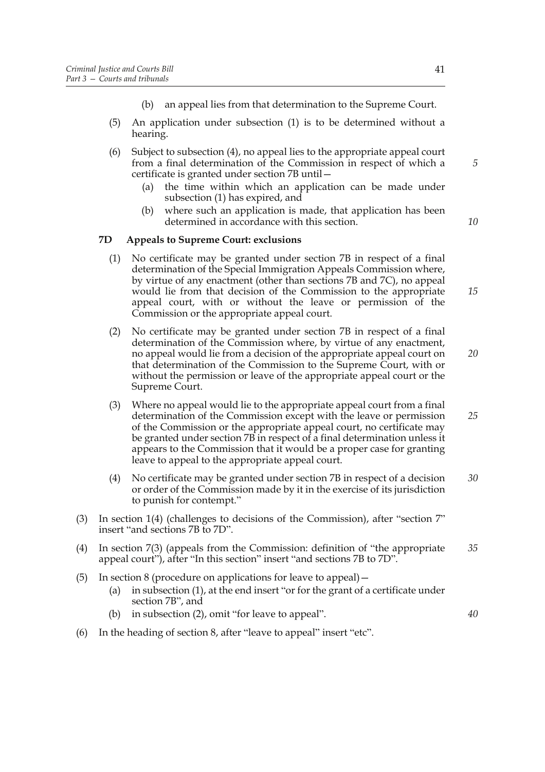(b) an appeal lies from that determination to the Supreme Court.

(5) An application under subsection (1) is to be determined without a hearing.

(6) Subject to subsection (4), no appeal lies to the appropriate appeal court from a final determination of the Commission in respect of which a certificate is granted under section 7B until—

(a) the time within which an application can be made under subsection (1) has expired, and

(b) where such an application is made, that application has been determined in accordance with this section.

**7D Appeals to Supreme Court: exclusions**

(1) No certificate may be granted under section 7B in respect of a final determination of the Special Immigration Appeals Commission where, by virtue of any enactment (other than sections 7B and 7C), no appeal would lie from that decision of the Commission to the appropriate appeal court, with or without the leave or permission of the Commission or the appropriate appeal court.

(2) No certificate may be granted under section 7B in respect of a final determination of the Commission where, by virtue of any enactment, no appeal would lie from a decision of the appropriate appeal court on that determination of the Commission to the Supreme Court, with or without the permission or leave of the appropriate appeal court or the Supreme Court.

(3) Where no appeal would lie to the appropriate appeal court from a final determination of the Commission except with the leave or permission of the Commission or the appropriate appeal court, no certificate may be granted under section 7B in respect of a final determination unless it appears to the Commission that it would be a proper case for granting leave to appeal to the appropriate appeal court.

(4) No certificate may be granted under section 7B in respect of a decision or order of the Commission made by it in the exercise of its jurisdiction to punish for contempt."

(3) In section 1(4) (challenges to decisions of the Commission), after "section 7" insert "and sections 7B to 7D".

(4) In section 7(3) (appeals from the Commission: definition of "the appropriate appeal court"), after "In this section" insert "and sections 7B to 7D".

(5) In section 8 (procedure on applications for leave to appeal)—

(a) in subsection (1), at the end insert "or for the grant of a certificate under section 7B", and

(b) in subsection (2), omit "for leave to appeal".

(6) In the heading of section 8, after "leave to appeal" insert "etc".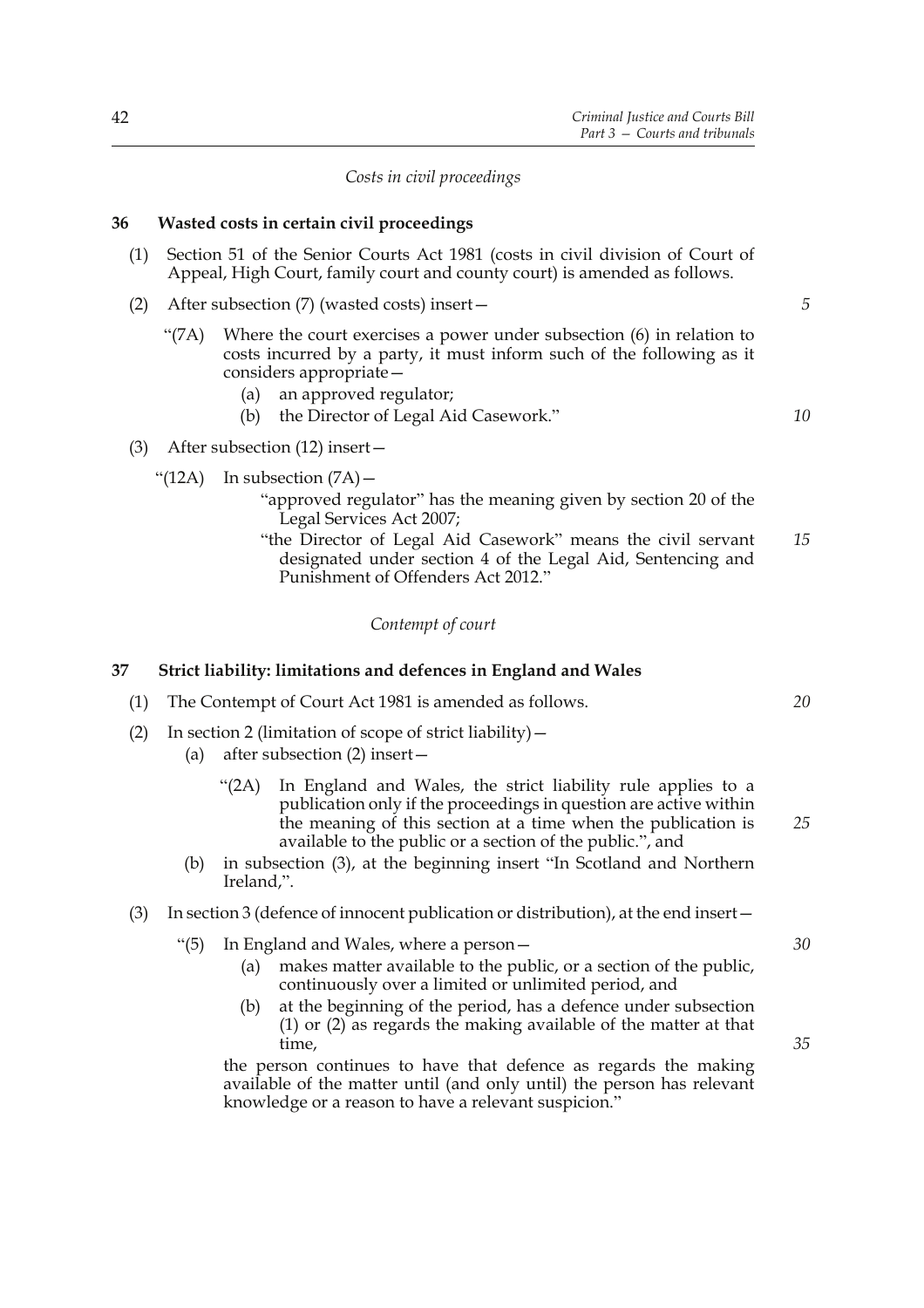*Costs in civil proceedings*

**36 Wasted costs in certain civil proceedings**

(1) Section 51 of the Senior Courts Act 1981 (costs in civil division of Court of Appeal, High Court, family court and county court) is amended as follows.

(2) After subsection (7) (wasted costs) insert—

"(7A) Where the court exercises a power under subsection (6) in relation to costs incurred by a party, it must inform such of the following as it considers appropriate—

(a) an approved regulator;

(b) the Director of Legal Aid Casework."

(3) After subsection (12) insert—

"(12A) In subsection (7A)—

"approved regulator" has the meaning given by section 20 of the Legal Services Act 2007;

"the Director of Legal Aid Casework" means the civil servant designated under section 4 of the Legal Aid, Sentencing and Punishment of Offenders Act 2012."

*Contempt of court*

**37 Strict liability: limitations and defences in England and Wales**

(1) The Contempt of Court Act 1981 is amended as follows.

(2) In section 2 (limitation of scope of strict liability)—

(a) after subsection (2) insert—

"(2A) In England and Wales, the strict liability rule applies to a publication only if the proceedings in question are active within the meaning of this section at a time when the publication is available to the public or a section of the public.", and

(b) in subsection (3), at the beginning insert "In Scotland and Northern Ireland,".

(3) In section 3 (defence of innocent publication or distribution), at the end insert—

"(5) In England and Wales, where a person—

(a) makes matter available to the public, or a section of the public, continuously over a limited or unlimited period, and

(b) at the beginning of the period, has a defence under subsection (1) or (2) as regards the making available of the matter at that time,

the person continues to have that defence as regards the making available of the matter until (and only until) the person has relevant knowledge or a reason to have a relevant suspicion."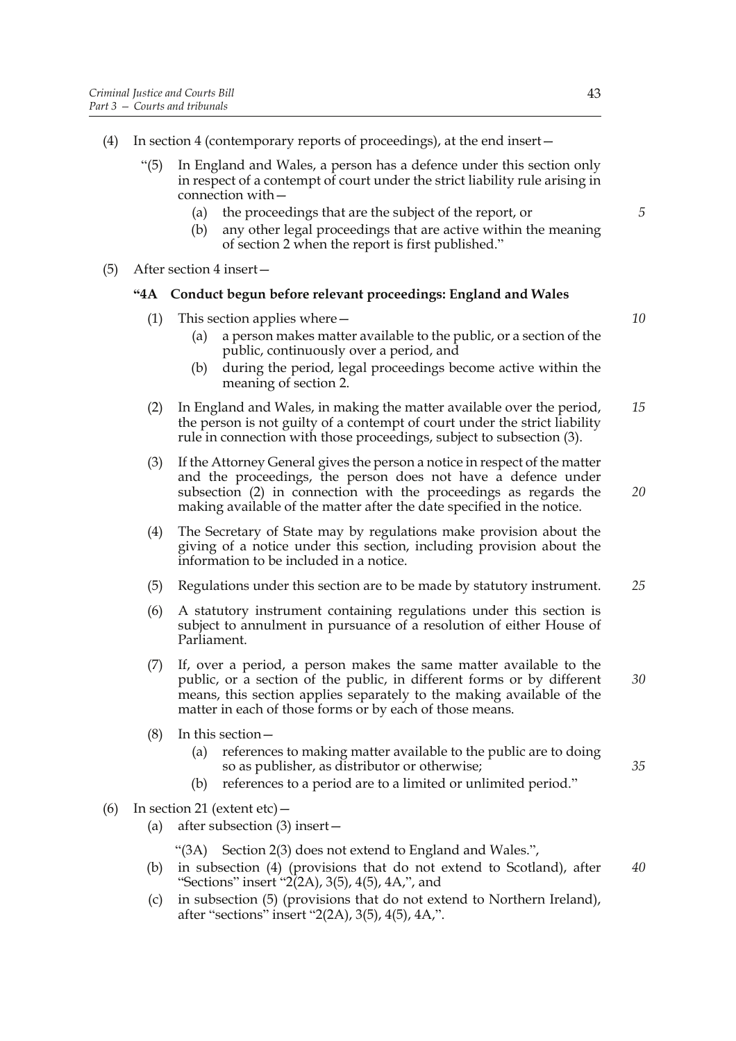(4) In section 4 (contemporary reports of proceedings), at the end insert—

"(5) In England and Wales, a person has a defence under this section only in respect of a contempt of court under the strict liability rule arising in connection with—

(a) the proceedings that are the subject of the report, or

(b) any other legal proceedings that are active within the meaning of section 2 when the report is first published."

(5) After section 4 insert—

**"4A Conduct begun before relevant proceedings: England and Wales**

(1) This section applies where—

(a) a person makes matter available to the public, or a section of the public, continuously over a period, and

(b) during the period, legal proceedings become active within the meaning of section 2.

(2) In England and Wales, in making the matter available over the period, the person is not guilty of a contempt of court under the strict liability rule in connection with those proceedings, subject to subsection (3).

(3) If the Attorney General gives the person a notice in respect of the matter and the proceedings, the person does not have a defence under subsection (2) in connection with the proceedings as regards the making available of the matter after the date specified in the notice.

(4) The Secretary of State may by regulations make provision about the giving of a notice under this section, including provision about the information to be included in a notice.

(5) Regulations under this section are to be made by statutory instrument.

(6) A statutory instrument containing regulations under this section is subject to annulment in pursuance of a resolution of either House of Parliament.

(7) If, over a period, a person makes the same matter available to the public, or a section of the public, in different forms or by different means, this section applies separately to the making available of the matter in each of those forms or by each of those means.

(8) In this section—

(a) references to making matter available to the public are to doing so as publisher, as distributor or otherwise;

(b) references to a period are to a limited or unlimited period."

(6) In section 21 (extent etc)—

(a) after subsection (3) insert—

"(3A) Section 2(3) does not extend to England and Wales.",

(b) in subsection (4) (provisions that do not extend to Scotland), after "Sections" insert "2(2A), 3(5), 4(5), 4A,", and

(c) in subsection (5) (provisions that do not extend to Northern Ireland), after "sections" insert "2(2A), 3(5), 4(5), 4A,".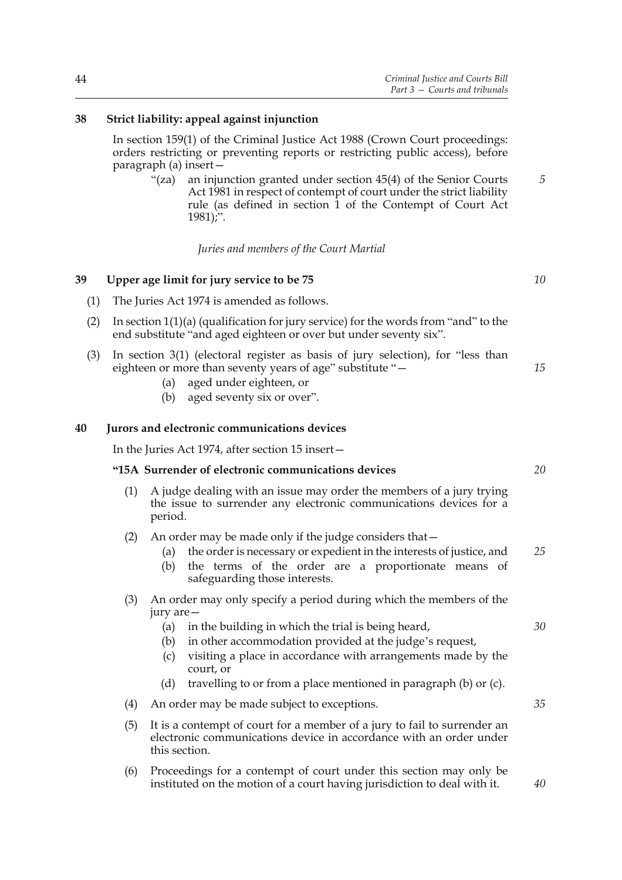## 38 Strict liability: appeal against injunction

In section 159(1) of the Criminal Justice Act 1988 (Crown Court proceedings: orders restricting or preventing reports or restricting public access), before paragraph (a) insert—

> "(za) an injunction granted under section 45(4) of the Senior Courts Act 1981 in respect of contempt of court under the strict liability rule (as defined in section 1 of the Contempt of Court Act 1981);".

*Juries and members of the Court Martial*

## 39 Upper age limit for jury service to be 75

(1) The Juries Act 1974 is amended as follows.

(2) In section 1(1)(a) (qualification for jury service) for the words from "and" to the end substitute "and aged eighteen or over but under seventy six".

(3) In section 3(1) (electoral register as basis of jury selection), for "less than eighteen or more than seventy years of age" substitute "—

> (a) aged under eighteen, or
>
> (b) aged seventy six or over".

## 40 Jurors and electronic communications devices

In the Juries Act 1974, after section 15 insert—

### "15A Surrender of electronic communications devices

(1) A judge dealing with an issue may order the members of a jury trying the issue to surrender any electronic communications devices for a period.

(2) An order may be made only if the judge considers that—

> (a) the order is necessary or expedient in the interests of justice, and
>
> (b) the terms of the order are a proportionate means of safeguarding those interests.

(3) An order may only specify a period during which the members of the jury are—

> (a) in the building in which the trial is being heard,
>
> (b) in other accommodation provided at the judge's request,
>
> (c) visiting a place in accordance with arrangements made by the court, or
>
> (d) travelling to or from a place mentioned in paragraph (b) or (c).

(4) An order may be made subject to exceptions.

(5) It is a contempt of court for a member of a jury to fail to surrender an electronic communications device in accordance with an order under this section.

(6) Proceedings for a contempt of court under this section may only be instituted on the motion of a court having jurisdiction to deal with it.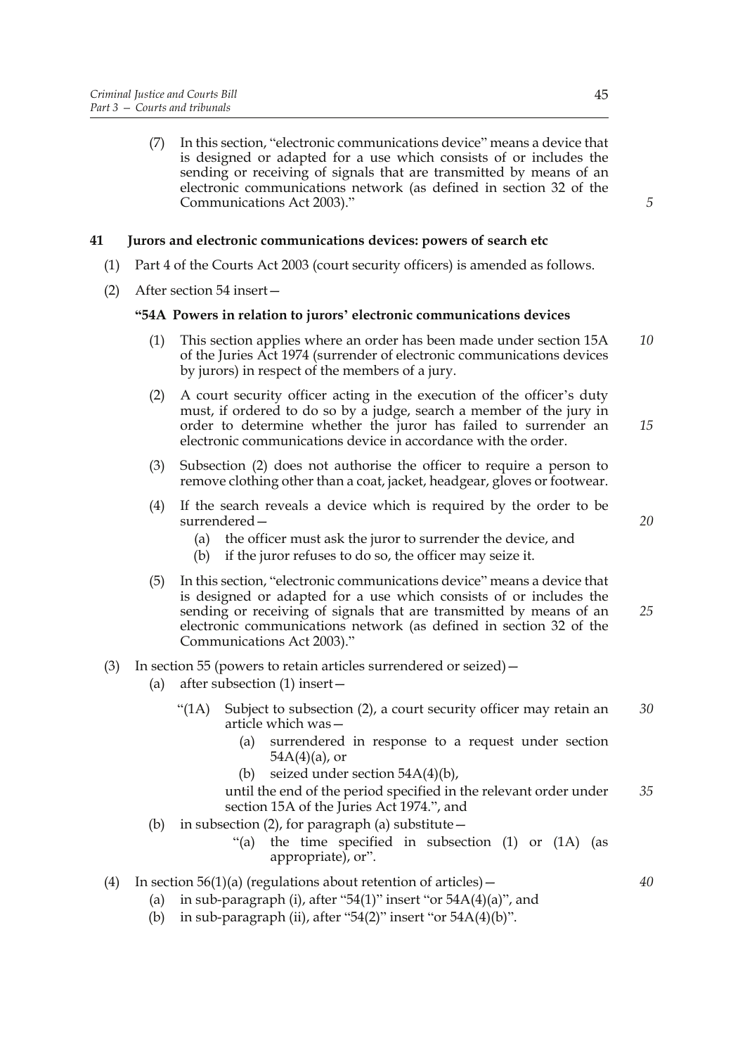(7) In this section, "electronic communications device" means a device that is designed or adapted for a use which consists of or includes the sending or receiving of signals that are transmitted by means of an electronic communications network (as defined in section 32 of the Communications Act 2003)."

**41 Jurors and electronic communications devices: powers of search etc**

(1) Part 4 of the Courts Act 2003 (court security officers) is amended as follows.

(2) After section 54 insert—

**"54A Powers in relation to jurors' electronic communications devices**

(1) This section applies where an order has been made under section 15A of the Juries Act 1974 (surrender of electronic communications devices by jurors) in respect of the members of a jury.

(2) A court security officer acting in the execution of the officer's duty must, if ordered to do so by a judge, search a member of the jury in order to determine whether the juror has failed to surrender an electronic communications device in accordance with the order.

(3) Subsection (2) does not authorise the officer to require a person to remove clothing other than a coat, jacket, headgear, gloves or footwear.

(4) If the search reveals a device which is required by the order to be surrendered—

(a) the officer must ask the juror to surrender the device, and

(b) if the juror refuses to do so, the officer may seize it.

(5) In this section, "electronic communications device" means a device that is designed or adapted for a use which consists of or includes the sending or receiving of signals that are transmitted by means of an electronic communications network (as defined in section 32 of the Communications Act 2003)."

(3) In section 55 (powers to retain articles surrendered or seized)—

(a) after subsection (1) insert—

"(1A) Subject to subsection (2), a court security officer may retain an article which was—

(a) surrendered in response to a request under section 54A(4)(a), or

(b) seized under section 54A(4)(b),

until the end of the period specified in the relevant order under section 15A of the Juries Act 1974.", and

(b) in subsection (2), for paragraph (a) substitute—

"(a) the time specified in subsection (1) or (1A) (as appropriate), or".

(4) In section 56(1)(a) (regulations about retention of articles)—

(a) in sub-paragraph (i), after "54(1)" insert "or 54A(4)(a)", and

(b) in sub-paragraph (ii), after "54(2)" insert "or 54A(4)(b)".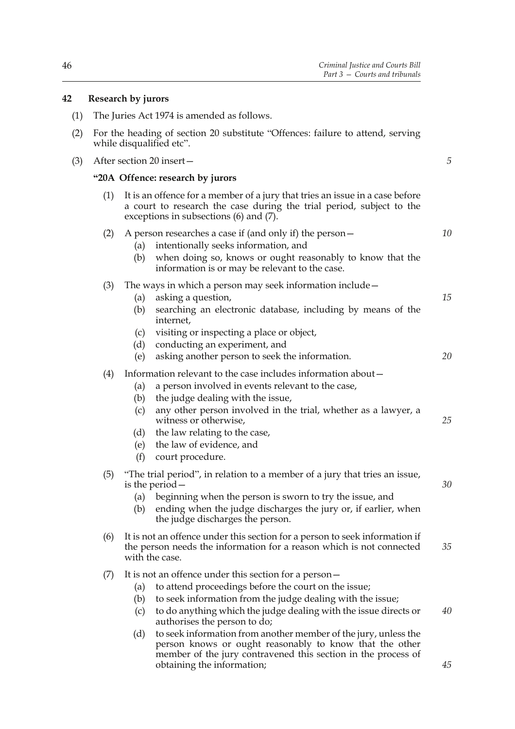## 42 Research by jurors

(1) The Juries Act 1974 is amended as follows.

(2) For the heading of section 20 substitute "Offences: failure to attend, serving while disqualified etc".

(3) After section 20 insert—

### "20A Offence: research by jurors

(1) It is an offence for a member of a jury that tries an issue in a case before a court to research the case during the trial period, subject to the exceptions in subsections (6) and (7).

(2) A person researches a case if (and only if) the person—

- (a) intentionally seeks information, and
- (b) when doing so, knows or ought reasonably to know that the information is or may be relevant to the case.

(3) The ways in which a person may seek information include—

- (a) asking a question,
- (b) searching an electronic database, including by means of the internet,
- (c) visiting or inspecting a place or object,
- (d) conducting an experiment, and
- (e) asking another person to seek the information.

(4) Information relevant to the case includes information about—

- (a) a person involved in events relevant to the case,
- (b) the judge dealing with the issue,
- (c) any other person involved in the trial, whether as a lawyer, a witness or otherwise,
- (d) the law relating to the case,
- (e) the law of evidence, and
- (f) court procedure.

(5) "The trial period", in relation to a member of a jury that tries an issue, is the period—

- (a) beginning when the person is sworn to try the issue, and
- (b) ending when the judge discharges the jury or, if earlier, when the judge discharges the person.

(6) It is not an offence under this section for a person to seek information if the person needs the information for a reason which is not connected with the case.

(7) It is not an offence under this section for a person—

- (a) to attend proceedings before the court on the issue;
- (b) to seek information from the judge dealing with the issue;
- (c) to do anything which the judge dealing with the issue directs or authorises the person to do;
- (d) to seek information from another member of the jury, unless the person knows or ought reasonably to know that the other member of the jury contravened this section in the process of obtaining the information;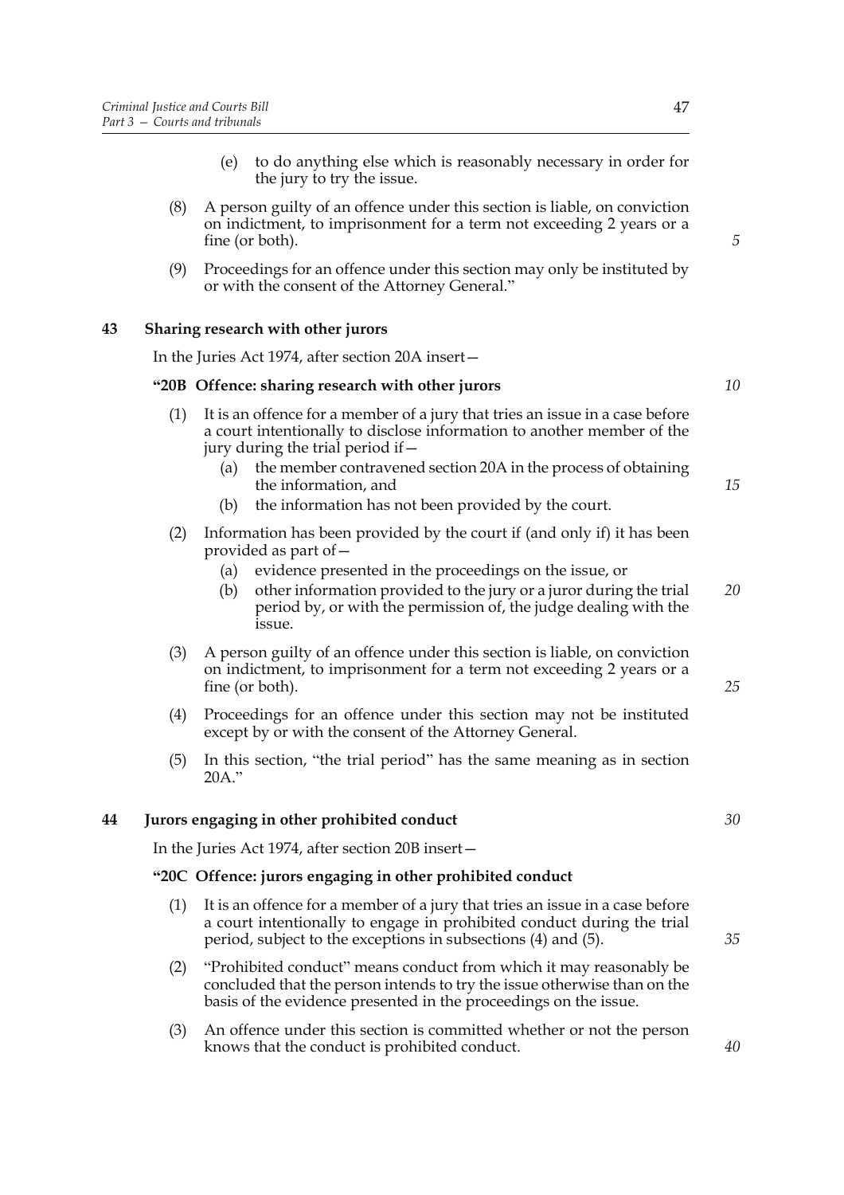(e) to do anything else which is reasonably necessary in order for the jury to try the issue.

(8) A person guilty of an offence under this section is liable, on conviction on indictment, to imprisonment for a term not exceeding 2 years or a fine (or both).

(9) Proceedings for an offence under this section may only be instituted by or with the consent of the Attorney General."

### 43 Sharing research with other jurors

In the Juries Act 1974, after section 20A insert—

**"20B Offence: sharing research with other jurors**

(1) It is an offence for a member of a jury that tries an issue in a case before a court intentionally to disclose information to another member of the jury during the trial period if—

(a) the member contravened section 20A in the process of obtaining the information, and

(b) the information has not been provided by the court.

(2) Information has been provided by the court if (and only if) it has been provided as part of—

(a) evidence presented in the proceedings on the issue, or

(b) other information provided to the jury or a juror during the trial period by, or with the permission of, the judge dealing with the issue.

(3) A person guilty of an offence under this section is liable, on conviction on indictment, to imprisonment for a term not exceeding 2 years or a fine (or both).

(4) Proceedings for an offence under this section may not be instituted except by or with the consent of the Attorney General.

(5) In this section, "the trial period" has the same meaning as in section 20A."

### 44 Jurors engaging in other prohibited conduct

In the Juries Act 1974, after section 20B insert—

**"20C Offence: jurors engaging in other prohibited conduct**

(1) It is an offence for a member of a jury that tries an issue in a case before a court intentionally to engage in prohibited conduct during the trial period, subject to the exceptions in subsections (4) and (5).

(2) "Prohibited conduct" means conduct from which it may reasonably be concluded that the person intends to try the issue otherwise than on the basis of the evidence presented in the proceedings on the issue.

(3) An offence under this section is committed whether or not the person knows that the conduct is prohibited conduct.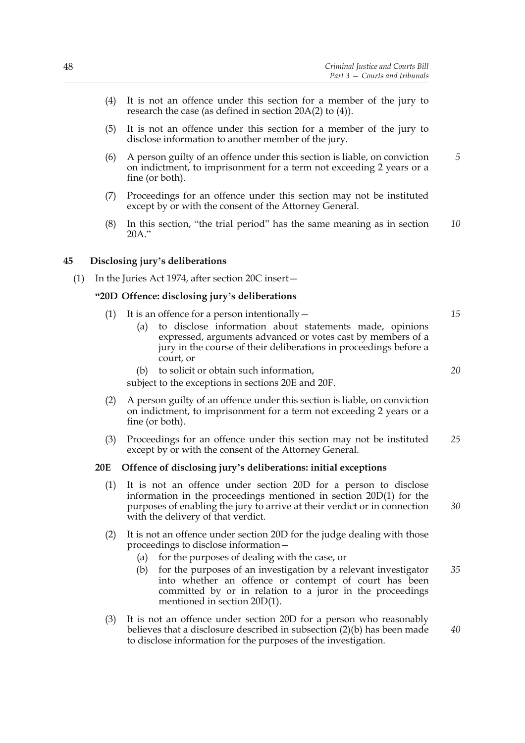(4) It is not an offence under this section for a member of the jury to research the case (as defined in section 20A(2) to (4)).

(5) It is not an offence under this section for a member of the jury to disclose information to another member of the jury.

(6) A person guilty of an offence under this section is liable, on conviction on indictment, to imprisonment for a term not exceeding 2 years or a fine (or both).

(7) Proceedings for an offence under this section may not be instituted except by or with the consent of the Attorney General.

(8) In this section, "the trial period" has the same meaning as in section 20A."

## 45 Disclosing jury's deliberations

(1) In the Juries Act 1974, after section 20C insert—

### "20D Offence: disclosing jury's deliberations

(1) It is an offence for a person intentionally—

- (a) to disclose information about statements made, opinions expressed, arguments advanced or votes cast by members of a jury in the course of their deliberations in proceedings before a court, or
- (b) to solicit or obtain such information,

subject to the exceptions in sections 20E and 20F.

(2) A person guilty of an offence under this section is liable, on conviction on indictment, to imprisonment for a term not exceeding 2 years or a fine (or both).

(3) Proceedings for an offence under this section may not be instituted except by or with the consent of the Attorney General.

### 20E Offence of disclosing jury's deliberations: initial exceptions

(1) It is not an offence under section 20D for a person to disclose information in the proceedings mentioned in section 20D(1) for the purposes of enabling the jury to arrive at their verdict or in connection with the delivery of that verdict.

(2) It is not an offence under section 20D for the judge dealing with those proceedings to disclose information—

- (a) for the purposes of dealing with the case, or
- (b) for the purposes of an investigation by a relevant investigator into whether an offence or contempt of court has been committed by or in relation to a juror in the proceedings mentioned in section 20D(1).

(3) It is not an offence under section 20D for a person who reasonably believes that a disclosure described in subsection (2)(b) has been made to disclose information for the purposes of the investigation.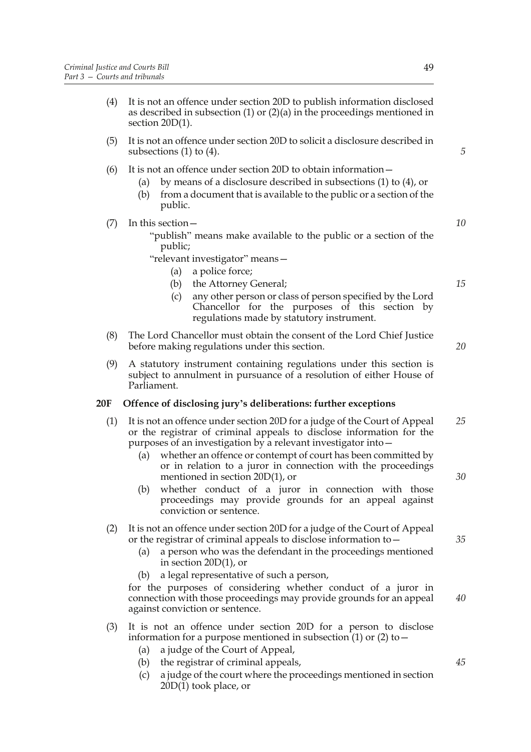(4) It is not an offence under section 20D to publish information disclosed as described in subsection (1) or (2)(a) in the proceedings mentioned in section 20D(1).

(5) It is not an offence under section 20D to solicit a disclosure described in subsections (1) to (4).

(6) It is not an offence under section 20D to obtain information—

   (a) by means of a disclosure described in subsections (1) to (4), or

   (b) from a document that is available to the public or a section of the public.

(7) In this section—

   "publish" means make available to the public or a section of the public;

   "relevant investigator" means—

      (a) a police force;

      (b) the Attorney General;

      (c) any other person or class of person specified by the Lord Chancellor for the purposes of this section by regulations made by statutory instrument.

(8) The Lord Chancellor must obtain the consent of the Lord Chief Justice before making regulations under this section.

(9) A statutory instrument containing regulations under this section is subject to annulment in pursuance of a resolution of either House of Parliament.

### 20F Offence of disclosing jury's deliberations: further exceptions

(1) It is not an offence under section 20D for a judge of the Court of Appeal or the registrar of criminal appeals to disclose information for the purposes of an investigation by a relevant investigator into—

   (a) whether an offence or contempt of court has been committed by or in relation to a juror in connection with the proceedings mentioned in section 20D(1), or

   (b) whether conduct of a juror in connection with those proceedings may provide grounds for an appeal against conviction or sentence.

(2) It is not an offence under section 20D for a judge of the Court of Appeal or the registrar of criminal appeals to disclose information to—

   (a) a person who was the defendant in the proceedings mentioned in section 20D(1), or

   (b) a legal representative of such a person,

   for the purposes of considering whether conduct of a juror in connection with those proceedings may provide grounds for an appeal against conviction or sentence.

(3) It is not an offence under section 20D for a person to disclose information for a purpose mentioned in subsection (1) or (2) to—

   (a) a judge of the Court of Appeal,

   (b) the registrar of criminal appeals,

   (c) a judge of the court where the proceedings mentioned in section 20D(1) took place, or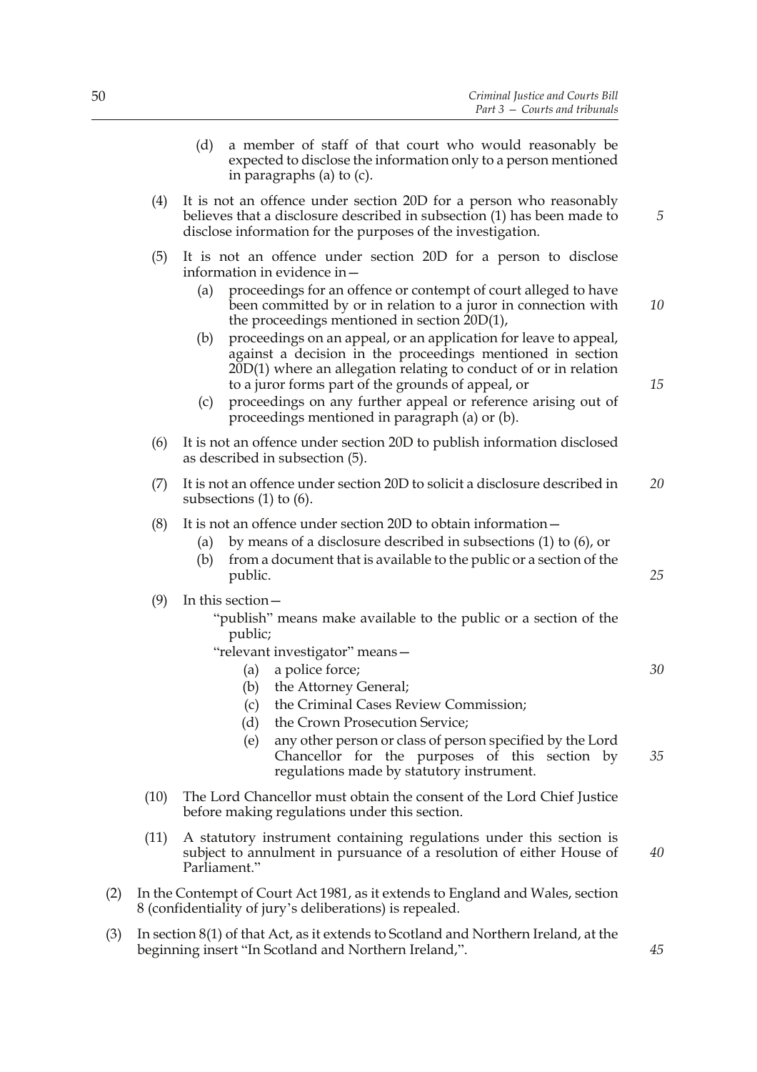(d) a member of staff of that court who would reasonably be expected to disclose the information only to a person mentioned in paragraphs (a) to (c).

(4) It is not an offence under section 20D for a person who reasonably believes that a disclosure described in subsection (1) has been made to disclose information for the purposes of the investigation.

(5) It is not an offence under section 20D for a person to disclose information in evidence in—

(a) proceedings for an offence or contempt of court alleged to have been committed by or in relation to a juror in connection with the proceedings mentioned in section 20D(1),

(b) proceedings on an appeal, or an application for leave to appeal, against a decision in the proceedings mentioned in section 20D(1) where an allegation relating to conduct of or in relation to a juror forms part of the grounds of appeal, or

(c) proceedings on any further appeal or reference arising out of proceedings mentioned in paragraph (a) or (b).

(6) It is not an offence under section 20D to publish information disclosed as described in subsection (5).

(7) It is not an offence under section 20D to solicit a disclosure described in subsections (1) to (6).

(8) It is not an offence under section 20D to obtain information—

(a) by means of a disclosure described in subsections (1) to (6), or

(b) from a document that is available to the public or a section of the public.

(9) In this section—

"publish" means make available to the public or a section of the public;

"relevant investigator" means—

(a) a police force;

(b) the Attorney General;

(c) the Criminal Cases Review Commission;

(d) the Crown Prosecution Service;

(e) any other person or class of person specified by the Lord Chancellor for the purposes of this section by regulations made by statutory instrument.

(10) The Lord Chancellor must obtain the consent of the Lord Chief Justice before making regulations under this section.

(11) A statutory instrument containing regulations under this section is subject to annulment in pursuance of a resolution of either House of Parliament."

(2) In the Contempt of Court Act 1981, as it extends to England and Wales, section 8 (confidentiality of jury's deliberations) is repealed.

(3) In section 8(1) of that Act, as it extends to Scotland and Northern Ireland, at the beginning insert "In Scotland and Northern Ireland,".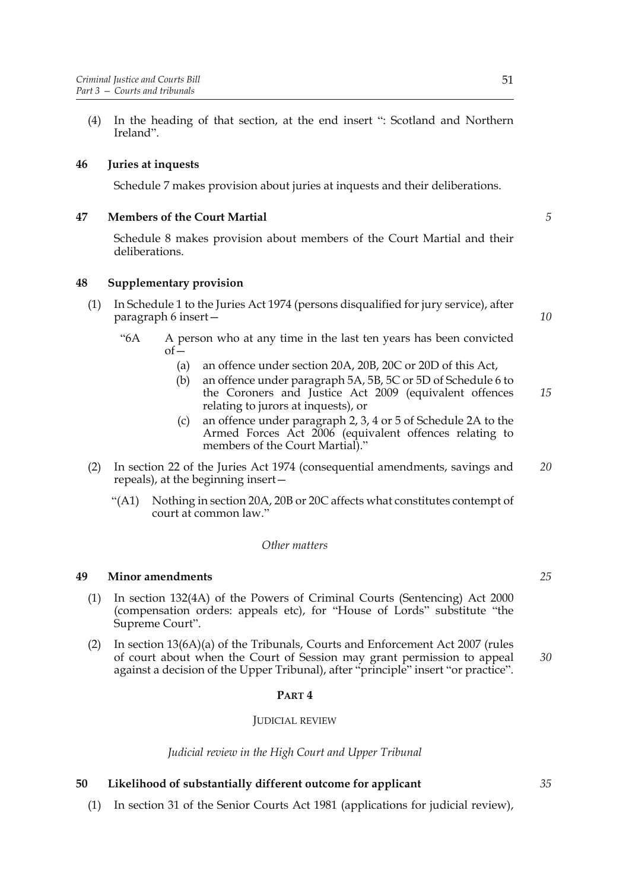(4) In the heading of that section, at the end insert ": Scotland and Northern Ireland".

**46 Juries at inquests**

Schedule 7 makes provision about juries at inquests and their deliberations.

**47 Members of the Court Martial**

Schedule 8 makes provision about members of the Court Martial and their deliberations.

**48 Supplementary provision**

(1) In Schedule 1 to the Juries Act 1974 (persons disqualified for jury service), after paragraph 6 insert—

"6A A person who at any time in the last ten years has been convicted of—

(a) an offence under section 20A, 20B, 20C or 20D of this Act,

(b) an offence under paragraph 5A, 5B, 5C or 5D of Schedule 6 to the Coroners and Justice Act 2009 (equivalent offences relating to jurors at inquests), or

(c) an offence under paragraph 2, 3, 4 or 5 of Schedule 2A to the Armed Forces Act 2006 (equivalent offences relating to members of the Court Martial)."

(2) In section 22 of the Juries Act 1974 (consequential amendments, savings and repeals), at the beginning insert—

"(A1) Nothing in section 20A, 20B or 20C affects what constitutes contempt of court at common law."

*Other matters*

**49 Minor amendments**

(1) In section 132(4A) of the Powers of Criminal Courts (Sentencing) Act 2000 (compensation orders: appeals etc), for "House of Lords" substitute "the Supreme Court".

(2) In section 13(6A)(a) of the Tribunals, Courts and Enforcement Act 2007 (rules of court about when the Court of Session may grant permission to appeal against a decision of the Upper Tribunal), after "principle" insert "or practice".

## PART 4

### JUDICIAL REVIEW

*Judicial review in the High Court and Upper Tribunal*

**50 Likelihood of substantially different outcome for applicant**

(1) In section 31 of the Senior Courts Act 1981 (applications for judicial review),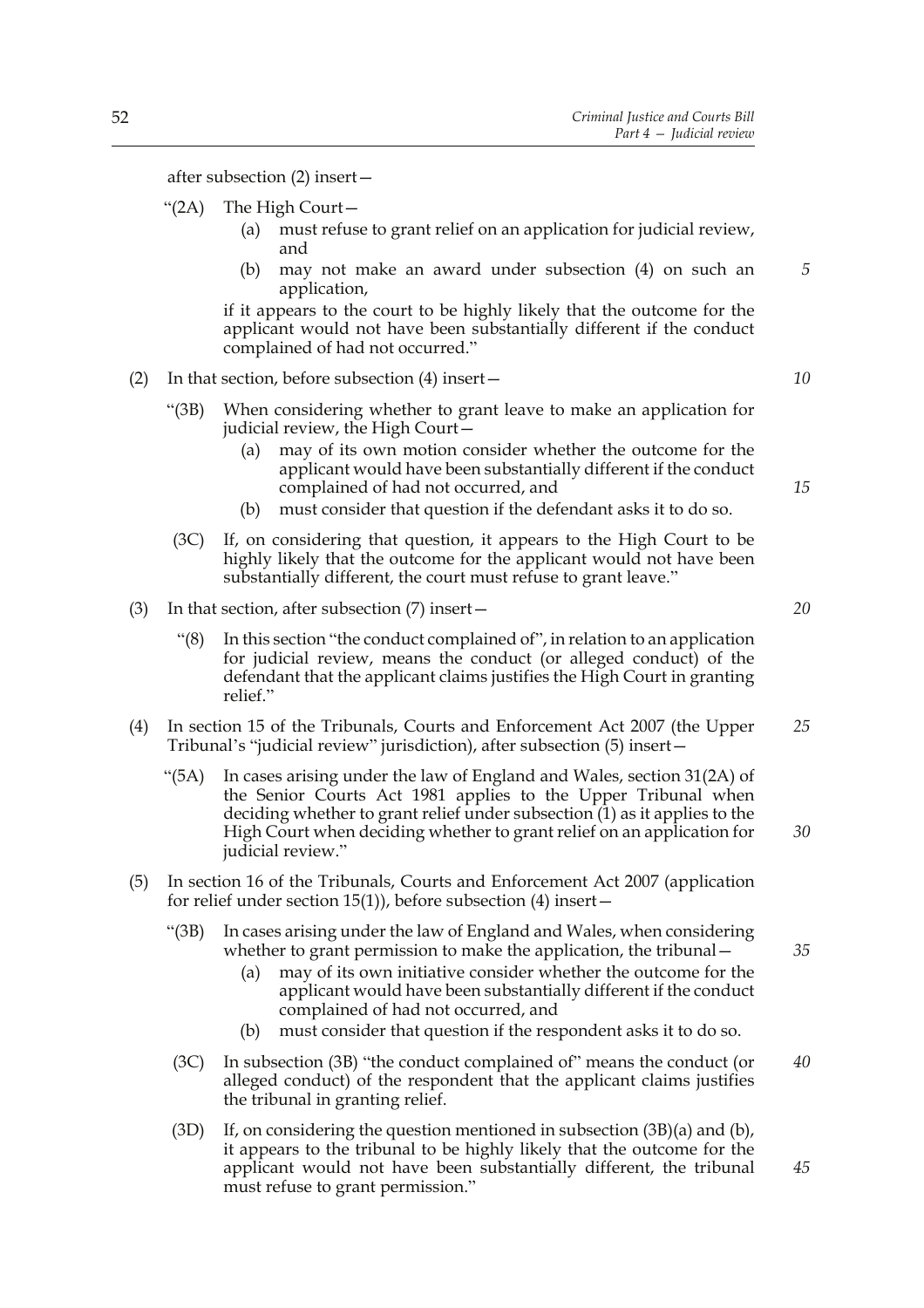after subsection (2) insert—

"(2A) The High Court—

(a) must refuse to grant relief on an application for judicial review, and

(b) may not make an award under subsection (4) on such an application,

if it appears to the court to be highly likely that the outcome for the applicant would not have been substantially different if the conduct complained of had not occurred."

(2) In that section, before subsection (4) insert—

"(3B) When considering whether to grant leave to make an application for judicial review, the High Court—

(a) may of its own motion consider whether the outcome for the applicant would have been substantially different if the conduct complained of had not occurred, and

(b) must consider that question if the defendant asks it to do so.

(3C) If, on considering that question, it appears to the High Court to be highly likely that the outcome for the applicant would not have been substantially different, the court must refuse to grant leave."

(3) In that section, after subsection (7) insert—

"(8) In this section "the conduct complained of", in relation to an application for judicial review, means the conduct (or alleged conduct) of the defendant that the applicant claims justifies the High Court in granting relief."

(4) In section 15 of the Tribunals, Courts and Enforcement Act 2007 (the Upper Tribunal's "judicial review" jurisdiction), after subsection (5) insert—

"(5A) In cases arising under the law of England and Wales, section 31(2A) of the Senior Courts Act 1981 applies to the Upper Tribunal when deciding whether to grant relief under subsection (1) as it applies to the High Court when deciding whether to grant relief on an application for judicial review."

(5) In section 16 of the Tribunals, Courts and Enforcement Act 2007 (application for relief under section 15(1)), before subsection (4) insert—

"(3B) In cases arising under the law of England and Wales, when considering whether to grant permission to make the application, the tribunal—

(a) may of its own initiative consider whether the outcome for the applicant would have been substantially different if the conduct complained of had not occurred, and

(b) must consider that question if the respondent asks it to do so.

(3C) In subsection (3B) "the conduct complained of" means the conduct (or alleged conduct) of the respondent that the applicant claims justifies the tribunal in granting relief.

(3D) If, on considering the question mentioned in subsection (3B)(a) and (b), it appears to the tribunal to be highly likely that the outcome for the applicant would not have been substantially different, the tribunal must refuse to grant permission."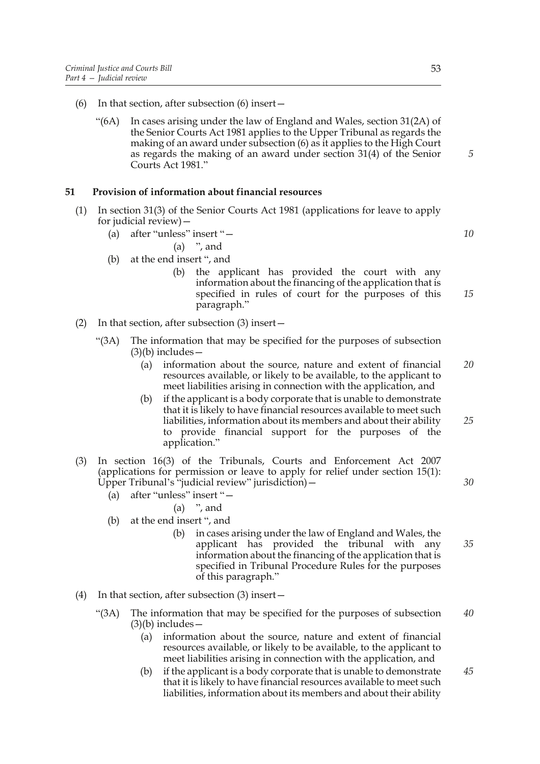(6) In that section, after subsection (6) insert—

“(6A) In cases arising under the law of England and Wales, section 31(2A) of the Senior Courts Act 1981 applies to the Upper Tribunal as regards the making of an award under subsection (6) as it applies to the High Court as regards the making of an award under section 31(4) of the Senior Courts Act 1981.”

**51 Provision of information about financial resources**

(1) In section 31(3) of the Senior Courts Act 1981 (applications for leave to apply for judicial review)—

(a) after “unless” insert “—

(a) ”, and

(b) at the end insert “, and

(b) the applicant has provided the court with any information about the financing of the application that is specified in rules of court for the purposes of this paragraph.”

(2) In that section, after subsection (3) insert—

“(3A) The information that may be specified for the purposes of subsection (3)(b) includes—

(a) information about the source, nature and extent of financial resources available, or likely to be available, to the applicant to meet liabilities arising in connection with the application, and

(b) if the applicant is a body corporate that is unable to demonstrate that it is likely to have financial resources available to meet such liabilities, information about its members and about their ability to provide financial support for the purposes of the application.”

(3) In section 16(3) of the Tribunals, Courts and Enforcement Act 2007 (applications for permission or leave to apply for relief under section 15(1): Upper Tribunal’s “judicial review” jurisdiction)—

(a) after “unless” insert “—

(a) ”, and

(b) at the end insert “, and

(b) in cases arising under the law of England and Wales, the applicant has provided the tribunal with any information about the financing of the application that is specified in Tribunal Procedure Rules for the purposes of this paragraph.”

(4) In that section, after subsection (3) insert—

“(3A) The information that may be specified for the purposes of subsection (3)(b) includes—

(a) information about the source, nature and extent of financial resources available, or likely to be available, to the applicant to meet liabilities arising in connection with the application, and

(b) if the applicant is a body corporate that is unable to demonstrate that it is likely to have financial resources available to meet such liabilities, information about its members and about their ability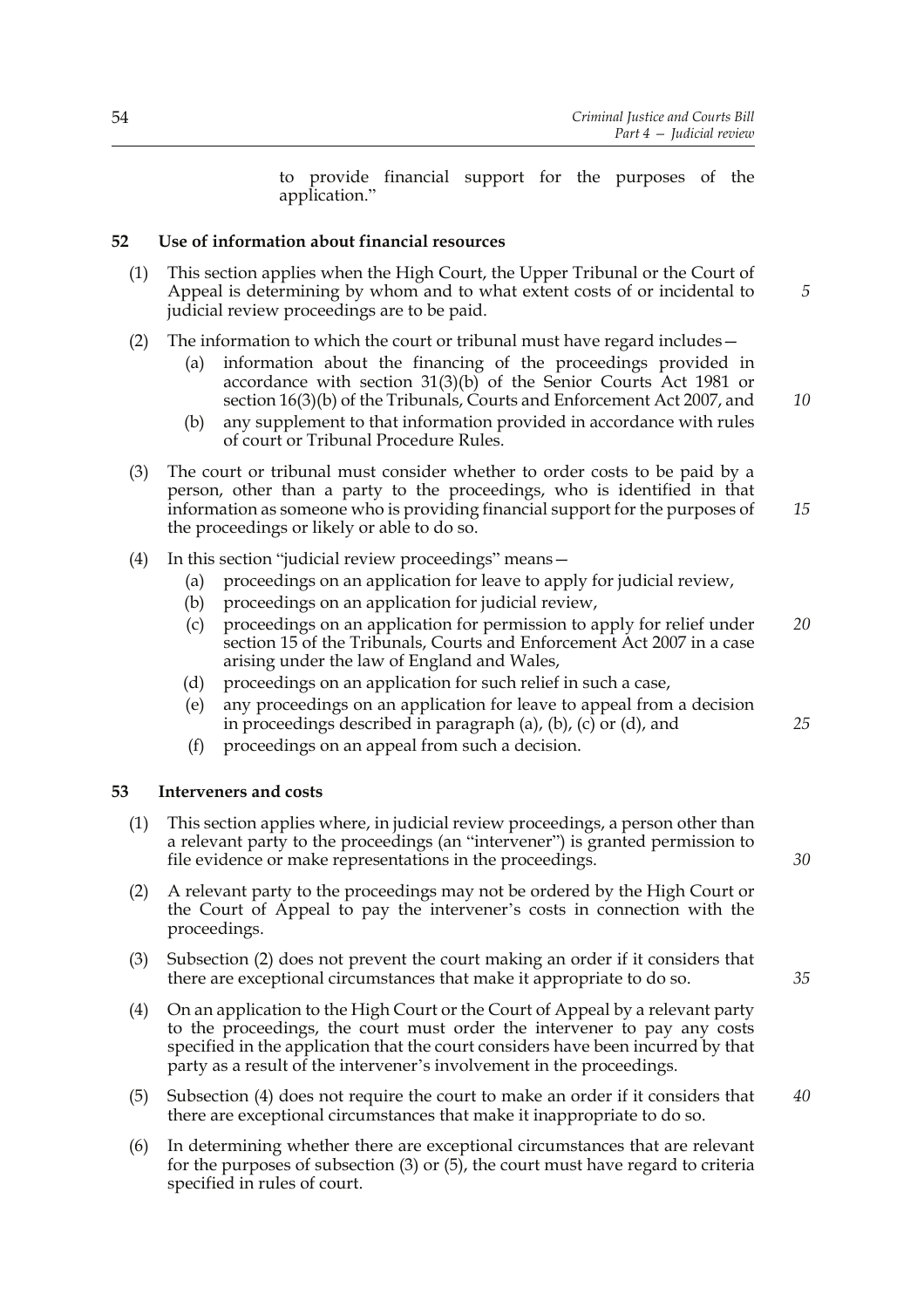to provide financial support for the purposes of the application."

**52 Use of information about financial resources**

(1) This section applies when the High Court, the Upper Tribunal or the Court of Appeal is determining by whom and to what extent costs of or incidental to judicial review proceedings are to be paid.

(2) The information to which the court or tribunal must have regard includes—

- (a) information about the financing of the proceedings provided in accordance with section 31(3)(b) of the Senior Courts Act 1981 or section 16(3)(b) of the Tribunals, Courts and Enforcement Act 2007, and
- (b) any supplement to that information provided in accordance with rules of court or Tribunal Procedure Rules.

(3) The court or tribunal must consider whether to order costs to be paid by a person, other than a party to the proceedings, who is identified in that information as someone who is providing financial support for the purposes of the proceedings or likely or able to do so.

(4) In this section "judicial review proceedings" means—

- (a) proceedings on an application for leave to apply for judicial review,
- (b) proceedings on an application for judicial review,
- (c) proceedings on an application for permission to apply for relief under section 15 of the Tribunals, Courts and Enforcement Act 2007 in a case arising under the law of England and Wales,
- (d) proceedings on an application for such relief in such a case,
- (e) any proceedings on an application for leave to appeal from a decision in proceedings described in paragraph (a), (b), (c) or (d), and
- (f) proceedings on an appeal from such a decision.

**53 Interveners and costs**

(1) This section applies where, in judicial review proceedings, a person other than a relevant party to the proceedings (an "intervener") is granted permission to file evidence or make representations in the proceedings.

(2) A relevant party to the proceedings may not be ordered by the High Court or the Court of Appeal to pay the intervener's costs in connection with the proceedings.

(3) Subsection (2) does not prevent the court making an order if it considers that there are exceptional circumstances that make it appropriate to do so.

(4) On an application to the High Court or the Court of Appeal by a relevant party to the proceedings, the court must order the intervener to pay any costs specified in the application that the court considers have been incurred by that party as a result of the intervener's involvement in the proceedings.

(5) Subsection (4) does not require the court to make an order if it considers that there are exceptional circumstances that make it inappropriate to do so.

(6) In determining whether there are exceptional circumstances that are relevant for the purposes of subsection (3) or (5), the court must have regard to criteria specified in rules of court.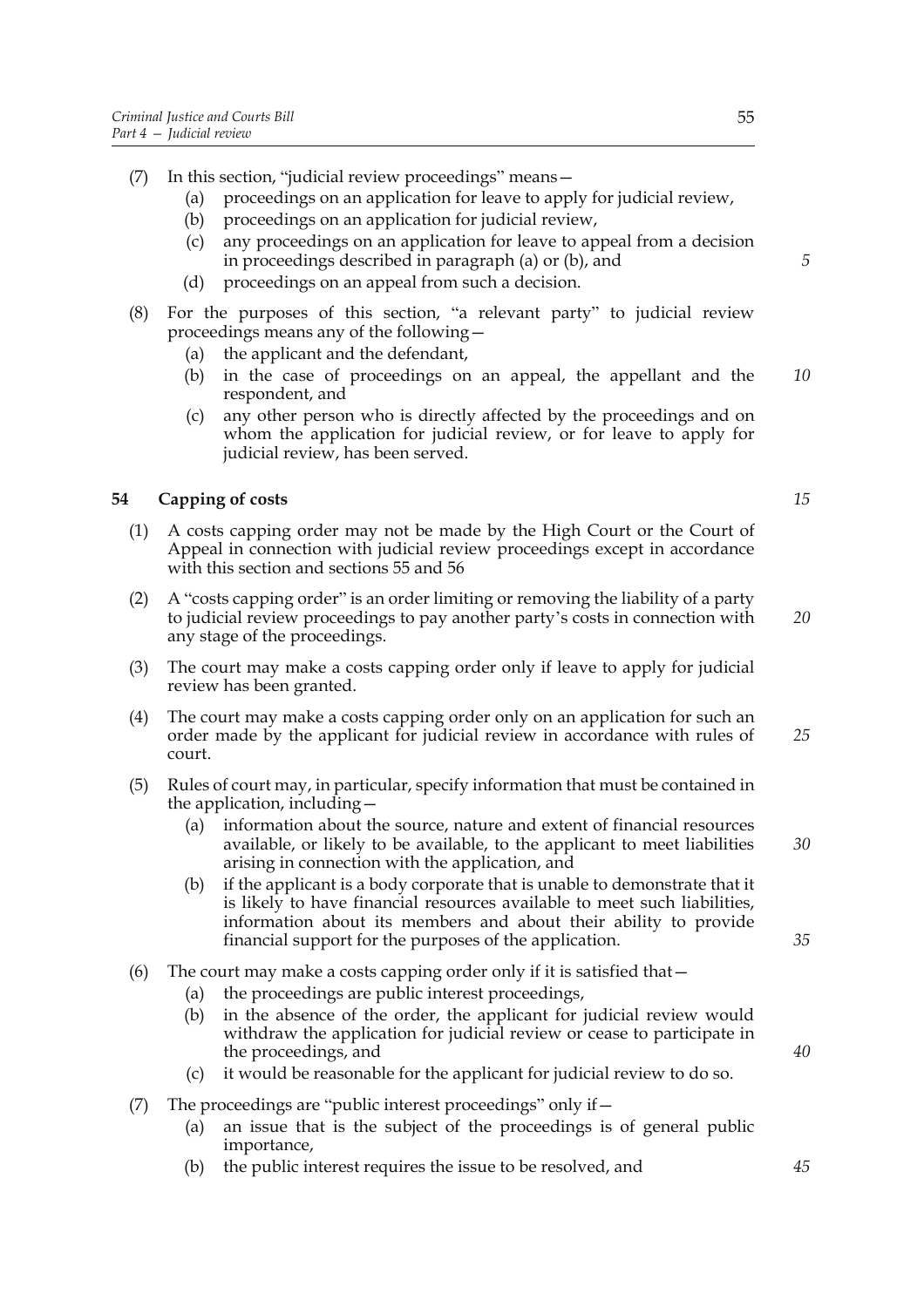(7) In this section, "judicial review proceedings" means—

   (a) proceedings on an application for leave to apply for judicial review,

   (b) proceedings on an application for judicial review,

   (c) any proceedings on an application for leave to appeal from a decision in proceedings described in paragraph (a) or (b), and

   (d) proceedings on an appeal from such a decision.

(8) For the purposes of this section, "a relevant party" to judicial review proceedings means any of the following—

   (a) the applicant and the defendant,

   (b) in the case of proceedings on an appeal, the appellant and the respondent, and

   (c) any other person who is directly affected by the proceedings and on whom the application for judicial review, or for leave to apply for judicial review, has been served.

### 54 Capping of costs

(1) A costs capping order may not be made by the High Court or the Court of Appeal in connection with judicial review proceedings except in accordance with this section and sections 55 and 56

(2) A "costs capping order" is an order limiting or removing the liability of a party to judicial review proceedings to pay another party's costs in connection with any stage of the proceedings.

(3) The court may make a costs capping order only if leave to apply for judicial review has been granted.

(4) The court may make a costs capping order only on an application for such an order made by the applicant for judicial review in accordance with rules of court.

(5) Rules of court may, in particular, specify information that must be contained in the application, including—

   (a) information about the source, nature and extent of financial resources available, or likely to be available, to the applicant to meet liabilities arising in connection with the application, and

   (b) if the applicant is a body corporate that is unable to demonstrate that it is likely to have financial resources available to meet such liabilities, information about its members and about their ability to provide financial support for the purposes of the application.

(6) The court may make a costs capping order only if it is satisfied that—

   (a) the proceedings are public interest proceedings,

   (b) in the absence of the order, the applicant for judicial review would withdraw the application for judicial review or cease to participate in the proceedings, and

   (c) it would be reasonable for the applicant for judicial review to do so.

(7) The proceedings are "public interest proceedings" only if—

   (a) an issue that is the subject of the proceedings is of general public importance,

   (b) the public interest requires the issue to be resolved, and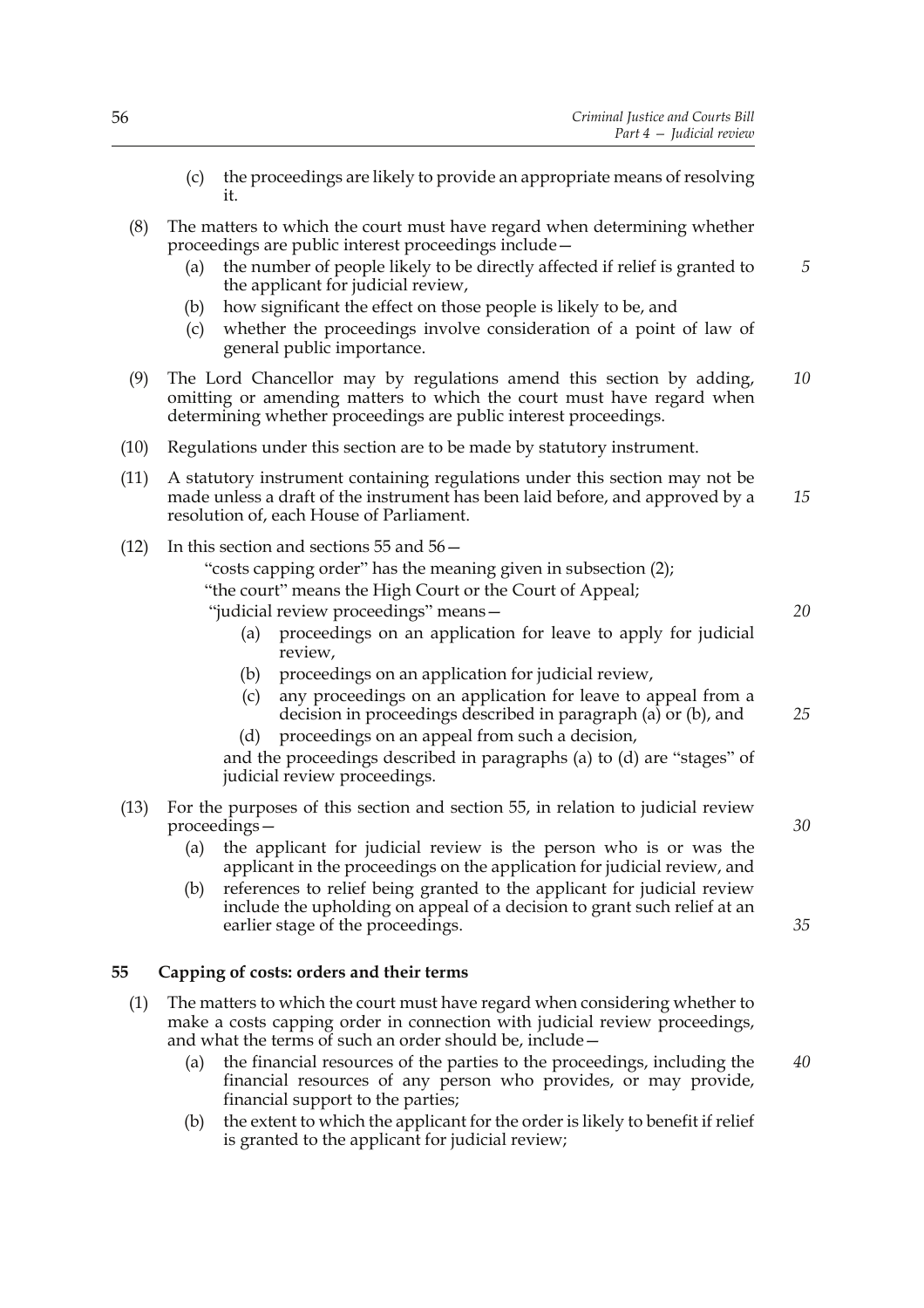(c) the proceedings are likely to provide an appropriate means of resolving it.

(8) The matters to which the court must have regard when determining whether proceedings are public interest proceedings include—

(a) the number of people likely to be directly affected if relief is granted to the applicant for judicial review,

(b) how significant the effect on those people is likely to be, and

(c) whether the proceedings involve consideration of a point of law of general public importance.

(9) The Lord Chancellor may by regulations amend this section by adding, omitting or amending matters to which the court must have regard when determining whether proceedings are public interest proceedings.

(10) Regulations under this section are to be made by statutory instrument.

(11) A statutory instrument containing regulations under this section may not be made unless a draft of the instrument has been laid before, and approved by a resolution of, each House of Parliament.

(12) In this section and sections 55 and 56—

"costs capping order" has the meaning given in subsection (2);

"the court" means the High Court or the Court of Appeal;

"judicial review proceedings" means—

(a) proceedings on an application for leave to apply for judicial review,

(b) proceedings on an application for judicial review,

(c) any proceedings on an application for leave to appeal from a decision in proceedings described in paragraph (a) or (b), and

(d) proceedings on an appeal from such a decision,

and the proceedings described in paragraphs (a) to (d) are "stages" of judicial review proceedings.

(13) For the purposes of this section and section 55, in relation to judicial review proceedings—

(a) the applicant for judicial review is the person who is or was the applicant in the proceedings on the application for judicial review, and

(b) references to relief being granted to the applicant for judicial review include the upholding on appeal of a decision to grant such relief at an earlier stage of the proceedings.

## 55 Capping of costs: orders and their terms

(1) The matters to which the court must have regard when considering whether to make a costs capping order in connection with judicial review proceedings, and what the terms of such an order should be, include—

(a) the financial resources of the parties to the proceedings, including the financial resources of any person who provides, or may provide, financial support to the parties;

(b) the extent to which the applicant for the order is likely to benefit if relief is granted to the applicant for judicial review;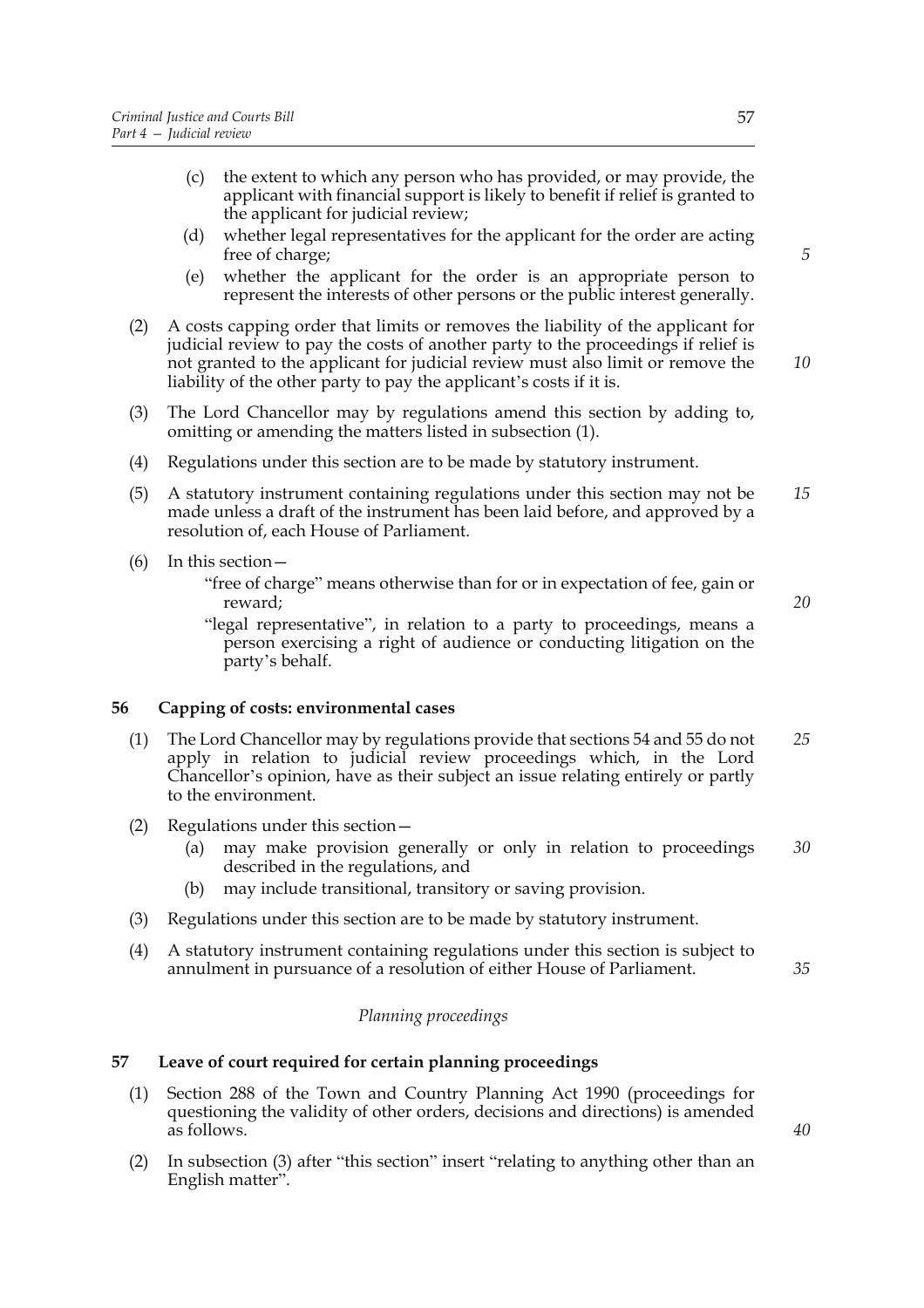(c) the extent to which any person who has provided, or may provide, the applicant with financial support is likely to benefit if relief is granted to the applicant for judicial review;

(d) whether legal representatives for the applicant for the order are acting free of charge;

(e) whether the applicant for the order is an appropriate person to represent the interests of other persons or the public interest generally.

(2) A costs capping order that limits or removes the liability of the applicant for judicial review to pay the costs of another party to the proceedings if relief is not granted to the applicant for judicial review must also limit or remove the liability of the other party to pay the applicant's costs if it is.

(3) The Lord Chancellor may by regulations amend this section by adding to, omitting or amending the matters listed in subsection (1).

(4) Regulations under this section are to be made by statutory instrument.

(5) A statutory instrument containing regulations under this section may not be made unless a draft of the instrument has been laid before, and approved by a resolution of, each House of Parliament.

(6) In this section—

"free of charge" means otherwise than for or in expectation of fee, gain or reward;

"legal representative", in relation to a party to proceedings, means a person exercising a right of audience or conducting litigation on the party's behalf.

### 56 Capping of costs: environmental cases

(1) The Lord Chancellor may by regulations provide that sections 54 and 55 do not apply in relation to judicial review proceedings which, in the Lord Chancellor's opinion, have as their subject an issue relating entirely or partly to the environment.

(2) Regulations under this section—

(a) may make provision generally or only in relation to proceedings described in the regulations, and

(b) may include transitional, transitory or saving provision.

(3) Regulations under this section are to be made by statutory instrument.

(4) A statutory instrument containing regulations under this section is subject to annulment in pursuance of a resolution of either House of Parliament.

*Planning proceedings*

### 57 Leave of court required for certain planning proceedings

(1) Section 288 of the Town and Country Planning Act 1990 (proceedings for questioning the validity of other orders, decisions and directions) is amended as follows.

(2) In subsection (3) after "this section" insert "relating to anything other than an English matter".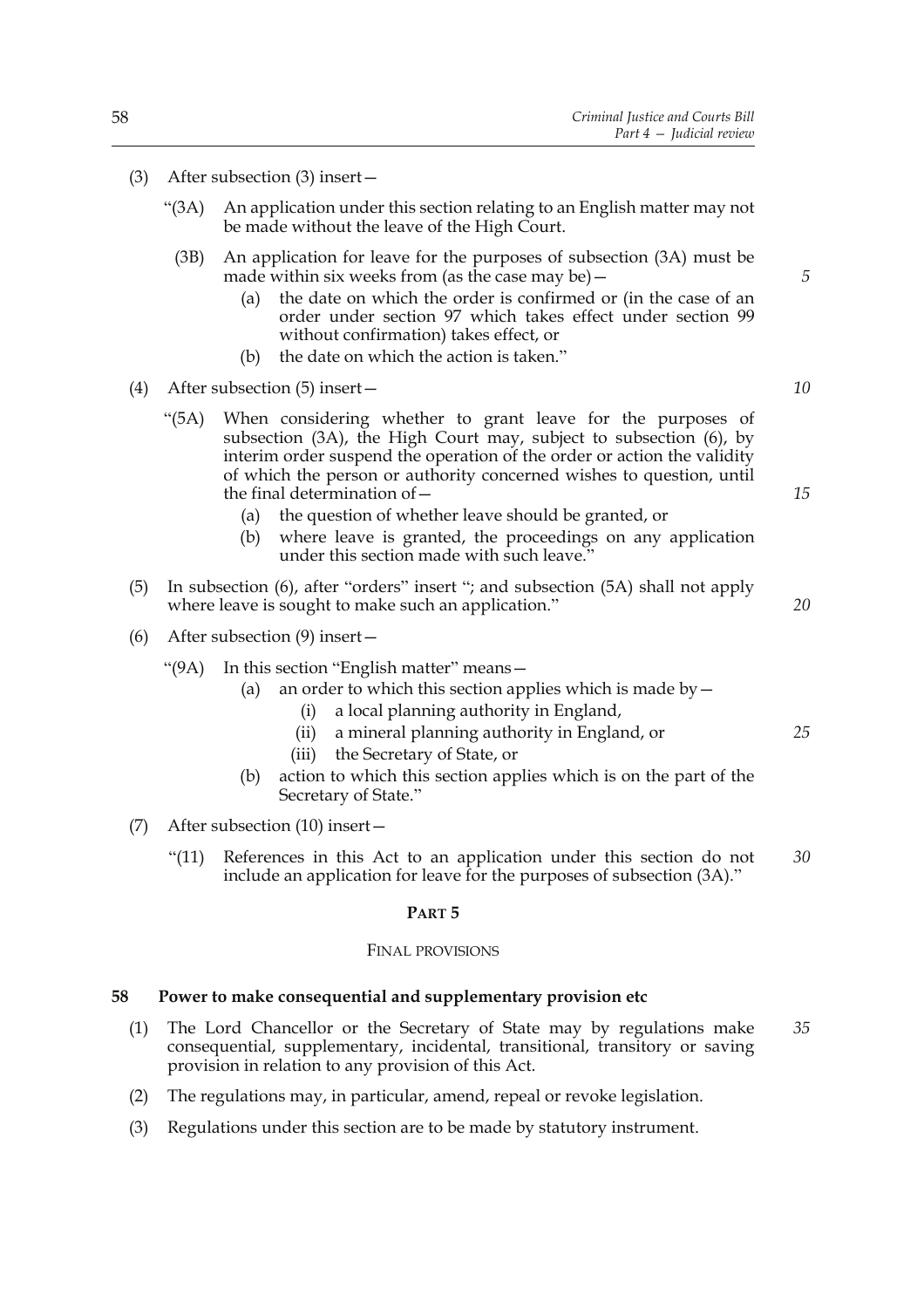(3) After subsection (3) insert—

"(3A) An application under this section relating to an English matter may not be made without the leave of the High Court.

(3B) An application for leave for the purposes of subsection (3A) must be made within six weeks from (as the case may be)—

(a) the date on which the order is confirmed or (in the case of an order under section 97 which takes effect under section 99 without confirmation) takes effect, or

(b) the date on which the action is taken."

(4) After subsection (5) insert—

"(5A) When considering whether to grant leave for the purposes of subsection (3A), the High Court may, subject to subsection (6), by interim order suspend the operation of the order or action the validity of which the person or authority concerned wishes to question, until the final determination of—

(a) the question of whether leave should be granted, or

(b) where leave is granted, the proceedings on any application under this section made with such leave."

(5) In subsection (6), after "orders" insert "; and subsection (5A) shall not apply where leave is sought to make such an application."

(6) After subsection (9) insert—

"(9A) In this section "English matter" means—

(a) an order to which this section applies which is made by—

(i) a local planning authority in England,

(ii) a mineral planning authority in England, or

(iii) the Secretary of State, or

(b) action to which this section applies which is on the part of the Secretary of State."

(7) After subsection (10) insert—

"(11) References in this Act to an application under this section do not include an application for leave for the purposes of subsection (3A)."

## PART 5

### FINAL PROVISIONS

**58 Power to make consequential and supplementary provision etc**

(1) The Lord Chancellor or the Secretary of State may by regulations make consequential, supplementary, incidental, transitional, transitory or saving provision in relation to any provision of this Act.

(2) The regulations may, in particular, amend, repeal or revoke legislation.

(3) Regulations under this section are to be made by statutory instrument.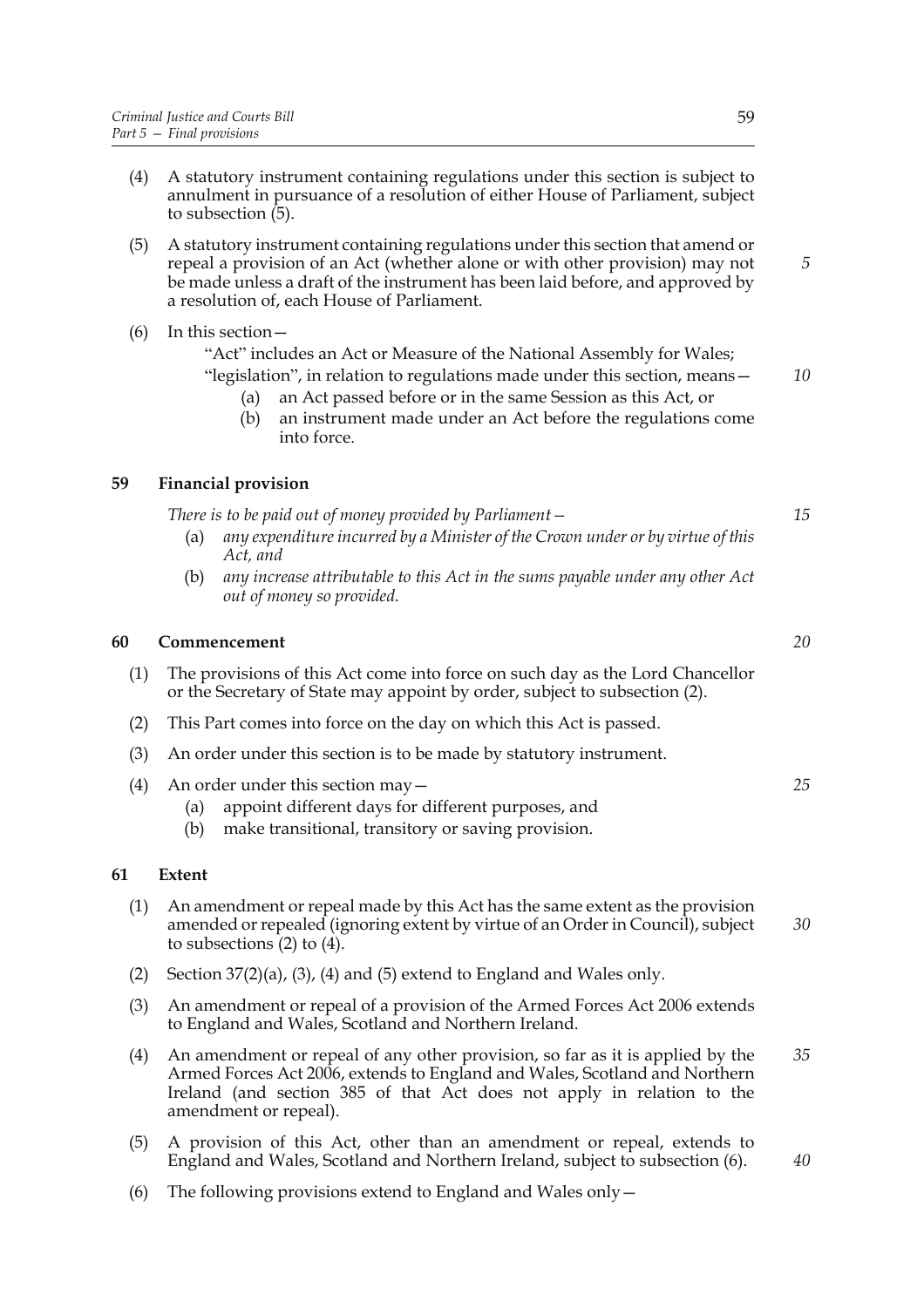(4) A statutory instrument containing regulations under this section is subject to annulment in pursuance of a resolution of either House of Parliament, subject to subsection (5).

(5) A statutory instrument containing regulations under this section that amend or repeal a provision of an Act (whether alone or with other provision) may not be made unless a draft of the instrument has been laid before, and approved by a resolution of, each House of Parliament.

(6) In this section—

"Act" includes an Act or Measure of the National Assembly for Wales;

"legislation", in relation to regulations made under this section, means—

(a) an Act passed before or in the same Session as this Act, or

(b) an instrument made under an Act before the regulations come into force.

## 59 Financial provision

*There is to be paid out of money provided by Parliament—*

(a) *any expenditure incurred by a Minister of the Crown under or by virtue of this Act, and*

(b) *any increase attributable to this Act in the sums payable under any other Act out of money so provided.*

## 60 Commencement

(1) The provisions of this Act come into force on such day as the Lord Chancellor or the Secretary of State may appoint by order, subject to subsection (2).

(2) This Part comes into force on the day on which this Act is passed.

(3) An order under this section is to be made by statutory instrument.

(4) An order under this section may—

(a) appoint different days for different purposes, and

(b) make transitional, transitory or saving provision.

## 61 Extent

(1) An amendment or repeal made by this Act has the same extent as the provision amended or repealed (ignoring extent by virtue of an Order in Council), subject to subsections (2) to (4).

(2) Section 37(2)(a), (3), (4) and (5) extend to England and Wales only.

(3) An amendment or repeal of a provision of the Armed Forces Act 2006 extends to England and Wales, Scotland and Northern Ireland.

(4) An amendment or repeal of any other provision, so far as it is applied by the Armed Forces Act 2006, extends to England and Wales, Scotland and Northern Ireland (and section 385 of that Act does not apply in relation to the amendment or repeal).

(5) A provision of this Act, other than an amendment or repeal, extends to England and Wales, Scotland and Northern Ireland, subject to subsection (6).

(6) The following provisions extend to England and Wales only—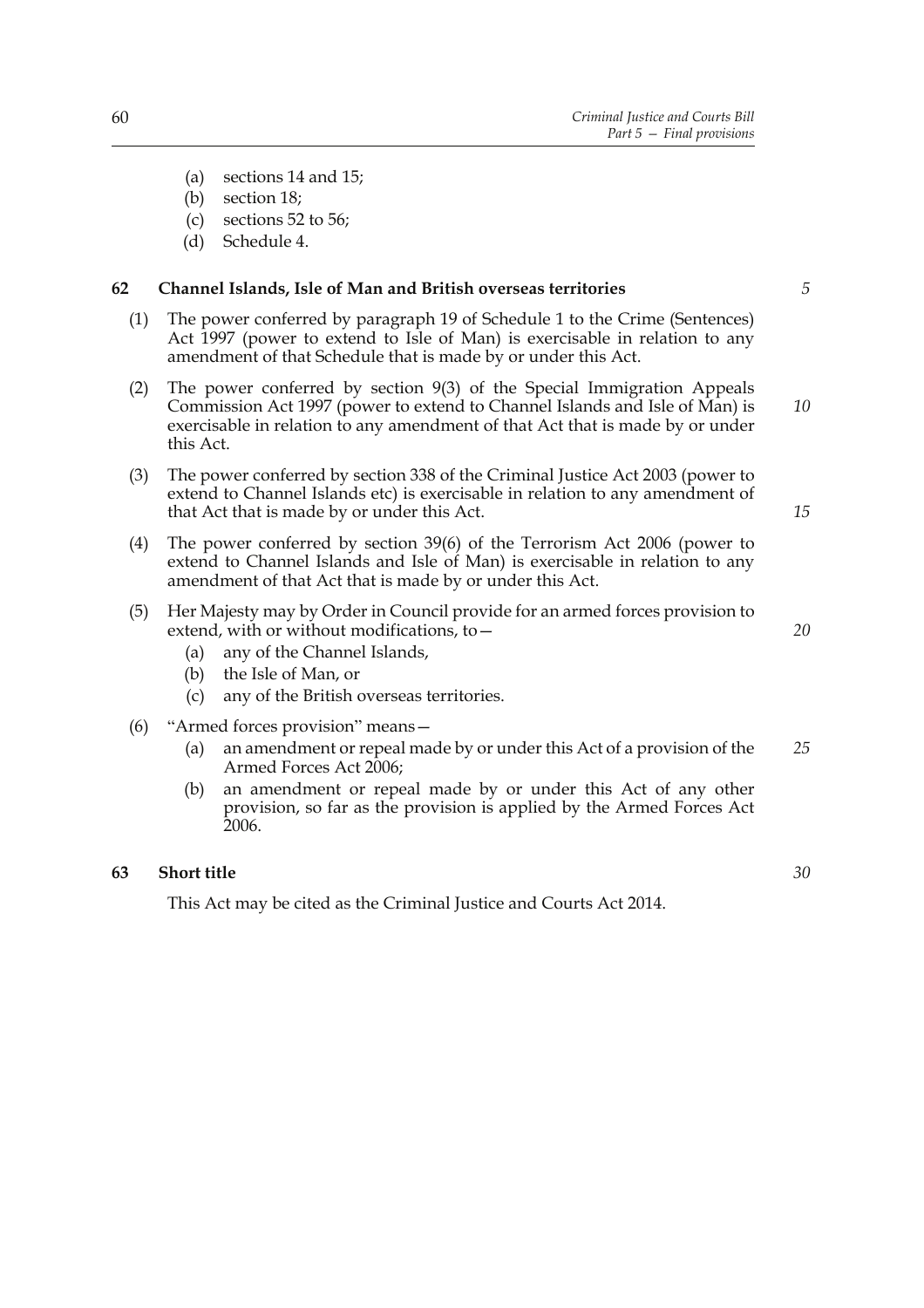(a) sections 14 and 15;
(b) section 18;
(c) sections 52 to 56;
(d) Schedule 4.

## 62 Channel Islands, Isle of Man and British overseas territories

(1) The power conferred by paragraph 19 of Schedule 1 to the Crime (Sentences) Act 1997 (power to extend to Isle of Man) is exercisable in relation to any amendment of that Schedule that is made by or under this Act.

(2) The power conferred by section 9(3) of the Special Immigration Appeals Commission Act 1997 (power to extend to Channel Islands and Isle of Man) is exercisable in relation to any amendment of that Act that is made by or under this Act.

(3) The power conferred by section 338 of the Criminal Justice Act 2003 (power to extend to Channel Islands etc) is exercisable in relation to any amendment of that Act that is made by or under this Act.

(4) The power conferred by section 39(6) of the Terrorism Act 2006 (power to extend to Channel Islands and Isle of Man) is exercisable in relation to any amendment of that Act that is made by or under this Act.

(5) Her Majesty may by Order in Council provide for an armed forces provision to extend, with or without modifications, to—
(a) any of the Channel Islands,
(b) the Isle of Man, or
(c) any of the British overseas territories.

(6) "Armed forces provision" means—
(a) an amendment or repeal made by or under this Act of a provision of the Armed Forces Act 2006;
(b) an amendment or repeal made by or under this Act of any other provision, so far as the provision is applied by the Armed Forces Act 2006.

## 63 Short title

This Act may be cited as the Criminal Justice and Courts Act 2014.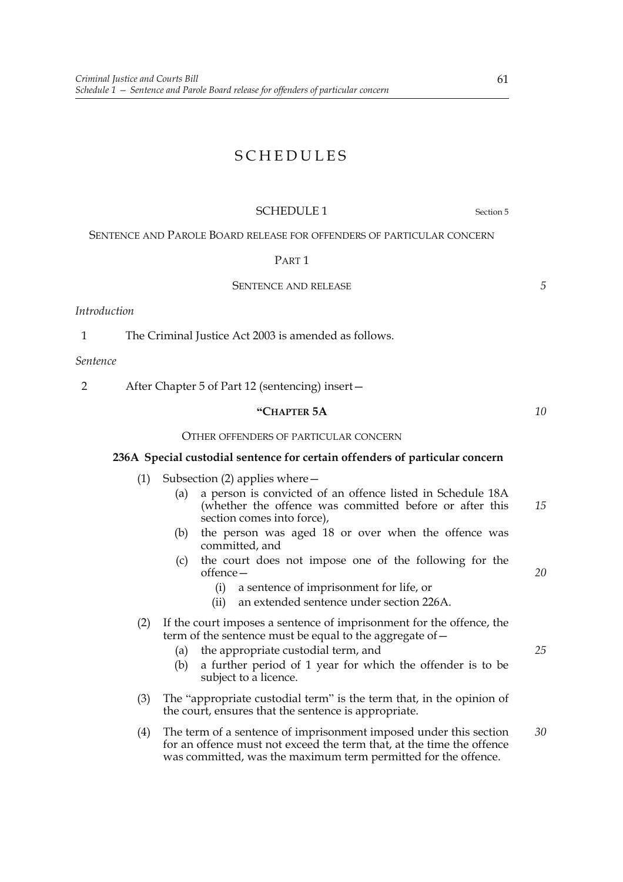# SCHEDULES

SCHEDULE 1 — Section 5

SENTENCE AND PAROLE BOARD RELEASE FOR OFFENDERS OF PARTICULAR CONCERN

PART 1

SENTENCE AND RELEASE

*Introduction*

1 The Criminal Justice Act 2003 is amended as follows.

*Sentence*

2 After Chapter 5 of Part 12 (sentencing) insert—

"CHAPTER 5A

OTHER OFFENDERS OF PARTICULAR CONCERN

**236A Special custodial sentence for certain offenders of particular concern**

(1) Subsection (2) applies where—
   (a) a person is convicted of an offence listed in Schedule 18A (whether the offence was committed before or after this section comes into force),
   (b) the person was aged 18 or over when the offence was committed, and
   (c) the court does not impose one of the following for the offence—
      (i) a sentence of imprisonment for life, or
      (ii) an extended sentence under section 226A.

(2) If the court imposes a sentence of imprisonment for the offence, the term of the sentence must be equal to the aggregate of—
   (a) the appropriate custodial term, and
   (b) a further period of 1 year for which the offender is to be subject to a licence.

(3) The "appropriate custodial term" is the term that, in the opinion of the court, ensures that the sentence is appropriate.

(4) The term of a sentence of imprisonment imposed under this section for an offence must not exceed the term that, at the time the offence was committed, was the maximum term permitted for the offence.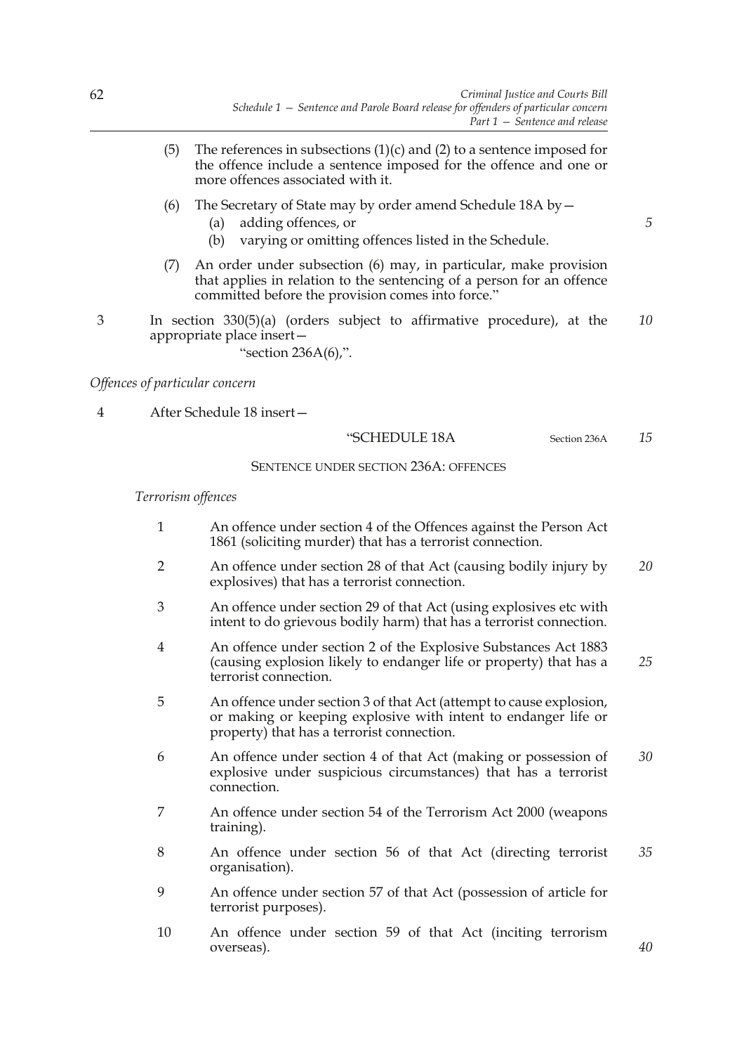(5) The references in subsections (1)(c) and (2) to a sentence imposed for the offence include a sentence imposed for the offence and one or more offences associated with it.

(6) The Secretary of State may by order amend Schedule 18A by—

(a) adding offences, or

(b) varying or omitting offences listed in the Schedule.

(7) An order under subsection (6) may, in particular, make provision that applies in relation to the sentencing of a person for an offence committed before the provision comes into force."

3 In section 330(5)(a) (orders subject to affirmative procedure), at the appropriate place insert—

"section 236A(6),".

*Offences of particular concern*

4 After Schedule 18 insert—

"SCHEDULE 18A — Section 236A

SENTENCE UNDER SECTION 236A: OFFENCES

*Terrorism offences*

1 An offence under section 4 of the Offences against the Person Act 1861 (soliciting murder) that has a terrorist connection.

2 An offence under section 28 of that Act (causing bodily injury by explosives) that has a terrorist connection.

3 An offence under section 29 of that Act (using explosives etc with intent to do grievous bodily harm) that has a terrorist connection.

4 An offence under section 2 of the Explosive Substances Act 1883 (causing explosion likely to endanger life or property) that has a terrorist connection.

5 An offence under section 3 of that Act (attempt to cause explosion, or making or keeping explosive with intent to endanger life or property) that has a terrorist connection.

6 An offence under section 4 of that Act (making or possession of explosive under suspicious circumstances) that has a terrorist connection.

7 An offence under section 54 of the Terrorism Act 2000 (weapons training).

8 An offence under section 56 of that Act (directing terrorist organisation).

9 An offence under section 57 of that Act (possession of article for terrorist purposes).

10 An offence under section 59 of that Act (inciting terrorism overseas).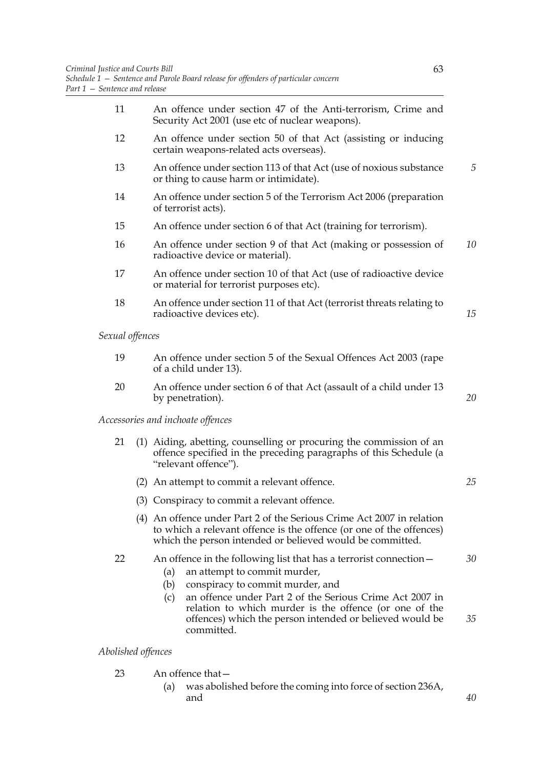11 An offence under section 47 of the Anti-terrorism, Crime and Security Act 2001 (use etc of nuclear weapons).

12 An offence under section 50 of that Act (assisting or inducing certain weapons-related acts overseas).

13 An offence under section 113 of that Act (use of noxious substance or thing to cause harm or intimidate).

14 An offence under section 5 of the Terrorism Act 2006 (preparation of terrorist acts).

15 An offence under section 6 of that Act (training for terrorism).

16 An offence under section 9 of that Act (making or possession of radioactive device or material).

17 An offence under section 10 of that Act (use of radioactive device or material for terrorist purposes etc).

18 An offence under section 11 of that Act (terrorist threats relating to radioactive devices etc).

*Sexual offences*

19 An offence under section 5 of the Sexual Offences Act 2003 (rape of a child under 13).

20 An offence under section 6 of that Act (assault of a child under 13 by penetration).

*Accessories and inchoate offences*

21 (1) Aiding, abetting, counselling or procuring the commission of an offence specified in the preceding paragraphs of this Schedule (a "relevant offence").

(2) An attempt to commit a relevant offence.

(3) Conspiracy to commit a relevant offence.

(4) An offence under Part 2 of the Serious Crime Act 2007 in relation to which a relevant offence is the offence (or one of the offences) which the person intended or believed would be committed.

22 An offence in the following list that has a terrorist connection—

(a) an attempt to commit murder,

(b) conspiracy to commit murder, and

(c) an offence under Part 2 of the Serious Crime Act 2007 in relation to which murder is the offence (or one of the offences) which the person intended or believed would be committed.

*Abolished offences*

23 An offence that—

(a) was abolished before the coming into force of section 236A, and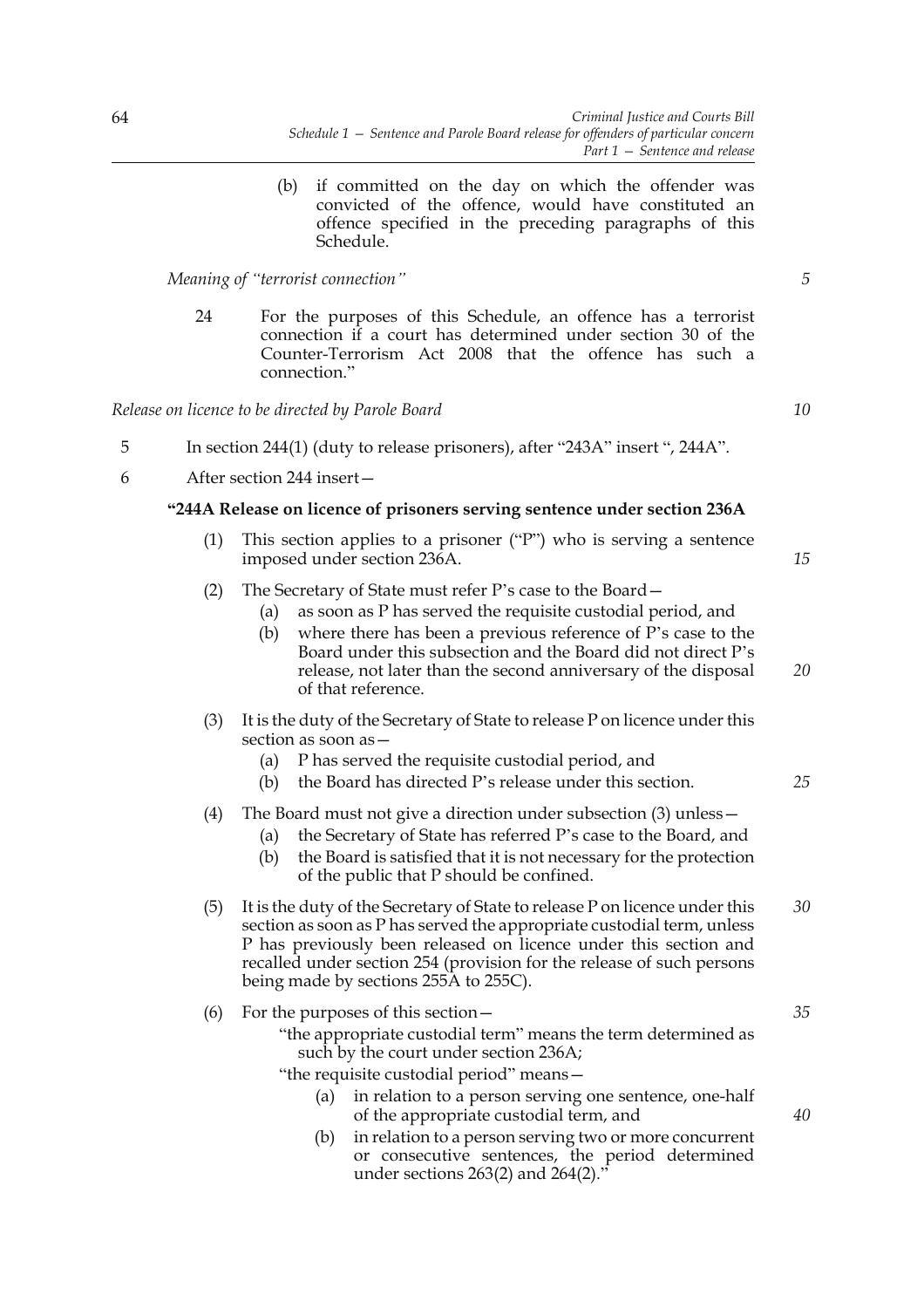(b) if committed on the day on which the offender was convicted of the offence, would have constituted an offence specified in the preceding paragraphs of this Schedule.

*Meaning of "terrorist connection"*

24 For the purposes of this Schedule, an offence has a terrorist connection if a court has determined under section 30 of the Counter-Terrorism Act 2008 that the offence has such a connection."

*Release on licence to be directed by Parole Board*

5 In section 244(1) (duty to release prisoners), after "243A" insert ", 244A".

6 After section 244 insert—

**"244A Release on licence of prisoners serving sentence under section 236A**

(1) This section applies to a prisoner ("P") who is serving a sentence imposed under section 236A.

(2) The Secretary of State must refer P's case to the Board—

(a) as soon as P has served the requisite custodial period, and

(b) where there has been a previous reference of P's case to the Board under this subsection and the Board did not direct P's release, not later than the second anniversary of the disposal of that reference.

(3) It is the duty of the Secretary of State to release P on licence under this section as soon as—

(a) P has served the requisite custodial period, and

(b) the Board has directed P's release under this section.

(4) The Board must not give a direction under subsection (3) unless—

(a) the Secretary of State has referred P's case to the Board, and

(b) the Board is satisfied that it is not necessary for the protection of the public that P should be confined.

(5) It is the duty of the Secretary of State to release P on licence under this section as soon as P has served the appropriate custodial term, unless P has previously been released on licence under this section and recalled under section 254 (provision for the release of such persons being made by sections 255A to 255C).

(6) For the purposes of this section—

"the appropriate custodial term" means the term determined as such by the court under section 236A;

"the requisite custodial period" means—

(a) in relation to a person serving one sentence, one-half of the appropriate custodial term, and

(b) in relation to a person serving two or more concurrent or consecutive sentences, the period determined under sections 263(2) and 264(2)."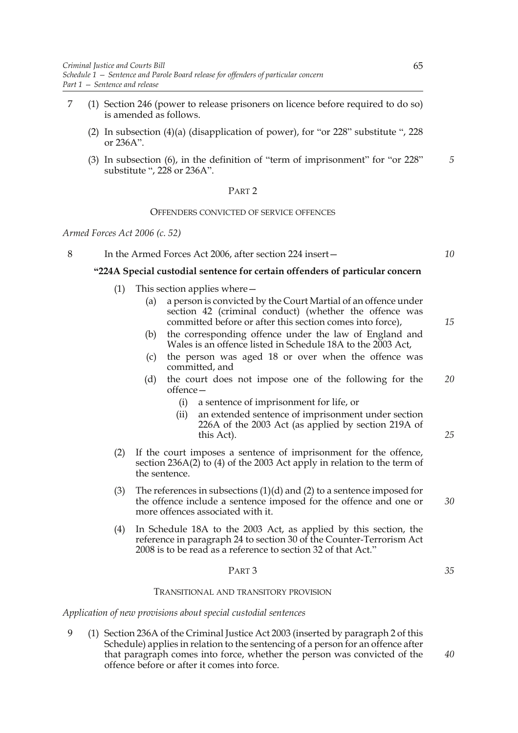7 (1) Section 246 (power to release prisoners on licence before required to do so) is amended as follows.

(2) In subsection (4)(a) (disapplication of power), for "or 228" substitute ", 228 or 236A".

(3) In subsection (6), in the definition of "term of imprisonment" for "or 228" substitute ", 228 or 236A".

## PART 2

### OFFENDERS CONVICTED OF SERVICE OFFENCES

*Armed Forces Act 2006 (c. 52)*

8 In the Armed Forces Act 2006, after section 224 insert—

**"224A Special custodial sentence for certain offenders of particular concern**

(1) This section applies where—

(a) a person is convicted by the Court Martial of an offence under section 42 (criminal conduct) (whether the offence was committed before or after this section comes into force),

(b) the corresponding offence under the law of England and Wales is an offence listed in Schedule 18A to the 2003 Act,

(c) the person was aged 18 or over when the offence was committed, and

(d) the court does not impose one of the following for the offence—

(i) a sentence of imprisonment for life, or

(ii) an extended sentence of imprisonment under section 226A of the 2003 Act (as applied by section 219A of this Act).

(2) If the court imposes a sentence of imprisonment for the offence, section 236A(2) to (4) of the 2003 Act apply in relation to the term of the sentence.

(3) The references in subsections (1)(d) and (2) to a sentence imposed for the offence include a sentence imposed for the offence and one or more offences associated with it.

(4) In Schedule 18A to the 2003 Act, as applied by this section, the reference in paragraph 24 to section 30 of the Counter-Terrorism Act 2008 is to be read as a reference to section 32 of that Act."

## PART 3

### TRANSITIONAL AND TRANSITORY PROVISION

*Application of new provisions about special custodial sentences*

9 (1) Section 236A of the Criminal Justice Act 2003 (inserted by paragraph 2 of this Schedule) applies in relation to the sentencing of a person for an offence after that paragraph comes into force, whether the person was convicted of the offence before or after it comes into force.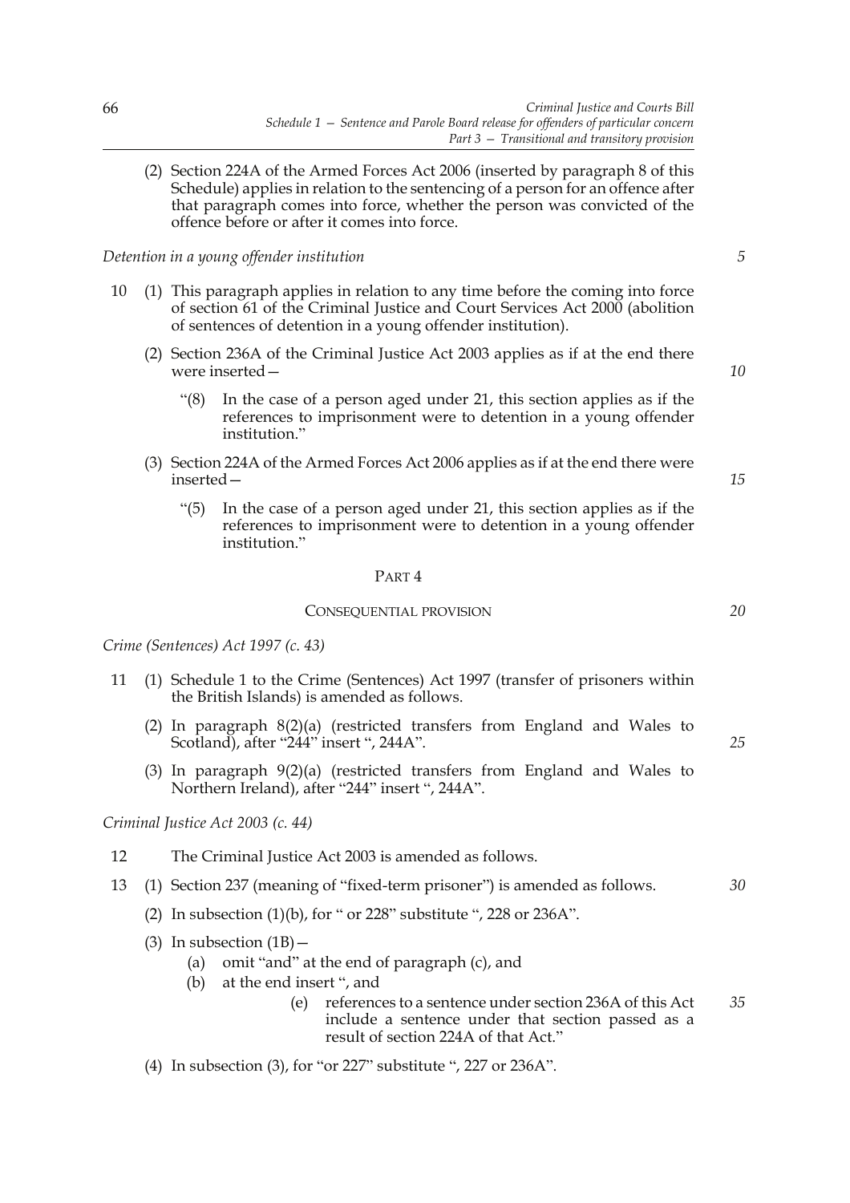(2) Section 224A of the Armed Forces Act 2006 (inserted by paragraph 8 of this Schedule) applies in relation to the sentencing of a person for an offence after that paragraph comes into force, whether the person was convicted of the offence before or after it comes into force.

*Detention in a young offender institution*

10 (1) This paragraph applies in relation to any time before the coming into force of section 61 of the Criminal Justice and Court Services Act 2000 (abolition of sentences of detention in a young offender institution).

(2) Section 236A of the Criminal Justice Act 2003 applies as if at the end there were inserted—

"(8) In the case of a person aged under 21, this section applies as if the references to imprisonment were to detention in a young offender institution."

(3) Section 224A of the Armed Forces Act 2006 applies as if at the end there were inserted—

"(5) In the case of a person aged under 21, this section applies as if the references to imprisonment were to detention in a young offender institution."

## PART 4

### CONSEQUENTIAL PROVISION

*Crime (Sentences) Act 1997 (c. 43)*

11 (1) Schedule 1 to the Crime (Sentences) Act 1997 (transfer of prisoners within the British Islands) is amended as follows.

(2) In paragraph 8(2)(a) (restricted transfers from England and Wales to Scotland), after "244" insert ", 244A".

(3) In paragraph 9(2)(a) (restricted transfers from England and Wales to Northern Ireland), after "244" insert ", 244A".

*Criminal Justice Act 2003 (c. 44)*

12 The Criminal Justice Act 2003 is amended as follows.

13 (1) Section 237 (meaning of "fixed-term prisoner") is amended as follows.

(2) In subsection (1)(b), for " or 228" substitute ", 228 or 236A".

(3) In subsection (1B)—

(a) omit "and" at the end of paragraph (c), and

(b) at the end insert ", and

(e) references to a sentence under section 236A of this Act include a sentence under that section passed as a result of section 224A of that Act."

(4) In subsection (3), for "or 227" substitute ", 227 or 236A".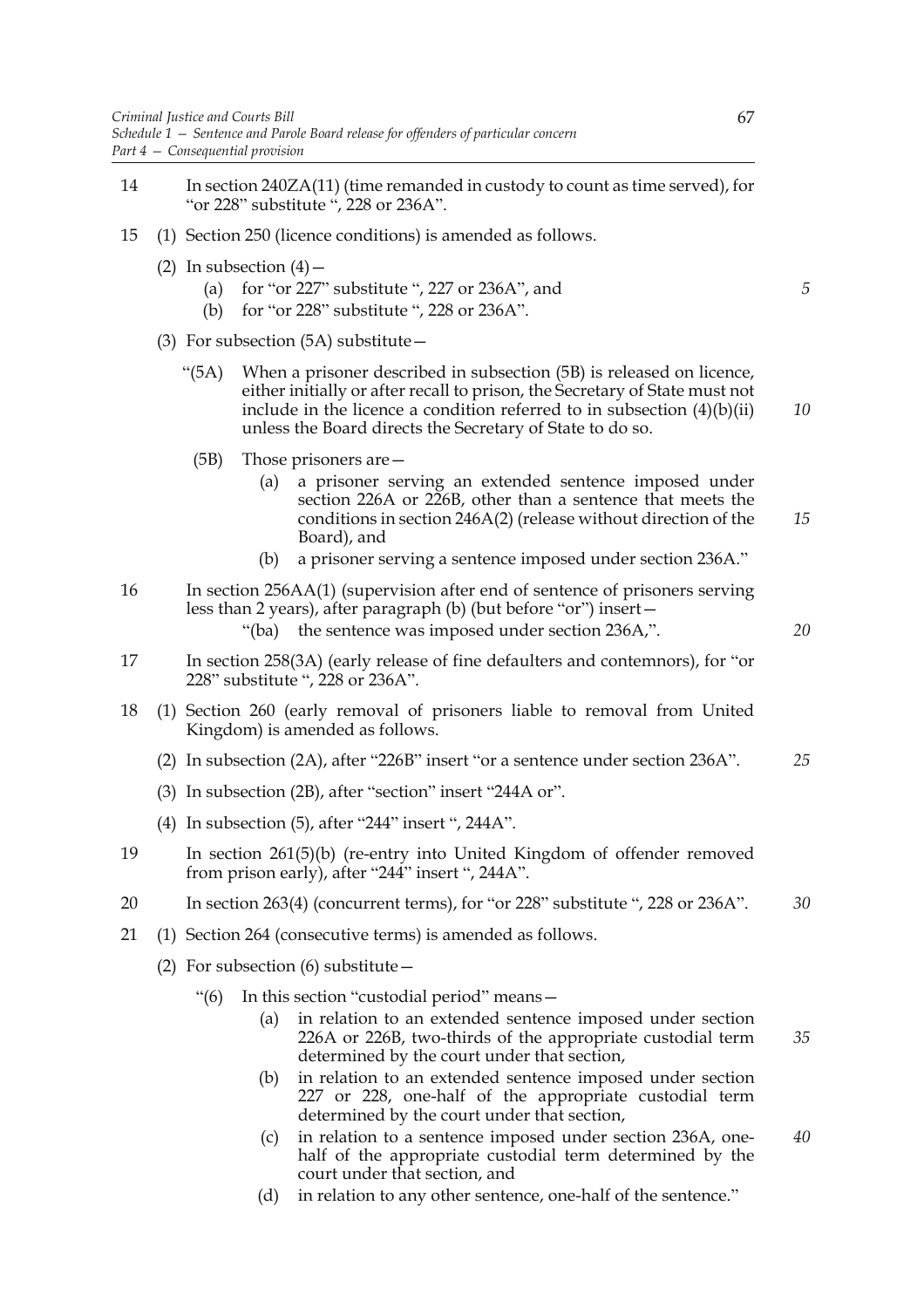14 In section 240ZA(11) (time remanded in custody to count as time served), for "or 228" substitute ", 228 or 236A".

15 (1) Section 250 (licence conditions) is amended as follows.

(2) In subsection (4)—

(a) for "or 227" substitute ", 227 or 236A", and

(b) for "or 228" substitute ", 228 or 236A".

(3) For subsection (5A) substitute—

"(5A) When a prisoner described in subsection (5B) is released on licence, either initially or after recall to prison, the Secretary of State must not include in the licence a condition referred to in subsection (4)(b)(ii) unless the Board directs the Secretary of State to do so.

(5B) Those prisoners are—

(a) a prisoner serving an extended sentence imposed under section 226A or 226B, other than a sentence that meets the conditions in section 246A(2) (release without direction of the Board), and

(b) a prisoner serving a sentence imposed under section 236A."

16 In section 256AA(1) (supervision after end of sentence of prisoners serving less than 2 years), after paragraph (b) (but before "or") insert—

"(ba) the sentence was imposed under section 236A,".

17 In section 258(3A) (early release of fine defaulters and contemnors), for "or 228" substitute ", 228 or 236A".

18 (1) Section 260 (early removal of prisoners liable to removal from United Kingdom) is amended as follows.

(2) In subsection (2A), after "226B" insert "or a sentence under section 236A".

(3) In subsection (2B), after "section" insert "244A or".

(4) In subsection (5), after "244" insert ", 244A".

19 In section 261(5)(b) (re-entry into United Kingdom of offender removed from prison early), after "244" insert ", 244A".

20 In section 263(4) (concurrent terms), for "or 228" substitute ", 228 or 236A".

21 (1) Section 264 (consecutive terms) is amended as follows.

(2) For subsection (6) substitute—

"(6) In this section "custodial period" means—

(a) in relation to an extended sentence imposed under section 226A or 226B, two-thirds of the appropriate custodial term determined by the court under that section,

(b) in relation to an extended sentence imposed under section 227 or 228, one-half of the appropriate custodial term determined by the court under that section,

(c) in relation to a sentence imposed under section 236A, one-half of the appropriate custodial term determined by the court under that section, and

(d) in relation to any other sentence, one-half of the sentence."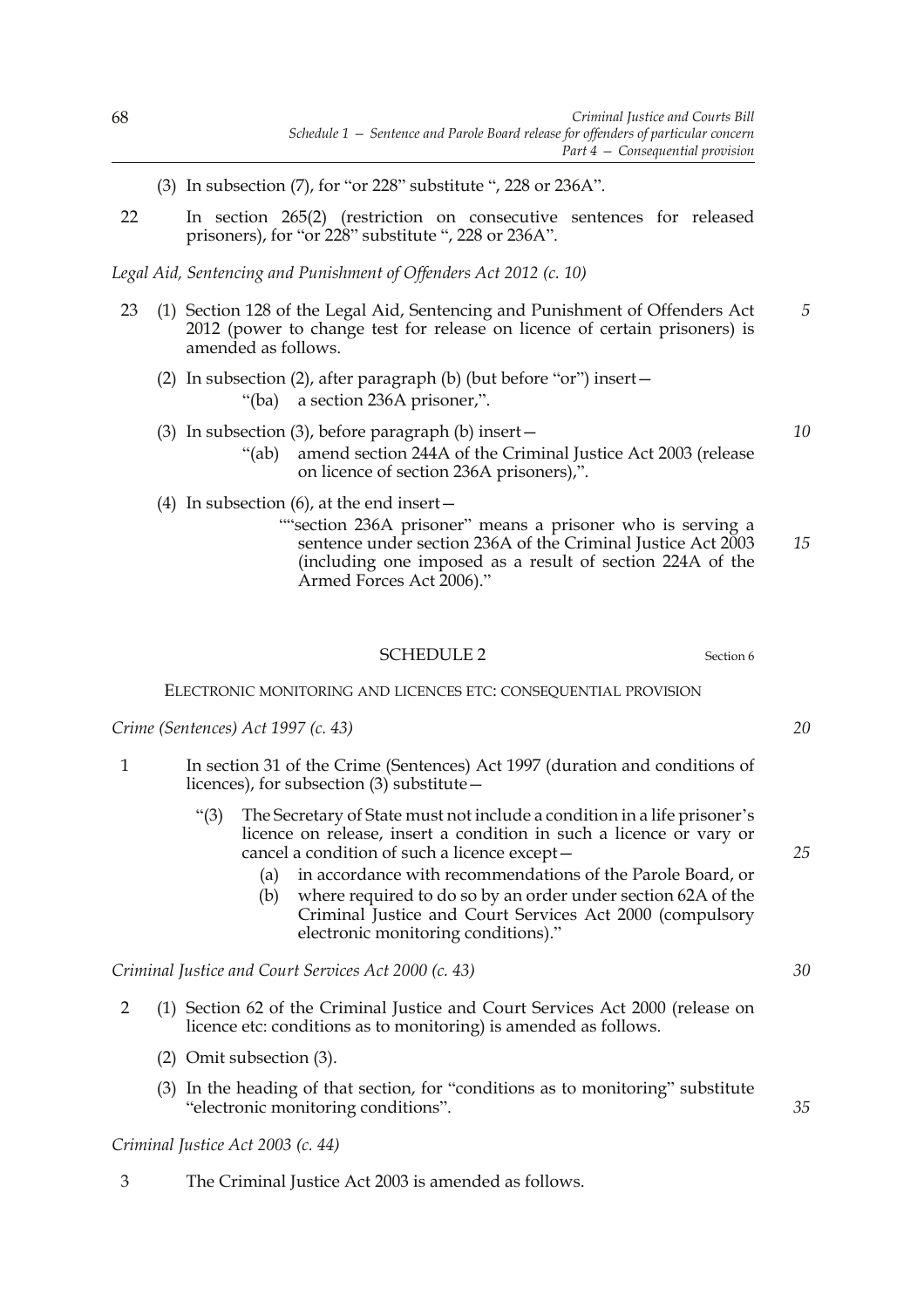(3) In subsection (7), for "or 228" substitute ", 228 or 236A".

22 In section 265(2) (restriction on consecutive sentences for released prisoners), for "or 228" substitute ", 228 or 236A".

*Legal Aid, Sentencing and Punishment of Offenders Act 2012 (c. 10)*

23 (1) Section 128 of the Legal Aid, Sentencing and Punishment of Offenders Act 2012 (power to change test for release on licence of certain prisoners) is amended as follows.

(2) In subsection (2), after paragraph (b) (but before "or") insert—

"(ba) a section 236A prisoner,".

(3) In subsection (3), before paragraph (b) insert—

"(ab) amend section 244A of the Criminal Justice Act 2003 (release on licence of section 236A prisoners),".

(4) In subsection (6), at the end insert—

""section 236A prisoner" means a prisoner who is serving a sentence under section 236A of the Criminal Justice Act 2003 (including one imposed as a result of section 224A of the Armed Forces Act 2006)."

## SCHEDULE 2

Section 6

ELECTRONIC MONITORING AND LICENCES ETC: CONSEQUENTIAL PROVISION

*Crime (Sentences) Act 1997 (c. 43)*

1 In section 31 of the Crime (Sentences) Act 1997 (duration and conditions of licences), for subsection (3) substitute—

"(3) The Secretary of State must not include a condition in a life prisoner's licence on release, insert a condition in such a licence or vary or cancel a condition of such a licence except—

(a) in accordance with recommendations of the Parole Board, or

(b) where required to do so by an order under section 62A of the Criminal Justice and Court Services Act 2000 (compulsory electronic monitoring conditions)."

*Criminal Justice and Court Services Act 2000 (c. 43)*

2 (1) Section 62 of the Criminal Justice and Court Services Act 2000 (release on licence etc: conditions as to monitoring) is amended as follows.

(2) Omit subsection (3).

(3) In the heading of that section, for "conditions as to monitoring" substitute "electronic monitoring conditions".

*Criminal Justice Act 2003 (c. 44)*

3 The Criminal Justice Act 2003 is amended as follows.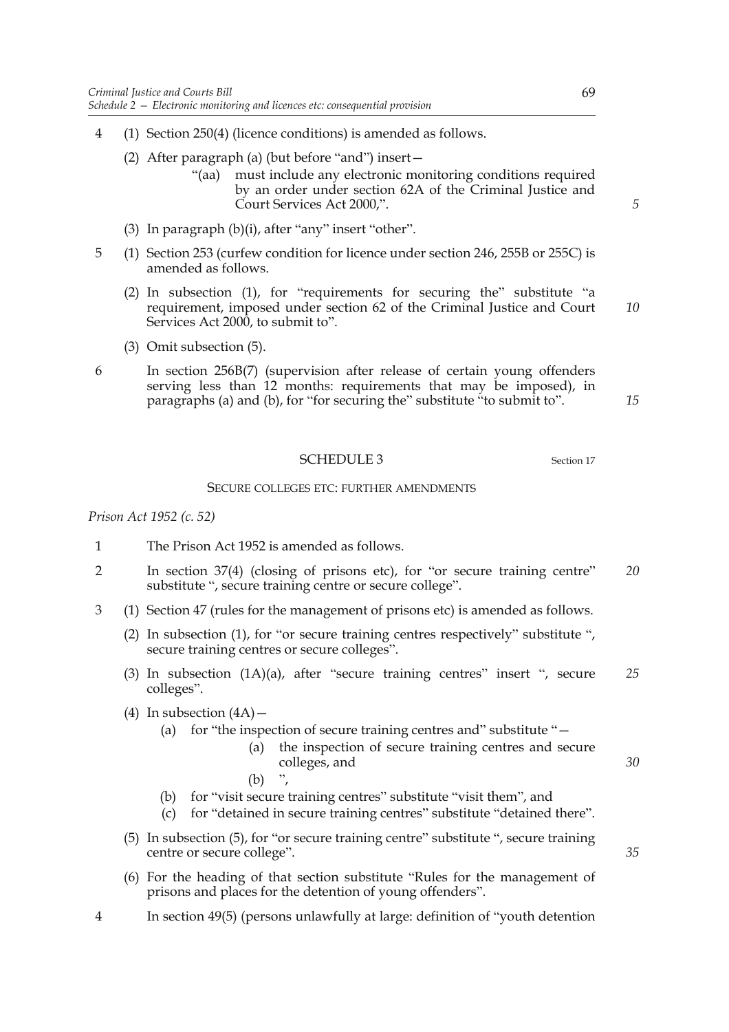4 (1) Section 250(4) (licence conditions) is amended as follows.

(2) After paragraph (a) (but before "and") insert—

"(aa) must include any electronic monitoring conditions required by an order under section 62A of the Criminal Justice and Court Services Act 2000,".

(3) In paragraph (b)(i), after "any" insert "other".

5 (1) Section 253 (curfew condition for licence under section 246, 255B or 255C) is amended as follows.

(2) In subsection (1), for "requirements for securing the" substitute "a requirement, imposed under section 62 of the Criminal Justice and Court Services Act 2000, to submit to".

(3) Omit subsection (5).

6 In section 256B(7) (supervision after release of certain young offenders serving less than 12 months: requirements that may be imposed), in paragraphs (a) and (b), for "for securing the" substitute "to submit to".

## SCHEDULE 3

Section 17

### SECURE COLLEGES ETC: FURTHER AMENDMENTS

*Prison Act 1952 (c. 52)*

1 The Prison Act 1952 is amended as follows.

2 In section 37(4) (closing of prisons etc), for "or secure training centre" substitute ", secure training centre or secure college".

3 (1) Section 47 (rules for the management of prisons etc) is amended as follows.

(2) In subsection (1), for "or secure training centres respectively" substitute ", secure training centres or secure colleges".

(3) In subsection (1A)(a), after "secure training centres" insert ", secure colleges".

(4) In subsection (4A)—

(a) for "the inspection of secure training centres and" substitute "—

(a) the inspection of secure training centres and secure colleges, and

(b) ",

(b) for "visit secure training centres" substitute "visit them", and

(c) for "detained in secure training centres" substitute "detained there".

(5) In subsection (5), for "or secure training centre" substitute ", secure training centre or secure college".

(6) For the heading of that section substitute "Rules for the management of prisons and places for the detention of young offenders".

4 In section 49(5) (persons unlawfully at large: definition of "youth detention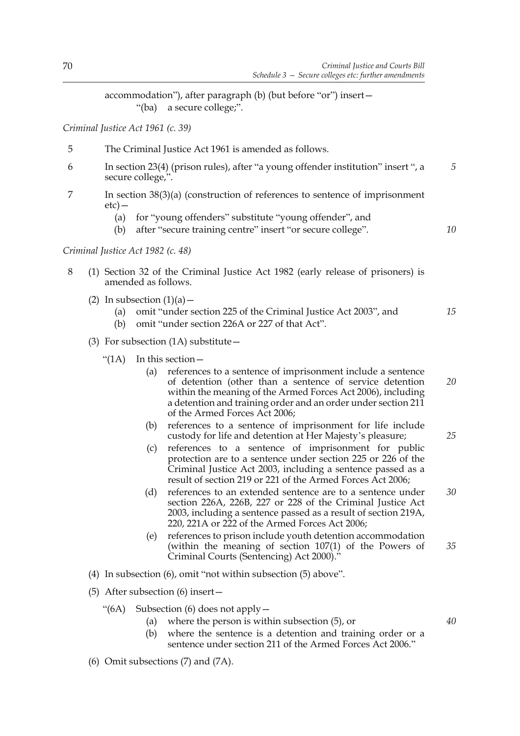accommodation"), after paragraph (b) (but before "or") insert—
"(ba) a secure college;".

*Criminal Justice Act 1961 (c. 39)*

5 The Criminal Justice Act 1961 is amended as follows.

6 In section 23(4) (prison rules), after "a young offender institution" insert ", a secure college,".

7 In section 38(3)(a) (construction of references to sentence of imprisonment etc)—

(a) for "young offenders" substitute "young offender", and

(b) after "secure training centre" insert "or secure college".

*Criminal Justice Act 1982 (c. 48)*

8 (1) Section 32 of the Criminal Justice Act 1982 (early release of prisoners) is amended as follows.

(2) In subsection (1)(a)—

(a) omit "under section 225 of the Criminal Justice Act 2003", and

(b) omit "under section 226A or 227 of that Act".

(3) For subsection (1A) substitute—

"(1A) In this section—

(a) references to a sentence of imprisonment include a sentence of detention (other than a sentence of service detention within the meaning of the Armed Forces Act 2006), including a detention and training order and an order under section 211 of the Armed Forces Act 2006;

(b) references to a sentence of imprisonment for life include custody for life and detention at Her Majesty's pleasure;

(c) references to a sentence of imprisonment for public protection are to a sentence under section 225 or 226 of the Criminal Justice Act 2003, including a sentence passed as a result of section 219 or 221 of the Armed Forces Act 2006;

(d) references to an extended sentence are to a sentence under section 226A, 226B, 227 or 228 of the Criminal Justice Act 2003, including a sentence passed as a result of section 219A, 220, 221A or 222 of the Armed Forces Act 2006;

(e) references to prison include youth detention accommodation (within the meaning of section 107(1) of the Powers of Criminal Courts (Sentencing) Act 2000)."

(4) In subsection (6), omit "not within subsection (5) above".

(5) After subsection (6) insert—

"(6A) Subsection (6) does not apply—

(a) where the person is within subsection (5), or

(b) where the sentence is a detention and training order or a sentence under section 211 of the Armed Forces Act 2006."

(6) Omit subsections (7) and (7A).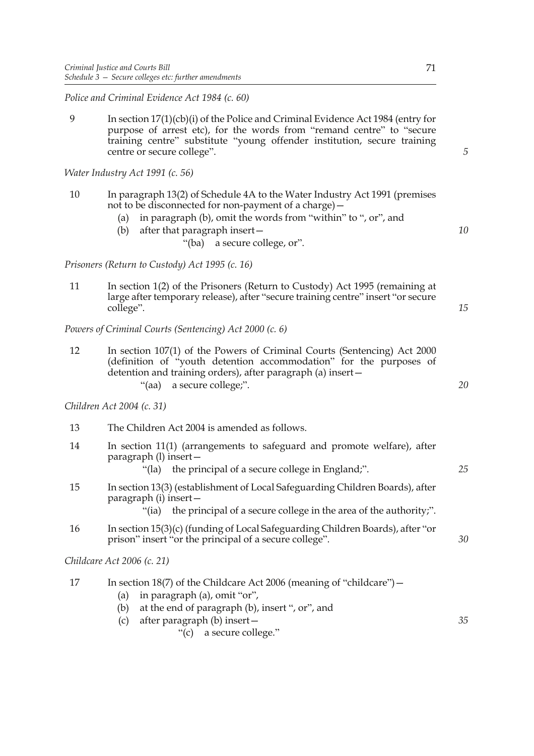*Police and Criminal Evidence Act 1984 (c. 60)*

9 In section 17(1)(cb)(i) of the Police and Criminal Evidence Act 1984 (entry for purpose of arrest etc), for the words from "remand centre" to "secure training centre" substitute "young offender institution, secure training centre or secure college".

*Water Industry Act 1991 (c. 56)*

10 In paragraph 13(2) of Schedule 4A to the Water Industry Act 1991 (premises not to be disconnected for non-payment of a charge)—

(a) in paragraph (b), omit the words from "within" to ", or", and

(b) after that paragraph insert—

"(ba) a secure college, or".

*Prisoners (Return to Custody) Act 1995 (c. 16)*

11 In section 1(2) of the Prisoners (Return to Custody) Act 1995 (remaining at large after temporary release), after "secure training centre" insert "or secure college".

*Powers of Criminal Courts (Sentencing) Act 2000 (c. 6)*

12 In section 107(1) of the Powers of Criminal Courts (Sentencing) Act 2000 (definition of "youth detention accommodation" for the purposes of detention and training orders), after paragraph (a) insert—

"(aa) a secure college;".

*Children Act 2004 (c. 31)*

13 The Children Act 2004 is amended as follows.

14 In section 11(1) (arrangements to safeguard and promote welfare), after paragraph (l) insert—

"(la) the principal of a secure college in England;".

15 In section 13(3) (establishment of Local Safeguarding Children Boards), after paragraph (i) insert—

"(ia) the principal of a secure college in the area of the authority;".

16 In section 15(3)(c) (funding of Local Safeguarding Children Boards), after "or prison" insert "or the principal of a secure college".

*Childcare Act 2006 (c. 21)*

17 In section 18(7) of the Childcare Act 2006 (meaning of "childcare")—

(a) in paragraph (a), omit "or",

(b) at the end of paragraph (b), insert ", or", and

(c) after paragraph (b) insert—

"(c) a secure college."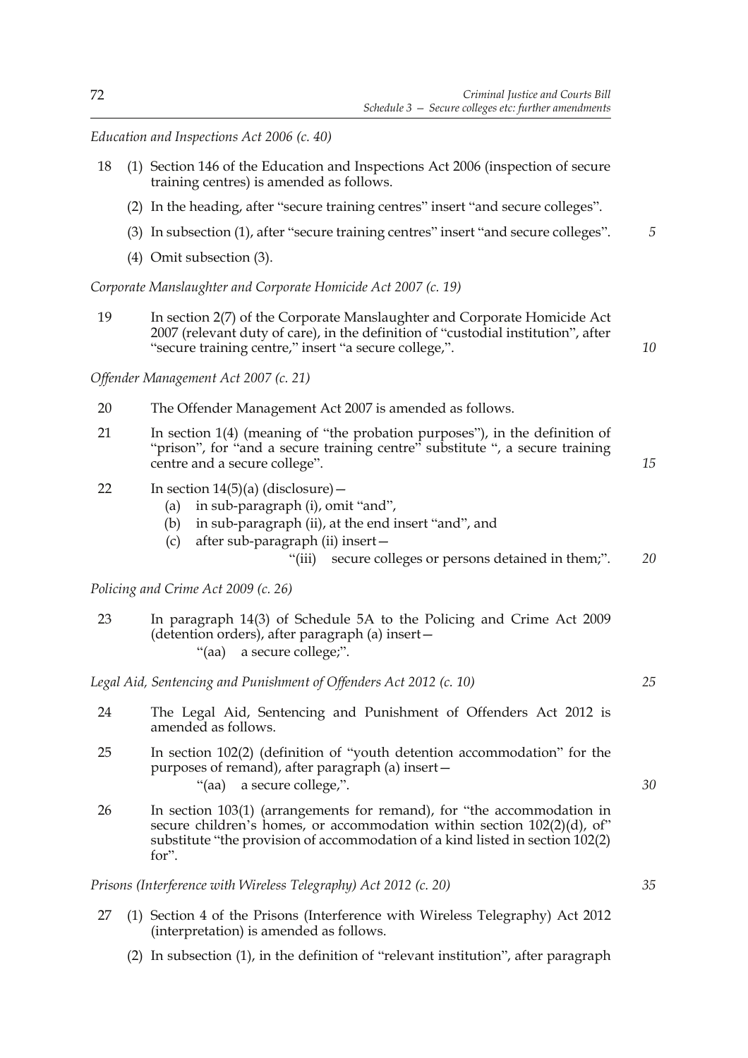*Education and Inspections Act 2006 (c. 40)*

18 (1) Section 146 of the Education and Inspections Act 2006 (inspection of secure training centres) is amended as follows.

(2) In the heading, after "secure training centres" insert "and secure colleges".

(3) In subsection (1), after "secure training centres" insert "and secure colleges".

(4) Omit subsection (3).

*Corporate Manslaughter and Corporate Homicide Act 2007 (c. 19)*

19 In section 2(7) of the Corporate Manslaughter and Corporate Homicide Act 2007 (relevant duty of care), in the definition of "custodial institution", after "secure training centre," insert "a secure college,".

*Offender Management Act 2007 (c. 21)*

20 The Offender Management Act 2007 is amended as follows.

21 In section 1(4) (meaning of "the probation purposes"), in the definition of "prison", for "and a secure training centre" substitute ", a secure training centre and a secure college".

22 In section 14(5)(a) (disclosure)—

(a) in sub-paragraph (i), omit "and",

(b) in sub-paragraph (ii), at the end insert "and", and

(c) after sub-paragraph (ii) insert—

"(iii) secure colleges or persons detained in them;".

*Policing and Crime Act 2009 (c. 26)*

23 In paragraph 14(3) of Schedule 5A to the Policing and Crime Act 2009 (detention orders), after paragraph (a) insert—

"(aa) a secure college;".

*Legal Aid, Sentencing and Punishment of Offenders Act 2012 (c. 10)*

24 The Legal Aid, Sentencing and Punishment of Offenders Act 2012 is amended as follows.

25 In section 102(2) (definition of "youth detention accommodation" for the purposes of remand), after paragraph (a) insert—

"(aa) a secure college,".

26 In section 103(1) (arrangements for remand), for "the accommodation in secure children's homes, or accommodation within section 102(2)(d), of" substitute "the provision of accommodation of a kind listed in section 102(2) for".

*Prisons (Interference with Wireless Telegraphy) Act 2012 (c. 20)*

27 (1) Section 4 of the Prisons (Interference with Wireless Telegraphy) Act 2012 (interpretation) is amended as follows.

(2) In subsection (1), in the definition of "relevant institution", after paragraph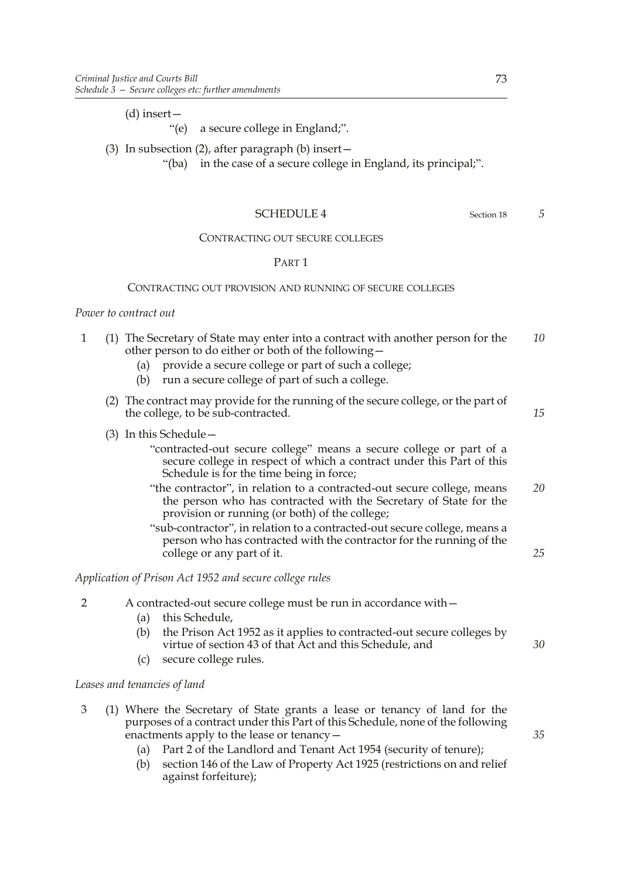(d) insert—

"(e) a secure college in England;".

(3) In subsection (2), after paragraph (b) insert—

"(ba) in the case of a secure college in England, its principal;".

## SCHEDULE 4

Section 18

### CONTRACTING OUT SECURE COLLEGES

### PART 1

### CONTRACTING OUT PROVISION AND RUNNING OF SECURE COLLEGES

*Power to contract out*

1 (1) The Secretary of State may enter into a contract with another person for the other person to do either or both of the following—

(a) provide a secure college or part of such a college;

(b) run a secure college of part of such a college.

(2) The contract may provide for the running of the secure college, or the part of the college, to be sub-contracted.

(3) In this Schedule—

"contracted-out secure college" means a secure college or part of a secure college in respect of which a contract under this Part of this Schedule is for the time being in force;

"the contractor", in relation to a contracted-out secure college, means the person who has contracted with the Secretary of State for the provision or running (or both) of the college;

"sub-contractor", in relation to a contracted-out secure college, means a person who has contracted with the contractor for the running of the college or any part of it.

*Application of Prison Act 1952 and secure college rules*

2 A contracted-out secure college must be run in accordance with—

(a) this Schedule,

(b) the Prison Act 1952 as it applies to contracted-out secure colleges by virtue of section 43 of that Act and this Schedule, and

(c) secure college rules.

*Leases and tenancies of land*

3 (1) Where the Secretary of State grants a lease or tenancy of land for the purposes of a contract under this Part of this Schedule, none of the following enactments apply to the lease or tenancy—

(a) Part 2 of the Landlord and Tenant Act 1954 (security of tenure);

(b) section 146 of the Law of Property Act 1925 (restrictions on and relief against forfeiture);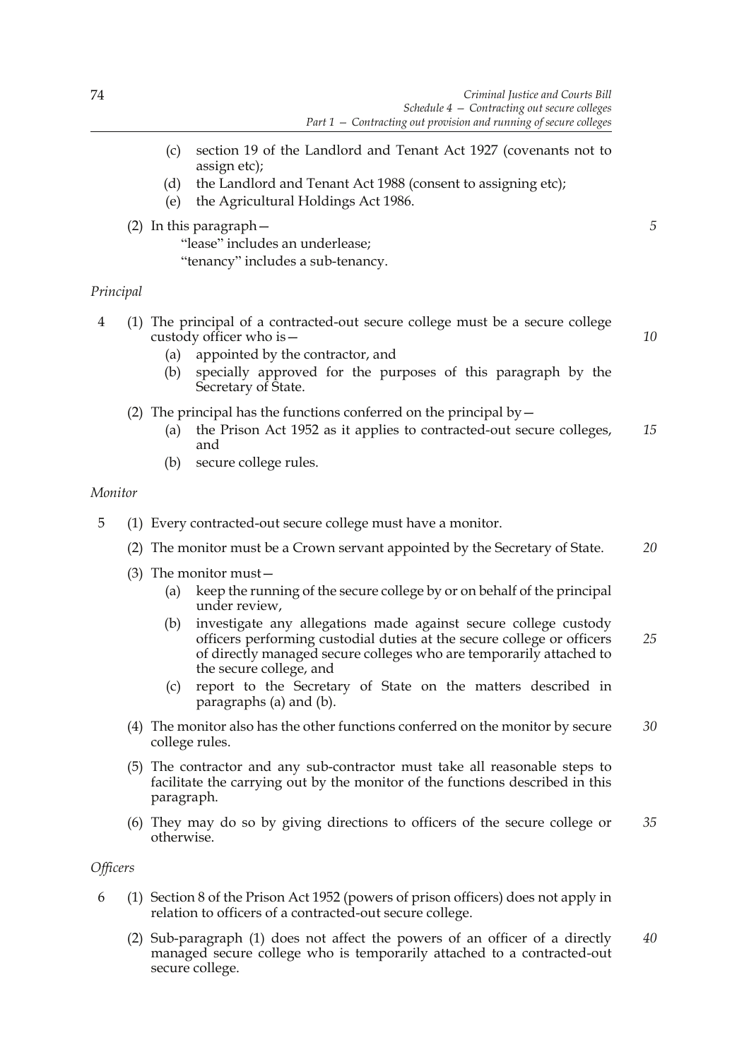(c) section 19 of the Landlord and Tenant Act 1927 (covenants not to assign etc);

(d) the Landlord and Tenant Act 1988 (consent to assigning etc);

(e) the Agricultural Holdings Act 1986.

(2) In this paragraph—

"lease" includes an underlease;

"tenancy" includes a sub-tenancy.

*Principal*

4 (1) The principal of a contracted-out secure college must be a secure college custody officer who is—

(a) appointed by the contractor, and

(b) specially approved for the purposes of this paragraph by the Secretary of State.

(2) The principal has the functions conferred on the principal by—

(a) the Prison Act 1952 as it applies to contracted-out secure colleges, and

(b) secure college rules.

*Monitor*

5 (1) Every contracted-out secure college must have a monitor.

(2) The monitor must be a Crown servant appointed by the Secretary of State.

(3) The monitor must—

(a) keep the running of the secure college by or on behalf of the principal under review,

(b) investigate any allegations made against secure college custody officers performing custodial duties at the secure college or officers of directly managed secure colleges who are temporarily attached to the secure college, and

(c) report to the Secretary of State on the matters described in paragraphs (a) and (b).

(4) The monitor also has the other functions conferred on the monitor by secure college rules.

(5) The contractor and any sub-contractor must take all reasonable steps to facilitate the carrying out by the monitor of the functions described in this paragraph.

(6) They may do so by giving directions to officers of the secure college or otherwise.

*Officers*

6 (1) Section 8 of the Prison Act 1952 (powers of prison officers) does not apply in relation to officers of a contracted-out secure college.

(2) Sub-paragraph (1) does not affect the powers of an officer of a directly managed secure college who is temporarily attached to a contracted-out secure college.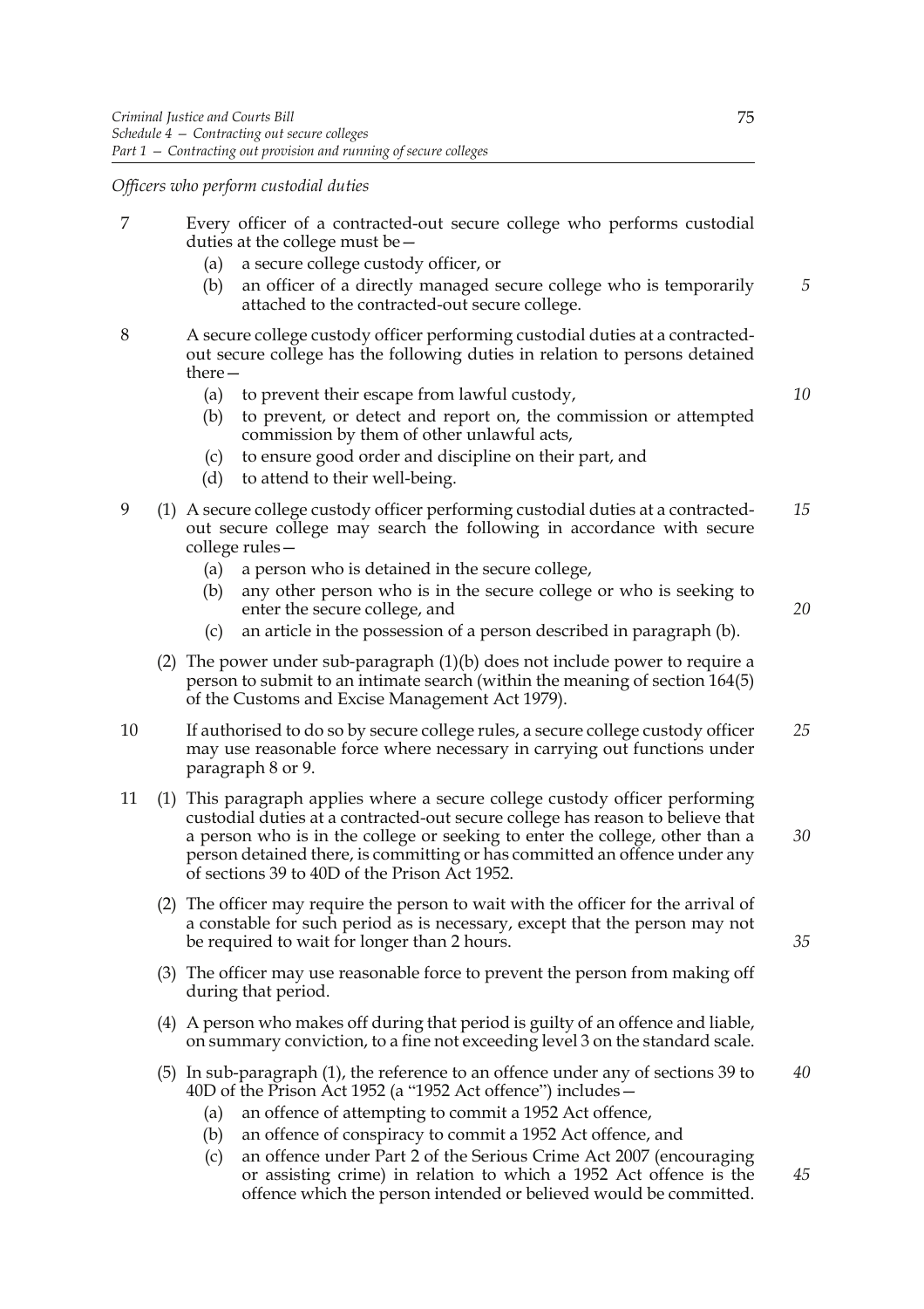*Officers who perform custodial duties*

7 Every officer of a contracted-out secure college who performs custodial duties at the college must be—

(a) a secure college custody officer, or

(b) an officer of a directly managed secure college who is temporarily attached to the contracted-out secure college.

8 A secure college custody officer performing custodial duties at a contracted-out secure college has the following duties in relation to persons detained there—

(a) to prevent their escape from lawful custody,

(b) to prevent, or detect and report on, the commission or attempted commission by them of other unlawful acts,

(c) to ensure good order and discipline on their part, and

(d) to attend to their well-being.

9 (1) A secure college custody officer performing custodial duties at a contracted-out secure college may search the following in accordance with secure college rules—

(a) a person who is detained in the secure college,

(b) any other person who is in the secure college or who is seeking to enter the secure college, and

(c) an article in the possession of a person described in paragraph (b).

(2) The power under sub-paragraph (1)(b) does not include power to require a person to submit to an intimate search (within the meaning of section 164(5) of the Customs and Excise Management Act 1979).

10 If authorised to do so by secure college rules, a secure college custody officer may use reasonable force where necessary in carrying out functions under paragraph 8 or 9.

11 (1) This paragraph applies where a secure college custody officer performing custodial duties at a contracted-out secure college has reason to believe that a person who is in the college or seeking to enter the college, other than a person detained there, is committing or has committed an offence under any of sections 39 to 40D of the Prison Act 1952.

(2) The officer may require the person to wait with the officer for the arrival of a constable for such period as is necessary, except that the person may not be required to wait for longer than 2 hours.

(3) The officer may use reasonable force to prevent the person from making off during that period.

(4) A person who makes off during that period is guilty of an offence and liable, on summary conviction, to a fine not exceeding level 3 on the standard scale.

(5) In sub-paragraph (1), the reference to an offence under any of sections 39 to 40D of the Prison Act 1952 (a "1952 Act offence") includes—

(a) an offence of attempting to commit a 1952 Act offence,

(b) an offence of conspiracy to commit a 1952 Act offence, and

(c) an offence under Part 2 of the Serious Crime Act 2007 (encouraging or assisting crime) in relation to which a 1952 Act offence is the offence which the person intended or believed would be committed.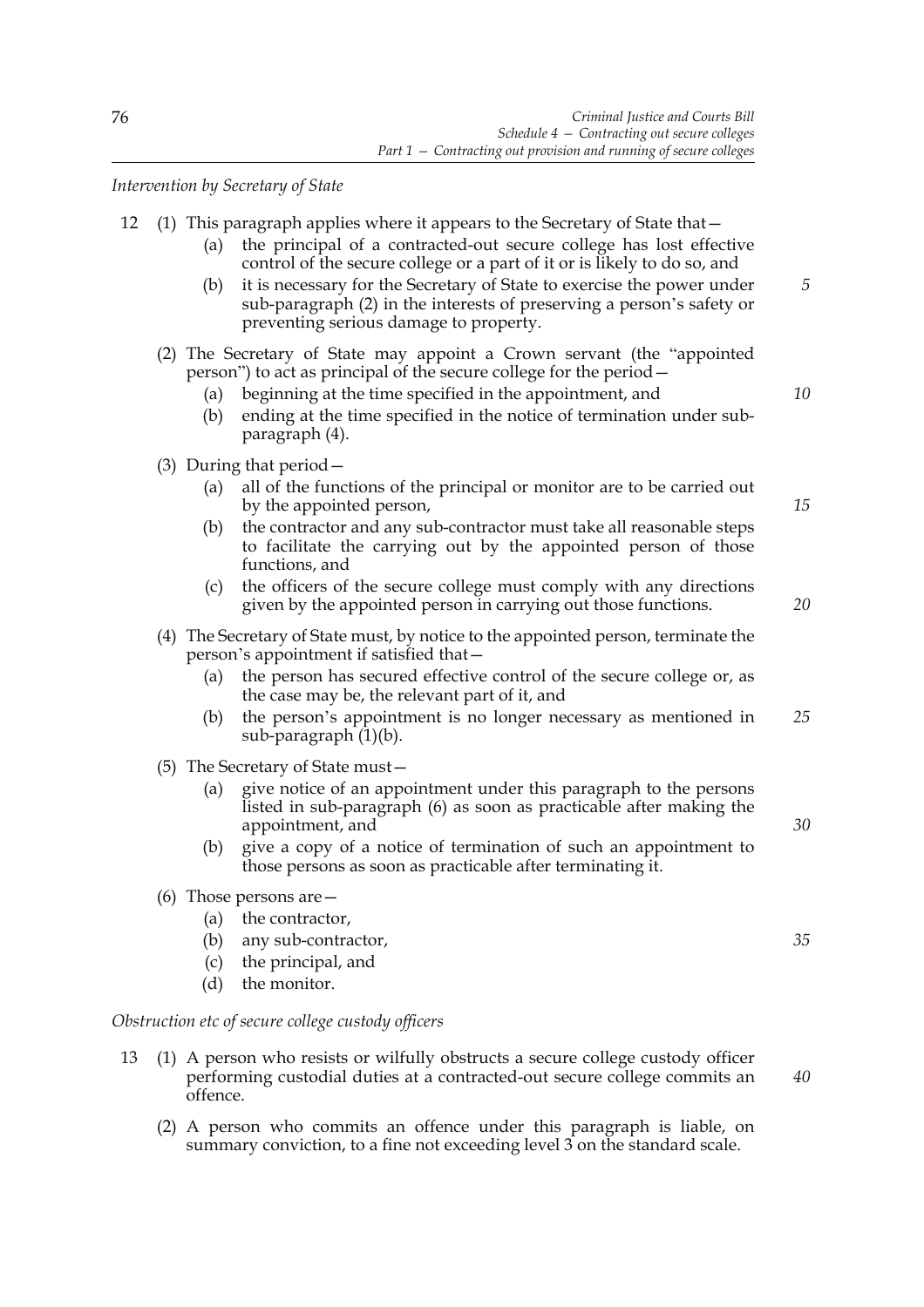*Intervention by Secretary of State*

12 (1) This paragraph applies where it appears to the Secretary of State that—

(a) the principal of a contracted-out secure college has lost effective control of the secure college or a part of it or is likely to do so, and

(b) it is necessary for the Secretary of State to exercise the power under sub-paragraph (2) in the interests of preserving a person's safety or preventing serious damage to property.

(2) The Secretary of State may appoint a Crown servant (the "appointed person") to act as principal of the secure college for the period—

(a) beginning at the time specified in the appointment, and

(b) ending at the time specified in the notice of termination under sub-paragraph (4).

(3) During that period—

(a) all of the functions of the principal or monitor are to be carried out by the appointed person,

(b) the contractor and any sub-contractor must take all reasonable steps to facilitate the carrying out by the appointed person of those functions, and

(c) the officers of the secure college must comply with any directions given by the appointed person in carrying out those functions.

(4) The Secretary of State must, by notice to the appointed person, terminate the person's appointment if satisfied that—

(a) the person has secured effective control of the secure college or, as the case may be, the relevant part of it, and

(b) the person's appointment is no longer necessary as mentioned in sub-paragraph (1)(b).

(5) The Secretary of State must—

(a) give notice of an appointment under this paragraph to the persons listed in sub-paragraph (6) as soon as practicable after making the appointment, and

(b) give a copy of a notice of termination of such an appointment to those persons as soon as practicable after terminating it.

(6) Those persons are—

(a) the contractor,

(b) any sub-contractor,

(c) the principal, and

(d) the monitor.

*Obstruction etc of secure college custody officers*

13 (1) A person who resists or wilfully obstructs a secure college custody officer performing custodial duties at a contracted-out secure college commits an offence.

(2) A person who commits an offence under this paragraph is liable, on summary conviction, to a fine not exceeding level 3 on the standard scale.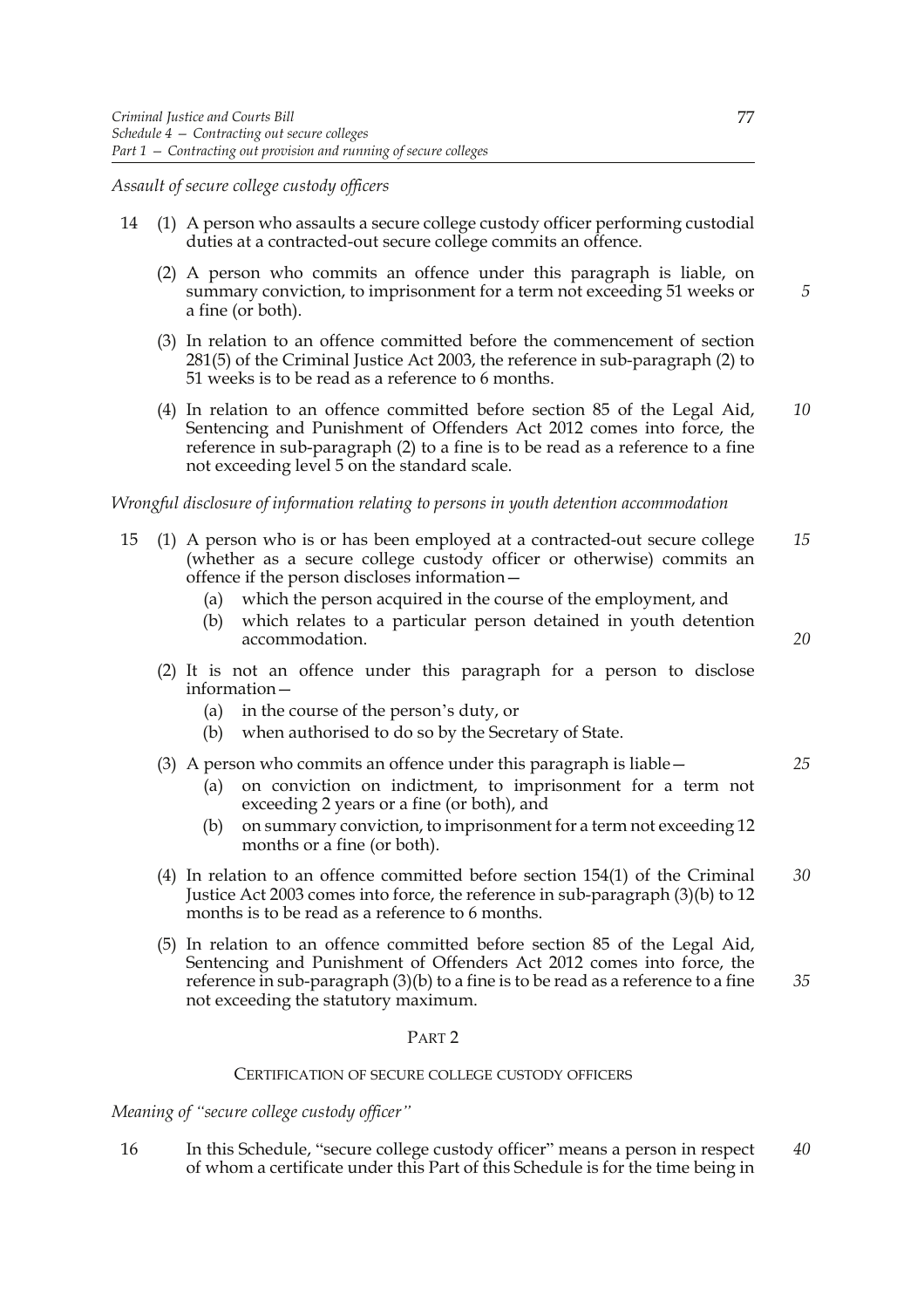*Assault of secure college custody officers*

14 (1) A person who assaults a secure college custody officer performing custodial duties at a contracted-out secure college commits an offence.

(2) A person who commits an offence under this paragraph is liable, on summary conviction, to imprisonment for a term not exceeding 51 weeks or a fine (or both).

(3) In relation to an offence committed before the commencement of section 281(5) of the Criminal Justice Act 2003, the reference in sub-paragraph (2) to 51 weeks is to be read as a reference to 6 months.

(4) In relation to an offence committed before section 85 of the Legal Aid, Sentencing and Punishment of Offenders Act 2012 comes into force, the reference in sub-paragraph (2) to a fine is to be read as a reference to a fine not exceeding level 5 on the standard scale.

*Wrongful disclosure of information relating to persons in youth detention accommodation*

15 (1) A person who is or has been employed at a contracted-out secure college (whether as a secure college custody officer or otherwise) commits an offence if the person discloses information—

(a) which the person acquired in the course of the employment, and

(b) which relates to a particular person detained in youth detention accommodation.

(2) It is not an offence under this paragraph for a person to disclose information—

(a) in the course of the person's duty, or

(b) when authorised to do so by the Secretary of State.

(3) A person who commits an offence under this paragraph is liable—

(a) on conviction on indictment, to imprisonment for a term not exceeding 2 years or a fine (or both), and

(b) on summary conviction, to imprisonment for a term not exceeding 12 months or a fine (or both).

(4) In relation to an offence committed before section 154(1) of the Criminal Justice Act 2003 comes into force, the reference in sub-paragraph (3)(b) to 12 months is to be read as a reference to 6 months.

(5) In relation to an offence committed before section 85 of the Legal Aid, Sentencing and Punishment of Offenders Act 2012 comes into force, the reference in sub-paragraph (3)(b) to a fine is to be read as a reference to a fine not exceeding the statutory maximum.

## PART 2

### CERTIFICATION OF SECURE COLLEGE CUSTODY OFFICERS

*Meaning of "secure college custody officer"*

16 In this Schedule, "secure college custody officer" means a person in respect of whom a certificate under this Part of this Schedule is for the time being in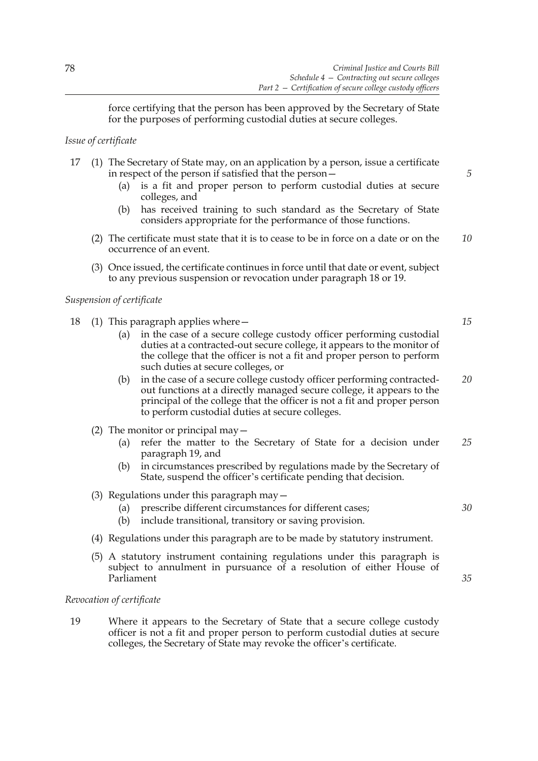force certifying that the person has been approved by the Secretary of State for the purposes of performing custodial duties at secure colleges.

*Issue of certificate*

17 (1) The Secretary of State may, on an application by a person, issue a certificate in respect of the person if satisfied that the person—

(a) is a fit and proper person to perform custodial duties at secure colleges, and

(b) has received training to such standard as the Secretary of State considers appropriate for the performance of those functions.

(2) The certificate must state that it is to cease to be in force on a date or on the occurrence of an event.

(3) Once issued, the certificate continues in force until that date or event, subject to any previous suspension or revocation under paragraph 18 or 19.

*Suspension of certificate*

18 (1) This paragraph applies where—

(a) in the case of a secure college custody officer performing custodial duties at a contracted-out secure college, it appears to the monitor of the college that the officer is not a fit and proper person to perform such duties at secure colleges, or

(b) in the case of a secure college custody officer performing contracted-out functions at a directly managed secure college, it appears to the principal of the college that the officer is not a fit and proper person to perform custodial duties at secure colleges.

(2) The monitor or principal may—

(a) refer the matter to the Secretary of State for a decision under paragraph 19, and

(b) in circumstances prescribed by regulations made by the Secretary of State, suspend the officer's certificate pending that decision.

(3) Regulations under this paragraph may—

(a) prescribe different circumstances for different cases;

(b) include transitional, transitory or saving provision.

(4) Regulations under this paragraph are to be made by statutory instrument.

(5) A statutory instrument containing regulations under this paragraph is subject to annulment in pursuance of a resolution of either House of Parliament

*Revocation of certificate*

19 Where it appears to the Secretary of State that a secure college custody officer is not a fit and proper person to perform custodial duties at secure colleges, the Secretary of State may revoke the officer's certificate.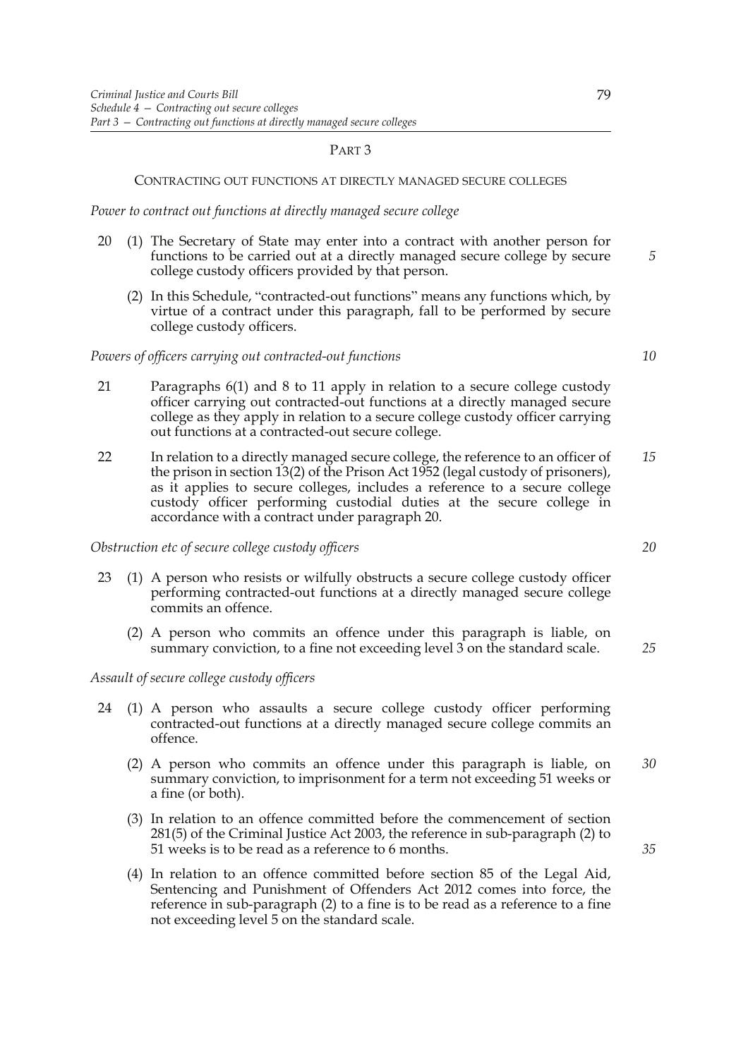## PART 3

### CONTRACTING OUT FUNCTIONS AT DIRECTLY MANAGED SECURE COLLEGES

*Power to contract out functions at directly managed secure college*

20 (1) The Secretary of State may enter into a contract with another person for functions to be carried out at a directly managed secure college by secure college custody officers provided by that person.

(2) In this Schedule, "contracted-out functions" means any functions which, by virtue of a contract under this paragraph, fall to be performed by secure college custody officers.

*Powers of officers carrying out contracted-out functions*

21 Paragraphs 6(1) and 8 to 11 apply in relation to a secure college custody officer carrying out contracted-out functions at a directly managed secure college as they apply in relation to a secure college custody officer carrying out functions at a contracted-out secure college.

22 In relation to a directly managed secure college, the reference to an officer of the prison in section 13(2) of the Prison Act 1952 (legal custody of prisoners), as it applies to secure colleges, includes a reference to a secure college custody officer performing custodial duties at the secure college in accordance with a contract under paragraph 20.

*Obstruction etc of secure college custody officers*

23 (1) A person who resists or wilfully obstructs a secure college custody officer performing contracted-out functions at a directly managed secure college commits an offence.

(2) A person who commits an offence under this paragraph is liable, on summary conviction, to a fine not exceeding level 3 on the standard scale.

*Assault of secure college custody officers*

24 (1) A person who assaults a secure college custody officer performing contracted-out functions at a directly managed secure college commits an offence.

(2) A person who commits an offence under this paragraph is liable, on summary conviction, to imprisonment for a term not exceeding 51 weeks or a fine (or both).

(3) In relation to an offence committed before the commencement of section 281(5) of the Criminal Justice Act 2003, the reference in sub-paragraph (2) to 51 weeks is to be read as a reference to 6 months.

(4) In relation to an offence committed before section 85 of the Legal Aid, Sentencing and Punishment of Offenders Act 2012 comes into force, the reference in sub-paragraph (2) to a fine is to be read as a reference to a fine not exceeding level 5 on the standard scale.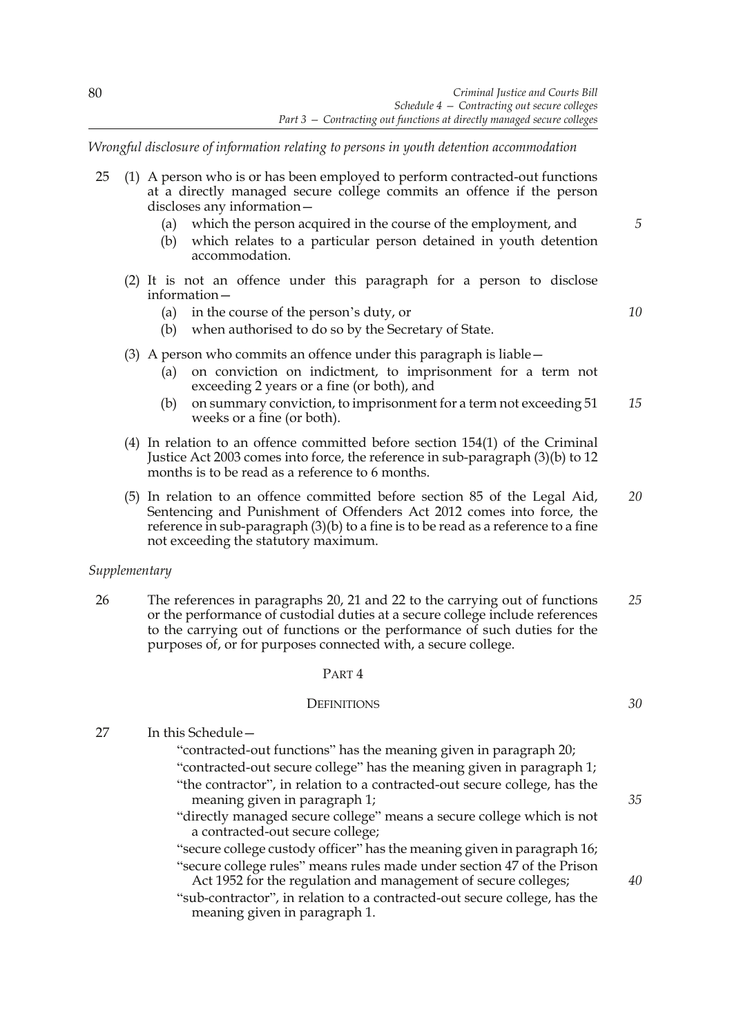*Wrongful disclosure of information relating to persons in youth detention accommodation*

25 (1) A person who is or has been employed to perform contracted-out functions at a directly managed secure college commits an offence if the person discloses any information—

(a) which the person acquired in the course of the employment, and

(b) which relates to a particular person detained in youth detention accommodation.

(2) It is not an offence under this paragraph for a person to disclose information—

(a) in the course of the person's duty, or

(b) when authorised to do so by the Secretary of State.

(3) A person who commits an offence under this paragraph is liable—

(a) on conviction on indictment, to imprisonment for a term not exceeding 2 years or a fine (or both), and

(b) on summary conviction, to imprisonment for a term not exceeding 51 weeks or a fine (or both).

(4) In relation to an offence committed before section 154(1) of the Criminal Justice Act 2003 comes into force, the reference in sub-paragraph (3)(b) to 12 months is to be read as a reference to 6 months.

(5) In relation to an offence committed before section 85 of the Legal Aid, Sentencing and Punishment of Offenders Act 2012 comes into force, the reference in sub-paragraph (3)(b) to a fine is to be read as a reference to a fine not exceeding the statutory maximum.

*Supplementary*

26 The references in paragraphs 20, 21 and 22 to the carrying out of functions or the performance of custodial duties at a secure college include references to the carrying out of functions or the performance of such duties for the purposes of, or for purposes connected with, a secure college.

## PART 4

### DEFINITIONS

27 In this Schedule—

"contracted-out functions" has the meaning given in paragraph 20;

"contracted-out secure college" has the meaning given in paragraph 1;

"the contractor", in relation to a contracted-out secure college, has the meaning given in paragraph 1;

"directly managed secure college" means a secure college which is not a contracted-out secure college;

"secure college custody officer" has the meaning given in paragraph 16;

"secure college rules" means rules made under section 47 of the Prison Act 1952 for the regulation and management of secure colleges;

"sub-contractor", in relation to a contracted-out secure college, has the meaning given in paragraph 1.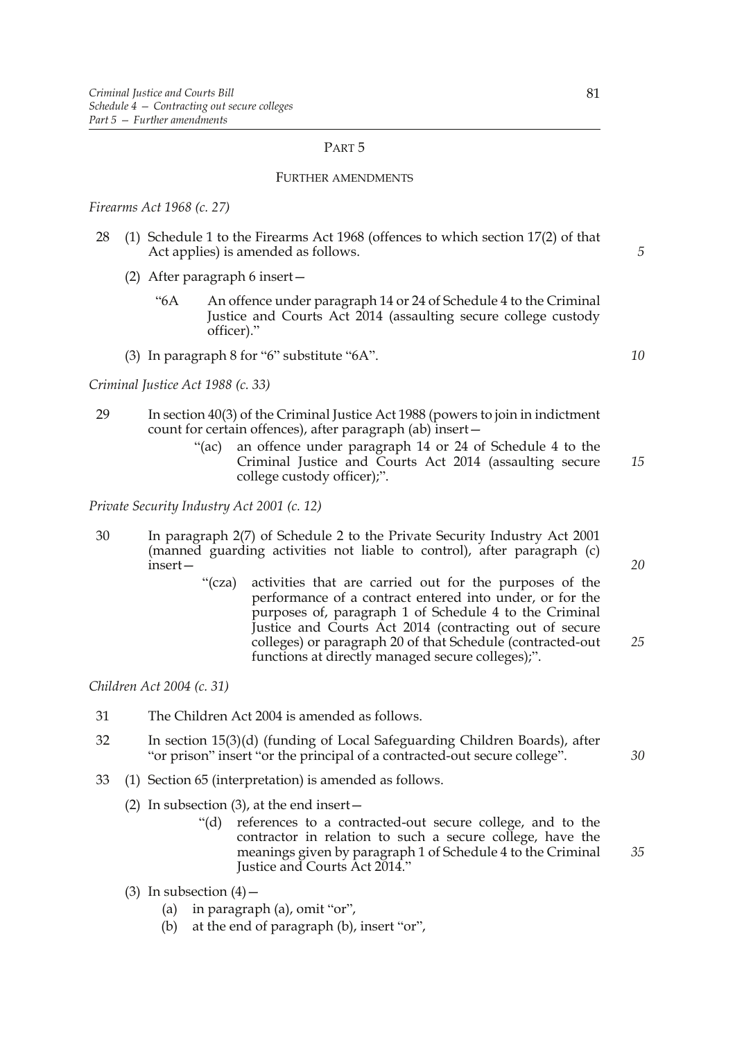## PART 5

### FURTHER AMENDMENTS

*Firearms Act 1968 (c. 27)*

28 (1) Schedule 1 to the Firearms Act 1968 (offences to which section 17(2) of that Act applies) is amended as follows.

(2) After paragraph 6 insert—

"6A An offence under paragraph 14 or 24 of Schedule 4 to the Criminal Justice and Courts Act 2014 (assaulting secure college custody officer)."

(3) In paragraph 8 for "6" substitute "6A".

*Criminal Justice Act 1988 (c. 33)*

29 In section 40(3) of the Criminal Justice Act 1988 (powers to join in indictment count for certain offences), after paragraph (ab) insert—

"(ac) an offence under paragraph 14 or 24 of Schedule 4 to the Criminal Justice and Courts Act 2014 (assaulting secure college custody officer);".

*Private Security Industry Act 2001 (c. 12)*

30 In paragraph 2(7) of Schedule 2 to the Private Security Industry Act 2001 (manned guarding activities not liable to control), after paragraph (c) insert—

"(cza) activities that are carried out for the purposes of the performance of a contract entered into under, or for the purposes of, paragraph 1 of Schedule 4 to the Criminal Justice and Courts Act 2014 (contracting out of secure colleges) or paragraph 20 of that Schedule (contracted-out functions at directly managed secure colleges);".

*Children Act 2004 (c. 31)*

31 The Children Act 2004 is amended as follows.

32 In section 15(3)(d) (funding of Local Safeguarding Children Boards), after "or prison" insert "or the principal of a contracted-out secure college".

33 (1) Section 65 (interpretation) is amended as follows.

(2) In subsection (3), at the end insert—

"(d) references to a contracted-out secure college, and to the contractor in relation to such a secure college, have the meanings given by paragraph 1 of Schedule 4 to the Criminal Justice and Courts Act 2014."

(3) In subsection (4)—

(a) in paragraph (a), omit "or",

(b) at the end of paragraph (b), insert "or",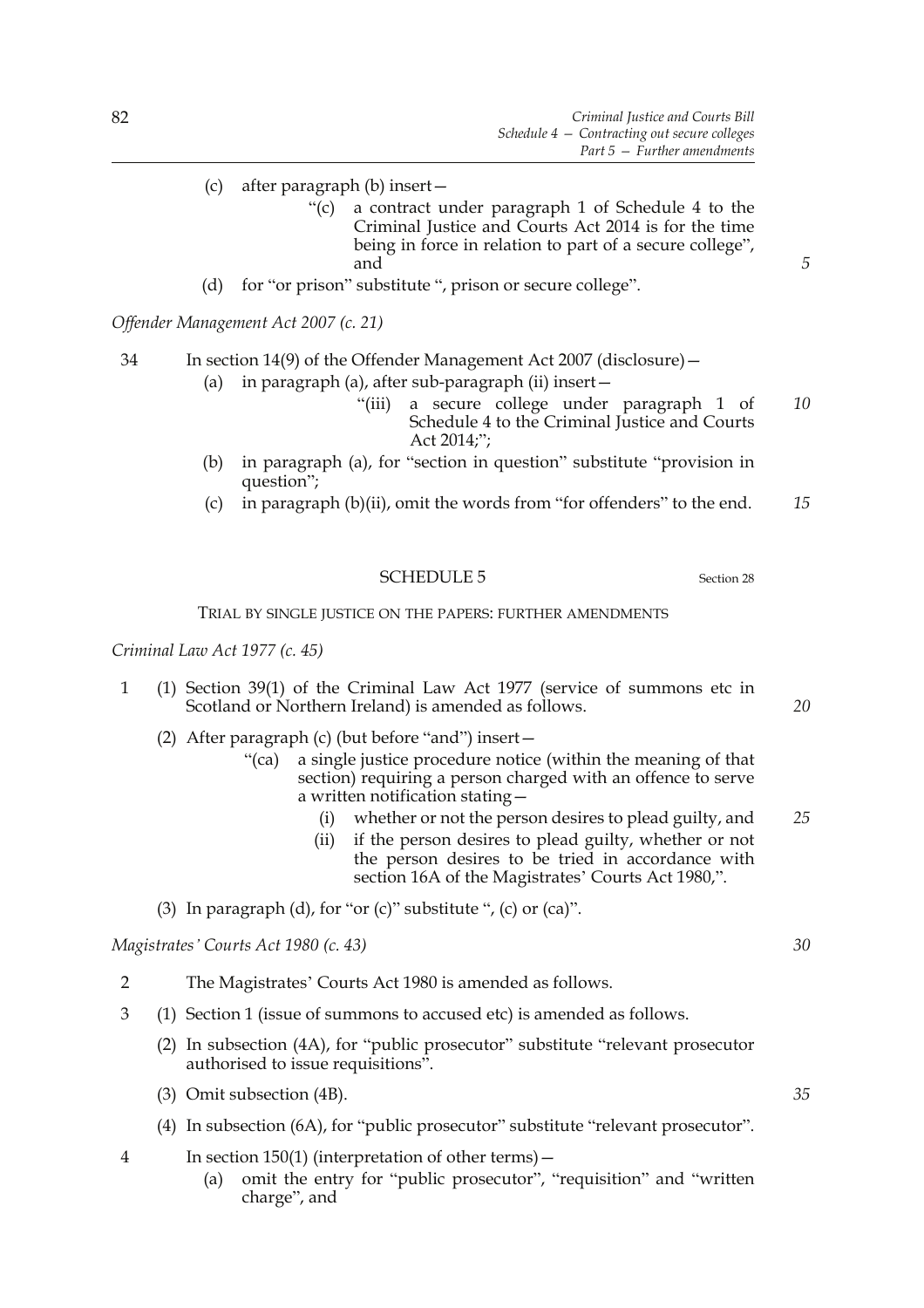(c) after paragraph (b) insert—

> “(c) a contract under paragraph 1 of Schedule 4 to the Criminal Justice and Courts Act 2014 is for the time being in force in relation to part of a secure college”, and

(d) for “or prison” substitute “, prison or secure college”.

*Offender Management Act 2007 (c. 21)*

34 In section 14(9) of the Offender Management Act 2007 (disclosure)—

(a) in paragraph (a), after sub-paragraph (ii) insert—

> “(iii) a secure college under paragraph 1 of Schedule 4 to the Criminal Justice and Courts Act 2014;”;

(b) in paragraph (a), for “section in question” substitute “provision in question”;

(c) in paragraph (b)(ii), omit the words from “for offenders” to the end.

## SCHEDULE 5

Section 28

TRIAL BY SINGLE JUSTICE ON THE PAPERS: FURTHER AMENDMENTS

*Criminal Law Act 1977 (c. 45)*

1 (1) Section 39(1) of the Criminal Law Act 1977 (service of summons etc in Scotland or Northern Ireland) is amended as follows.

(2) After paragraph (c) (but before “and”) insert—

> “(ca) a single justice procedure notice (within the meaning of that section) requiring a person charged with an offence to serve a written notification stating—
>
> (i) whether or not the person desires to plead guilty, and
>
> (ii) if the person desires to plead guilty, whether or not the person desires to be tried in accordance with section 16A of the Magistrates’ Courts Act 1980,”.

(3) In paragraph (d), for “or (c)” substitute “, (c) or (ca)”.

*Magistrates’ Courts Act 1980 (c. 43)*

2 The Magistrates’ Courts Act 1980 is amended as follows.

3 (1) Section 1 (issue of summons to accused etc) is amended as follows.

(2) In subsection (4A), for “public prosecutor” substitute “relevant prosecutor authorised to issue requisitions”.

(3) Omit subsection (4B).

(4) In subsection (6A), for “public prosecutor” substitute “relevant prosecutor”.

4 In section 150(1) (interpretation of other terms)—

(a) omit the entry for “public prosecutor”, “requisition” and “written charge”, and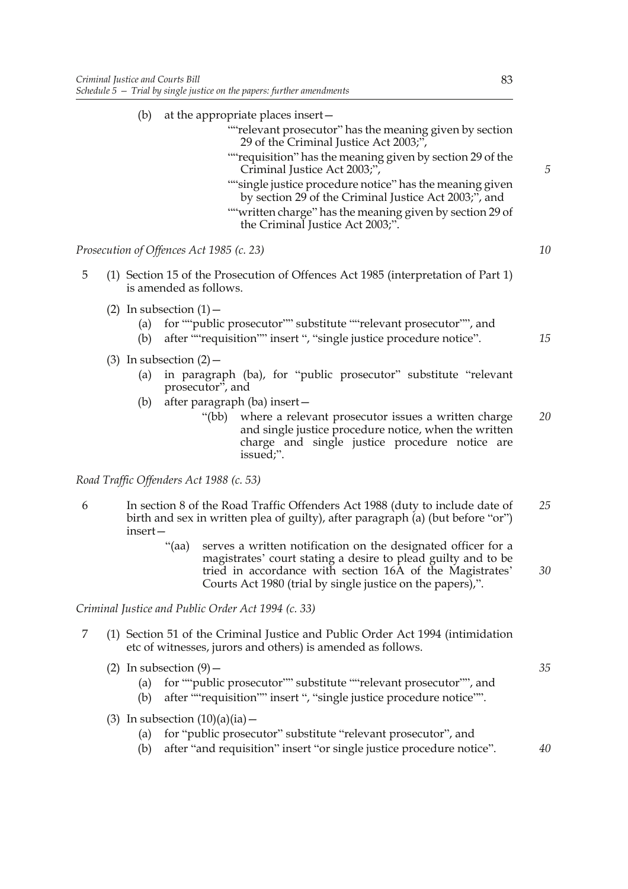(b) at the appropriate places insert—

""relevant prosecutor" has the meaning given by section 29 of the Criminal Justice Act 2003;",

""requisition" has the meaning given by section 29 of the Criminal Justice Act 2003;",

""single justice procedure notice" has the meaning given by section 29 of the Criminal Justice Act 2003;", and

""written charge" has the meaning given by section 29 of the Criminal Justice Act 2003;".

*Prosecution of Offences Act 1985 (c. 23)*

5 (1) Section 15 of the Prosecution of Offences Act 1985 (interpretation of Part 1) is amended as follows.

(2) In subsection (1)—

(a) for ""public prosecutor"" substitute ""relevant prosecutor"", and

(b) after ""requisition"" insert ", "single justice procedure notice".

(3) In subsection (2)—

(a) in paragraph (ba), for "public prosecutor" substitute "relevant prosecutor", and

(b) after paragraph (ba) insert—

"(bb) where a relevant prosecutor issues a written charge and single justice procedure notice, when the written charge and single justice procedure notice are issued;".

*Road Traffic Offenders Act 1988 (c. 53)*

6 In section 8 of the Road Traffic Offenders Act 1988 (duty to include date of birth and sex in written plea of guilty), after paragraph (a) (but before "or") insert—

"(aa) serves a written notification on the designated officer for a magistrates' court stating a desire to plead guilty and to be tried in accordance with section 16A of the Magistrates' Courts Act 1980 (trial by single justice on the papers),".

*Criminal Justice and Public Order Act 1994 (c. 33)*

7 (1) Section 51 of the Criminal Justice and Public Order Act 1994 (intimidation etc of witnesses, jurors and others) is amended as follows.

(2) In subsection (9)—

(a) for ""public prosecutor"" substitute ""relevant prosecutor"", and

(b) after ""requisition"" insert ", "single justice procedure notice"".

(3) In subsection (10)(a)(ia)—

(a) for "public prosecutor" substitute "relevant prosecutor", and

(b) after "and requisition" insert "or single justice procedure notice".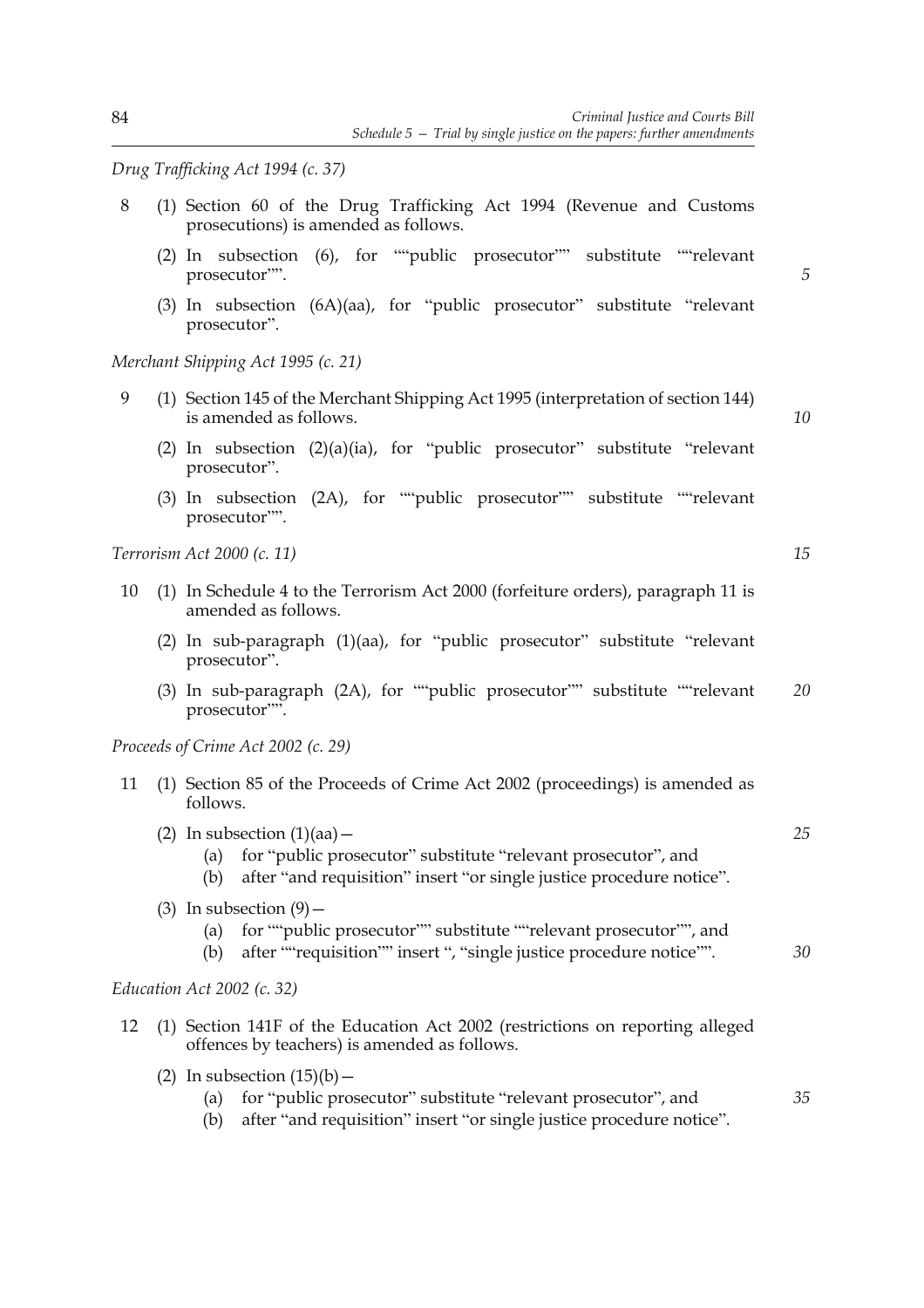*Drug Trafficking Act 1994 (c. 37)*

8 (1) Section 60 of the Drug Trafficking Act 1994 (Revenue and Customs prosecutions) is amended as follows.

(2) In subsection (6), for ""public prosecutor"" substitute ""relevant prosecutor"".

(3) In subsection (6A)(aa), for "public prosecutor" substitute "relevant prosecutor".

*Merchant Shipping Act 1995 (c. 21)*

9 (1) Section 145 of the Merchant Shipping Act 1995 (interpretation of section 144) is amended as follows.

(2) In subsection (2)(a)(ia), for "public prosecutor" substitute "relevant prosecutor".

(3) In subsection (2A), for ""public prosecutor"" substitute ""relevant prosecutor"".

*Terrorism Act 2000 (c. 11)*

10 (1) In Schedule 4 to the Terrorism Act 2000 (forfeiture orders), paragraph 11 is amended as follows.

(2) In sub-paragraph (1)(aa), for "public prosecutor" substitute "relevant prosecutor".

(3) In sub-paragraph (2A), for ""public prosecutor"" substitute ""relevant prosecutor"".

*Proceeds of Crime Act 2002 (c. 29)*

11 (1) Section 85 of the Proceeds of Crime Act 2002 (proceedings) is amended as follows.

(2) In subsection (1)(aa)—

(a) for "public prosecutor" substitute "relevant prosecutor", and

(b) after "and requisition" insert "or single justice procedure notice".

(3) In subsection (9)—

(a) for ""public prosecutor"" substitute ""relevant prosecutor"", and

(b) after ""requisition"" insert ", "single justice procedure notice"".

*Education Act 2002 (c. 32)*

12 (1) Section 141F of the Education Act 2002 (restrictions on reporting alleged offences by teachers) is amended as follows.

(2) In subsection (15)(b)—

(a) for "public prosecutor" substitute "relevant prosecutor", and

(b) after "and requisition" insert "or single justice procedure notice".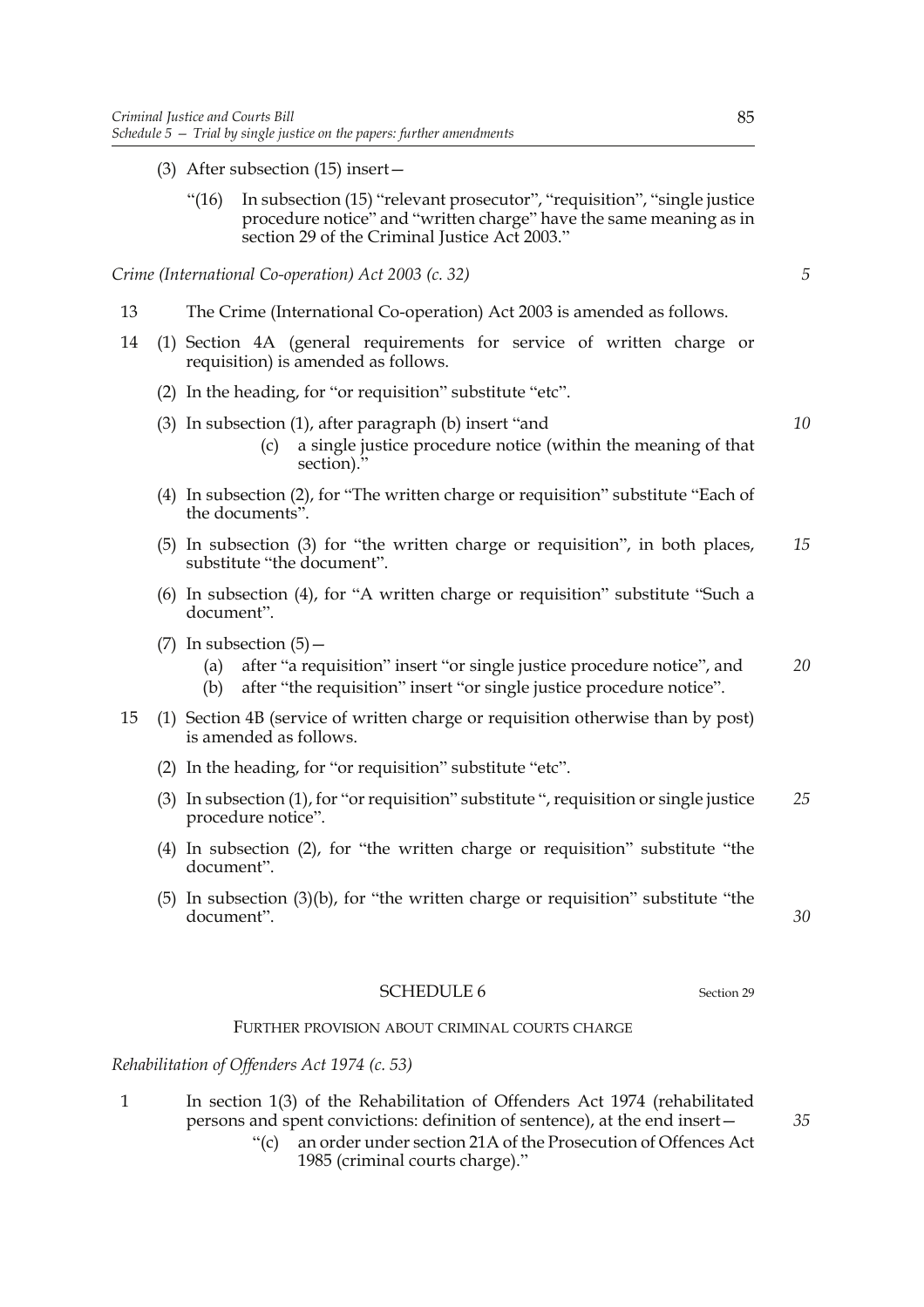(3) After subsection (15) insert—

"(16) In subsection (15) "relevant prosecutor", "requisition", "single justice procedure notice" and "written charge" have the same meaning as in section 29 of the Criminal Justice Act 2003."

*Crime (International Co-operation) Act 2003 (c. 32)*

13 The Crime (International Co-operation) Act 2003 is amended as follows.

14 (1) Section 4A (general requirements for service of written charge or requisition) is amended as follows.

(2) In the heading, for "or requisition" substitute "etc".

(3) In subsection (1), after paragraph (b) insert "and

(c) a single justice procedure notice (within the meaning of that section)."

(4) In subsection (2), for "The written charge or requisition" substitute "Each of the documents".

(5) In subsection (3) for "the written charge or requisition", in both places, substitute "the document".

(6) In subsection (4), for "A written charge or requisition" substitute "Such a document".

(7) In subsection (5)—

(a) after "a requisition" insert "or single justice procedure notice", and

(b) after "the requisition" insert "or single justice procedure notice".

15 (1) Section 4B (service of written charge or requisition otherwise than by post) is amended as follows.

(2) In the heading, for "or requisition" substitute "etc".

(3) In subsection (1), for "or requisition" substitute ", requisition or single justice procedure notice".

(4) In subsection (2), for "the written charge or requisition" substitute "the document".

(5) In subsection (3)(b), for "the written charge or requisition" substitute "the document".

## SCHEDULE 6

Section 29

### FURTHER PROVISION ABOUT CRIMINAL COURTS CHARGE

*Rehabilitation of Offenders Act 1974 (c. 53)*

1 In section 1(3) of the Rehabilitation of Offenders Act 1974 (rehabilitated persons and spent convictions: definition of sentence), at the end insert—

"(c) an order under section 21A of the Prosecution of Offences Act 1985 (criminal courts charge)."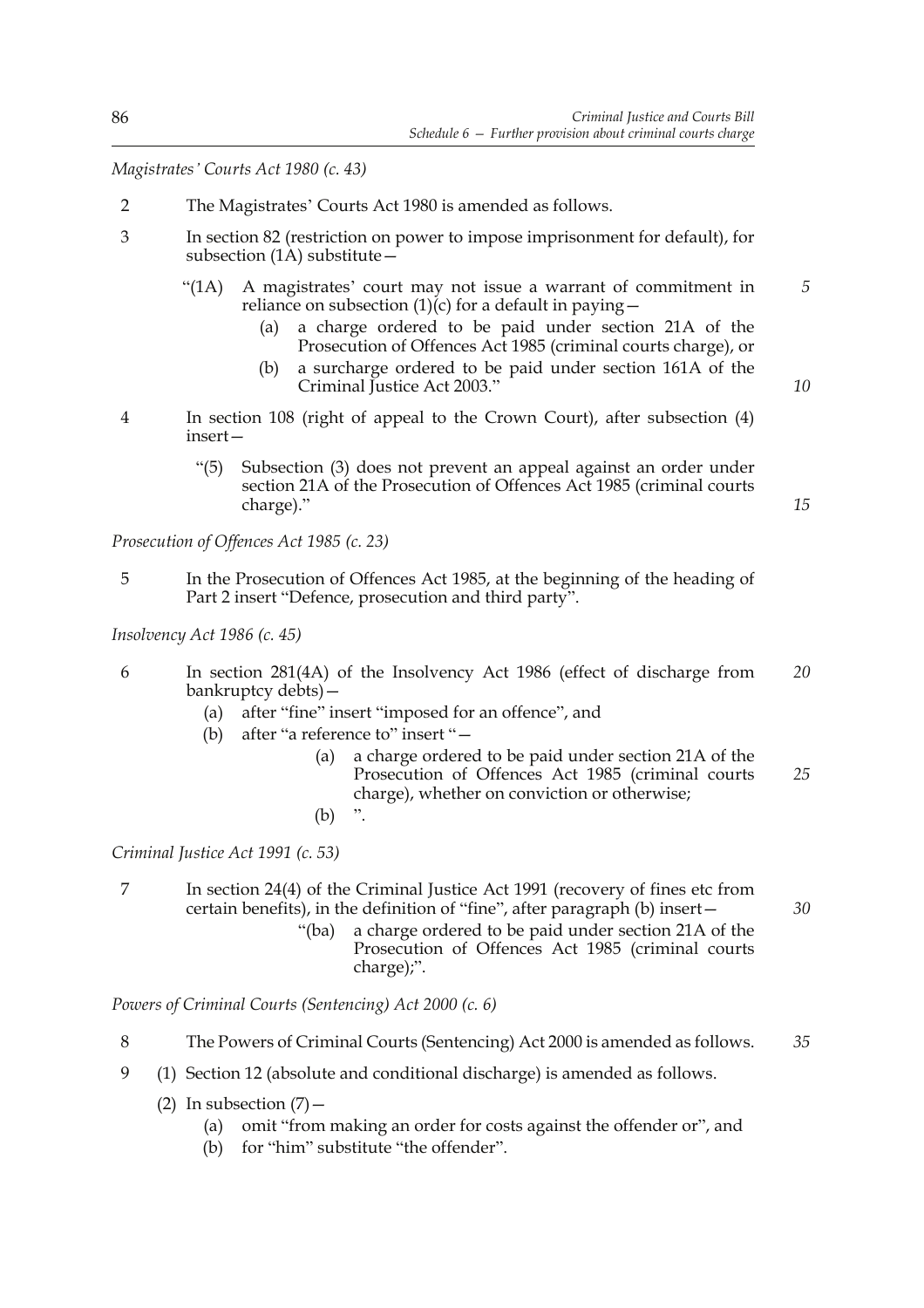*Magistrates' Courts Act 1980 (c. 43)*

2 The Magistrates' Courts Act 1980 is amended as follows.

3 In section 82 (restriction on power to impose imprisonment for default), for subsection (1A) substitute—

"(1A) A magistrates' court may not issue a warrant of commitment in reliance on subsection (1)(c) for a default in paying—

(a) a charge ordered to be paid under section 21A of the Prosecution of Offences Act 1985 (criminal courts charge), or

(b) a surcharge ordered to be paid under section 161A of the Criminal Justice Act 2003."

4 In section 108 (right of appeal to the Crown Court), after subsection (4) insert—

"(5) Subsection (3) does not prevent an appeal against an order under section 21A of the Prosecution of Offences Act 1985 (criminal courts charge)."

*Prosecution of Offences Act 1985 (c. 23)*

5 In the Prosecution of Offences Act 1985, at the beginning of the heading of Part 2 insert "Defence, prosecution and third party".

*Insolvency Act 1986 (c. 45)*

6 In section 281(4A) of the Insolvency Act 1986 (effect of discharge from bankruptcy debts)—

(a) after "fine" insert "imposed for an offence", and

(b) after "a reference to" insert "—

(a) a charge ordered to be paid under section 21A of the Prosecution of Offences Act 1985 (criminal courts charge), whether on conviction or otherwise;

(b) ".

*Criminal Justice Act 1991 (c. 53)*

7 In section 24(4) of the Criminal Justice Act 1991 (recovery of fines etc from certain benefits), in the definition of "fine", after paragraph (b) insert—

"(ba) a charge ordered to be paid under section 21A of the Prosecution of Offences Act 1985 (criminal courts charge);".

*Powers of Criminal Courts (Sentencing) Act 2000 (c. 6)*

8 The Powers of Criminal Courts (Sentencing) Act 2000 is amended as follows.

9 (1) Section 12 (absolute and conditional discharge) is amended as follows.

(2) In subsection (7)—

(a) omit "from making an order for costs against the offender or", and

(b) for "him" substitute "the offender".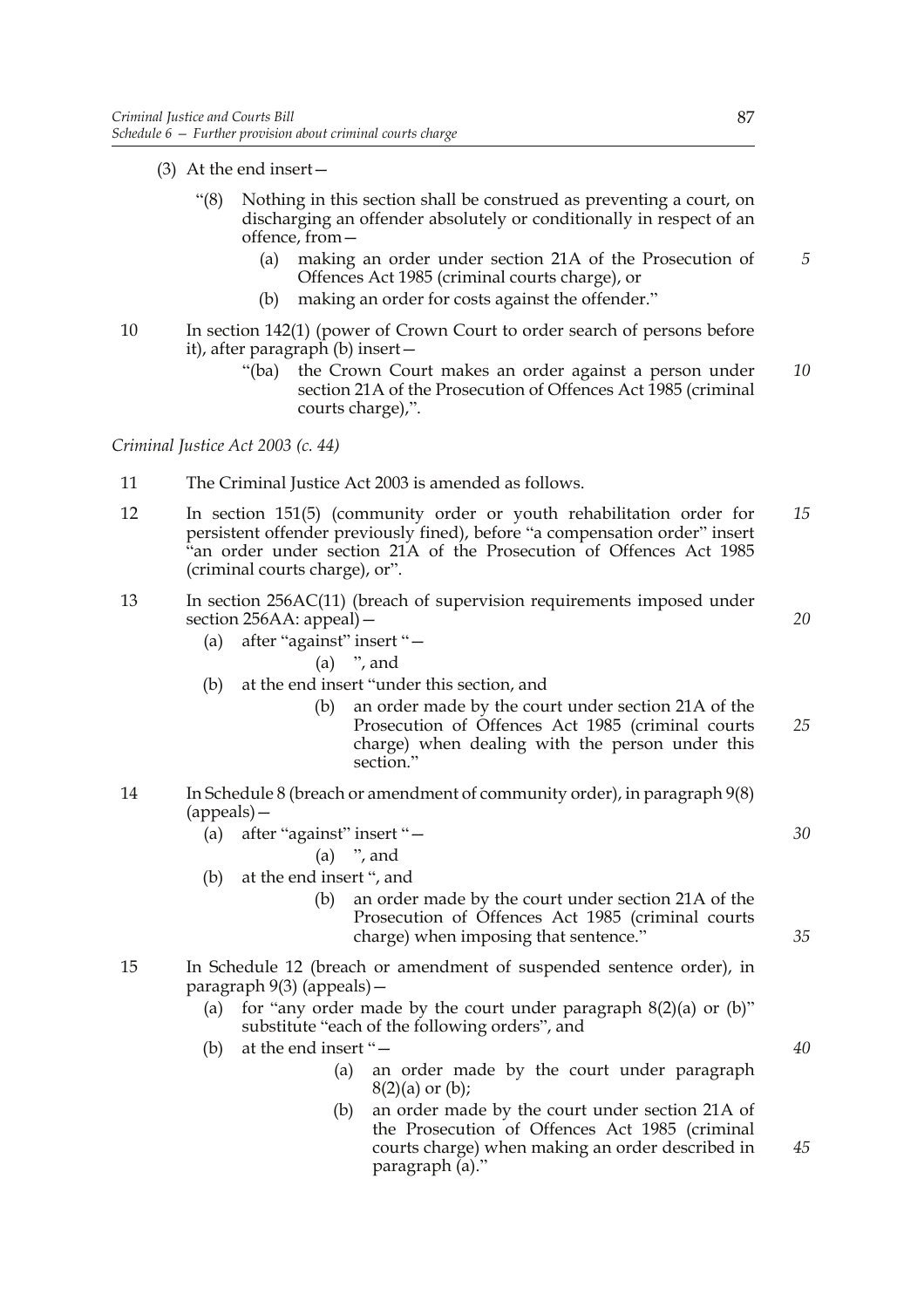(3) At the end insert—

"(8) Nothing in this section shall be construed as preventing a court, on discharging an offender absolutely or conditionally in respect of an offence, from—

(a) making an order under section 21A of the Prosecution of Offences Act 1985 (criminal courts charge), or

(b) making an order for costs against the offender."

10 In section 142(1) (power of Crown Court to order search of persons before it), after paragraph (b) insert—

"(ba) the Crown Court makes an order against a person under section 21A of the Prosecution of Offences Act 1985 (criminal courts charge),".

*Criminal Justice Act 2003 (c. 44)*

11 The Criminal Justice Act 2003 is amended as follows.

12 In section 151(5) (community order or youth rehabilitation order for persistent offender previously fined), before "a compensation order" insert "an order under section 21A of the Prosecution of Offences Act 1985 (criminal courts charge), or".

13 In section 256AC(11) (breach of supervision requirements imposed under section 256AA: appeal)—

(a) after "against" insert "—

(a) ", and

(b) at the end insert "under this section, and

(b) an order made by the court under section 21A of the Prosecution of Offences Act 1985 (criminal courts charge) when dealing with the person under this section."

14 In Schedule 8 (breach or amendment of community order), in paragraph 9(8) (appeals)—

(a) after "against" insert "—

(a) ", and

(b) at the end insert ", and

(b) an order made by the court under section 21A of the Prosecution of Offences Act 1985 (criminal courts charge) when imposing that sentence."

15 In Schedule 12 (breach or amendment of suspended sentence order), in paragraph 9(3) (appeals)—

(a) for "any order made by the court under paragraph 8(2)(a) or (b)" substitute "each of the following orders", and

(b) at the end insert "—

(a) an order made by the court under paragraph 8(2)(a) or (b);

(b) an order made by the court under section 21A of the Prosecution of Offences Act 1985 (criminal courts charge) when making an order described in paragraph (a)."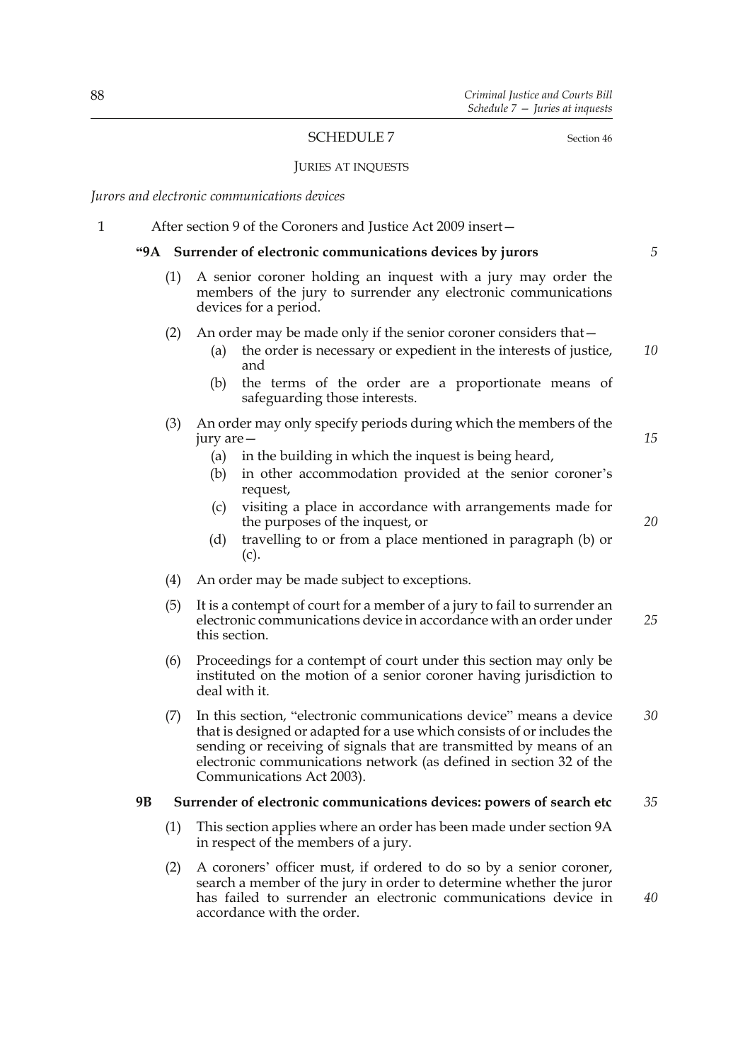## SCHEDULE 7

Section 46

### JURIES AT INQUESTS

*Jurors and electronic communications devices*

1 After section 9 of the Coroners and Justice Act 2009 insert—

**"9A Surrender of electronic communications devices by jurors**

(1) A senior coroner holding an inquest with a jury may order the members of the jury to surrender any electronic communications devices for a period.

(2) An order may be made only if the senior coroner considers that—

(a) the order is necessary or expedient in the interests of justice, and

(b) the terms of the order are a proportionate means of safeguarding those interests.

(3) An order may only specify periods during which the members of the jury are—

(a) in the building in which the inquest is being heard,

(b) in other accommodation provided at the senior coroner's request,

(c) visiting a place in accordance with arrangements made for the purposes of the inquest, or

(d) travelling to or from a place mentioned in paragraph (b) or (c).

(4) An order may be made subject to exceptions.

(5) It is a contempt of court for a member of a jury to fail to surrender an electronic communications device in accordance with an order under this section.

(6) Proceedings for a contempt of court under this section may only be instituted on the motion of a senior coroner having jurisdiction to deal with it.

(7) In this section, "electronic communications device" means a device that is designed or adapted for a use which consists of or includes the sending or receiving of signals that are transmitted by means of an electronic communications network (as defined in section 32 of the Communications Act 2003).

**9B Surrender of electronic communications devices: powers of search etc**

(1) This section applies where an order has been made under section 9A in respect of the members of a jury.

(2) A coroners' officer must, if ordered to do so by a senior coroner, search a member of the jury in order to determine whether the juror has failed to surrender an electronic communications device in accordance with the order.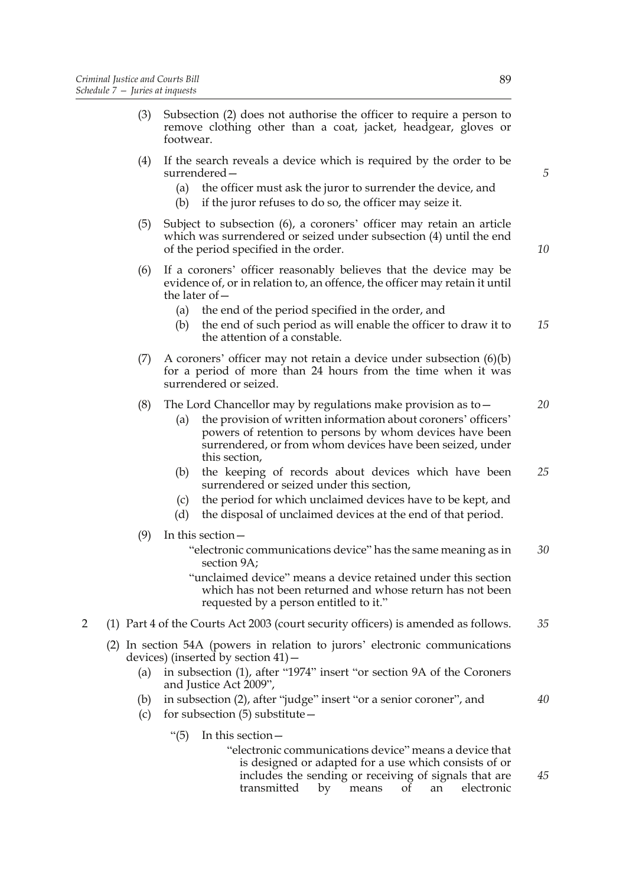(3) Subsection (2) does not authorise the officer to require a person to remove clothing other than a coat, jacket, headgear, gloves or footwear.

(4) If the search reveals a device which is required by the order to be surrendered—

(a) the officer must ask the juror to surrender the device, and

(b) if the juror refuses to do so, the officer may seize it.

(5) Subject to subsection (6), a coroners' officer may retain an article which was surrendered or seized under subsection (4) until the end of the period specified in the order.

(6) If a coroners' officer reasonably believes that the device may be evidence of, or in relation to, an offence, the officer may retain it until the later of—

(a) the end of the period specified in the order, and

(b) the end of such period as will enable the officer to draw it to the attention of a constable.

(7) A coroners' officer may not retain a device under subsection (6)(b) for a period of more than 24 hours from the time when it was surrendered or seized.

(8) The Lord Chancellor may by regulations make provision as to—

(a) the provision of written information about coroners' officers' powers of retention to persons by whom devices have been surrendered, or from whom devices have been seized, under this section,

(b) the keeping of records about devices which have been surrendered or seized under this section,

(c) the period for which unclaimed devices have to be kept, and

(d) the disposal of unclaimed devices at the end of that period.

(9) In this section—

"electronic communications device" has the same meaning as in section 9A;

"unclaimed device" means a device retained under this section which has not been returned and whose return has not been requested by a person entitled to it."

2 (1) Part 4 of the Courts Act 2003 (court security officers) is amended as follows.

(2) In section 54A (powers in relation to jurors' electronic communications devices) (inserted by section 41)—

(a) in subsection (1), after "1974" insert "or section 9A of the Coroners and Justice Act 2009",

(b) in subsection (2), after "judge" insert "or a senior coroner", and

(c) for subsection (5) substitute—

"(5) In this section—

"electronic communications device" means a device that is designed or adapted for a use which consists of or includes the sending or receiving of signals that are transmitted by means of an electronic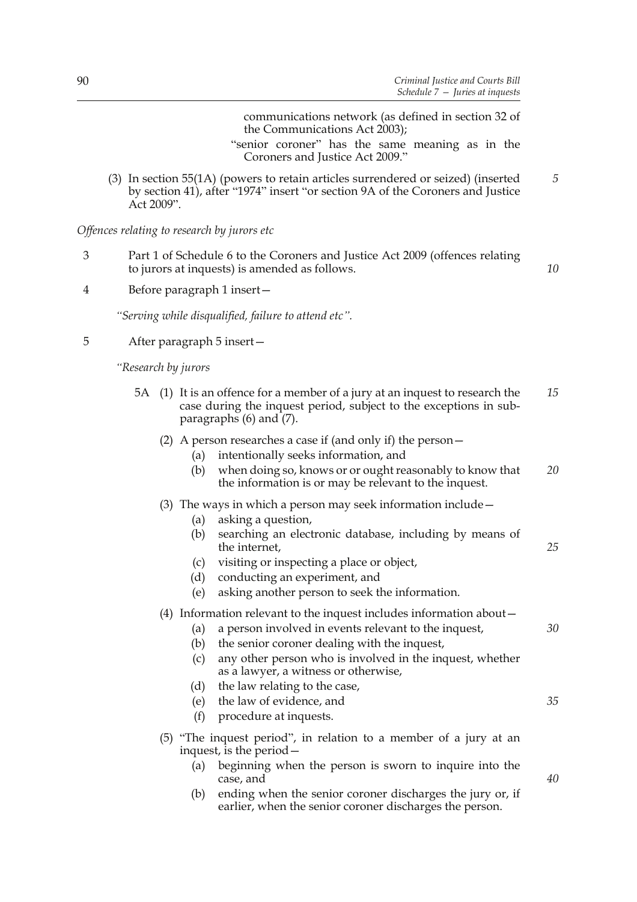communications network (as defined in section 32 of the Communications Act 2003);

"senior coroner" has the same meaning as in the Coroners and Justice Act 2009."

(3) In section 55(1A) (powers to retain articles surrendered or seized) (inserted by section 41), after "1974" insert "or section 9A of the Coroners and Justice Act 2009".

*Offences relating to research by jurors etc*

3 Part 1 of Schedule 6 to the Coroners and Justice Act 2009 (offences relating to jurors at inquests) is amended as follows.

4 Before paragraph 1 insert—

*"Serving while disqualified, failure to attend etc".*

5 After paragraph 5 insert—

*"Research by jurors*

5A (1) It is an offence for a member of a jury at an inquest to research the case during the inquest period, subject to the exceptions in sub-paragraphs (6) and (7).

(2) A person researches a case if (and only if) the person—

(a) intentionally seeks information, and

(b) when doing so, knows or or ought reasonably to know that the information is or may be relevant to the inquest.

(3) The ways in which a person may seek information include—

(a) asking a question,

(b) searching an electronic database, including by means of the internet,

(c) visiting or inspecting a place or object,

(d) conducting an experiment, and

(e) asking another person to seek the information.

(4) Information relevant to the inquest includes information about—

(a) a person involved in events relevant to the inquest,

(b) the senior coroner dealing with the inquest,

(c) any other person who is involved in the inquest, whether as a lawyer, a witness or otherwise,

(d) the law relating to the case,

(e) the law of evidence, and

(f) procedure at inquests.

(5) "The inquest period", in relation to a member of a jury at an inquest, is the period—

(a) beginning when the person is sworn to inquire into the case, and

(b) ending when the senior coroner discharges the jury or, if earlier, when the senior coroner discharges the person.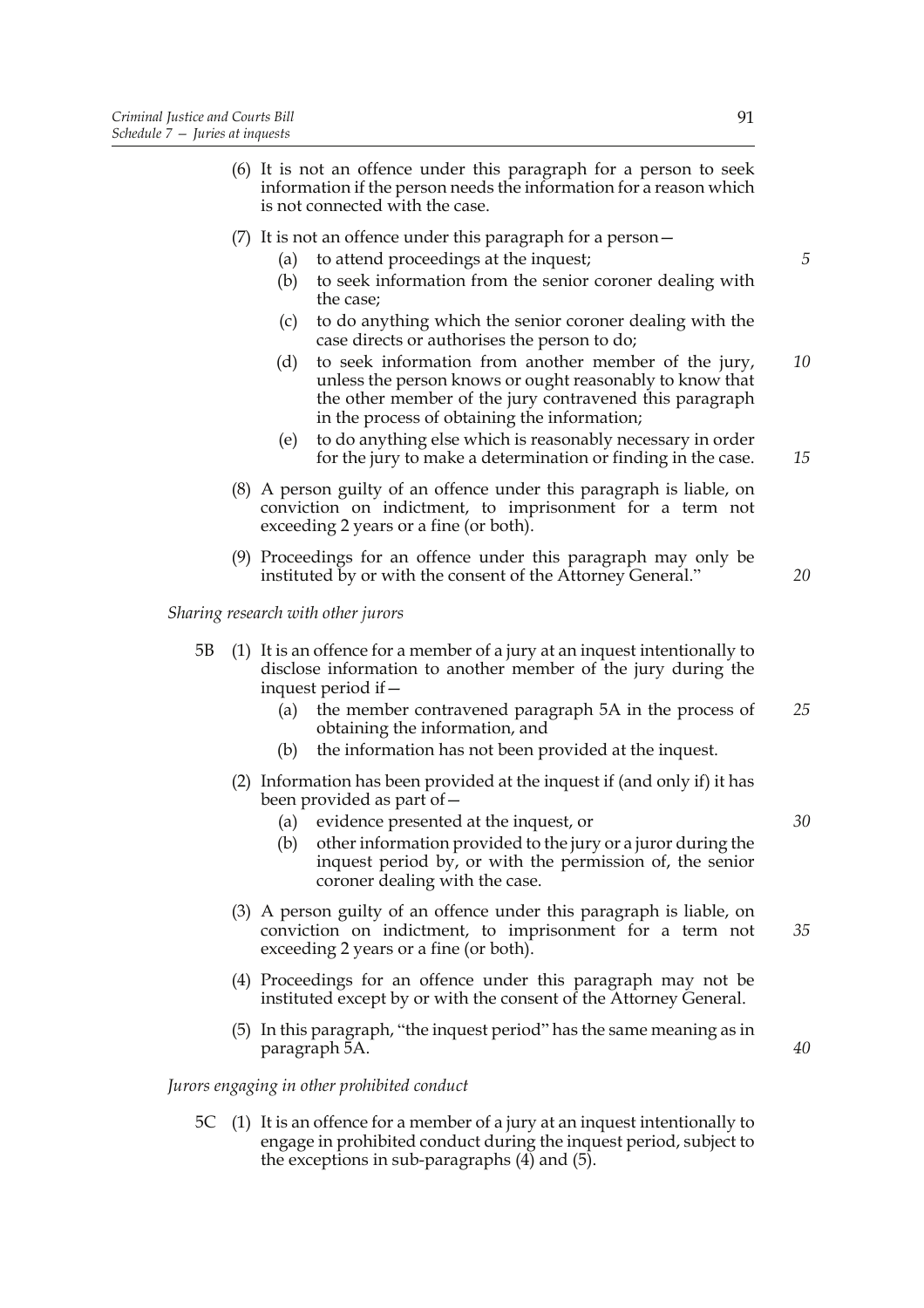(6) It is not an offence under this paragraph for a person to seek information if the person needs the information for a reason which is not connected with the case.

(7) It is not an offence under this paragraph for a person—

(a) to attend proceedings at the inquest;

(b) to seek information from the senior coroner dealing with the case;

(c) to do anything which the senior coroner dealing with the case directs or authorises the person to do;

(d) to seek information from another member of the jury, unless the person knows or ought reasonably to know that the other member of the jury contravened this paragraph in the process of obtaining the information;

(e) to do anything else which is reasonably necessary in order for the jury to make a determination or finding in the case.

(8) A person guilty of an offence under this paragraph is liable, on conviction on indictment, to imprisonment for a term not exceeding 2 years or a fine (or both).

(9) Proceedings for an offence under this paragraph may only be instituted by or with the consent of the Attorney General."

*Sharing research with other jurors*

5B (1) It is an offence for a member of a jury at an inquest intentionally to disclose information to another member of the jury during the inquest period if—

(a) the member contravened paragraph 5A in the process of obtaining the information, and

(b) the information has not been provided at the inquest.

(2) Information has been provided at the inquest if (and only if) it has been provided as part of—

(a) evidence presented at the inquest, or

(b) other information provided to the jury or a juror during the inquest period by, or with the permission of, the senior coroner dealing with the case.

(3) A person guilty of an offence under this paragraph is liable, on conviction on indictment, to imprisonment for a term not exceeding 2 years or a fine (or both).

(4) Proceedings for an offence under this paragraph may not be instituted except by or with the consent of the Attorney General.

(5) In this paragraph, "the inquest period" has the same meaning as in paragraph 5A.

*Jurors engaging in other prohibited conduct*

5C (1) It is an offence for a member of a jury at an inquest intentionally to engage in prohibited conduct during the inquest period, subject to the exceptions in sub-paragraphs (4) and (5).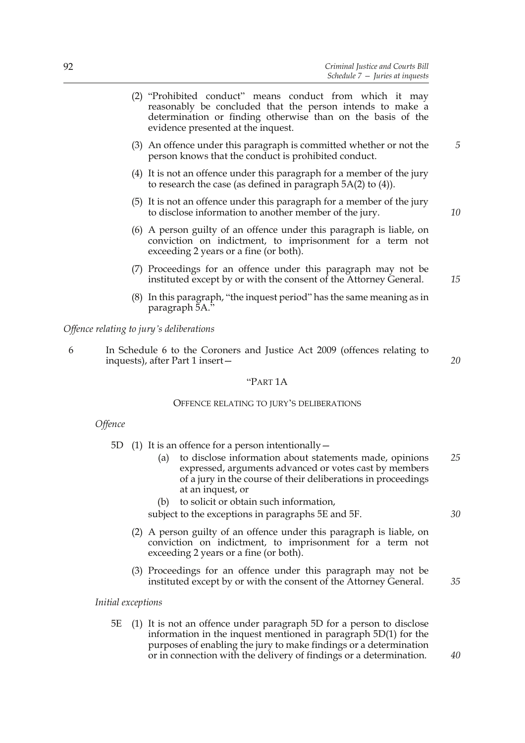(2) "Prohibited conduct" means conduct from which it may reasonably be concluded that the person intends to make a determination or finding otherwise than on the basis of the evidence presented at the inquest.

(3) An offence under this paragraph is committed whether or not the person knows that the conduct is prohibited conduct.

(4) It is not an offence under this paragraph for a member of the jury to research the case (as defined in paragraph 5A(2) to (4)).

(5) It is not an offence under this paragraph for a member of the jury to disclose information to another member of the jury.

(6) A person guilty of an offence under this paragraph is liable, on conviction on indictment, to imprisonment for a term not exceeding 2 years or a fine (or both).

(7) Proceedings for an offence under this paragraph may not be instituted except by or with the consent of the Attorney General.

(8) In this paragraph, "the inquest period" has the same meaning as in paragraph 5A."

*Offence relating to jury's deliberations*

6 In Schedule 6 to the Coroners and Justice Act 2009 (offences relating to inquests), after Part 1 insert—

"PART 1A

OFFENCE RELATING TO JURY'S DELIBERATIONS

*Offence*

5D (1) It is an offence for a person intentionally—

(a) to disclose information about statements made, opinions expressed, arguments advanced or votes cast by members of a jury in the course of their deliberations in proceedings at an inquest, or

(b) to solicit or obtain such information,

subject to the exceptions in paragraphs 5E and 5F.

(2) A person guilty of an offence under this paragraph is liable, on conviction on indictment, to imprisonment for a term not exceeding 2 years or a fine (or both).

(3) Proceedings for an offence under this paragraph may not be instituted except by or with the consent of the Attorney General.

*Initial exceptions*

5E (1) It is not an offence under paragraph 5D for a person to disclose information in the inquest mentioned in paragraph 5D(1) for the purposes of enabling the jury to make findings or a determination or in connection with the delivery of findings or a determination.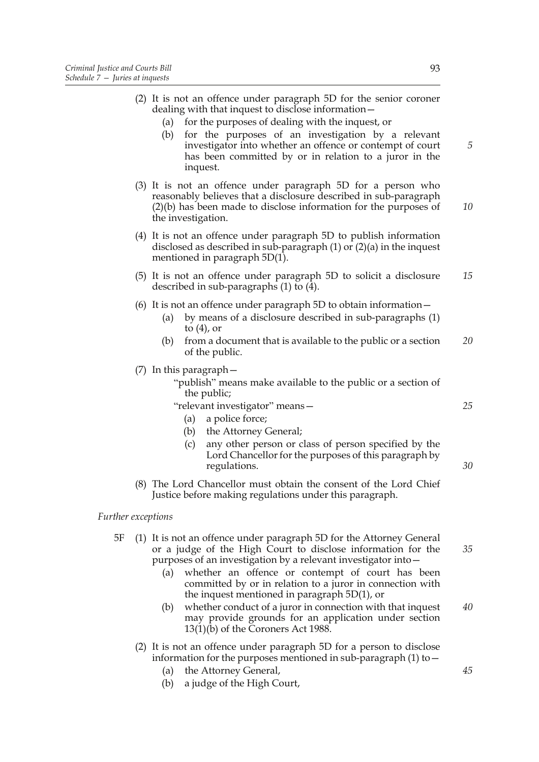(2) It is not an offence under paragraph 5D for the senior coroner dealing with that inquest to disclose information—

(a) for the purposes of dealing with the inquest, or

(b) for the purposes of an investigation by a relevant investigator into whether an offence or contempt of court has been committed by or in relation to a juror in the inquest.

(3) It is not an offence under paragraph 5D for a person who reasonably believes that a disclosure described in sub-paragraph (2)(b) has been made to disclose information for the purposes of the investigation.

(4) It is not an offence under paragraph 5D to publish information disclosed as described in sub-paragraph (1) or (2)(a) in the inquest mentioned in paragraph 5D(1).

(5) It is not an offence under paragraph 5D to solicit a disclosure described in sub-paragraphs (1) to (4).

(6) It is not an offence under paragraph 5D to obtain information—

(a) by means of a disclosure described in sub-paragraphs (1) to (4), or

(b) from a document that is available to the public or a section of the public.

(7) In this paragraph—

"publish" means make available to the public or a section of the public;

"relevant investigator" means—

(a) a police force;

(b) the Attorney General;

(c) any other person or class of person specified by the Lord Chancellor for the purposes of this paragraph by regulations.

(8) The Lord Chancellor must obtain the consent of the Lord Chief Justice before making regulations under this paragraph.

*Further exceptions*

5F (1) It is not an offence under paragraph 5D for the Attorney General or a judge of the High Court to disclose information for the purposes of an investigation by a relevant investigator into—

(a) whether an offence or contempt of court has been committed by or in relation to a juror in connection with the inquest mentioned in paragraph 5D(1), or

(b) whether conduct of a juror in connection with that inquest may provide grounds for an application under section 13(1)(b) of the Coroners Act 1988.

(2) It is not an offence under paragraph 5D for a person to disclose information for the purposes mentioned in sub-paragraph (1) to—

(a) the Attorney General,

(b) a judge of the High Court,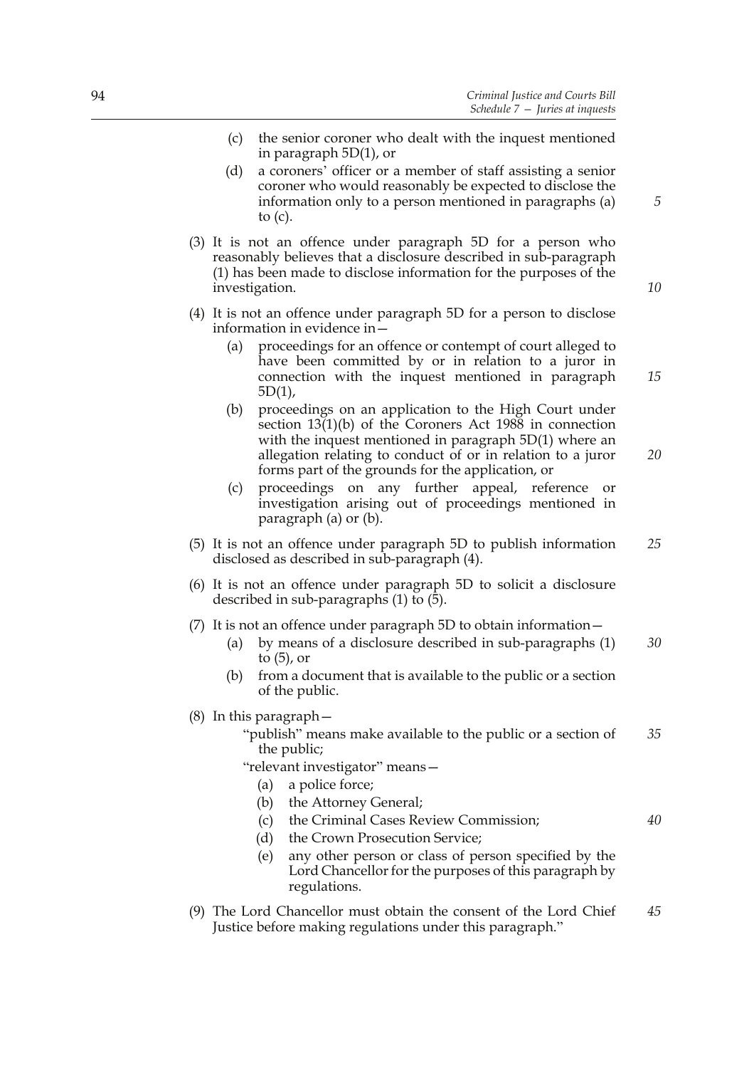(c) the senior coroner who dealt with the inquest mentioned in paragraph 5D(1), or

(d) a coroners' officer or a member of staff assisting a senior coroner who would reasonably be expected to disclose the information only to a person mentioned in paragraphs (a) to (c).

(3) It is not an offence under paragraph 5D for a person who reasonably believes that a disclosure described in sub-paragraph (1) has been made to disclose information for the purposes of the investigation.

(4) It is not an offence under paragraph 5D for a person to disclose information in evidence in—

(a) proceedings for an offence or contempt of court alleged to have been committed by or in relation to a juror in connection with the inquest mentioned in paragraph 5D(1),

(b) proceedings on an application to the High Court under section 13(1)(b) of the Coroners Act 1988 in connection with the inquest mentioned in paragraph 5D(1) where an allegation relating to conduct of or in relation to a juror forms part of the grounds for the application, or

(c) proceedings on any further appeal, reference or investigation arising out of proceedings mentioned in paragraph (a) or (b).

(5) It is not an offence under paragraph 5D to publish information disclosed as described in sub-paragraph (4).

(6) It is not an offence under paragraph 5D to solicit a disclosure described in sub-paragraphs (1) to (5).

(7) It is not an offence under paragraph 5D to obtain information—

(a) by means of a disclosure described in sub-paragraphs (1) to (5), or

(b) from a document that is available to the public or a section of the public.

(8) In this paragraph—

"publish" means make available to the public or a section of the public;

"relevant investigator" means—

(a) a police force;

(b) the Attorney General;

(c) the Criminal Cases Review Commission;

(d) the Crown Prosecution Service;

(e) any other person or class of person specified by the Lord Chancellor for the purposes of this paragraph by regulations.

(9) The Lord Chancellor must obtain the consent of the Lord Chief Justice before making regulations under this paragraph."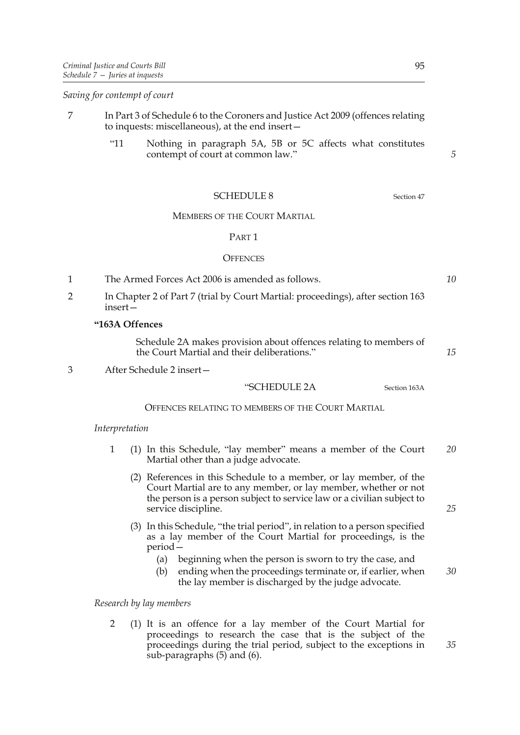*Saving for contempt of court*

7 In Part 3 of Schedule 6 to the Coroners and Justice Act 2009 (offences relating to inquests: miscellaneous), at the end insert—

"11 Nothing in paragraph 5A, 5B or 5C affects what constitutes contempt of court at common law."

## SCHEDULE 8

Section 47

### MEMBERS OF THE COURT MARTIAL

#### PART 1

#### OFFENCES

1 The Armed Forces Act 2006 is amended as follows.

2 In Chapter 2 of Part 7 (trial by Court Martial: proceedings), after section 163 insert—

**"163A Offences**

Schedule 2A makes provision about offences relating to members of the Court Martial and their deliberations."

3 After Schedule 2 insert—

"SCHEDULE 2A

Section 163A

OFFENCES RELATING TO MEMBERS OF THE COURT MARTIAL

*Interpretation*

1 (1) In this Schedule, "lay member" means a member of the Court Martial other than a judge advocate.

(2) References in this Schedule to a member, or lay member, of the Court Martial are to any member, or lay member, whether or not the person is a person subject to service law or a civilian subject to service discipline.

(3) In this Schedule, "the trial period", in relation to a person specified as a lay member of the Court Martial for proceedings, is the period—

(a) beginning when the person is sworn to try the case, and

(b) ending when the proceedings terminate or, if earlier, when the lay member is discharged by the judge advocate.

*Research by lay members*

2 (1) It is an offence for a lay member of the Court Martial for proceedings to research the case that is the subject of the proceedings during the trial period, subject to the exceptions in sub-paragraphs (5) and (6).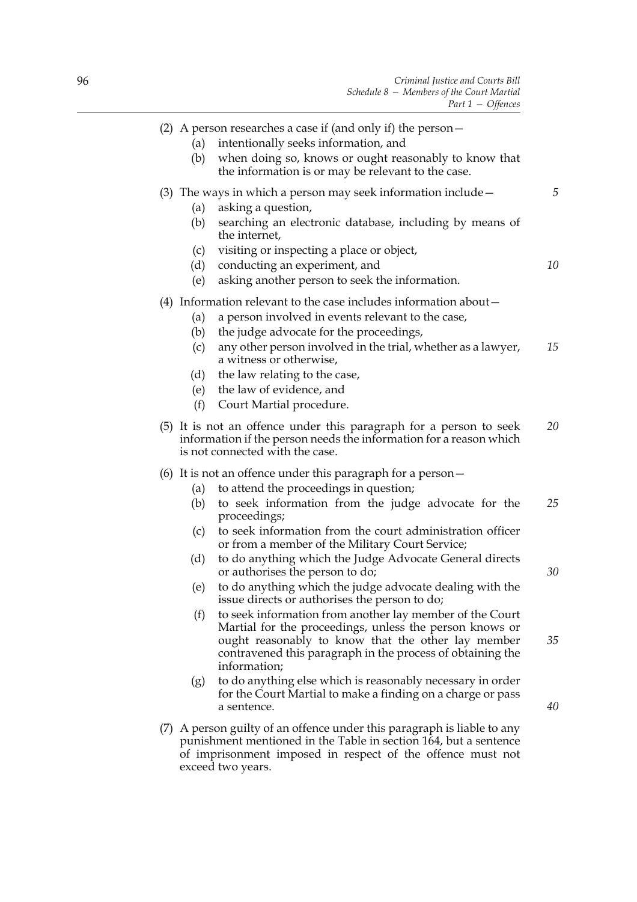(2) A person researches a case if (and only if) the person—

(a) intentionally seeks information, and

(b) when doing so, knows or ought reasonably to know that the information is or may be relevant to the case.

(3) The ways in which a person may seek information include—

(a) asking a question,

(b) searching an electronic database, including by means of the internet,

(c) visiting or inspecting a place or object,

(d) conducting an experiment, and

(e) asking another person to seek the information.

(4) Information relevant to the case includes information about—

(a) a person involved in events relevant to the case,

(b) the judge advocate for the proceedings,

(c) any other person involved in the trial, whether as a lawyer, a witness or otherwise,

(d) the law relating to the case,

(e) the law of evidence, and

(f) Court Martial procedure.

(5) It is not an offence under this paragraph for a person to seek information if the person needs the information for a reason which is not connected with the case.

(6) It is not an offence under this paragraph for a person—

(a) to attend the proceedings in question;

(b) to seek information from the judge advocate for the proceedings;

(c) to seek information from the court administration officer or from a member of the Military Court Service;

(d) to do anything which the Judge Advocate General directs or authorises the person to do;

(e) to do anything which the judge advocate dealing with the issue directs or authorises the person to do;

(f) to seek information from another lay member of the Court Martial for the proceedings, unless the person knows or ought reasonably to know that the other lay member contravened this paragraph in the process of obtaining the information;

(g) to do anything else which is reasonably necessary in order for the Court Martial to make a finding on a charge or pass a sentence.

(7) A person guilty of an offence under this paragraph is liable to any punishment mentioned in the Table in section 164, but a sentence of imprisonment imposed in respect of the offence must not exceed two years.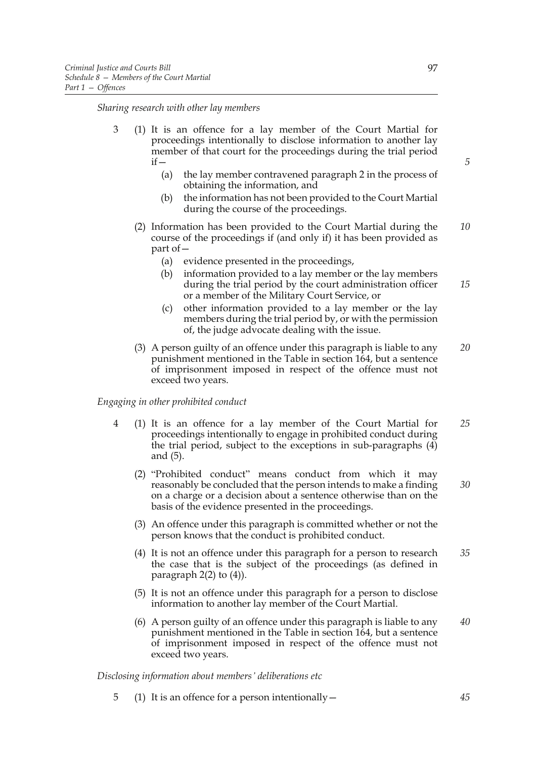*Sharing research with other lay members*

3 (1) It is an offence for a lay member of the Court Martial for proceedings intentionally to disclose information to another lay member of that court for the proceedings during the trial period if—

(a) the lay member contravened paragraph 2 in the process of obtaining the information, and

(b) the information has not been provided to the Court Martial during the course of the proceedings.

(2) Information has been provided to the Court Martial during the course of the proceedings if (and only if) it has been provided as part of—

(a) evidence presented in the proceedings,

(b) information provided to a lay member or the lay members during the trial period by the court administration officer or a member of the Military Court Service, or

(c) other information provided to a lay member or the lay members during the trial period by, or with the permission of, the judge advocate dealing with the issue.

(3) A person guilty of an offence under this paragraph is liable to any punishment mentioned in the Table in section 164, but a sentence of imprisonment imposed in respect of the offence must not exceed two years.

*Engaging in other prohibited conduct*

4 (1) It is an offence for a lay member of the Court Martial for proceedings intentionally to engage in prohibited conduct during the trial period, subject to the exceptions in sub-paragraphs (4) and (5).

(2) "Prohibited conduct" means conduct from which it may reasonably be concluded that the person intends to make a finding on a charge or a decision about a sentence otherwise than on the basis of the evidence presented in the proceedings.

(3) An offence under this paragraph is committed whether or not the person knows that the conduct is prohibited conduct.

(4) It is not an offence under this paragraph for a person to research the case that is the subject of the proceedings (as defined in paragraph 2(2) to (4)).

(5) It is not an offence under this paragraph for a person to disclose information to another lay member of the Court Martial.

(6) A person guilty of an offence under this paragraph is liable to any punishment mentioned in the Table in section 164, but a sentence of imprisonment imposed in respect of the offence must not exceed two years.

*Disclosing information about members' deliberations etc*

5 (1) It is an offence for a person intentionally—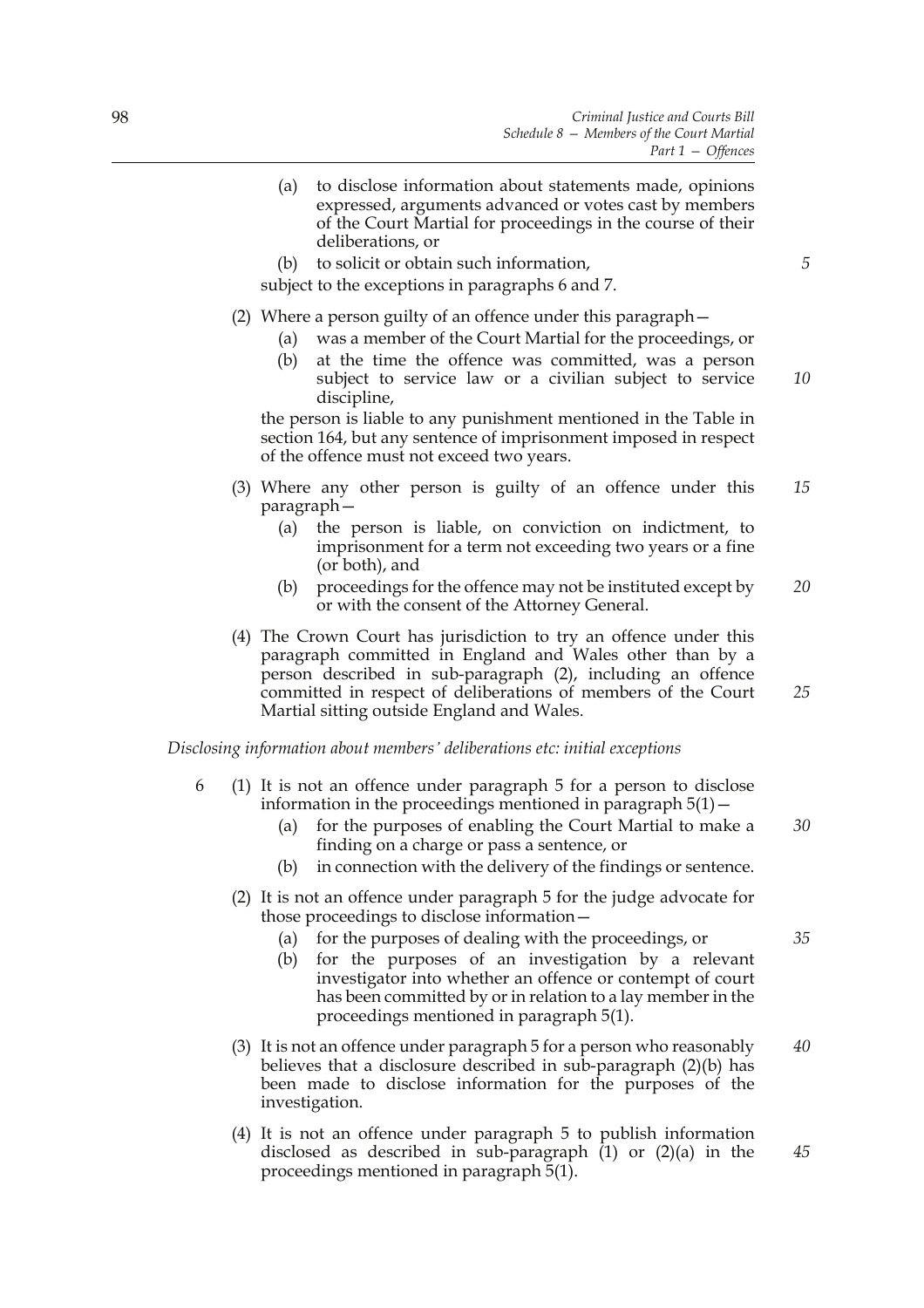(a) to disclose information about statements made, opinions expressed, arguments advanced or votes cast by members of the Court Martial for proceedings in the course of their deliberations, or

(b) to solicit or obtain such information,

subject to the exceptions in paragraphs 6 and 7.

(2) Where a person guilty of an offence under this paragraph—

(a) was a member of the Court Martial for the proceedings, or

(b) at the time the offence was committed, was a person subject to service law or a civilian subject to service discipline,

the person is liable to any punishment mentioned in the Table in section 164, but any sentence of imprisonment imposed in respect of the offence must not exceed two years.

(3) Where any other person is guilty of an offence under this paragraph—

(a) the person is liable, on conviction on indictment, to imprisonment for a term not exceeding two years or a fine (or both), and

(b) proceedings for the offence may not be instituted except by or with the consent of the Attorney General.

(4) The Crown Court has jurisdiction to try an offence under this paragraph committed in England and Wales other than by a person described in sub-paragraph (2), including an offence committed in respect of deliberations of members of the Court Martial sitting outside England and Wales.

*Disclosing information about members' deliberations etc: initial exceptions*

6 (1) It is not an offence under paragraph 5 for a person to disclose information in the proceedings mentioned in paragraph 5(1)—

(a) for the purposes of enabling the Court Martial to make a finding on a charge or pass a sentence, or

(b) in connection with the delivery of the findings or sentence.

(2) It is not an offence under paragraph 5 for the judge advocate for those proceedings to disclose information—

(a) for the purposes of dealing with the proceedings, or

(b) for the purposes of an investigation by a relevant investigator into whether an offence or contempt of court has been committed by or in relation to a lay member in the proceedings mentioned in paragraph 5(1).

(3) It is not an offence under paragraph 5 for a person who reasonably believes that a disclosure described in sub-paragraph (2)(b) has been made to disclose information for the purposes of the investigation.

(4) It is not an offence under paragraph 5 to publish information disclosed as described in sub-paragraph (1) or (2)(a) in the proceedings mentioned in paragraph 5(1).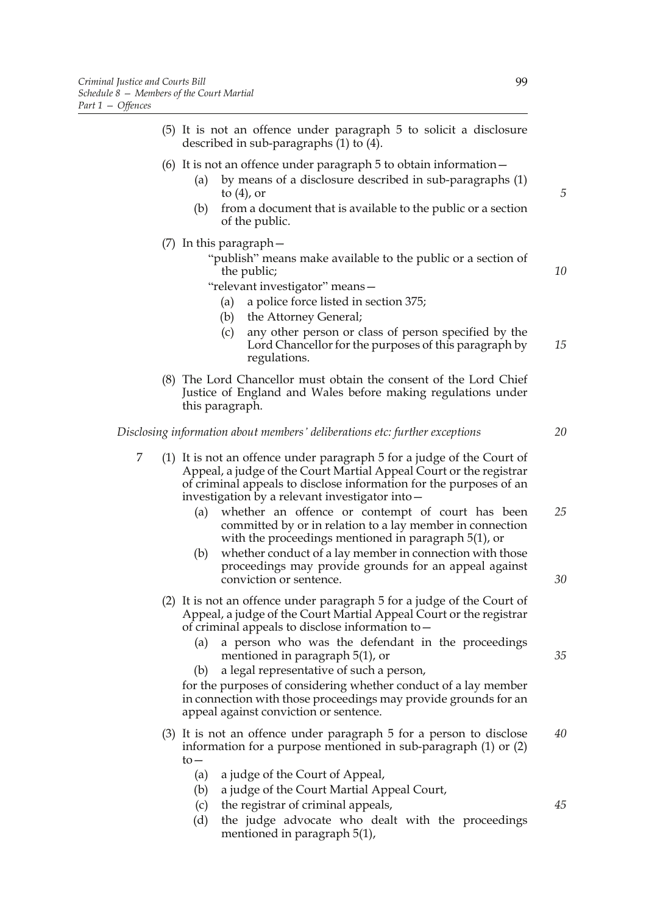(5) It is not an offence under paragraph 5 to solicit a disclosure described in sub-paragraphs (1) to (4).

(6) It is not an offence under paragraph 5 to obtain information—

(a) by means of a disclosure described in sub-paragraphs (1) to (4), or

(b) from a document that is available to the public or a section of the public.

(7) In this paragraph—

"publish" means make available to the public or a section of the public;

"relevant investigator" means—

(a) a police force listed in section 375;

(b) the Attorney General;

(c) any other person or class of person specified by the Lord Chancellor for the purposes of this paragraph by regulations.

(8) The Lord Chancellor must obtain the consent of the Lord Chief Justice of England and Wales before making regulations under this paragraph.

*Disclosing information about members' deliberations etc: further exceptions*

7 (1) It is not an offence under paragraph 5 for a judge of the Court of Appeal, a judge of the Court Martial Appeal Court or the registrar of criminal appeals to disclose information for the purposes of an investigation by a relevant investigator into—

(a) whether an offence or contempt of court has been committed by or in relation to a lay member in connection with the proceedings mentioned in paragraph 5(1), or

(b) whether conduct of a lay member in connection with those proceedings may provide grounds for an appeal against conviction or sentence.

(2) It is not an offence under paragraph 5 for a judge of the Court of Appeal, a judge of the Court Martial Appeal Court or the registrar of criminal appeals to disclose information to—

(a) a person who was the defendant in the proceedings mentioned in paragraph 5(1), or

(b) a legal representative of such a person,

for the purposes of considering whether conduct of a lay member in connection with those proceedings may provide grounds for an appeal against conviction or sentence.

(3) It is not an offence under paragraph 5 for a person to disclose information for a purpose mentioned in sub-paragraph (1) or (2) to—

(a) a judge of the Court of Appeal,

(b) a judge of the Court Martial Appeal Court,

(c) the registrar of criminal appeals,

(d) the judge advocate who dealt with the proceedings mentioned in paragraph 5(1),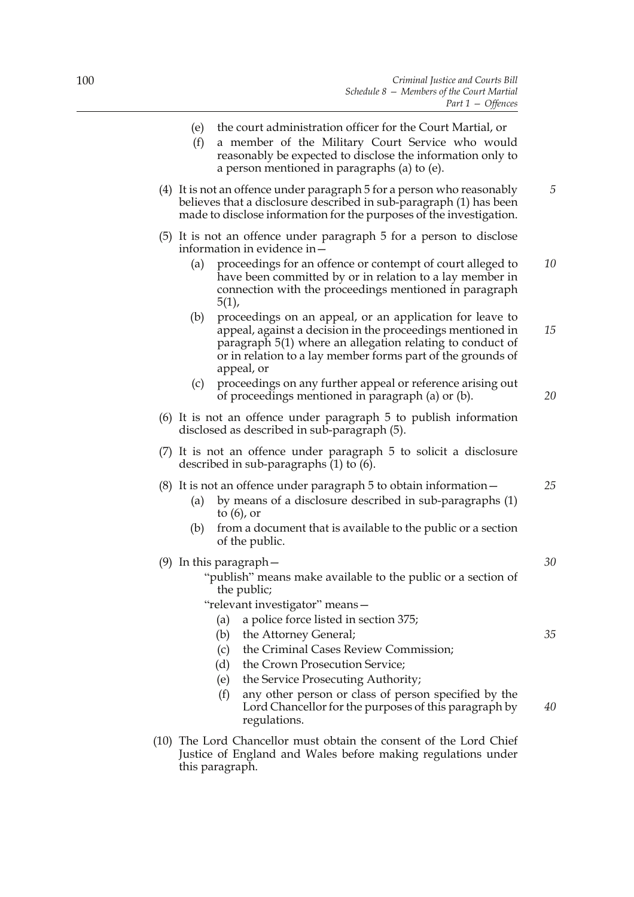(e) the court administration officer for the Court Martial, or

(f) a member of the Military Court Service who would reasonably be expected to disclose the information only to a person mentioned in paragraphs (a) to (e).

(4) It is not an offence under paragraph 5 for a person who reasonably believes that a disclosure described in sub-paragraph (1) has been made to disclose information for the purposes of the investigation.

(5) It is not an offence under paragraph 5 for a person to disclose information in evidence in—

(a) proceedings for an offence or contempt of court alleged to have been committed by or in relation to a lay member in connection with the proceedings mentioned in paragraph 5(1),

(b) proceedings on an appeal, or an application for leave to appeal, against a decision in the proceedings mentioned in paragraph 5(1) where an allegation relating to conduct of or in relation to a lay member forms part of the grounds of appeal, or

(c) proceedings on any further appeal or reference arising out of proceedings mentioned in paragraph (a) or (b).

(6) It is not an offence under paragraph 5 to publish information disclosed as described in sub-paragraph (5).

(7) It is not an offence under paragraph 5 to solicit a disclosure described in sub-paragraphs (1) to (6).

(8) It is not an offence under paragraph 5 to obtain information—

(a) by means of a disclosure described in sub-paragraphs (1) to (6), or

(b) from a document that is available to the public or a section of the public.

(9) In this paragraph—

"publish" means make available to the public or a section of the public;

"relevant investigator" means—

(a) a police force listed in section 375;

(b) the Attorney General;

(c) the Criminal Cases Review Commission;

(d) the Crown Prosecution Service;

(e) the Service Prosecuting Authority;

(f) any other person or class of person specified by the Lord Chancellor for the purposes of this paragraph by regulations.

(10) The Lord Chancellor must obtain the consent of the Lord Chief Justice of England and Wales before making regulations under this paragraph.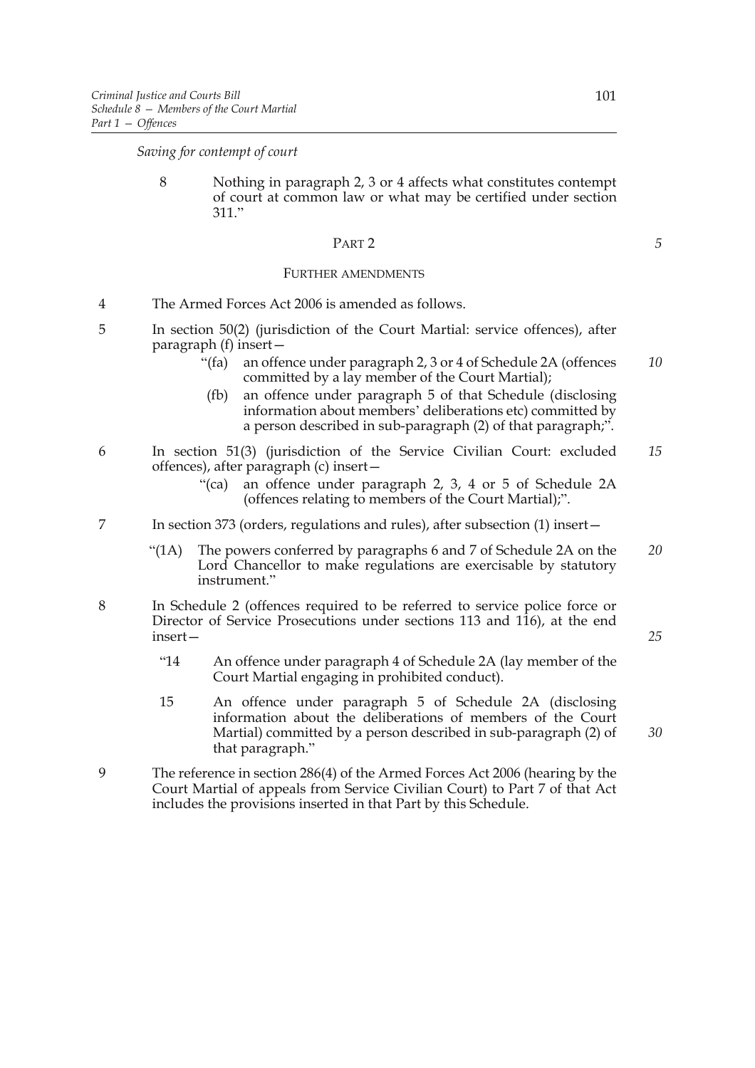*Saving for contempt of court*

8 Nothing in paragraph 2, 3 or 4 affects what constitutes contempt of court at common law or what may be certified under section 311."

PART 2

FURTHER AMENDMENTS

4 The Armed Forces Act 2006 is amended as follows.

5 In section 50(2) (jurisdiction of the Court Martial: service offences), after paragraph (f) insert—

"(fa) an offence under paragraph 2, 3 or 4 of Schedule 2A (offences committed by a lay member of the Court Martial);

(fb) an offence under paragraph 5 of that Schedule (disclosing information about members' deliberations etc) committed by a person described in sub-paragraph (2) of that paragraph;".

6 In section 51(3) (jurisdiction of the Service Civilian Court: excluded offences), after paragraph (c) insert—

"(ca) an offence under paragraph 2, 3, 4 or 5 of Schedule 2A (offences relating to members of the Court Martial);".

7 In section 373 (orders, regulations and rules), after subsection (1) insert—

"(1A) The powers conferred by paragraphs 6 and 7 of Schedule 2A on the Lord Chancellor to make regulations are exercisable by statutory instrument."

8 In Schedule 2 (offences required to be referred to service police force or Director of Service Prosecutions under sections 113 and 116), at the end insert—

"14 An offence under paragraph 4 of Schedule 2A (lay member of the Court Martial engaging in prohibited conduct).

15 An offence under paragraph 5 of Schedule 2A (disclosing information about the deliberations of members of the Court Martial) committed by a person described in sub-paragraph (2) of that paragraph."

9 The reference in section 286(4) of the Armed Forces Act 2006 (hearing by the Court Martial of appeals from Service Civilian Court) to Part 7 of that Act includes the provisions inserted in that Part by this Schedule.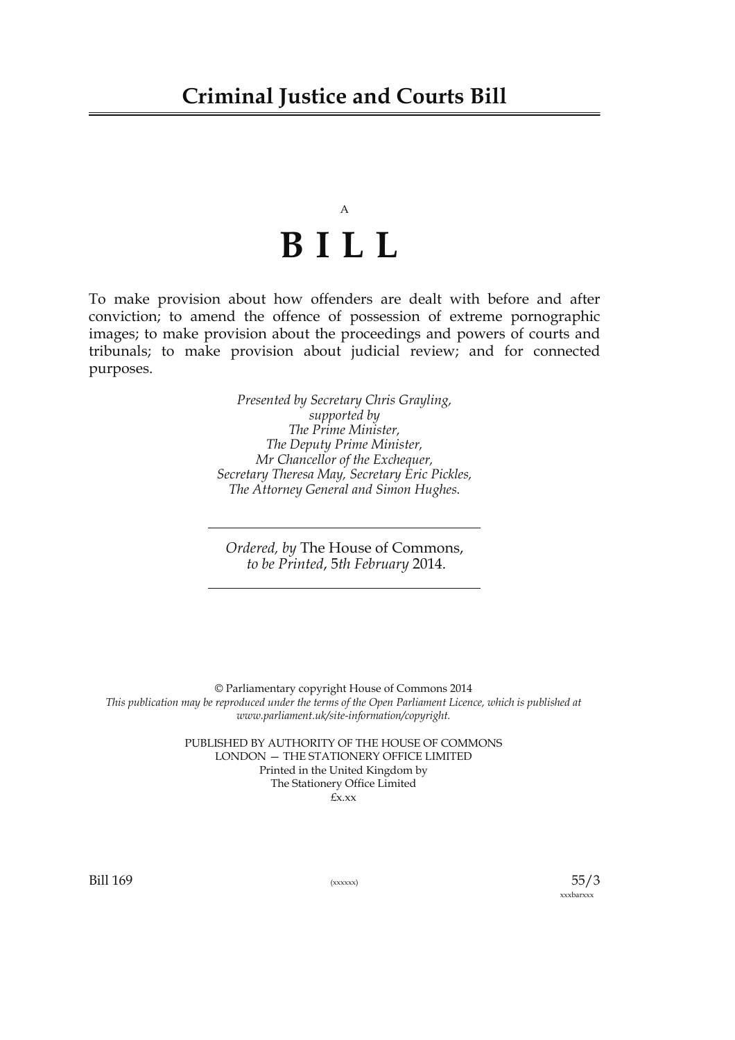# Criminal Justice and Courts Bill

A

# B I L L

To make provision about how offenders are dealt with before and after conviction; to amend the offence of possession of extreme pornographic images; to make provision about the proceedings and powers of courts and tribunals; to make provision about judicial review; and for connected purposes.

*Presented by Secretary Chris Grayling,*
*supported by*
*The Prime Minister,*
*The Deputy Prime Minister,*
*Mr Chancellor of the Exchequer,*
*Secretary Theresa May, Secretary Eric Pickles,*
*The Attorney General and Simon Hughes.*

*Ordered, by* The House of Commons,
*to be Printed*, 5*th February* 2014.

© Parliamentary copyright House of Commons 2014
*This publication may be reproduced under the terms of the Open Parliament Licence, which is published at www.parliament.uk/site-information/copyright.*

PUBLISHED BY AUTHORITY OF THE HOUSE OF COMMONS
LONDON — THE STATIONERY OFFICE LIMITED
Printed in the United Kingdom by
The Stationery Office Limited
£x.xx

Bill 169 (xxxxxx) 55/3

xxxbarxxx